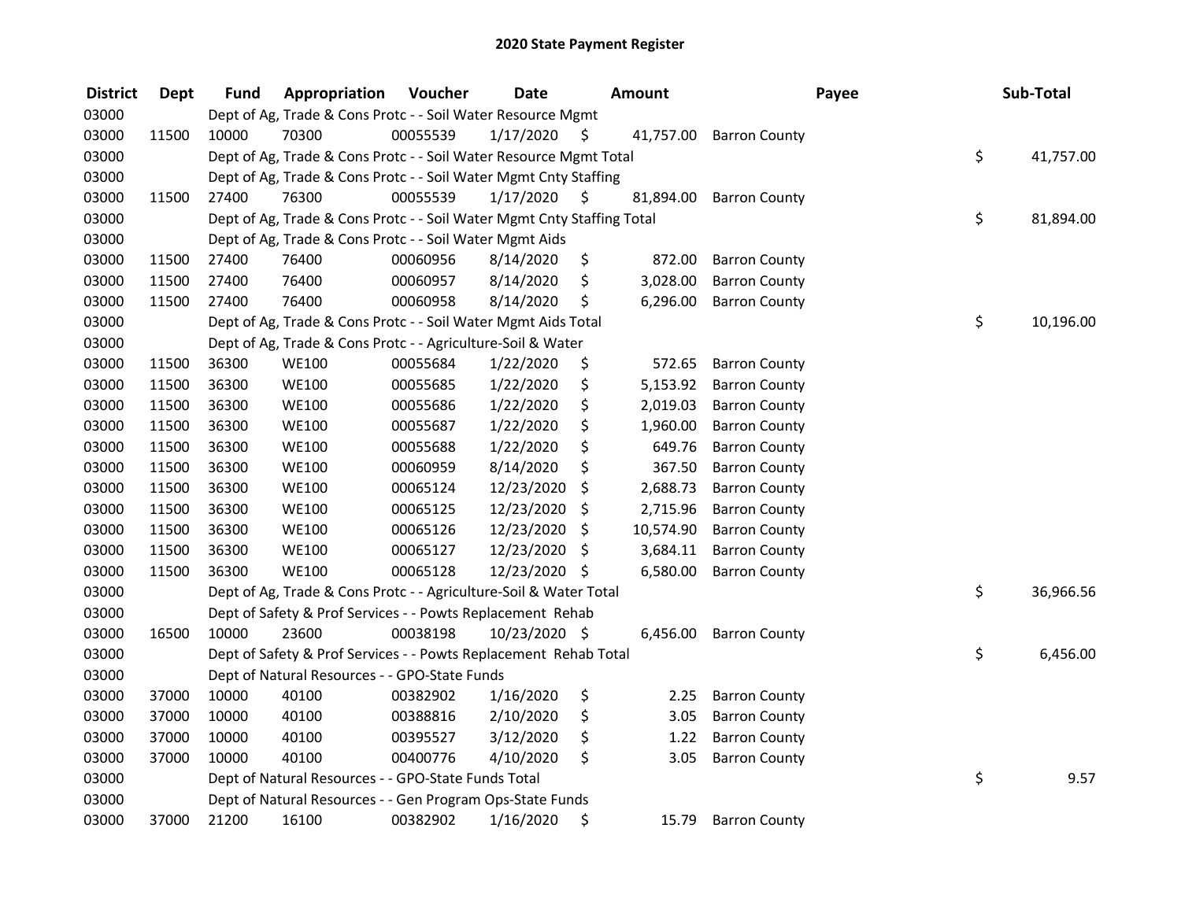# 2020 State Payment Register

| District | Dept | Fund | Appropriation | Voucher | Date | Amount | Payee | Sub-Total |
|---|---|---|---|---|---|---|---|---|
| 03000 | | Dept of Ag, Trade & Cons Protc - - Soil Water Resource Mgmt | | | | | | |
| 03000 | 11500 | 10000 | 70300 | 00055539 | 1/17/2020 | $ 41,757.00 | Barron County | |
| 03000 | | Dept of Ag, Trade & Cons Protc - - Soil Water Resource Mgmt Total | | | | | | $ 41,757.00 |
| 03000 | | Dept of Ag, Trade & Cons Protc - - Soil Water Mgmt Cnty Staffing | | | | | | |
| 03000 | 11500 | 27400 | 76300 | 00055539 | 1/17/2020 | $ 81,894.00 | Barron County | |
| 03000 | | Dept of Ag, Trade & Cons Protc - - Soil Water Mgmt Cnty Staffing Total | | | | | | $ 81,894.00 |
| 03000 | | Dept of Ag, Trade & Cons Protc - - Soil Water Mgmt Aids | | | | | | |
| 03000 | 11500 | 27400 | 76400 | 00060956 | 8/14/2020 | $ 872.00 | Barron County | |
| 03000 | 11500 | 27400 | 76400 | 00060957 | 8/14/2020 | $ 3,028.00 | Barron County | |
| 03000 | 11500 | 27400 | 76400 | 00060958 | 8/14/2020 | $ 6,296.00 | Barron County | |
| 03000 | | Dept of Ag, Trade & Cons Protc - - Soil Water Mgmt Aids Total | | | | | | $ 10,196.00 |
| 03000 | | Dept of Ag, Trade & Cons Protc - - Agriculture-Soil & Water | | | | | | |
| 03000 | 11500 | 36300 | WE100 | 00055684 | 1/22/2020 | $ 572.65 | Barron County | |
| 03000 | 11500 | 36300 | WE100 | 00055685 | 1/22/2020 | $ 5,153.92 | Barron County | |
| 03000 | 11500 | 36300 | WE100 | 00055686 | 1/22/2020 | $ 2,019.03 | Barron County | |
| 03000 | 11500 | 36300 | WE100 | 00055687 | 1/22/2020 | $ 1,960.00 | Barron County | |
| 03000 | 11500 | 36300 | WE100 | 00055688 | 1/22/2020 | $ 649.76 | Barron County | |
| 03000 | 11500 | 36300 | WE100 | 00060959 | 8/14/2020 | $ 367.50 | Barron County | |
| 03000 | 11500 | 36300 | WE100 | 00065124 | 12/23/2020 | $ 2,688.73 | Barron County | |
| 03000 | 11500 | 36300 | WE100 | 00065125 | 12/23/2020 | $ 2,715.96 | Barron County | |
| 03000 | 11500 | 36300 | WE100 | 00065126 | 12/23/2020 | $ 10,574.90 | Barron County | |
| 03000 | 11500 | 36300 | WE100 | 00065127 | 12/23/2020 | $ 3,684.11 | Barron County | |
| 03000 | 11500 | 36300 | WE100 | 00065128 | 12/23/2020 | $ 6,580.00 | Barron County | |
| 03000 | | Dept of Ag, Trade & Cons Protc - - Agriculture-Soil & Water Total | | | | | | $ 36,966.56 |
| 03000 | | Dept of Safety & Prof Services - - Powts Replacement Rehab | | | | | | |
| 03000 | 16500 | 10000 | 23600 | 00038198 | 10/23/2020 | $ 6,456.00 | Barron County | |
| 03000 | | Dept of Safety & Prof Services - - Powts Replacement Rehab Total | | | | | | $ 6,456.00 |
| 03000 | | Dept of Natural Resources - - GPO-State Funds | | | | | | |
| 03000 | 37000 | 10000 | 40100 | 00382902 | 1/16/2020 | $ 2.25 | Barron County | |
| 03000 | 37000 | 10000 | 40100 | 00388816 | 2/10/2020 | $ 3.05 | Barron County | |
| 03000 | 37000 | 10000 | 40100 | 00395527 | 3/12/2020 | $ 1.22 | Barron County | |
| 03000 | 37000 | 10000 | 40100 | 00400776 | 4/10/2020 | $ 3.05 | Barron County | |
| 03000 | | Dept of Natural Resources - - GPO-State Funds Total | | | | | | $ 9.57 |
| 03000 | | Dept of Natural Resources - - Gen Program Ops-State Funds | | | | | | |
| 03000 | 37000 | 21200 | 16100 | 00382902 | 1/16/2020 | $ 15.79 | Barron County | |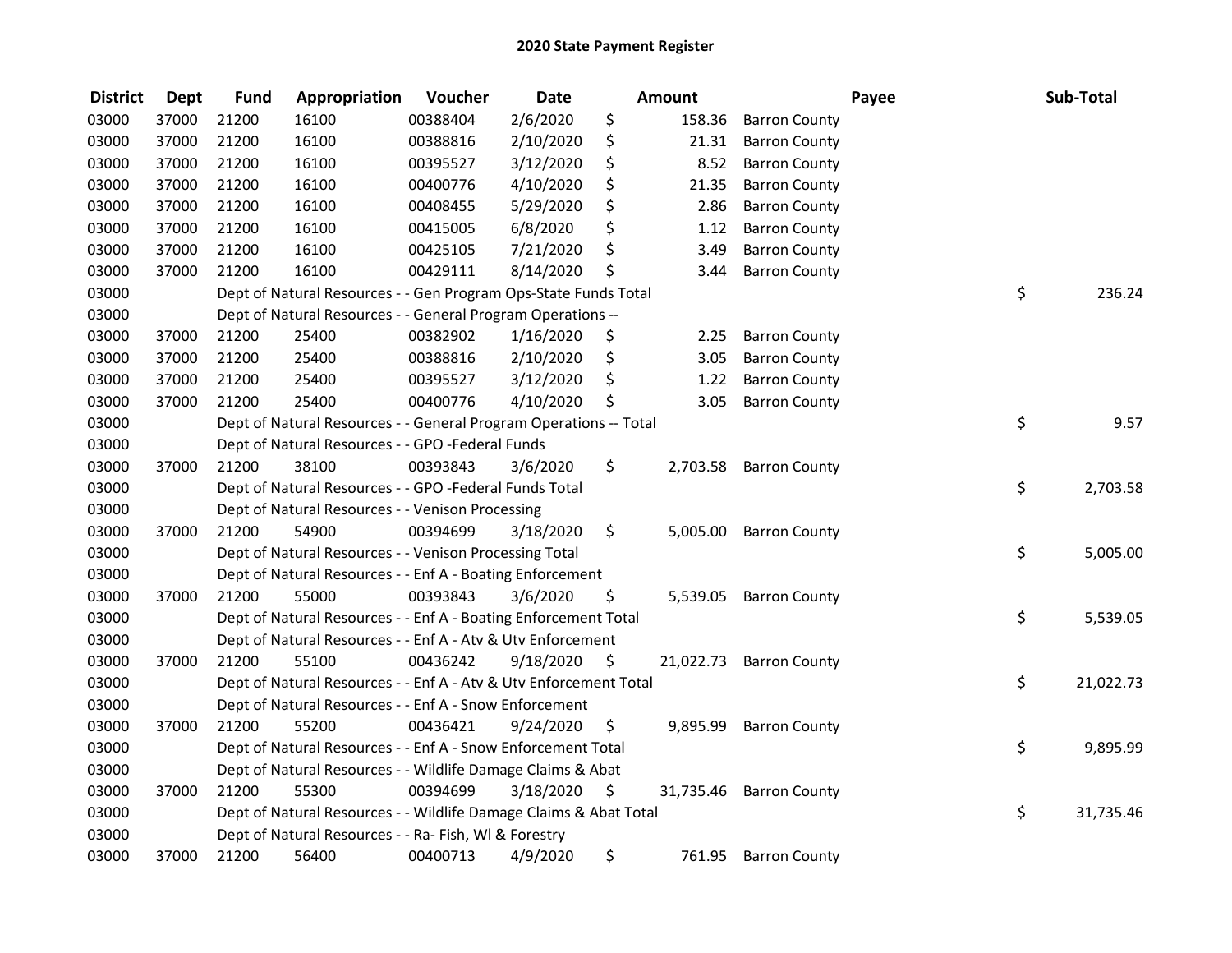# 2020 State Payment Register

| District | Dept | Fund | Appropriation | Voucher | Date | Amount | Payee | Sub-Total |
|---|---|---|---|---|---|---|---|---|
| 03000 | 37000 | 21200 | 16100 | 00388404 | 2/6/2020 | $ 158.36 | Barron County | |
| 03000 | 37000 | 21200 | 16100 | 00388816 | 2/10/2020 | $ 21.31 | Barron County | |
| 03000 | 37000 | 21200 | 16100 | 00395527 | 3/12/2020 | $ 8.52 | Barron County | |
| 03000 | 37000 | 21200 | 16100 | 00400776 | 4/10/2020 | $ 21.35 | Barron County | |
| 03000 | 37000 | 21200 | 16100 | 00408455 | 5/29/2020 | $ 2.86 | Barron County | |
| 03000 | 37000 | 21200 | 16100 | 00415005 | 6/8/2020 | $ 1.12 | Barron County | |
| 03000 | 37000 | 21200 | 16100 | 00425105 | 7/21/2020 | $ 3.49 | Barron County | |
| 03000 | 37000 | 21200 | 16100 | 00429111 | 8/14/2020 | $ 3.44 | Barron County | |
| 03000 | | Dept of Natural Resources - - Gen Program Ops-State Funds Total | | | | | | $ 236.24 |
| 03000 | | Dept of Natural Resources - - General Program Operations -- | | | | | | |
| 03000 | 37000 | 21200 | 25400 | 00382902 | 1/16/2020 | $ 2.25 | Barron County | |
| 03000 | 37000 | 21200 | 25400 | 00388816 | 2/10/2020 | $ 3.05 | Barron County | |
| 03000 | 37000 | 21200 | 25400 | 00395527 | 3/12/2020 | $ 1.22 | Barron County | |
| 03000 | 37000 | 21200 | 25400 | 00400776 | 4/10/2020 | $ 3.05 | Barron County | |
| 03000 | | Dept of Natural Resources - - General Program Operations -- Total | | | | | | $ 9.57 |
| 03000 | | Dept of Natural Resources - - GPO -Federal Funds | | | | | | |
| 03000 | 37000 | 21200 | 38100 | 00393843 | 3/6/2020 | $ 2,703.58 | Barron County | |
| 03000 | | Dept of Natural Resources - - GPO -Federal Funds Total | | | | | | $ 2,703.58 |
| 03000 | | Dept of Natural Resources - - Venison Processing | | | | | | |
| 03000 | 37000 | 21200 | 54900 | 00394699 | 3/18/2020 | $ 5,005.00 | Barron County | |
| 03000 | | Dept of Natural Resources - - Venison Processing Total | | | | | | $ 5,005.00 |
| 03000 | | Dept of Natural Resources - - Enf A - Boating Enforcement | | | | | | |
| 03000 | 37000 | 21200 | 55000 | 00393843 | 3/6/2020 | $ 5,539.05 | Barron County | |
| 03000 | | Dept of Natural Resources - - Enf A - Boating Enforcement Total | | | | | | $ 5,539.05 |
| 03000 | | Dept of Natural Resources - - Enf A - Atv & Utv Enforcement | | | | | | |
| 03000 | 37000 | 21200 | 55100 | 00436242 | 9/18/2020 | $ 21,022.73 | Barron County | |
| 03000 | | Dept of Natural Resources - - Enf A - Atv & Utv Enforcement Total | | | | | | $ 21,022.73 |
| 03000 | | Dept of Natural Resources - - Enf A - Snow Enforcement | | | | | | |
| 03000 | 37000 | 21200 | 55200 | 00436421 | 9/24/2020 | $ 9,895.99 | Barron County | |
| 03000 | | Dept of Natural Resources - - Enf A - Snow Enforcement Total | | | | | | $ 9,895.99 |
| 03000 | | Dept of Natural Resources - - Wildlife Damage Claims & Abat | | | | | | |
| 03000 | 37000 | 21200 | 55300 | 00394699 | 3/18/2020 | $ 31,735.46 | Barron County | |
| 03000 | | Dept of Natural Resources - - Wildlife Damage Claims & Abat Total | | | | | | $ 31,735.46 |
| 03000 | | Dept of Natural Resources - - Ra- Fish, Wl & Forestry | | | | | | |
| 03000 | 37000 | 21200 | 56400 | 00400713 | 4/9/2020 | $ 761.95 | Barron County | |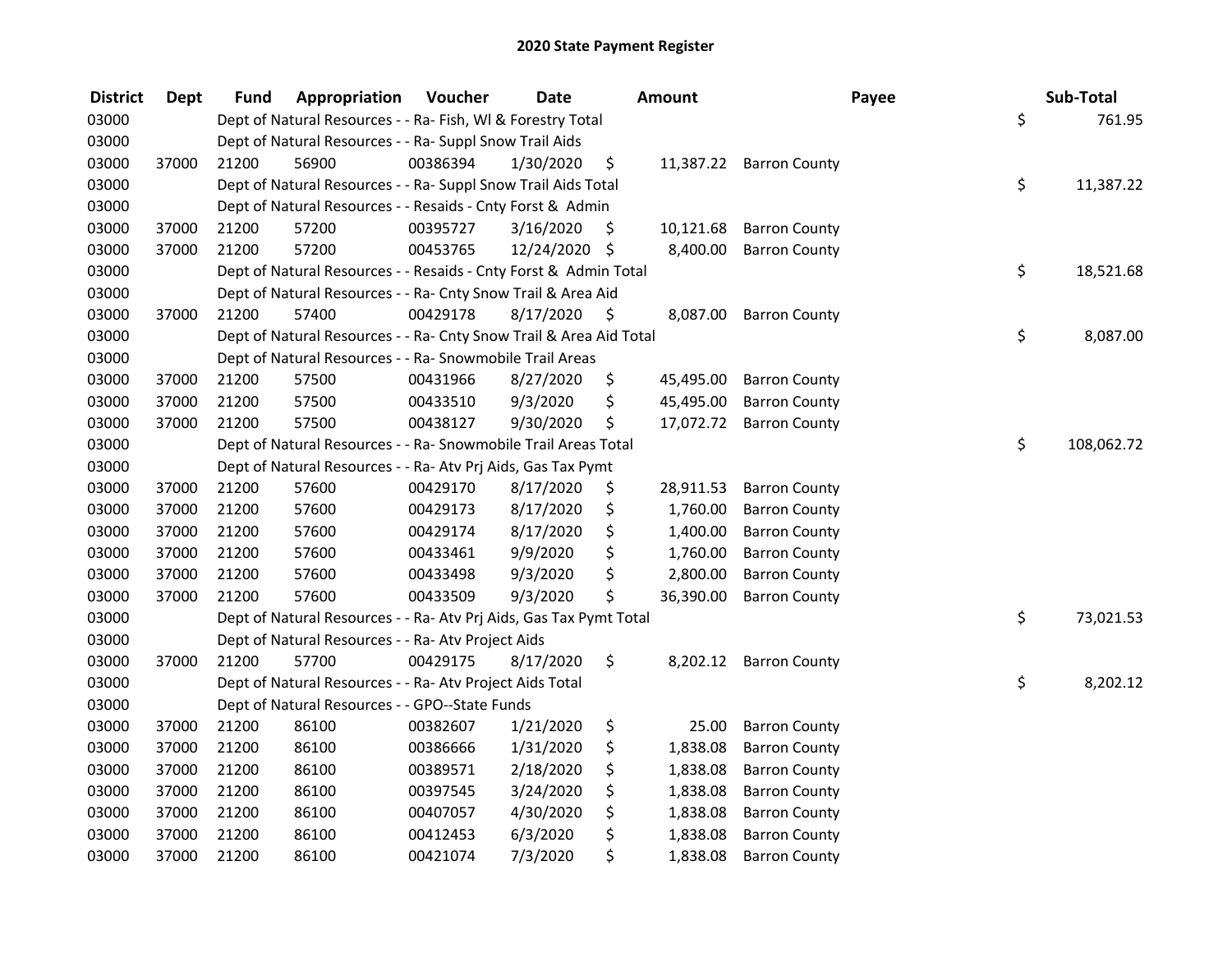## 2020 State Payment Register

| District | Dept | Fund | Appropriation | Voucher | Date | Amount | Payee | Sub-Total |
|---|---|---|---|---|---|---|---|---|
| 03000 | | Dept of Natural Resources - - Ra- Fish, Wl & Forestry Total | | | | | | $ 761.95 |
| 03000 | | Dept of Natural Resources - - Ra- Suppl Snow Trail Aids | | | | | | |
| 03000 | 37000 | 21200 | 56900 | 00386394 | 1/30/2020 | $ 11,387.22 | Barron County | |
| 03000 | | Dept of Natural Resources - - Ra- Suppl Snow Trail Aids Total | | | | | | $ 11,387.22 |
| 03000 | | Dept of Natural Resources - - Resaids - Cnty Forst & Admin | | | | | | |
| 03000 | 37000 | 21200 | 57200 | 00395727 | 3/16/2020 | $ 10,121.68 | Barron County | |
| 03000 | 37000 | 21200 | 57200 | 00453765 | 12/24/2020 | $ 8,400.00 | Barron County | |
| 03000 | | Dept of Natural Resources - - Resaids - Cnty Forst & Admin Total | | | | | | $ 18,521.68 |
| 03000 | | Dept of Natural Resources - - Ra- Cnty Snow Trail & Area Aid | | | | | | |
| 03000 | 37000 | 21200 | 57400 | 00429178 | 8/17/2020 | $ 8,087.00 | Barron County | |
| 03000 | | Dept of Natural Resources - - Ra- Cnty Snow Trail & Area Aid Total | | | | | | $ 8,087.00 |
| 03000 | | Dept of Natural Resources - - Ra- Snowmobile Trail Areas | | | | | | |
| 03000 | 37000 | 21200 | 57500 | 00431966 | 8/27/2020 | $ 45,495.00 | Barron County | |
| 03000 | 37000 | 21200 | 57500 | 00433510 | 9/3/2020 | $ 45,495.00 | Barron County | |
| 03000 | 37000 | 21200 | 57500 | 00438127 | 9/30/2020 | $ 17,072.72 | Barron County | |
| 03000 | | Dept of Natural Resources - - Ra- Snowmobile Trail Areas Total | | | | | | $ 108,062.72 |
| 03000 | | Dept of Natural Resources - - Ra- Atv Prj Aids, Gas Tax Pymt | | | | | | |
| 03000 | 37000 | 21200 | 57600 | 00429170 | 8/17/2020 | $ 28,911.53 | Barron County | |
| 03000 | 37000 | 21200 | 57600 | 00429173 | 8/17/2020 | $ 1,760.00 | Barron County | |
| 03000 | 37000 | 21200 | 57600 | 00429174 | 8/17/2020 | $ 1,400.00 | Barron County | |
| 03000 | 37000 | 21200 | 57600 | 00433461 | 9/9/2020 | $ 1,760.00 | Barron County | |
| 03000 | 37000 | 21200 | 57600 | 00433498 | 9/3/2020 | $ 2,800.00 | Barron County | |
| 03000 | 37000 | 21200 | 57600 | 00433509 | 9/3/2020 | $ 36,390.00 | Barron County | |
| 03000 | | Dept of Natural Resources - - Ra- Atv Prj Aids, Gas Tax Pymt Total | | | | | | $ 73,021.53 |
| 03000 | | Dept of Natural Resources - - Ra- Atv Project Aids | | | | | | |
| 03000 | 37000 | 21200 | 57700 | 00429175 | 8/17/2020 | $ 8,202.12 | Barron County | |
| 03000 | | Dept of Natural Resources - - Ra- Atv Project Aids Total | | | | | | $ 8,202.12 |
| 03000 | | Dept of Natural Resources - - GPO--State Funds | | | | | | |
| 03000 | 37000 | 21200 | 86100 | 00382607 | 1/21/2020 | $ 25.00 | Barron County | |
| 03000 | 37000 | 21200 | 86100 | 00386666 | 1/31/2020 | $ 1,838.08 | Barron County | |
| 03000 | 37000 | 21200 | 86100 | 00389571 | 2/18/2020 | $ 1,838.08 | Barron County | |
| 03000 | 37000 | 21200 | 86100 | 00397545 | 3/24/2020 | $ 1,838.08 | Barron County | |
| 03000 | 37000 | 21200 | 86100 | 00407057 | 4/30/2020 | $ 1,838.08 | Barron County | |
| 03000 | 37000 | 21200 | 86100 | 00412453 | 6/3/2020 | $ 1,838.08 | Barron County | |
| 03000 | 37000 | 21200 | 86100 | 00421074 | 7/3/2020 | $ 1,838.08 | Barron County | |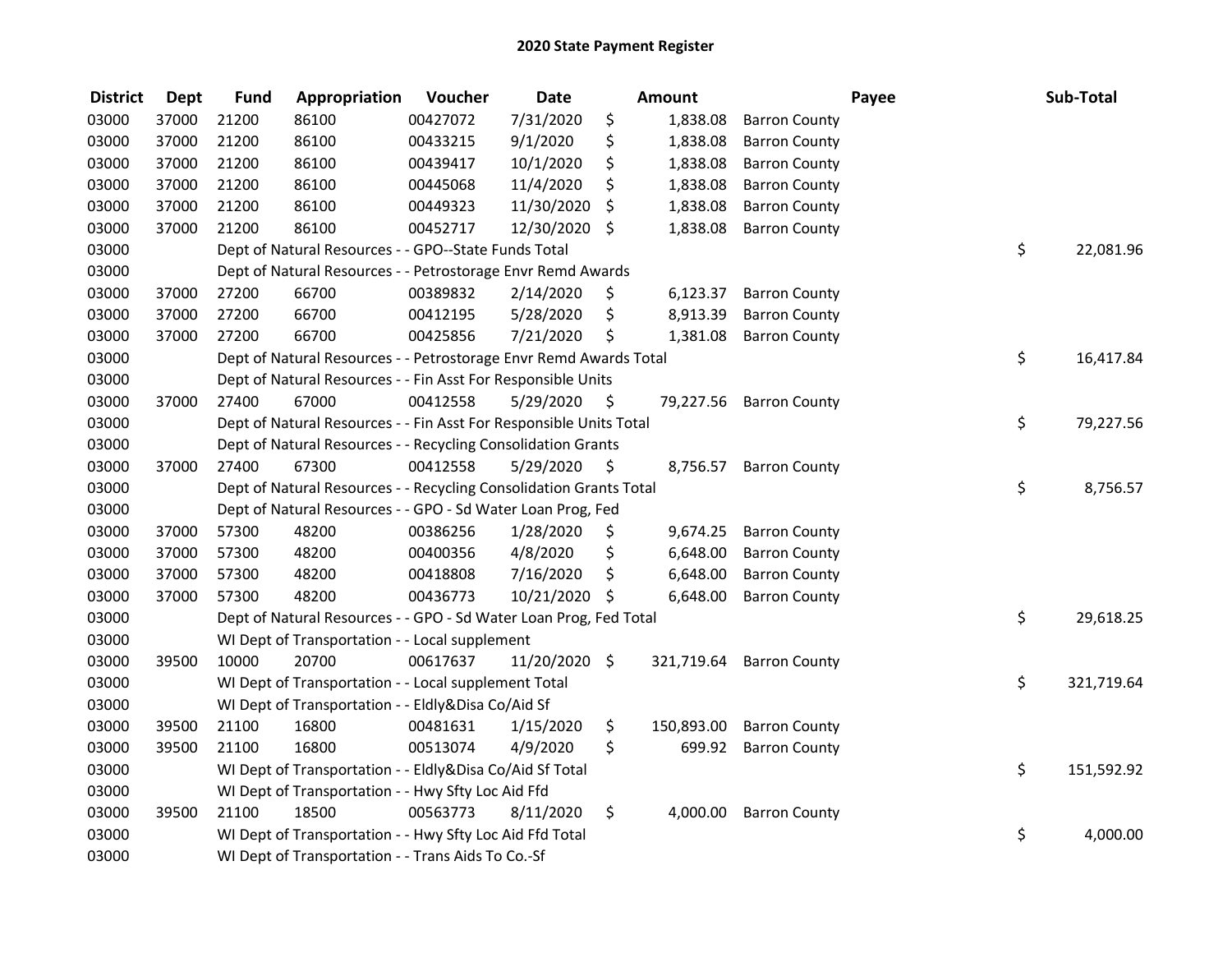## 2020 State Payment Register

| District | Dept | Fund | Appropriation | Voucher | Date | Amount | Payee | Sub-Total |
|---|---|---|---|---|---|---|---|---|
| 03000 | 37000 | 21200 | 86100 | 00427072 | 7/31/2020 | $ 1,838.08 | Barron County | |
| 03000 | 37000 | 21200 | 86100 | 00433215 | 9/1/2020 | $ 1,838.08 | Barron County | |
| 03000 | 37000 | 21200 | 86100 | 00439417 | 10/1/2020 | $ 1,838.08 | Barron County | |
| 03000 | 37000 | 21200 | 86100 | 00445068 | 11/4/2020 | $ 1,838.08 | Barron County | |
| 03000 | 37000 | 21200 | 86100 | 00449323 | 11/30/2020 | $ 1,838.08 | Barron County | |
| 03000 | 37000 | 21200 | 86100 | 00452717 | 12/30/2020 | $ 1,838.08 | Barron County | |
| 03000 | | Dept of Natural Resources - - GPO--State Funds Total | | | | | | $ 22,081.96 |
| 03000 | | Dept of Natural Resources - - Petrostorage Envr Remd Awards | | | | | | |
| 03000 | 37000 | 27200 | 66700 | 00389832 | 2/14/2020 | $ 6,123.37 | Barron County | |
| 03000 | 37000 | 27200 | 66700 | 00412195 | 5/28/2020 | $ 8,913.39 | Barron County | |
| 03000 | 37000 | 27200 | 66700 | 00425856 | 7/21/2020 | $ 1,381.08 | Barron County | |
| 03000 | | Dept of Natural Resources - - Petrostorage Envr Remd Awards Total | | | | | | $ 16,417.84 |
| 03000 | | Dept of Natural Resources - - Fin Asst For Responsible Units | | | | | | |
| 03000 | 37000 | 27400 | 67000 | 00412558 | 5/29/2020 | $ 79,227.56 | Barron County | |
| 03000 | | Dept of Natural Resources - - Fin Asst For Responsible Units Total | | | | | | $ 79,227.56 |
| 03000 | | Dept of Natural Resources - - Recycling Consolidation Grants | | | | | | |
| 03000 | 37000 | 27400 | 67300 | 00412558 | 5/29/2020 | $ 8,756.57 | Barron County | |
| 03000 | | Dept of Natural Resources - - Recycling Consolidation Grants Total | | | | | | $ 8,756.57 |
| 03000 | | Dept of Natural Resources - - GPO - Sd Water Loan Prog, Fed | | | | | | |
| 03000 | 37000 | 57300 | 48200 | 00386256 | 1/28/2020 | $ 9,674.25 | Barron County | |
| 03000 | 37000 | 57300 | 48200 | 00400356 | 4/8/2020 | $ 6,648.00 | Barron County | |
| 03000 | 37000 | 57300 | 48200 | 00418808 | 7/16/2020 | $ 6,648.00 | Barron County | |
| 03000 | 37000 | 57300 | 48200 | 00436773 | 10/21/2020 | $ 6,648.00 | Barron County | |
| 03000 | | Dept of Natural Resources - - GPO - Sd Water Loan Prog, Fed Total | | | | | | $ 29,618.25 |
| 03000 | | WI Dept of Transportation - - Local supplement | | | | | | |
| 03000 | 39500 | 10000 | 20700 | 00617637 | 11/20/2020 | $ 321,719.64 | Barron County | |
| 03000 | | WI Dept of Transportation - - Local supplement Total | | | | | | $ 321,719.64 |
| 03000 | | WI Dept of Transportation - - Eldly&Disa Co/Aid Sf | | | | | | |
| 03000 | 39500 | 21100 | 16800 | 00481631 | 1/15/2020 | $ 150,893.00 | Barron County | |
| 03000 | 39500 | 21100 | 16800 | 00513074 | 4/9/2020 | $ 699.92 | Barron County | |
| 03000 | | WI Dept of Transportation - - Eldly&Disa Co/Aid Sf Total | | | | | | $ 151,592.92 |
| 03000 | | WI Dept of Transportation - - Hwy Sfty Loc Aid Ffd | | | | | | |
| 03000 | 39500 | 21100 | 18500 | 00563773 | 8/11/2020 | $ 4,000.00 | Barron County | |
| 03000 | | WI Dept of Transportation - - Hwy Sfty Loc Aid Ffd Total | | | | | | $ 4,000.00 |
| 03000 | | WI Dept of Transportation - - Trans Aids To Co.-Sf | | | | | | |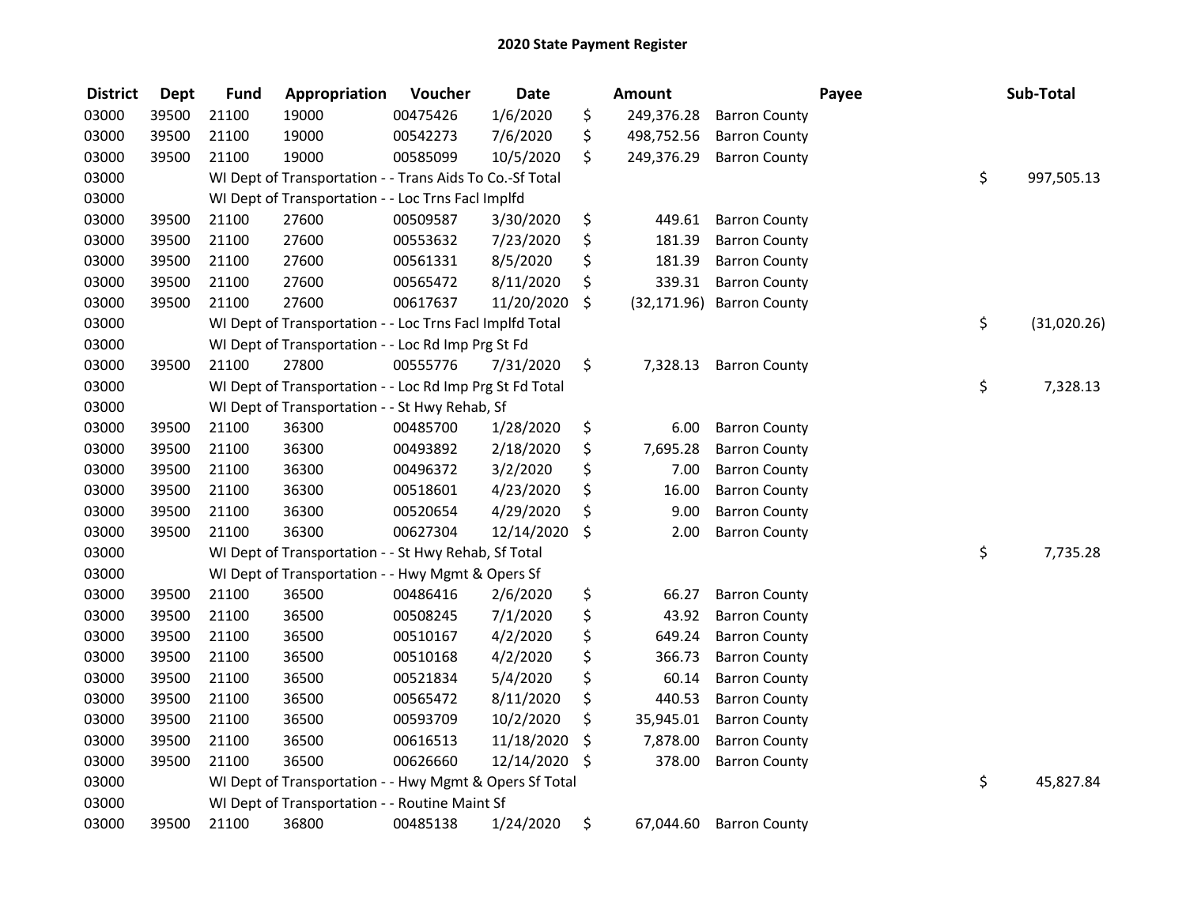# 2020 State Payment Register

| District | Dept | Fund | Appropriation | Voucher | Date | Amount | Payee | Sub-Total |
|---|---|---|---|---|---|---|---|---|
| 03000 | 39500 | 21100 | 19000 | 00475426 | 1/6/2020 | $ 249,376.28 | Barron County | |
| 03000 | 39500 | 21100 | 19000 | 00542273 | 7/6/2020 | $ 498,752.56 | Barron County | |
| 03000 | 39500 | 21100 | 19000 | 00585099 | 10/5/2020 | $ 249,376.29 | Barron County | |
| 03000 | | WI Dept of Transportation - - Trans Aids To Co.-Sf Total | | | | | | $ 997,505.13 |
| 03000 | | WI Dept of Transportation - - Loc Trns Facl Implfd | | | | | | |
| 03000 | 39500 | 21100 | 27600 | 00509587 | 3/30/2020 | $ 449.61 | Barron County | |
| 03000 | 39500 | 21100 | 27600 | 00553632 | 7/23/2020 | $ 181.39 | Barron County | |
| 03000 | 39500 | 21100 | 27600 | 00561331 | 8/5/2020 | $ 181.39 | Barron County | |
| 03000 | 39500 | 21100 | 27600 | 00565472 | 8/11/2020 | $ 339.31 | Barron County | |
| 03000 | 39500 | 21100 | 27600 | 00617637 | 11/20/2020 | $ (32,171.96) | Barron County | |
| 03000 | | WI Dept of Transportation - - Loc Trns Facl Implfd Total | | | | | | $ (31,020.26) |
| 03000 | | WI Dept of Transportation - - Loc Rd Imp Prg St Fd | | | | | | |
| 03000 | 39500 | 21100 | 27800 | 00555776 | 7/31/2020 | $ 7,328.13 | Barron County | |
| 03000 | | WI Dept of Transportation - - Loc Rd Imp Prg St Fd Total | | | | | | $ 7,328.13 |
| 03000 | | WI Dept of Transportation - - St Hwy Rehab, Sf | | | | | | |
| 03000 | 39500 | 21100 | 36300 | 00485700 | 1/28/2020 | $ 6.00 | Barron County | |
| 03000 | 39500 | 21100 | 36300 | 00493892 | 2/18/2020 | $ 7,695.28 | Barron County | |
| 03000 | 39500 | 21100 | 36300 | 00496372 | 3/2/2020 | $ 7.00 | Barron County | |
| 03000 | 39500 | 21100 | 36300 | 00518601 | 4/23/2020 | $ 16.00 | Barron County | |
| 03000 | 39500 | 21100 | 36300 | 00520654 | 4/29/2020 | $ 9.00 | Barron County | |
| 03000 | 39500 | 21100 | 36300 | 00627304 | 12/14/2020 | $ 2.00 | Barron County | |
| 03000 | | WI Dept of Transportation - - St Hwy Rehab, Sf Total | | | | | | $ 7,735.28 |
| 03000 | | WI Dept of Transportation - - Hwy Mgmt & Opers Sf | | | | | | |
| 03000 | 39500 | 21100 | 36500 | 00486416 | 2/6/2020 | $ 66.27 | Barron County | |
| 03000 | 39500 | 21100 | 36500 | 00508245 | 7/1/2020 | $ 43.92 | Barron County | |
| 03000 | 39500 | 21100 | 36500 | 00510167 | 4/2/2020 | $ 649.24 | Barron County | |
| 03000 | 39500 | 21100 | 36500 | 00510168 | 4/2/2020 | $ 366.73 | Barron County | |
| 03000 | 39500 | 21100 | 36500 | 00521834 | 5/4/2020 | $ 60.14 | Barron County | |
| 03000 | 39500 | 21100 | 36500 | 00565472 | 8/11/2020 | $ 440.53 | Barron County | |
| 03000 | 39500 | 21100 | 36500 | 00593709 | 10/2/2020 | $ 35,945.01 | Barron County | |
| 03000 | 39500 | 21100 | 36500 | 00616513 | 11/18/2020 | $ 7,878.00 | Barron County | |
| 03000 | 39500 | 21100 | 36500 | 00626660 | 12/14/2020 | $ 378.00 | Barron County | |
| 03000 | | WI Dept of Transportation - - Hwy Mgmt & Opers Sf Total | | | | | | $ 45,827.84 |
| 03000 | | WI Dept of Transportation - - Routine Maint Sf | | | | | | |
| 03000 | 39500 | 21100 | 36800 | 00485138 | 1/24/2020 | $ 67,044.60 | Barron County | |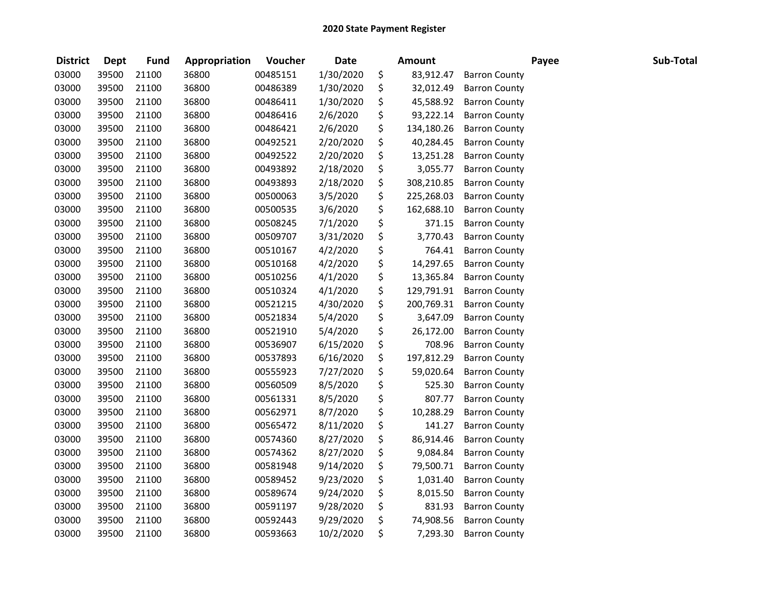## 2020 State Payment Register

| District | Dept | Fund | Appropriation | Voucher | Date | Amount | Payee | Sub-Total |
|---|---|---|---|---|---|---|---|---|
| 03000 | 39500 | 21100 | 36800 | 00485151 | 1/30/2020 | $ 83,912.47 | Barron County | |
| 03000 | 39500 | 21100 | 36800 | 00486389 | 1/30/2020 | $ 32,012.49 | Barron County | |
| 03000 | 39500 | 21100 | 36800 | 00486411 | 1/30/2020 | $ 45,588.92 | Barron County | |
| 03000 | 39500 | 21100 | 36800 | 00486416 | 2/6/2020 | $ 93,222.14 | Barron County | |
| 03000 | 39500 | 21100 | 36800 | 00486421 | 2/6/2020 | $ 134,180.26 | Barron County | |
| 03000 | 39500 | 21100 | 36800 | 00492521 | 2/20/2020 | $ 40,284.45 | Barron County | |
| 03000 | 39500 | 21100 | 36800 | 00492522 | 2/20/2020 | $ 13,251.28 | Barron County | |
| 03000 | 39500 | 21100 | 36800 | 00493892 | 2/18/2020 | $ 3,055.77 | Barron County | |
| 03000 | 39500 | 21100 | 36800 | 00493893 | 2/18/2020 | $ 308,210.85 | Barron County | |
| 03000 | 39500 | 21100 | 36800 | 00500063 | 3/5/2020 | $ 225,268.03 | Barron County | |
| 03000 | 39500 | 21100 | 36800 | 00500535 | 3/6/2020 | $ 162,688.10 | Barron County | |
| 03000 | 39500 | 21100 | 36800 | 00508245 | 7/1/2020 | $ 371.15 | Barron County | |
| 03000 | 39500 | 21100 | 36800 | 00509707 | 3/31/2020 | $ 3,770.43 | Barron County | |
| 03000 | 39500 | 21100 | 36800 | 00510167 | 4/2/2020 | $ 764.41 | Barron County | |
| 03000 | 39500 | 21100 | 36800 | 00510168 | 4/2/2020 | $ 14,297.65 | Barron County | |
| 03000 | 39500 | 21100 | 36800 | 00510256 | 4/1/2020 | $ 13,365.84 | Barron County | |
| 03000 | 39500 | 21100 | 36800 | 00510324 | 4/1/2020 | $ 129,791.91 | Barron County | |
| 03000 | 39500 | 21100 | 36800 | 00521215 | 4/30/2020 | $ 200,769.31 | Barron County | |
| 03000 | 39500 | 21100 | 36800 | 00521834 | 5/4/2020 | $ 3,647.09 | Barron County | |
| 03000 | 39500 | 21100 | 36800 | 00521910 | 5/4/2020 | $ 26,172.00 | Barron County | |
| 03000 | 39500 | 21100 | 36800 | 00536907 | 6/15/2020 | $ 708.96 | Barron County | |
| 03000 | 39500 | 21100 | 36800 | 00537893 | 6/16/2020 | $ 197,812.29 | Barron County | |
| 03000 | 39500 | 21100 | 36800 | 00555923 | 7/27/2020 | $ 59,020.64 | Barron County | |
| 03000 | 39500 | 21100 | 36800 | 00560509 | 8/5/2020 | $ 525.30 | Barron County | |
| 03000 | 39500 | 21100 | 36800 | 00561331 | 8/5/2020 | $ 807.77 | Barron County | |
| 03000 | 39500 | 21100 | 36800 | 00562971 | 8/7/2020 | $ 10,288.29 | Barron County | |
| 03000 | 39500 | 21100 | 36800 | 00565472 | 8/11/2020 | $ 141.27 | Barron County | |
| 03000 | 39500 | 21100 | 36800 | 00574360 | 8/27/2020 | $ 86,914.46 | Barron County | |
| 03000 | 39500 | 21100 | 36800 | 00574362 | 8/27/2020 | $ 9,084.84 | Barron County | |
| 03000 | 39500 | 21100 | 36800 | 00581948 | 9/14/2020 | $ 79,500.71 | Barron County | |
| 03000 | 39500 | 21100 | 36800 | 00589452 | 9/23/2020 | $ 1,031.40 | Barron County | |
| 03000 | 39500 | 21100 | 36800 | 00589674 | 9/24/2020 | $ 8,015.50 | Barron County | |
| 03000 | 39500 | 21100 | 36800 | 00591197 | 9/28/2020 | $ 831.93 | Barron County | |
| 03000 | 39500 | 21100 | 36800 | 00592443 | 9/29/2020 | $ 74,908.56 | Barron County | |
| 03000 | 39500 | 21100 | 36800 | 00593663 | 10/2/2020 | $ 7,293.30 | Barron County | |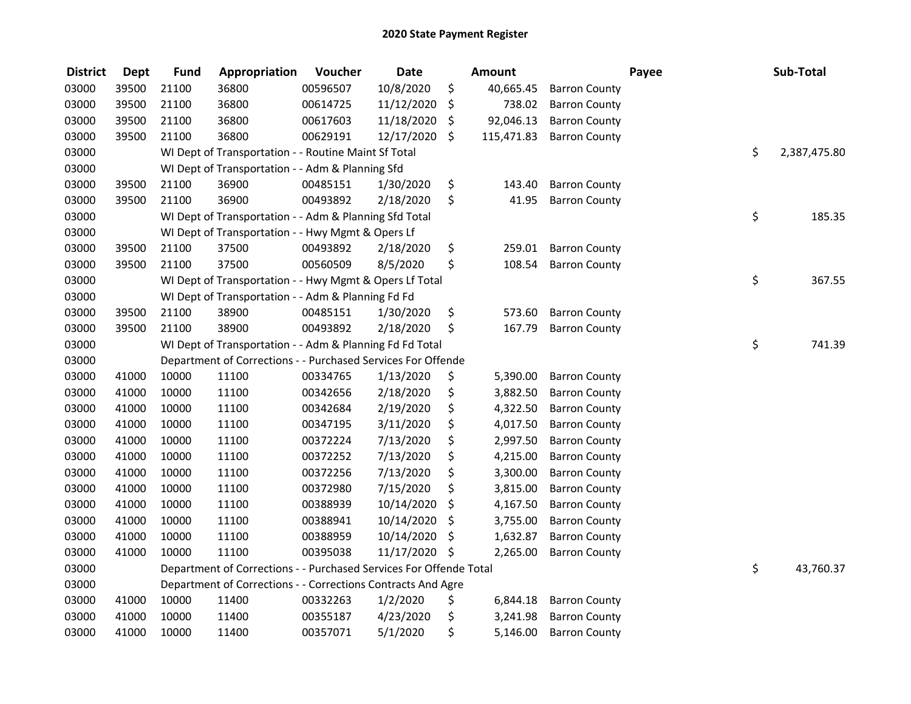# 2020 State Payment Register

| District | Dept | Fund | Appropriation | Voucher | Date | | Amount | Payee | Sub-Total |
|---|---|---|---|---|---|---|---|---|---|
| 03000 | 39500 | 21100 | 36800 | 00596507 | 10/8/2020 | $ | 40,665.45 | Barron County | |
| 03000 | 39500 | 21100 | 36800 | 00614725 | 11/12/2020 | $ | 738.02 | Barron County | |
| 03000 | 39500 | 21100 | 36800 | 00617603 | 11/18/2020 | $ | 92,046.13 | Barron County | |
| 03000 | 39500 | 21100 | 36800 | 00629191 | 12/17/2020 | $ | 115,471.83 | Barron County | |
| 03000 | | WI Dept of Transportation - - Routine Maint Sf Total | | | | | | | $ 2,387,475.80 |
| 03000 | | WI Dept of Transportation - - Adm & Planning Sfd | | | | | | | |
| 03000 | 39500 | 21100 | 36900 | 00485151 | 1/30/2020 | $ | 143.40 | Barron County | |
| 03000 | 39500 | 21100 | 36900 | 00493892 | 2/18/2020 | $ | 41.95 | Barron County | |
| 03000 | | WI Dept of Transportation - - Adm & Planning Sfd Total | | | | | | | $ 185.35 |
| 03000 | | WI Dept of Transportation - - Hwy Mgmt & Opers Lf | | | | | | | |
| 03000 | 39500 | 21100 | 37500 | 00493892 | 2/18/2020 | $ | 259.01 | Barron County | |
| 03000 | 39500 | 21100 | 37500 | 00560509 | 8/5/2020 | $ | 108.54 | Barron County | |
| 03000 | | WI Dept of Transportation - - Hwy Mgmt & Opers Lf Total | | | | | | | $ 367.55 |
| 03000 | | WI Dept of Transportation - - Adm & Planning Fd Fd | | | | | | | |
| 03000 | 39500 | 21100 | 38900 | 00485151 | 1/30/2020 | $ | 573.60 | Barron County | |
| 03000 | 39500 | 21100 | 38900 | 00493892 | 2/18/2020 | $ | 167.79 | Barron County | |
| 03000 | | WI Dept of Transportation - - Adm & Planning Fd Fd Total | | | | | | | $ 741.39 |
| 03000 | | Department of Corrections - - Purchased Services For Offende | | | | | | | |
| 03000 | 41000 | 10000 | 11100 | 00334765 | 1/13/2020 | $ | 5,390.00 | Barron County | |
| 03000 | 41000 | 10000 | 11100 | 00342656 | 2/18/2020 | $ | 3,882.50 | Barron County | |
| 03000 | 41000 | 10000 | 11100 | 00342684 | 2/19/2020 | $ | 4,322.50 | Barron County | |
| 03000 | 41000 | 10000 | 11100 | 00347195 | 3/11/2020 | $ | 4,017.50 | Barron County | |
| 03000 | 41000 | 10000 | 11100 | 00372224 | 7/13/2020 | $ | 2,997.50 | Barron County | |
| 03000 | 41000 | 10000 | 11100 | 00372252 | 7/13/2020 | $ | 4,215.00 | Barron County | |
| 03000 | 41000 | 10000 | 11100 | 00372256 | 7/13/2020 | $ | 3,300.00 | Barron County | |
| 03000 | 41000 | 10000 | 11100 | 00372980 | 7/15/2020 | $ | 3,815.00 | Barron County | |
| 03000 | 41000 | 10000 | 11100 | 00388939 | 10/14/2020 | $ | 4,167.50 | Barron County | |
| 03000 | 41000 | 10000 | 11100 | 00388941 | 10/14/2020 | $ | 3,755.00 | Barron County | |
| 03000 | 41000 | 10000 | 11100 | 00388959 | 10/14/2020 | $ | 1,632.87 | Barron County | |
| 03000 | 41000 | 10000 | 11100 | 00395038 | 11/17/2020 | $ | 2,265.00 | Barron County | |
| 03000 | | Department of Corrections - - Purchased Services For Offende Total | | | | | | | $ 43,760.37 |
| 03000 | | Department of Corrections - - Corrections Contracts And Agre | | | | | | | |
| 03000 | 41000 | 10000 | 11400 | 00332263 | 1/2/2020 | $ | 6,844.18 | Barron County | |
| 03000 | 41000 | 10000 | 11400 | 00355187 | 4/23/2020 | $ | 3,241.98 | Barron County | |
| 03000 | 41000 | 10000 | 11400 | 00357071 | 5/1/2020 | $ | 5,146.00 | Barron County | |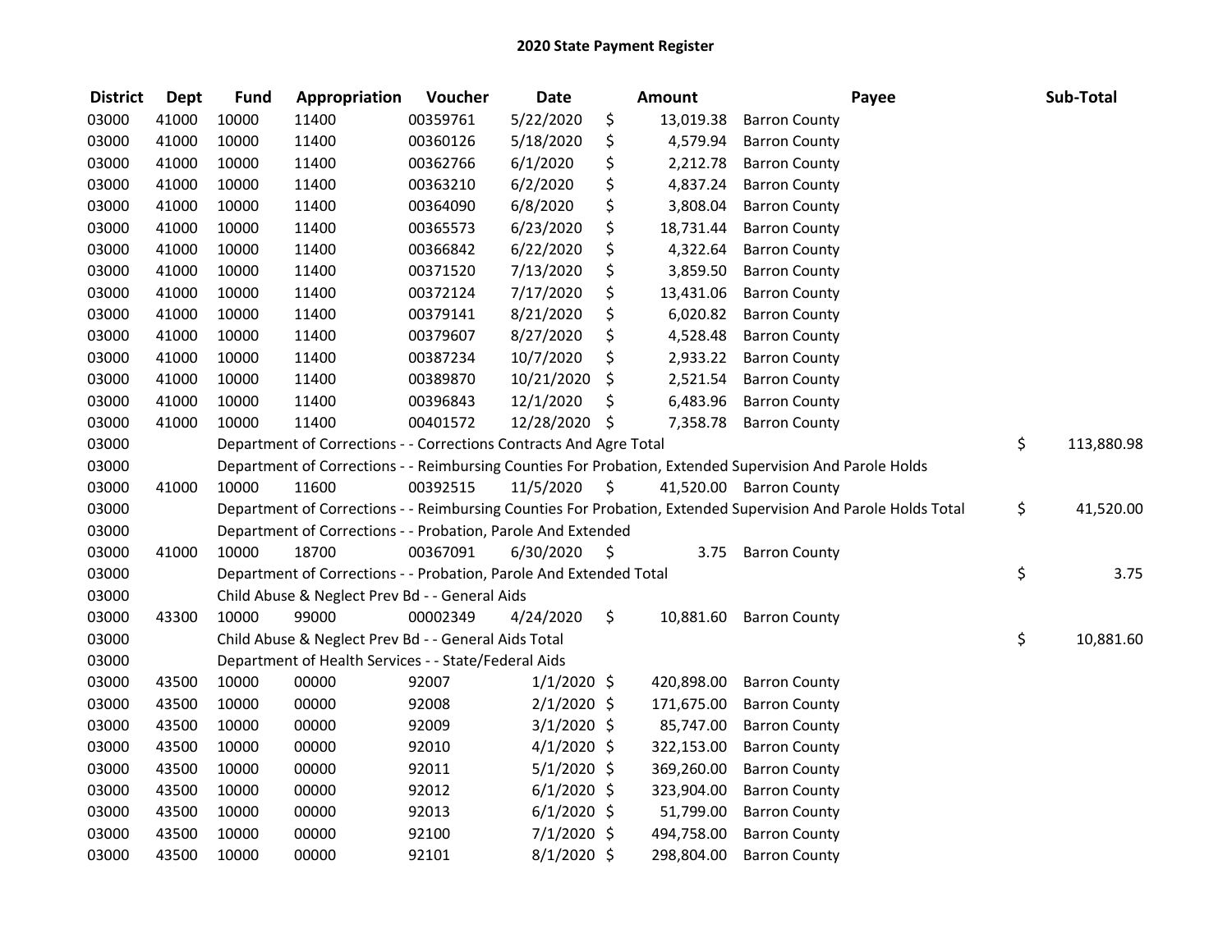# 2020 State Payment Register

| District | Dept | Fund | Appropriation | Voucher | Date | Amount | Payee | Sub-Total |
|---|---|---|---|---|---|---|---|---|
| 03000 | 41000 | 10000 | 11400 | 00359761 | 5/22/2020 | $ 13,019.38 | Barron County | |
| 03000 | 41000 | 10000 | 11400 | 00360126 | 5/18/2020 | $ 4,579.94 | Barron County | |
| 03000 | 41000 | 10000 | 11400 | 00362766 | 6/1/2020 | $ 2,212.78 | Barron County | |
| 03000 | 41000 | 10000 | 11400 | 00363210 | 6/2/2020 | $ 4,837.24 | Barron County | |
| 03000 | 41000 | 10000 | 11400 | 00364090 | 6/8/2020 | $ 3,808.04 | Barron County | |
| 03000 | 41000 | 10000 | 11400 | 00365573 | 6/23/2020 | $ 18,731.44 | Barron County | |
| 03000 | 41000 | 10000 | 11400 | 00366842 | 6/22/2020 | $ 4,322.64 | Barron County | |
| 03000 | 41000 | 10000 | 11400 | 00371520 | 7/13/2020 | $ 3,859.50 | Barron County | |
| 03000 | 41000 | 10000 | 11400 | 00372124 | 7/17/2020 | $ 13,431.06 | Barron County | |
| 03000 | 41000 | 10000 | 11400 | 00379141 | 8/21/2020 | $ 6,020.82 | Barron County | |
| 03000 | 41000 | 10000 | 11400 | 00379607 | 8/27/2020 | $ 4,528.48 | Barron County | |
| 03000 | 41000 | 10000 | 11400 | 00387234 | 10/7/2020 | $ 2,933.22 | Barron County | |
| 03000 | 41000 | 10000 | 11400 | 00389870 | 10/21/2020 | $ 2,521.54 | Barron County | |
| 03000 | 41000 | 10000 | 11400 | 00396843 | 12/1/2020 | $ 6,483.96 | Barron County | |
| 03000 | 41000 | 10000 | 11400 | 00401572 | 12/28/2020 | $ 7,358.78 | Barron County | |
| 03000 | | Department of Corrections - - Corrections Contracts And Agre Total | | | | | | $ 113,880.98 |
| 03000 | | Department of Corrections - - Reimbursing Counties For Probation, Extended Supervision And Parole Holds | | | | | | |
| 03000 | 41000 | 10000 | 11600 | 00392515 | 11/5/2020 | $ 41,520.00 | Barron County | |
| 03000 | | Department of Corrections - - Reimbursing Counties For Probation, Extended Supervision And Parole Holds Total | | | | | | $ 41,520.00 |
| 03000 | | Department of Corrections - - Probation, Parole And Extended | | | | | | |
| 03000 | 41000 | 10000 | 18700 | 00367091 | 6/30/2020 | $ 3.75 | Barron County | |
| 03000 | | Department of Corrections - - Probation, Parole And Extended Total | | | | | | $ 3.75 |
| 03000 | | Child Abuse & Neglect Prev Bd - - General Aids | | | | | | |
| 03000 | 43300 | 10000 | 99000 | 00002349 | 4/24/2020 | $ 10,881.60 | Barron County | |
| 03000 | | Child Abuse & Neglect Prev Bd - - General Aids Total | | | | | | $ 10,881.60 |
| 03000 | | Department of Health Services - - State/Federal Aids | | | | | | |
| 03000 | 43500 | 10000 | 00000 | 92007 | 1/1/2020 | $ 420,898.00 | Barron County | |
| 03000 | 43500 | 10000 | 00000 | 92008 | 2/1/2020 | $ 171,675.00 | Barron County | |
| 03000 | 43500 | 10000 | 00000 | 92009 | 3/1/2020 | $ 85,747.00 | Barron County | |
| 03000 | 43500 | 10000 | 00000 | 92010 | 4/1/2020 | $ 322,153.00 | Barron County | |
| 03000 | 43500 | 10000 | 00000 | 92011 | 5/1/2020 | $ 369,260.00 | Barron County | |
| 03000 | 43500 | 10000 | 00000 | 92012 | 6/1/2020 | $ 323,904.00 | Barron County | |
| 03000 | 43500 | 10000 | 00000 | 92013 | 6/1/2020 | $ 51,799.00 | Barron County | |
| 03000 | 43500 | 10000 | 00000 | 92100 | 7/1/2020 | $ 494,758.00 | Barron County | |
| 03000 | 43500 | 10000 | 00000 | 92101 | 8/1/2020 | $ 298,804.00 | Barron County | |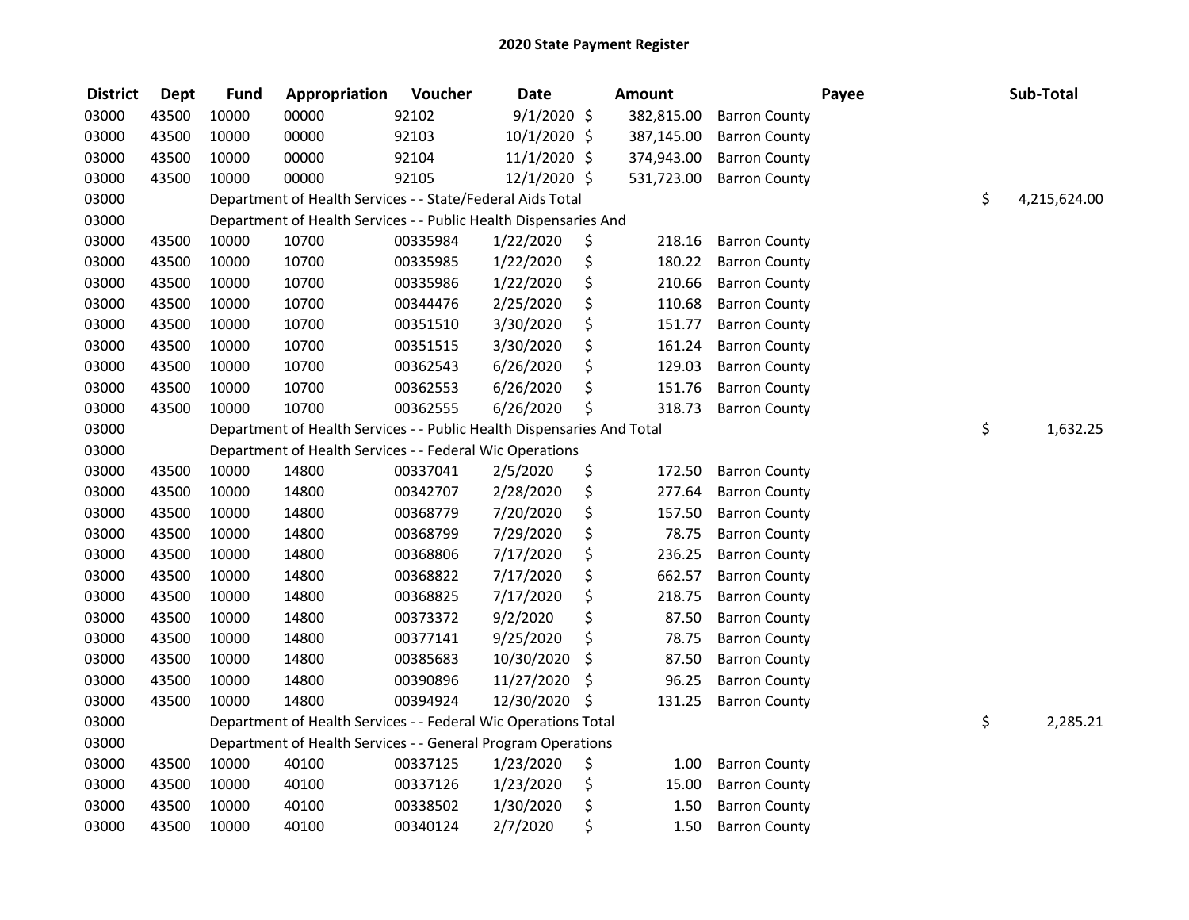## 2020 State Payment Register

| District | Dept | Fund | Appropriation | Voucher | Date | Amount | Payee | Sub-Total |
|---|---|---|---|---|---|---|---|---|
| 03000 | 43500 | 10000 | 00000 | 92102 | 9/1/2020 | $ 382,815.00 | Barron County | |
| 03000 | 43500 | 10000 | 00000 | 92103 | 10/1/2020 | $ 387,145.00 | Barron County | |
| 03000 | 43500 | 10000 | 00000 | 92104 | 11/1/2020 | $ 374,943.00 | Barron County | |
| 03000 | 43500 | 10000 | 00000 | 92105 | 12/1/2020 | $ 531,723.00 | Barron County | |
| 03000 | | Department of Health Services - - State/Federal Aids Total | | | | | | $ 4,215,624.00 |
| 03000 | | Department of Health Services - - Public Health Dispensaries And | | | | | | |
| 03000 | 43500 | 10000 | 10700 | 00335984 | 1/22/2020 | $ 218.16 | Barron County | |
| 03000 | 43500 | 10000 | 10700 | 00335985 | 1/22/2020 | $ 180.22 | Barron County | |
| 03000 | 43500 | 10000 | 10700 | 00335986 | 1/22/2020 | $ 210.66 | Barron County | |
| 03000 | 43500 | 10000 | 10700 | 00344476 | 2/25/2020 | $ 110.68 | Barron County | |
| 03000 | 43500 | 10000 | 10700 | 00351510 | 3/30/2020 | $ 151.77 | Barron County | |
| 03000 | 43500 | 10000 | 10700 | 00351515 | 3/30/2020 | $ 161.24 | Barron County | |
| 03000 | 43500 | 10000 | 10700 | 00362543 | 6/26/2020 | $ 129.03 | Barron County | |
| 03000 | 43500 | 10000 | 10700 | 00362553 | 6/26/2020 | $ 151.76 | Barron County | |
| 03000 | 43500 | 10000 | 10700 | 00362555 | 6/26/2020 | $ 318.73 | Barron County | |
| 03000 | | Department of Health Services - - Public Health Dispensaries And Total | | | | | | $ 1,632.25 |
| 03000 | | Department of Health Services - - Federal Wic Operations | | | | | | |
| 03000 | 43500 | 10000 | 14800 | 00337041 | 2/5/2020 | $ 172.50 | Barron County | |
| 03000 | 43500 | 10000 | 14800 | 00342707 | 2/28/2020 | $ 277.64 | Barron County | |
| 03000 | 43500 | 10000 | 14800 | 00368779 | 7/20/2020 | $ 157.50 | Barron County | |
| 03000 | 43500 | 10000 | 14800 | 00368799 | 7/29/2020 | $ 78.75 | Barron County | |
| 03000 | 43500 | 10000 | 14800 | 00368806 | 7/17/2020 | $ 236.25 | Barron County | |
| 03000 | 43500 | 10000 | 14800 | 00368822 | 7/17/2020 | $ 662.57 | Barron County | |
| 03000 | 43500 | 10000 | 14800 | 00368825 | 7/17/2020 | $ 218.75 | Barron County | |
| 03000 | 43500 | 10000 | 14800 | 00373372 | 9/2/2020 | $ 87.50 | Barron County | |
| 03000 | 43500 | 10000 | 14800 | 00377141 | 9/25/2020 | $ 78.75 | Barron County | |
| 03000 | 43500 | 10000 | 14800 | 00385683 | 10/30/2020 | $ 87.50 | Barron County | |
| 03000 | 43500 | 10000 | 14800 | 00390896 | 11/27/2020 | $ 96.25 | Barron County | |
| 03000 | 43500 | 10000 | 14800 | 00394924 | 12/30/2020 | $ 131.25 | Barron County | |
| 03000 | | Department of Health Services - - Federal Wic Operations Total | | | | | | $ 2,285.21 |
| 03000 | | Department of Health Services - - General Program Operations | | | | | | |
| 03000 | 43500 | 10000 | 40100 | 00337125 | 1/23/2020 | $ 1.00 | Barron County | |
| 03000 | 43500 | 10000 | 40100 | 00337126 | 1/23/2020 | $ 15.00 | Barron County | |
| 03000 | 43500 | 10000 | 40100 | 00338502 | 1/30/2020 | $ 1.50 | Barron County | |
| 03000 | 43500 | 10000 | 40100 | 00340124 | 2/7/2020 | $ 1.50 | Barron County | |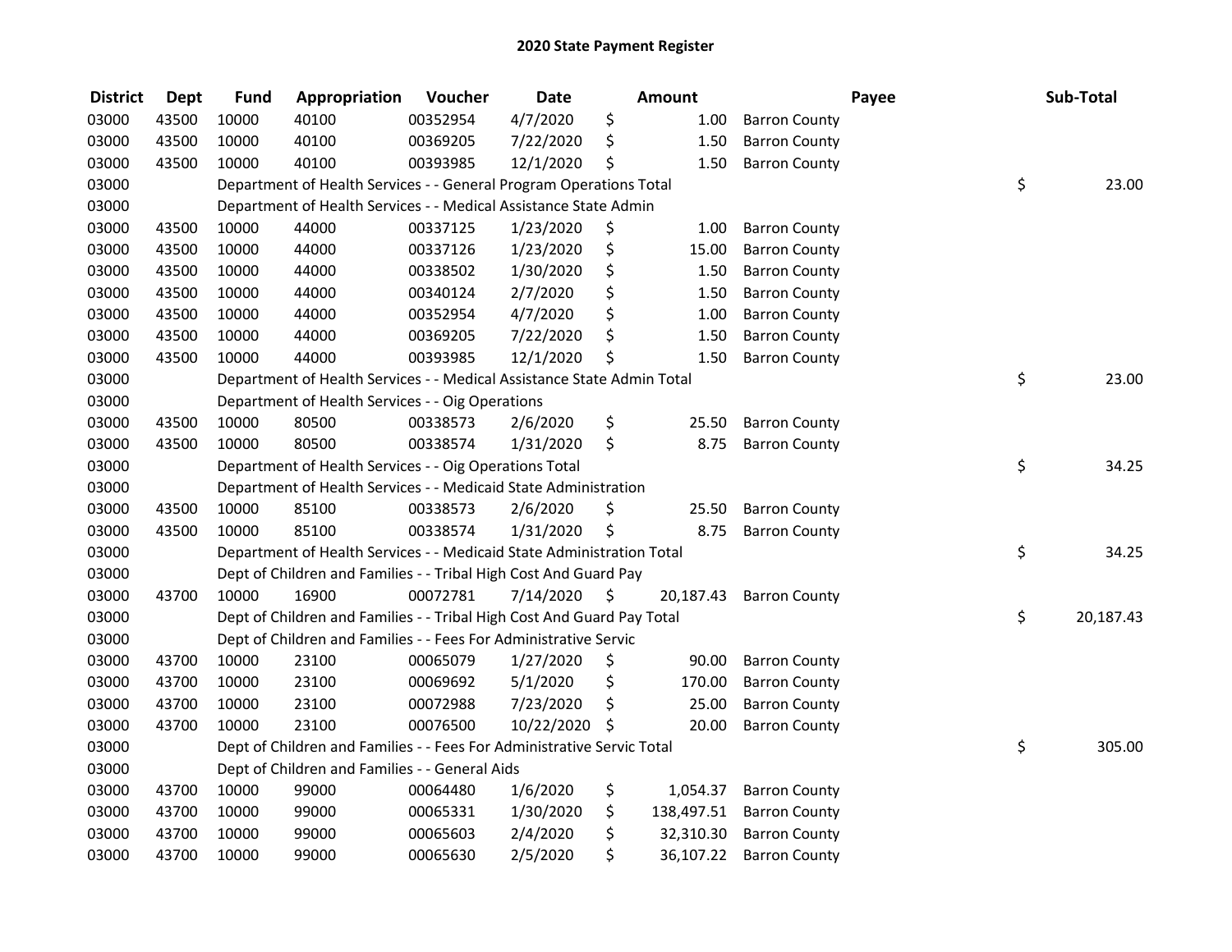# 2020 State Payment Register

| District | Dept | Fund | Appropriation | Voucher | Date | Amount | Payee | Sub-Total |
|---|---|---|---|---|---|---|---|---|
| 03000 | 43500 | 10000 | 40100 | 00352954 | 4/7/2020 | $ 1.00 | Barron County | |
| 03000 | 43500 | 10000 | 40100 | 00369205 | 7/22/2020 | $ 1.50 | Barron County | |
| 03000 | 43500 | 10000 | 40100 | 00393985 | 12/1/2020 | $ 1.50 | Barron County | |
| 03000 | | Department of Health Services - - General Program Operations Total | | | | | | $ 23.00 |
| 03000 | | Department of Health Services - - Medical Assistance State Admin | | | | | | |
| 03000 | 43500 | 10000 | 44000 | 00337125 | 1/23/2020 | $ 1.00 | Barron County | |
| 03000 | 43500 | 10000 | 44000 | 00337126 | 1/23/2020 | $ 15.00 | Barron County | |
| 03000 | 43500 | 10000 | 44000 | 00338502 | 1/30/2020 | $ 1.50 | Barron County | |
| 03000 | 43500 | 10000 | 44000 | 00340124 | 2/7/2020 | $ 1.50 | Barron County | |
| 03000 | 43500 | 10000 | 44000 | 00352954 | 4/7/2020 | $ 1.00 | Barron County | |
| 03000 | 43500 | 10000 | 44000 | 00369205 | 7/22/2020 | $ 1.50 | Barron County | |
| 03000 | 43500 | 10000 | 44000 | 00393985 | 12/1/2020 | $ 1.50 | Barron County | |
| 03000 | | Department of Health Services - - Medical Assistance State Admin Total | | | | | | $ 23.00 |
| 03000 | | Department of Health Services - - Oig Operations | | | | | | |
| 03000 | 43500 | 10000 | 80500 | 00338573 | 2/6/2020 | $ 25.50 | Barron County | |
| 03000 | 43500 | 10000 | 80500 | 00338574 | 1/31/2020 | $ 8.75 | Barron County | |
| 03000 | | Department of Health Services - - Oig Operations Total | | | | | | $ 34.25 |
| 03000 | | Department of Health Services - - Medicaid State Administration | | | | | | |
| 03000 | 43500 | 10000 | 85100 | 00338573 | 2/6/2020 | $ 25.50 | Barron County | |
| 03000 | 43500 | 10000 | 85100 | 00338574 | 1/31/2020 | $ 8.75 | Barron County | |
| 03000 | | Department of Health Services - - Medicaid State Administration Total | | | | | | $ 34.25 |
| 03000 | | Dept of Children and Families - - Tribal High Cost And Guard Pay | | | | | | |
| 03000 | 43700 | 10000 | 16900 | 00072781 | 7/14/2020 | $ 20,187.43 | Barron County | |
| 03000 | | Dept of Children and Families - - Tribal High Cost And Guard Pay Total | | | | | | $ 20,187.43 |
| 03000 | | Dept of Children and Families - - Fees For Administrative Servic | | | | | | |
| 03000 | 43700 | 10000 | 23100 | 00065079 | 1/27/2020 | $ 90.00 | Barron County | |
| 03000 | 43700 | 10000 | 23100 | 00069692 | 5/1/2020 | $ 170.00 | Barron County | |
| 03000 | 43700 | 10000 | 23100 | 00072988 | 7/23/2020 | $ 25.00 | Barron County | |
| 03000 | 43700 | 10000 | 23100 | 00076500 | 10/22/2020 | $ 20.00 | Barron County | |
| 03000 | | Dept of Children and Families - - Fees For Administrative Servic Total | | | | | | $ 305.00 |
| 03000 | | Dept of Children and Families - - General Aids | | | | | | |
| 03000 | 43700 | 10000 | 99000 | 00064480 | 1/6/2020 | $ 1,054.37 | Barron County | |
| 03000 | 43700 | 10000 | 99000 | 00065331 | 1/30/2020 | $ 138,497.51 | Barron County | |
| 03000 | 43700 | 10000 | 99000 | 00065603 | 2/4/2020 | $ 32,310.30 | Barron County | |
| 03000 | 43700 | 10000 | 99000 | 00065630 | 2/5/2020 | $ 36,107.22 | Barron County | |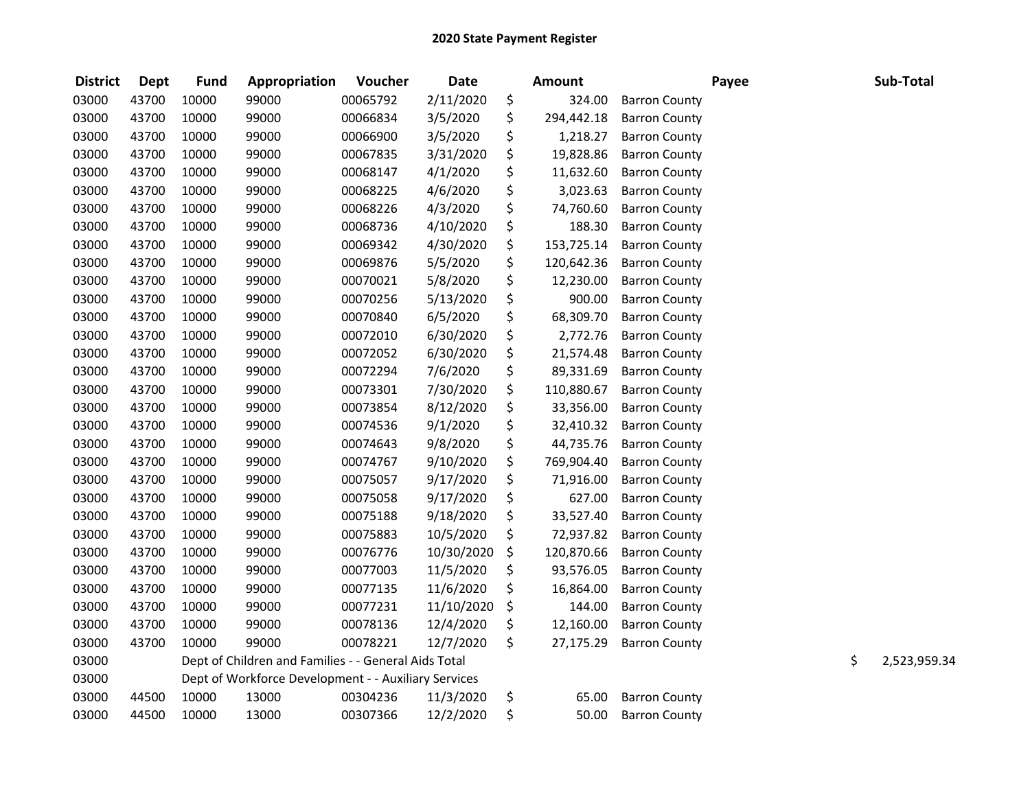# 2020 State Payment Register

| District | Dept | Fund | Appropriation | Voucher | Date | Amount | Payee | Sub-Total |
|---|---|---|---|---|---|---|---|---|
| 03000 | 43700 | 10000 | 99000 | 00065792 | 2/11/2020 | $ 324.00 | Barron County | |
| 03000 | 43700 | 10000 | 99000 | 00066834 | 3/5/2020 | $ 294,442.18 | Barron County | |
| 03000 | 43700 | 10000 | 99000 | 00066900 | 3/5/2020 | $ 1,218.27 | Barron County | |
| 03000 | 43700 | 10000 | 99000 | 00067835 | 3/31/2020 | $ 19,828.86 | Barron County | |
| 03000 | 43700 | 10000 | 99000 | 00068147 | 4/1/2020 | $ 11,632.60 | Barron County | |
| 03000 | 43700 | 10000 | 99000 | 00068225 | 4/6/2020 | $ 3,023.63 | Barron County | |
| 03000 | 43700 | 10000 | 99000 | 00068226 | 4/3/2020 | $ 74,760.60 | Barron County | |
| 03000 | 43700 | 10000 | 99000 | 00068736 | 4/10/2020 | $ 188.30 | Barron County | |
| 03000 | 43700 | 10000 | 99000 | 00069342 | 4/30/2020 | $ 153,725.14 | Barron County | |
| 03000 | 43700 | 10000 | 99000 | 00069876 | 5/5/2020 | $ 120,642.36 | Barron County | |
| 03000 | 43700 | 10000 | 99000 | 00070021 | 5/8/2020 | $ 12,230.00 | Barron County | |
| 03000 | 43700 | 10000 | 99000 | 00070256 | 5/13/2020 | $ 900.00 | Barron County | |
| 03000 | 43700 | 10000 | 99000 | 00070840 | 6/5/2020 | $ 68,309.70 | Barron County | |
| 03000 | 43700 | 10000 | 99000 | 00072010 | 6/30/2020 | $ 2,772.76 | Barron County | |
| 03000 | 43700 | 10000 | 99000 | 00072052 | 6/30/2020 | $ 21,574.48 | Barron County | |
| 03000 | 43700 | 10000 | 99000 | 00072294 | 7/6/2020 | $ 89,331.69 | Barron County | |
| 03000 | 43700 | 10000 | 99000 | 00073301 | 7/30/2020 | $ 110,880.67 | Barron County | |
| 03000 | 43700 | 10000 | 99000 | 00073854 | 8/12/2020 | $ 33,356.00 | Barron County | |
| 03000 | 43700 | 10000 | 99000 | 00074536 | 9/1/2020 | $ 32,410.32 | Barron County | |
| 03000 | 43700 | 10000 | 99000 | 00074643 | 9/8/2020 | $ 44,735.76 | Barron County | |
| 03000 | 43700 | 10000 | 99000 | 00074767 | 9/10/2020 | $ 769,904.40 | Barron County | |
| 03000 | 43700 | 10000 | 99000 | 00075057 | 9/17/2020 | $ 71,916.00 | Barron County | |
| 03000 | 43700 | 10000 | 99000 | 00075058 | 9/17/2020 | $ 627.00 | Barron County | |
| 03000 | 43700 | 10000 | 99000 | 00075188 | 9/18/2020 | $ 33,527.40 | Barron County | |
| 03000 | 43700 | 10000 | 99000 | 00075883 | 10/5/2020 | $ 72,937.82 | Barron County | |
| 03000 | 43700 | 10000 | 99000 | 00076776 | 10/30/2020 | $ 120,870.66 | Barron County | |
| 03000 | 43700 | 10000 | 99000 | 00077003 | 11/5/2020 | $ 93,576.05 | Barron County | |
| 03000 | 43700 | 10000 | 99000 | 00077135 | 11/6/2020 | $ 16,864.00 | Barron County | |
| 03000 | 43700 | 10000 | 99000 | 00077231 | 11/10/2020 | $ 144.00 | Barron County | |
| 03000 | 43700 | 10000 | 99000 | 00078136 | 12/4/2020 | $ 12,160.00 | Barron County | |
| 03000 | 43700 | 10000 | 99000 | 00078221 | 12/7/2020 | $ 27,175.29 | Barron County | |
| 03000 | | Dept of Children and Families - - General Aids Total | | | | | | $ 2,523,959.34 |
| 03000 | | Dept of Workforce Development - - Auxiliary Services | | | | | | |
| 03000 | 44500 | 10000 | 13000 | 00304236 | 11/3/2020 | $ 65.00 | Barron County | |
| 03000 | 44500 | 10000 | 13000 | 00307366 | 12/2/2020 | $ 50.00 | Barron County | |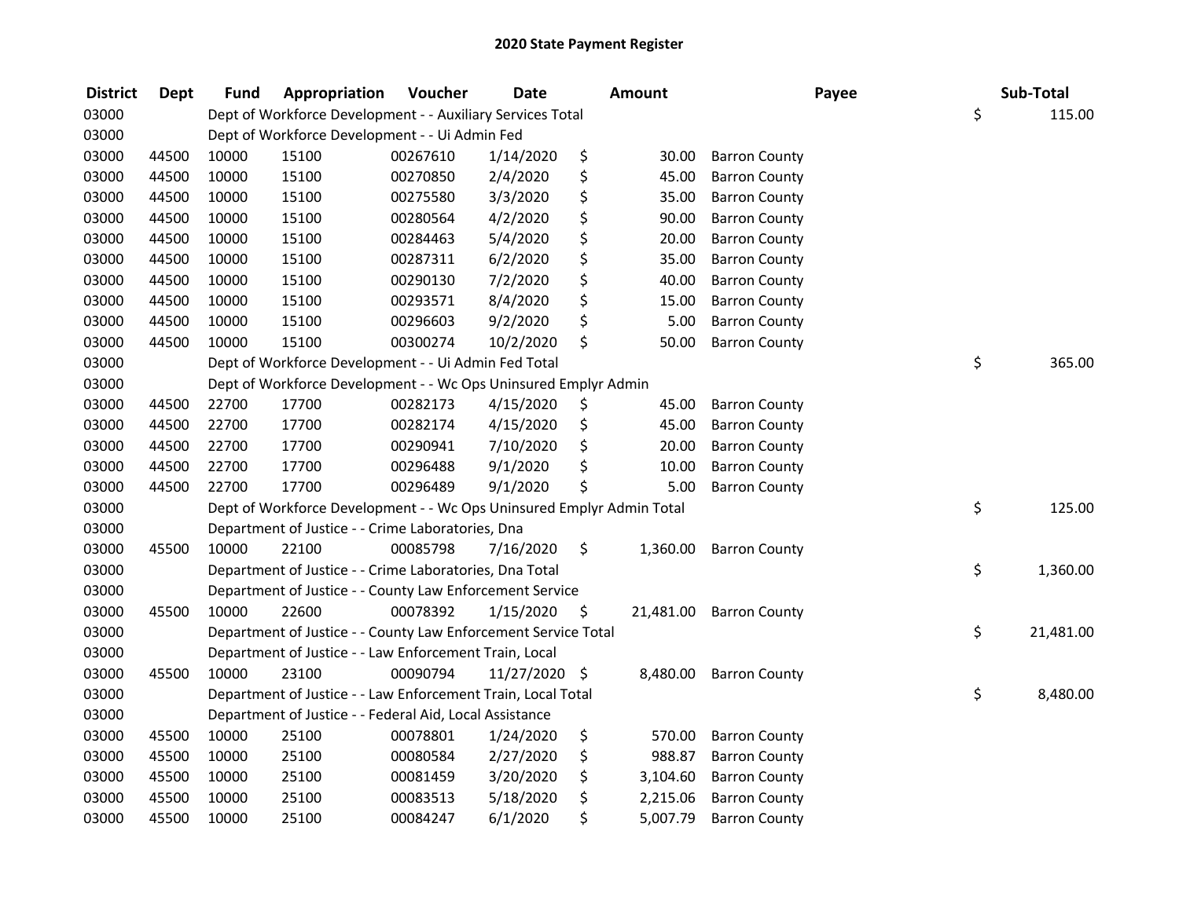# 2020 State Payment Register

| District | Dept | Fund | Appropriation | Voucher | Date | Amount | Payee | Sub-Total |
|---|---|---|---|---|---|---|---|---|
| 03000 | | | Dept of Workforce Development - - Auxiliary Services Total | | | | | $ 115.00 |
| 03000 | | | Dept of Workforce Development - - Ui Admin Fed | | | | | |
| 03000 | 44500 | 10000 | 15100 | 00267610 | 1/14/2020 | $ 30.00 | Barron County | |
| 03000 | 44500 | 10000 | 15100 | 00270850 | 2/4/2020 | $ 45.00 | Barron County | |
| 03000 | 44500 | 10000 | 15100 | 00275580 | 3/3/2020 | $ 35.00 | Barron County | |
| 03000 | 44500 | 10000 | 15100 | 00280564 | 4/2/2020 | $ 90.00 | Barron County | |
| 03000 | 44500 | 10000 | 15100 | 00284463 | 5/4/2020 | $ 20.00 | Barron County | |
| 03000 | 44500 | 10000 | 15100 | 00287311 | 6/2/2020 | $ 35.00 | Barron County | |
| 03000 | 44500 | 10000 | 15100 | 00290130 | 7/2/2020 | $ 40.00 | Barron County | |
| 03000 | 44500 | 10000 | 15100 | 00293571 | 8/4/2020 | $ 15.00 | Barron County | |
| 03000 | 44500 | 10000 | 15100 | 00296603 | 9/2/2020 | $ 5.00 | Barron County | |
| 03000 | 44500 | 10000 | 15100 | 00300274 | 10/2/2020 | $ 50.00 | Barron County | |
| 03000 | | | Dept of Workforce Development - - Ui Admin Fed Total | | | | | $ 365.00 |
| 03000 | | | Dept of Workforce Development - - Wc Ops Uninsured Emplyr Admin | | | | | |
| 03000 | 44500 | 22700 | 17700 | 00282173 | 4/15/2020 | $ 45.00 | Barron County | |
| 03000 | 44500 | 22700 | 17700 | 00282174 | 4/15/2020 | $ 45.00 | Barron County | |
| 03000 | 44500 | 22700 | 17700 | 00290941 | 7/10/2020 | $ 20.00 | Barron County | |
| 03000 | 44500 | 22700 | 17700 | 00296488 | 9/1/2020 | $ 10.00 | Barron County | |
| 03000 | 44500 | 22700 | 17700 | 00296489 | 9/1/2020 | $ 5.00 | Barron County | |
| 03000 | | | Dept of Workforce Development - - Wc Ops Uninsured Emplyr Admin Total | | | | | $ 125.00 |
| 03000 | | | Department of Justice - - Crime Laboratories, Dna | | | | | |
| 03000 | 45500 | 10000 | 22100 | 00085798 | 7/16/2020 | $ 1,360.00 | Barron County | |
| 03000 | | | Department of Justice - - Crime Laboratories, Dna Total | | | | | $ 1,360.00 |
| 03000 | | | Department of Justice - - County Law Enforcement Service | | | | | |
| 03000 | 45500 | 10000 | 22600 | 00078392 | 1/15/2020 | $ 21,481.00 | Barron County | |
| 03000 | | | Department of Justice - - County Law Enforcement Service Total | | | | | $ 21,481.00 |
| 03000 | | | Department of Justice - - Law Enforcement Train, Local | | | | | |
| 03000 | 45500 | 10000 | 23100 | 00090794 | 11/27/2020 | $ 8,480.00 | Barron County | |
| 03000 | | | Department of Justice - - Law Enforcement Train, Local Total | | | | | $ 8,480.00 |
| 03000 | | | Department of Justice - - Federal Aid, Local Assistance | | | | | |
| 03000 | 45500 | 10000 | 25100 | 00078801 | 1/24/2020 | $ 570.00 | Barron County | |
| 03000 | 45500 | 10000 | 25100 | 00080584 | 2/27/2020 | $ 988.87 | Barron County | |
| 03000 | 45500 | 10000 | 25100 | 00081459 | 3/20/2020 | $ 3,104.60 | Barron County | |
| 03000 | 45500 | 10000 | 25100 | 00083513 | 5/18/2020 | $ 2,215.06 | Barron County | |
| 03000 | 45500 | 10000 | 25100 | 00084247 | 6/1/2020 | $ 5,007.79 | Barron County | |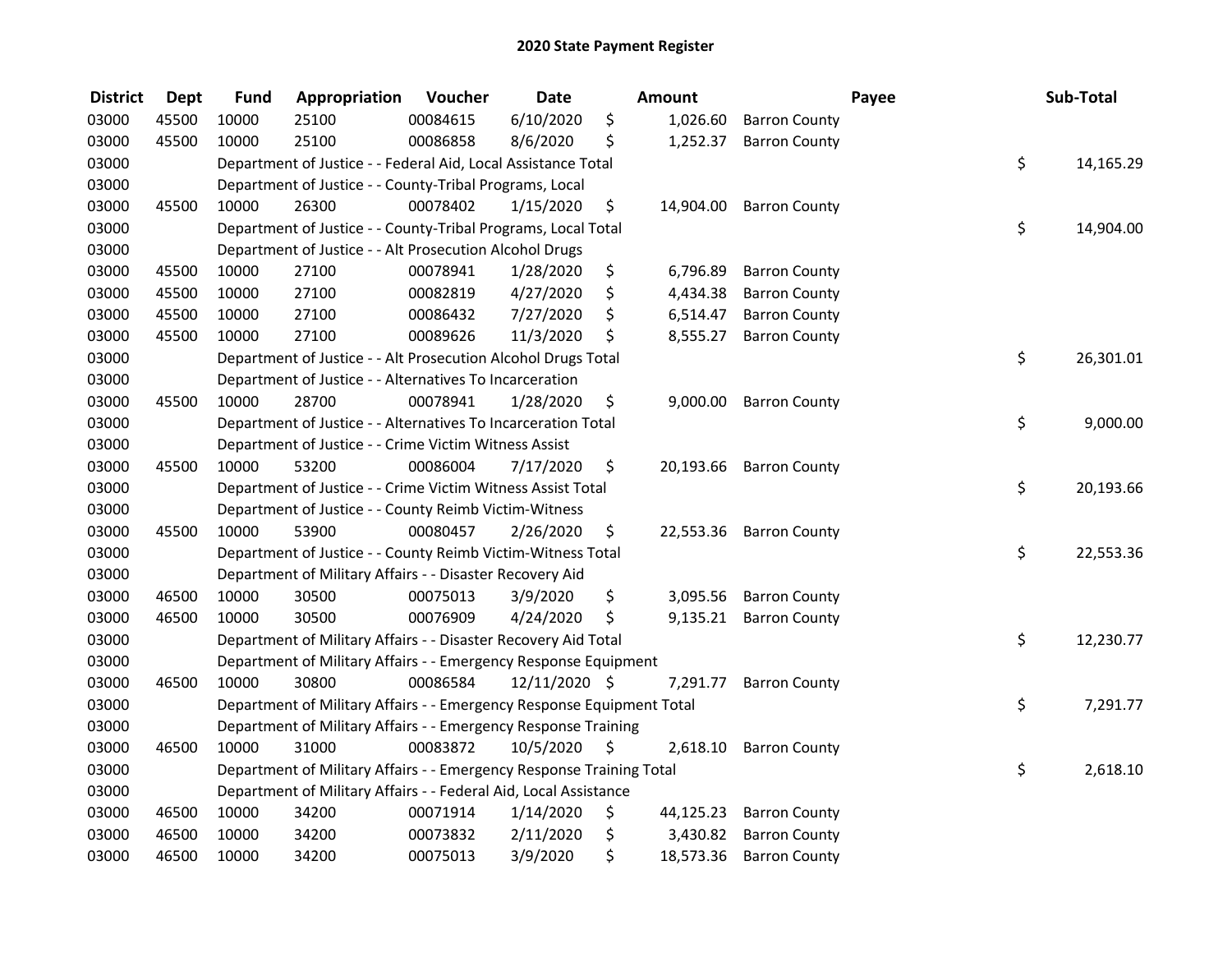# 2020 State Payment Register

| District | Dept | Fund | Appropriation | Voucher | Date | Amount | Payee | Sub-Total |
|---|---|---|---|---|---|---|---|---|
| 03000 | 45500 | 10000 | 25100 | 00084615 | 6/10/2020 | $ 1,026.60 | Barron County | |
| 03000 | 45500 | 10000 | 25100 | 00086858 | 8/6/2020 | $ 1,252.37 | Barron County | |
| 03000 | | Department of Justice - - Federal Aid, Local Assistance Total | | | | | | $ 14,165.29 |
| 03000 | | Department of Justice - - County-Tribal Programs, Local | | | | | | |
| 03000 | 45500 | 10000 | 26300 | 00078402 | 1/15/2020 | $ 14,904.00 | Barron County | |
| 03000 | | Department of Justice - - County-Tribal Programs, Local Total | | | | | | $ 14,904.00 |
| 03000 | | Department of Justice - - Alt Prosecution Alcohol Drugs | | | | | | |
| 03000 | 45500 | 10000 | 27100 | 00078941 | 1/28/2020 | $ 6,796.89 | Barron County | |
| 03000 | 45500 | 10000 | 27100 | 00082819 | 4/27/2020 | $ 4,434.38 | Barron County | |
| 03000 | 45500 | 10000 | 27100 | 00086432 | 7/27/2020 | $ 6,514.47 | Barron County | |
| 03000 | 45500 | 10000 | 27100 | 00089626 | 11/3/2020 | $ 8,555.27 | Barron County | |
| 03000 | | Department of Justice - - Alt Prosecution Alcohol Drugs Total | | | | | | $ 26,301.01 |
| 03000 | | Department of Justice - - Alternatives To Incarceration | | | | | | |
| 03000 | 45500 | 10000 | 28700 | 00078941 | 1/28/2020 | $ 9,000.00 | Barron County | |
| 03000 | | Department of Justice - - Alternatives To Incarceration Total | | | | | | $ 9,000.00 |
| 03000 | | Department of Justice - - Crime Victim Witness Assist | | | | | | |
| 03000 | 45500 | 10000 | 53200 | 00086004 | 7/17/2020 | $ 20,193.66 | Barron County | |
| 03000 | | Department of Justice - - Crime Victim Witness Assist Total | | | | | | $ 20,193.66 |
| 03000 | | Department of Justice - - County Reimb Victim-Witness | | | | | | |
| 03000 | 45500 | 10000 | 53900 | 00080457 | 2/26/2020 | $ 22,553.36 | Barron County | |
| 03000 | | Department of Justice - - County Reimb Victim-Witness Total | | | | | | $ 22,553.36 |
| 03000 | | Department of Military Affairs - - Disaster Recovery Aid | | | | | | |
| 03000 | 46500 | 10000 | 30500 | 00075013 | 3/9/2020 | $ 3,095.56 | Barron County | |
| 03000 | 46500 | 10000 | 30500 | 00076909 | 4/24/2020 | $ 9,135.21 | Barron County | |
| 03000 | | Department of Military Affairs - - Disaster Recovery Aid Total | | | | | | $ 12,230.77 |
| 03000 | | Department of Military Affairs - - Emergency Response Equipment | | | | | | |
| 03000 | 46500 | 10000 | 30800 | 00086584 | 12/11/2020 | $ 7,291.77 | Barron County | |
| 03000 | | Department of Military Affairs - - Emergency Response Equipment Total | | | | | | $ 7,291.77 |
| 03000 | | Department of Military Affairs - - Emergency Response Training | | | | | | |
| 03000 | 46500 | 10000 | 31000 | 00083872 | 10/5/2020 | $ 2,618.10 | Barron County | |
| 03000 | | Department of Military Affairs - - Emergency Response Training Total | | | | | | $ 2,618.10 |
| 03000 | | Department of Military Affairs - - Federal Aid, Local Assistance | | | | | | |
| 03000 | 46500 | 10000 | 34200 | 00071914 | 1/14/2020 | $ 44,125.23 | Barron County | |
| 03000 | 46500 | 10000 | 34200 | 00073832 | 2/11/2020 | $ 3,430.82 | Barron County | |
| 03000 | 46500 | 10000 | 34200 | 00075013 | 3/9/2020 | $ 18,573.36 | Barron County | |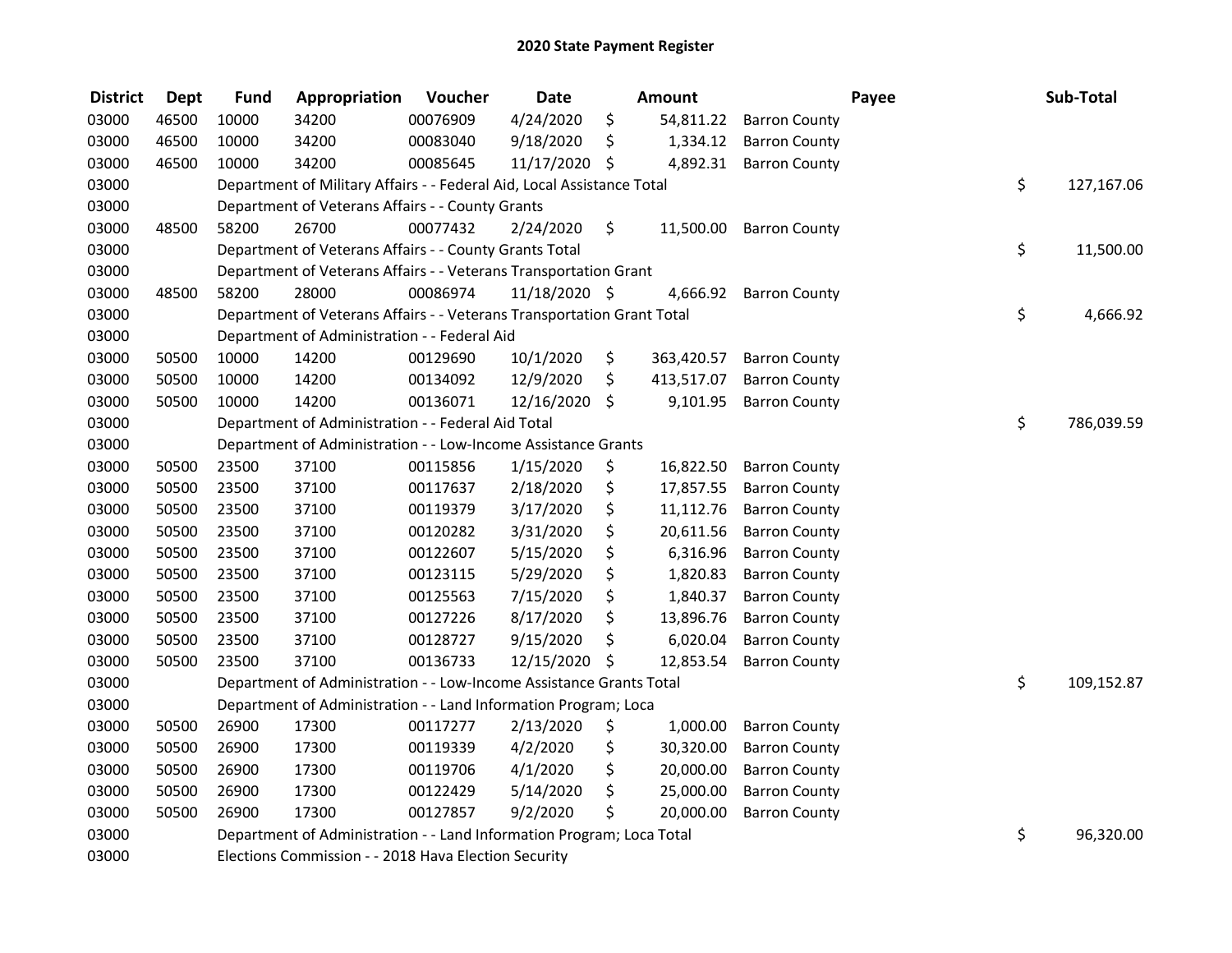# 2020 State Payment Register

| District | Dept | Fund | Appropriation | Voucher | Date | Amount | Payee | Sub-Total |
|---|---|---|---|---|---|---|---|---|
| 03000 | 46500 | 10000 | 34200 | 00076909 | 4/24/2020 | $ 54,811.22 | Barron County | |
| 03000 | 46500 | 10000 | 34200 | 00083040 | 9/18/2020 | $ 1,334.12 | Barron County | |
| 03000 | 46500 | 10000 | 34200 | 00085645 | 11/17/2020 | $ 4,892.31 | Barron County | |
| 03000 | | Department of Military Affairs - - Federal Aid, Local Assistance Total | | | | | | $ 127,167.06 |
| 03000 | | Department of Veterans Affairs - - County Grants | | | | | | |
| 03000 | 48500 | 58200 | 26700 | 00077432 | 2/24/2020 | $ 11,500.00 | Barron County | |
| 03000 | | Department of Veterans Affairs - - County Grants Total | | | | | | $ 11,500.00 |
| 03000 | | Department of Veterans Affairs - - Veterans Transportation Grant | | | | | | |
| 03000 | 48500 | 58200 | 28000 | 00086974 | 11/18/2020 | $ 4,666.92 | Barron County | |
| 03000 | | Department of Veterans Affairs - - Veterans Transportation Grant Total | | | | | | $ 4,666.92 |
| 03000 | | Department of Administration - - Federal Aid | | | | | | |
| 03000 | 50500 | 10000 | 14200 | 00129690 | 10/1/2020 | $ 363,420.57 | Barron County | |
| 03000 | 50500 | 10000 | 14200 | 00134092 | 12/9/2020 | $ 413,517.07 | Barron County | |
| 03000 | 50500 | 10000 | 14200 | 00136071 | 12/16/2020 | $ 9,101.95 | Barron County | |
| 03000 | | Department of Administration - - Federal Aid Total | | | | | | $ 786,039.59 |
| 03000 | | Department of Administration - - Low-Income Assistance Grants | | | | | | |
| 03000 | 50500 | 23500 | 37100 | 00115856 | 1/15/2020 | $ 16,822.50 | Barron County | |
| 03000 | 50500 | 23500 | 37100 | 00117637 | 2/18/2020 | $ 17,857.55 | Barron County | |
| 03000 | 50500 | 23500 | 37100 | 00119379 | 3/17/2020 | $ 11,112.76 | Barron County | |
| 03000 | 50500 | 23500 | 37100 | 00120282 | 3/31/2020 | $ 20,611.56 | Barron County | |
| 03000 | 50500 | 23500 | 37100 | 00122607 | 5/15/2020 | $ 6,316.96 | Barron County | |
| 03000 | 50500 | 23500 | 37100 | 00123115 | 5/29/2020 | $ 1,820.83 | Barron County | |
| 03000 | 50500 | 23500 | 37100 | 00125563 | 7/15/2020 | $ 1,840.37 | Barron County | |
| 03000 | 50500 | 23500 | 37100 | 00127226 | 8/17/2020 | $ 13,896.76 | Barron County | |
| 03000 | 50500 | 23500 | 37100 | 00128727 | 9/15/2020 | $ 6,020.04 | Barron County | |
| 03000 | 50500 | 23500 | 37100 | 00136733 | 12/15/2020 | $ 12,853.54 | Barron County | |
| 03000 | | Department of Administration - - Low-Income Assistance Grants Total | | | | | | $ 109,152.87 |
| 03000 | | Department of Administration - - Land Information Program; Loca | | | | | | |
| 03000 | 50500 | 26900 | 17300 | 00117277 | 2/13/2020 | $ 1,000.00 | Barron County | |
| 03000 | 50500 | 26900 | 17300 | 00119339 | 4/2/2020 | $ 30,320.00 | Barron County | |
| 03000 | 50500 | 26900 | 17300 | 00119706 | 4/1/2020 | $ 20,000.00 | Barron County | |
| 03000 | 50500 | 26900 | 17300 | 00122429 | 5/14/2020 | $ 25,000.00 | Barron County | |
| 03000 | 50500 | 26900 | 17300 | 00127857 | 9/2/2020 | $ 20,000.00 | Barron County | |
| 03000 | | Department of Administration - - Land Information Program; Loca Total | | | | | | $ 96,320.00 |
| 03000 | | Elections Commission - - 2018 Hava Election Security | | | | | | |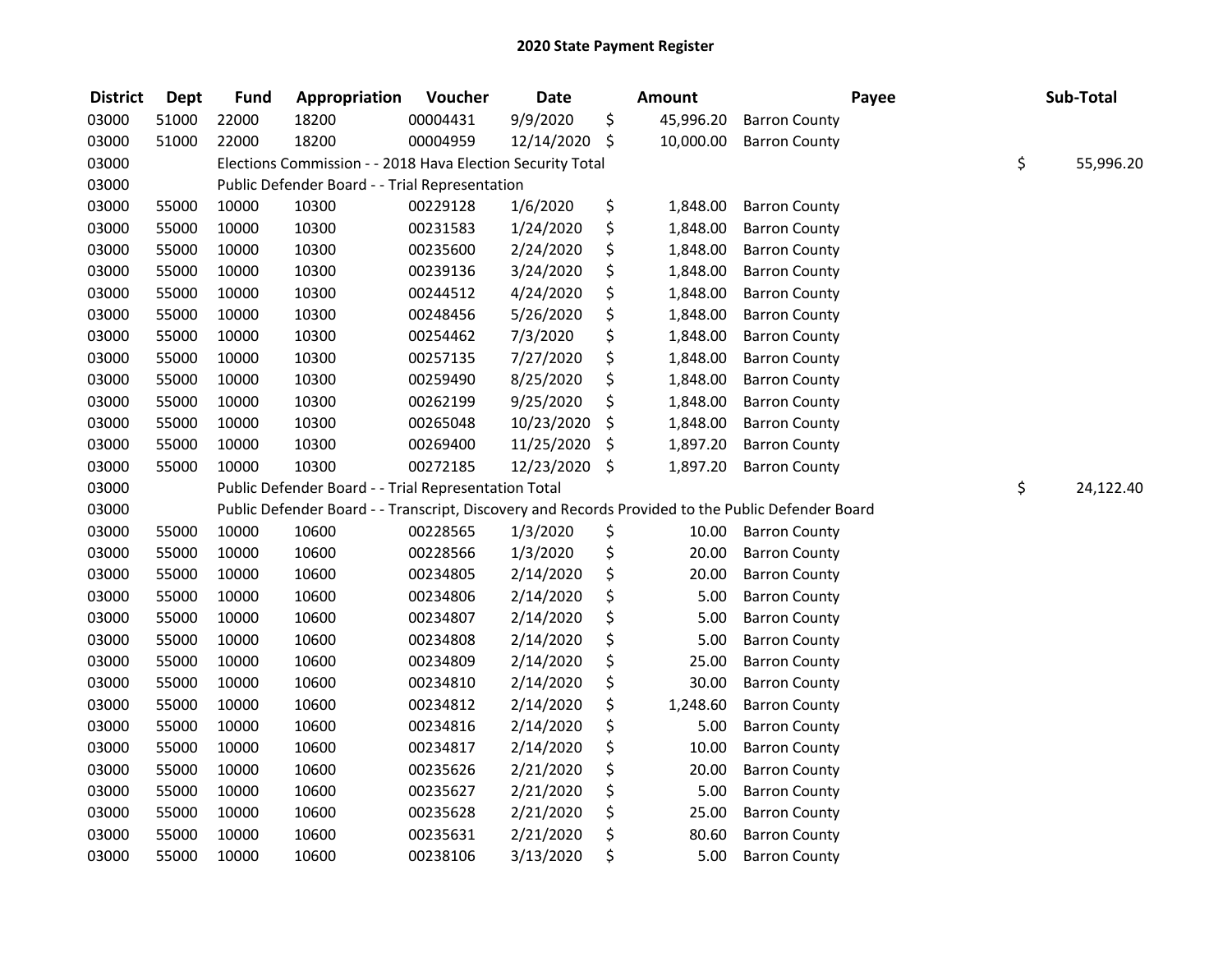# 2020 State Payment Register

| District | Dept | Fund | Appropriation | Voucher | Date | Amount | Payee | Sub-Total |
|---|---|---|---|---|---|---|---|---|
| 03000 | 51000 | 22000 | 18200 | 00004431 | 9/9/2020 | $ 45,996.20 | Barron County | |
| 03000 | 51000 | 22000 | 18200 | 00004959 | 12/14/2020 | $ 10,000.00 | Barron County | |
| 03000 | | Elections Commission - - 2018 Hava Election Security Total | | | | | | $ 55,996.20 |
| 03000 | | Public Defender Board - - Trial Representation | | | | | | |
| 03000 | 55000 | 10000 | 10300 | 00229128 | 1/6/2020 | $ 1,848.00 | Barron County | |
| 03000 | 55000 | 10000 | 10300 | 00231583 | 1/24/2020 | $ 1,848.00 | Barron County | |
| 03000 | 55000 | 10000 | 10300 | 00235600 | 2/24/2020 | $ 1,848.00 | Barron County | |
| 03000 | 55000 | 10000 | 10300 | 00239136 | 3/24/2020 | $ 1,848.00 | Barron County | |
| 03000 | 55000 | 10000 | 10300 | 00244512 | 4/24/2020 | $ 1,848.00 | Barron County | |
| 03000 | 55000 | 10000 | 10300 | 00248456 | 5/26/2020 | $ 1,848.00 | Barron County | |
| 03000 | 55000 | 10000 | 10300 | 00254462 | 7/3/2020 | $ 1,848.00 | Barron County | |
| 03000 | 55000 | 10000 | 10300 | 00257135 | 7/27/2020 | $ 1,848.00 | Barron County | |
| 03000 | 55000 | 10000 | 10300 | 00259490 | 8/25/2020 | $ 1,848.00 | Barron County | |
| 03000 | 55000 | 10000 | 10300 | 00262199 | 9/25/2020 | $ 1,848.00 | Barron County | |
| 03000 | 55000 | 10000 | 10300 | 00265048 | 10/23/2020 | $ 1,848.00 | Barron County | |
| 03000 | 55000 | 10000 | 10300 | 00269400 | 11/25/2020 | $ 1,897.20 | Barron County | |
| 03000 | 55000 | 10000 | 10300 | 00272185 | 12/23/2020 | $ 1,897.20 | Barron County | |
| 03000 | | Public Defender Board - - Trial Representation Total | | | | | | $ 24,122.40 |
| 03000 | | Public Defender Board - - Transcript, Discovery and Records Provided to the Public Defender Board | | | | | | |
| 03000 | 55000 | 10000 | 10600 | 00228565 | 1/3/2020 | $ 10.00 | Barron County | |
| 03000 | 55000 | 10000 | 10600 | 00228566 | 1/3/2020 | $ 20.00 | Barron County | |
| 03000 | 55000 | 10000 | 10600 | 00234805 | 2/14/2020 | $ 20.00 | Barron County | |
| 03000 | 55000 | 10000 | 10600 | 00234806 | 2/14/2020 | $ 5.00 | Barron County | |
| 03000 | 55000 | 10000 | 10600 | 00234807 | 2/14/2020 | $ 5.00 | Barron County | |
| 03000 | 55000 | 10000 | 10600 | 00234808 | 2/14/2020 | $ 5.00 | Barron County | |
| 03000 | 55000 | 10000 | 10600 | 00234809 | 2/14/2020 | $ 25.00 | Barron County | |
| 03000 | 55000 | 10000 | 10600 | 00234810 | 2/14/2020 | $ 30.00 | Barron County | |
| 03000 | 55000 | 10000 | 10600 | 00234812 | 2/14/2020 | $ 1,248.60 | Barron County | |
| 03000 | 55000 | 10000 | 10600 | 00234816 | 2/14/2020 | $ 5.00 | Barron County | |
| 03000 | 55000 | 10000 | 10600 | 00234817 | 2/14/2020 | $ 10.00 | Barron County | |
| 03000 | 55000 | 10000 | 10600 | 00235626 | 2/21/2020 | $ 20.00 | Barron County | |
| 03000 | 55000 | 10000 | 10600 | 00235627 | 2/21/2020 | $ 5.00 | Barron County | |
| 03000 | 55000 | 10000 | 10600 | 00235628 | 2/21/2020 | $ 25.00 | Barron County | |
| 03000 | 55000 | 10000 | 10600 | 00235631 | 2/21/2020 | $ 80.60 | Barron County | |
| 03000 | 55000 | 10000 | 10600 | 00238106 | 3/13/2020 | $ 5.00 | Barron County | |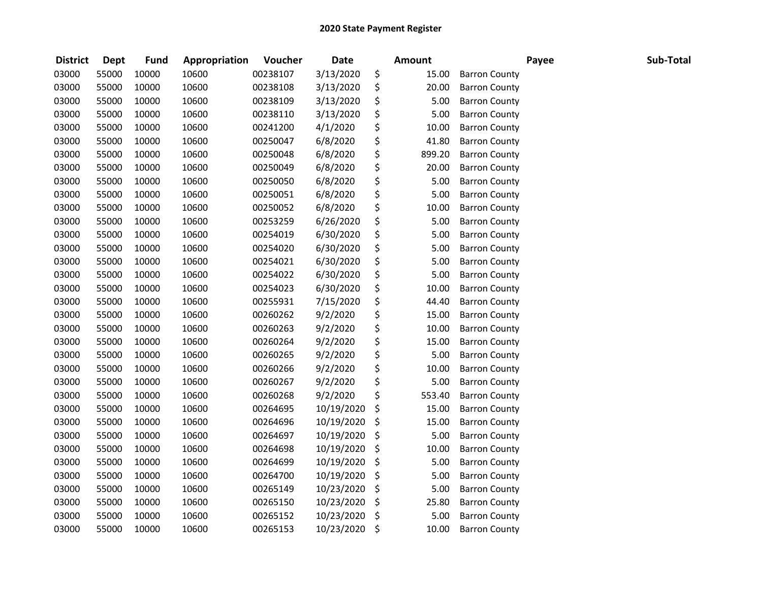**2020 State Payment Register**

| District | Dept | Fund | Appropriation | Voucher | Date | Amount | Payee | Sub-Total |
|---|---|---|---|---|---|---|---|---|
| 03000 | 55000 | 10000 | 10600 | 00238107 | 3/13/2020 | $ 15.00 | Barron County | |
| 03000 | 55000 | 10000 | 10600 | 00238108 | 3/13/2020 | $ 20.00 | Barron County | |
| 03000 | 55000 | 10000 | 10600 | 00238109 | 3/13/2020 | $ 5.00 | Barron County | |
| 03000 | 55000 | 10000 | 10600 | 00238110 | 3/13/2020 | $ 5.00 | Barron County | |
| 03000 | 55000 | 10000 | 10600 | 00241200 | 4/1/2020 | $ 10.00 | Barron County | |
| 03000 | 55000 | 10000 | 10600 | 00250047 | 6/8/2020 | $ 41.80 | Barron County | |
| 03000 | 55000 | 10000 | 10600 | 00250048 | 6/8/2020 | $ 899.20 | Barron County | |
| 03000 | 55000 | 10000 | 10600 | 00250049 | 6/8/2020 | $ 20.00 | Barron County | |
| 03000 | 55000 | 10000 | 10600 | 00250050 | 6/8/2020 | $ 5.00 | Barron County | |
| 03000 | 55000 | 10000 | 10600 | 00250051 | 6/8/2020 | $ 5.00 | Barron County | |
| 03000 | 55000 | 10000 | 10600 | 00250052 | 6/8/2020 | $ 10.00 | Barron County | |
| 03000 | 55000 | 10000 | 10600 | 00253259 | 6/26/2020 | $ 5.00 | Barron County | |
| 03000 | 55000 | 10000 | 10600 | 00254019 | 6/30/2020 | $ 5.00 | Barron County | |
| 03000 | 55000 | 10000 | 10600 | 00254020 | 6/30/2020 | $ 5.00 | Barron County | |
| 03000 | 55000 | 10000 | 10600 | 00254021 | 6/30/2020 | $ 5.00 | Barron County | |
| 03000 | 55000 | 10000 | 10600 | 00254022 | 6/30/2020 | $ 5.00 | Barron County | |
| 03000 | 55000 | 10000 | 10600 | 00254023 | 6/30/2020 | $ 10.00 | Barron County | |
| 03000 | 55000 | 10000 | 10600 | 00255931 | 7/15/2020 | $ 44.40 | Barron County | |
| 03000 | 55000 | 10000 | 10600 | 00260262 | 9/2/2020 | $ 15.00 | Barron County | |
| 03000 | 55000 | 10000 | 10600 | 00260263 | 9/2/2020 | $ 10.00 | Barron County | |
| 03000 | 55000 | 10000 | 10600 | 00260264 | 9/2/2020 | $ 15.00 | Barron County | |
| 03000 | 55000 | 10000 | 10600 | 00260265 | 9/2/2020 | $ 5.00 | Barron County | |
| 03000 | 55000 | 10000 | 10600 | 00260266 | 9/2/2020 | $ 10.00 | Barron County | |
| 03000 | 55000 | 10000 | 10600 | 00260267 | 9/2/2020 | $ 5.00 | Barron County | |
| 03000 | 55000 | 10000 | 10600 | 00260268 | 9/2/2020 | $ 553.40 | Barron County | |
| 03000 | 55000 | 10000 | 10600 | 00264695 | 10/19/2020 | $ 15.00 | Barron County | |
| 03000 | 55000 | 10000 | 10600 | 00264696 | 10/19/2020 | $ 15.00 | Barron County | |
| 03000 | 55000 | 10000 | 10600 | 00264697 | 10/19/2020 | $ 5.00 | Barron County | |
| 03000 | 55000 | 10000 | 10600 | 00264698 | 10/19/2020 | $ 10.00 | Barron County | |
| 03000 | 55000 | 10000 | 10600 | 00264699 | 10/19/2020 | $ 5.00 | Barron County | |
| 03000 | 55000 | 10000 | 10600 | 00264700 | 10/19/2020 | $ 5.00 | Barron County | |
| 03000 | 55000 | 10000 | 10600 | 00265149 | 10/23/2020 | $ 5.00 | Barron County | |
| 03000 | 55000 | 10000 | 10600 | 00265150 | 10/23/2020 | $ 25.80 | Barron County | |
| 03000 | 55000 | 10000 | 10600 | 00265152 | 10/23/2020 | $ 5.00 | Barron County | |
| 03000 | 55000 | 10000 | 10600 | 00265153 | 10/23/2020 | $ 10.00 | Barron County | |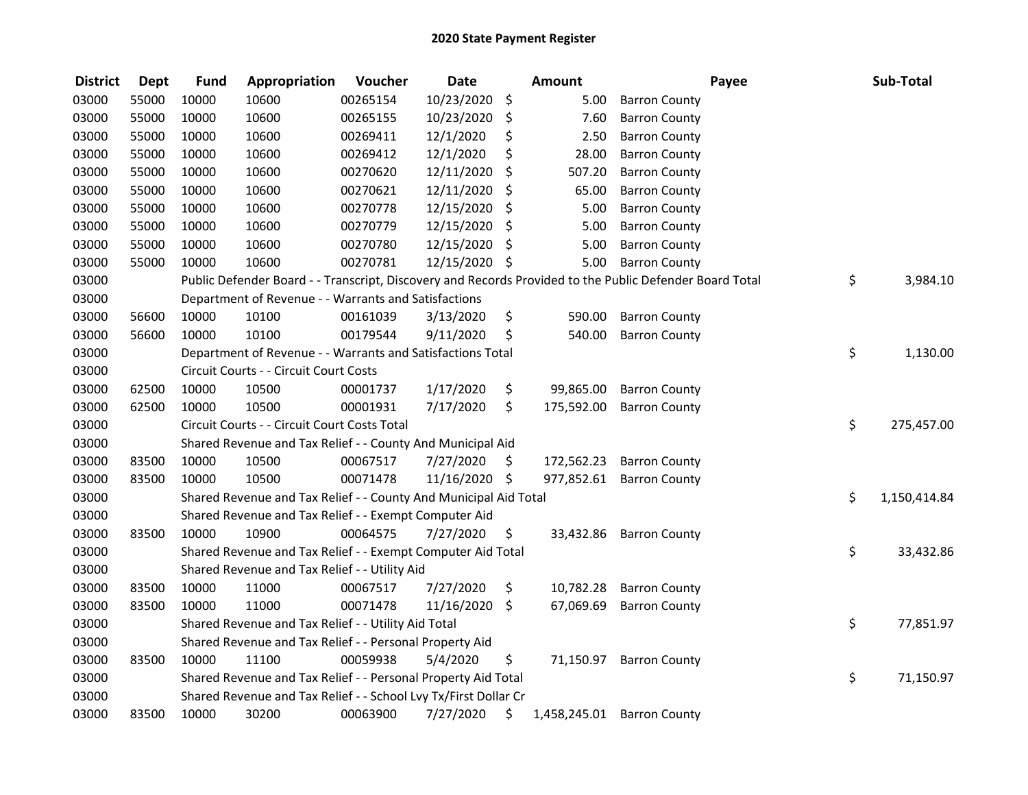# 2020 State Payment Register

| District | Dept | Fund | Appropriation | Voucher | Date | Amount | Payee | Sub-Total |
|---|---|---|---|---|---|---|---|---|
| 03000 | 55000 | 10000 | 10600 | 00265154 | 10/23/2020 | $ 5.00 | Barron County | |
| 03000 | 55000 | 10000 | 10600 | 00265155 | 10/23/2020 | $ 7.60 | Barron County | |
| 03000 | 55000 | 10000 | 10600 | 00269411 | 12/1/2020 | $ 2.50 | Barron County | |
| 03000 | 55000 | 10000 | 10600 | 00269412 | 12/1/2020 | $ 28.00 | Barron County | |
| 03000 | 55000 | 10000 | 10600 | 00270620 | 12/11/2020 | $ 507.20 | Barron County | |
| 03000 | 55000 | 10000 | 10600 | 00270621 | 12/11/2020 | $ 65.00 | Barron County | |
| 03000 | 55000 | 10000 | 10600 | 00270778 | 12/15/2020 | $ 5.00 | Barron County | |
| 03000 | 55000 | 10000 | 10600 | 00270779 | 12/15/2020 | $ 5.00 | Barron County | |
| 03000 | 55000 | 10000 | 10600 | 00270780 | 12/15/2020 | $ 5.00 | Barron County | |
| 03000 | 55000 | 10000 | 10600 | 00270781 | 12/15/2020 | $ 5.00 | Barron County | |
| 03000 | | Public Defender Board - - Transcript, Discovery and Records Provided to the Public Defender Board Total | | | | | | $ 3,984.10 |
| 03000 | | Department of Revenue - - Warrants and Satisfactions | | | | | | |
| 03000 | 56600 | 10000 | 10100 | 00161039 | 3/13/2020 | $ 590.00 | Barron County | |
| 03000 | 56600 | 10000 | 10100 | 00179544 | 9/11/2020 | $ 540.00 | Barron County | |
| 03000 | | Department of Revenue - - Warrants and Satisfactions Total | | | | | | $ 1,130.00 |
| 03000 | | Circuit Courts - - Circuit Court Costs | | | | | | |
| 03000 | 62500 | 10000 | 10500 | 00001737 | 1/17/2020 | $ 99,865.00 | Barron County | |
| 03000 | 62500 | 10000 | 10500 | 00001931 | 7/17/2020 | $ 175,592.00 | Barron County | |
| 03000 | | Circuit Courts - - Circuit Court Costs Total | | | | | | $ 275,457.00 |
| 03000 | | Shared Revenue and Tax Relief - - County And Municipal Aid | | | | | | |
| 03000 | 83500 | 10000 | 10500 | 00067517 | 7/27/2020 | $ 172,562.23 | Barron County | |
| 03000 | 83500 | 10000 | 10500 | 00071478 | 11/16/2020 | $ 977,852.61 | Barron County | |
| 03000 | | Shared Revenue and Tax Relief - - County And Municipal Aid Total | | | | | | $ 1,150,414.84 |
| 03000 | | Shared Revenue and Tax Relief - - Exempt Computer Aid | | | | | | |
| 03000 | 83500 | 10000 | 10900 | 00064575 | 7/27/2020 | $ 33,432.86 | Barron County | |
| 03000 | | Shared Revenue and Tax Relief - - Exempt Computer Aid Total | | | | | | $ 33,432.86 |
| 03000 | | Shared Revenue and Tax Relief - - Utility Aid | | | | | | |
| 03000 | 83500 | 10000 | 11000 | 00067517 | 7/27/2020 | $ 10,782.28 | Barron County | |
| 03000 | 83500 | 10000 | 11000 | 00071478 | 11/16/2020 | $ 67,069.69 | Barron County | |
| 03000 | | Shared Revenue and Tax Relief - - Utility Aid Total | | | | | | $ 77,851.97 |
| 03000 | | Shared Revenue and Tax Relief - - Personal Property Aid | | | | | | |
| 03000 | 83500 | 10000 | 11100 | 00059938 | 5/4/2020 | $ 71,150.97 | Barron County | |
| 03000 | | Shared Revenue and Tax Relief - - Personal Property Aid Total | | | | | | $ 71,150.97 |
| 03000 | | Shared Revenue and Tax Relief - - School Lvy Tx/First Dollar Cr | | | | | | |
| 03000 | 83500 | 10000 | 30200 | 00063900 | 7/27/2020 | $ 1,458,245.01 | Barron County | |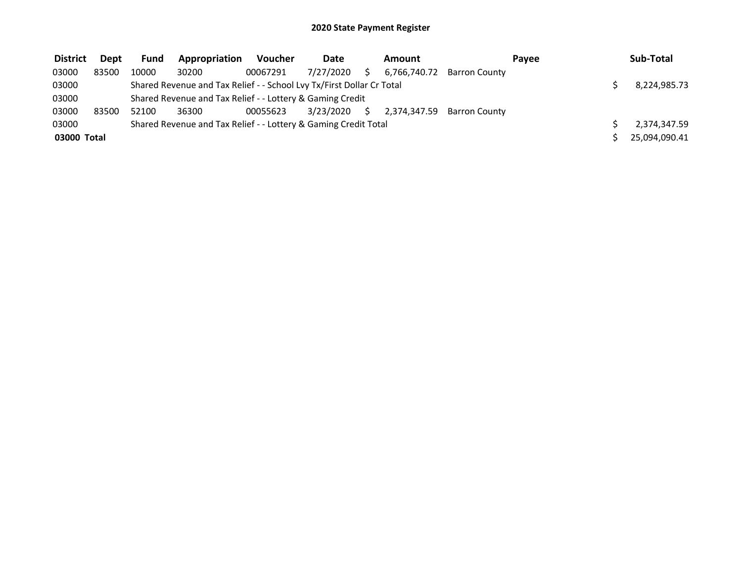# 2020 State Payment Register

| District | Dept | Fund | Appropriation | Voucher | Date | Amount | Payee | Sub-Total |
|---|---|---|---|---|---|---|---|---|
| 03000 | 83500 | 10000 | 30200 | 00067291 | 7/27/2020 | $ 6,766,740.72 | Barron County | |
| 03000 | | Shared Revenue and Tax Relief - - School Lvy Tx/First Dollar Cr Total | | | | | | $ 8,224,985.73 |
| 03000 | | Shared Revenue and Tax Relief - - Lottery & Gaming Credit | | | | | | |
| 03000 | 83500 | 52100 | 36300 | 00055623 | 3/23/2020 | $ 2,374,347.59 | Barron County | |
| 03000 | | Shared Revenue and Tax Relief - - Lottery & Gaming Credit Total | | | | | | $ 2,374,347.59 |
| **03000 Total** | | | | | | | | $ 25,094,090.41 |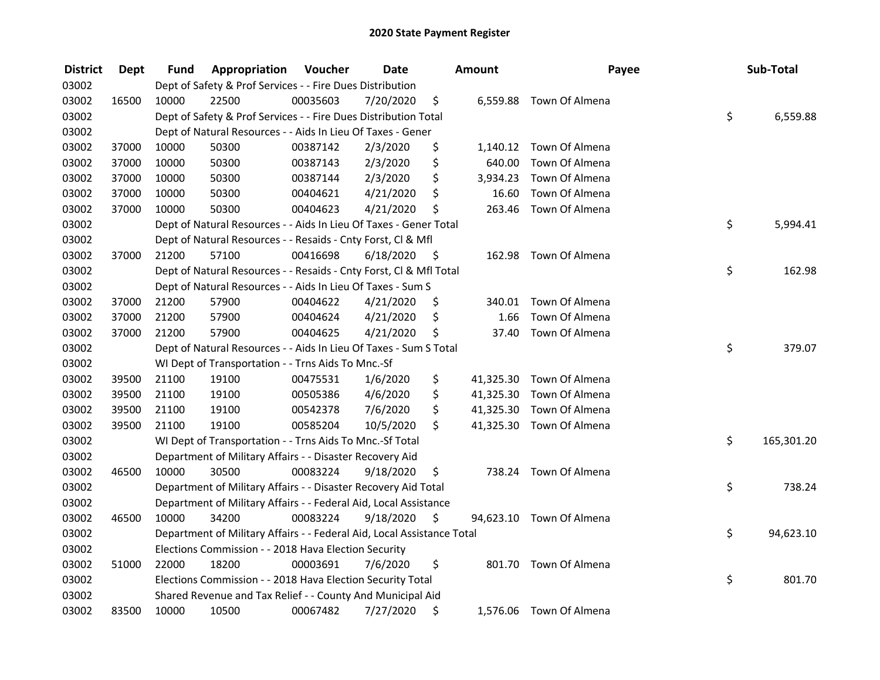## 2020 State Payment Register

| District | Dept | Fund | Appropriation | Voucher | Date | Amount | Payee | Sub-Total |
|---|---|---|---|---|---|---|---|---|
| 03002 | | Dept of Safety & Prof Services - - Fire Dues Distribution | | | | | | |
| 03002 | 16500 | 10000 | 22500 | 00035603 | 7/20/2020 | $ 6,559.88 | Town Of Almena | |
| 03002 | | Dept of Safety & Prof Services - - Fire Dues Distribution Total | | | | | | $ 6,559.88 |
| 03002 | | Dept of Natural Resources - - Aids In Lieu Of Taxes - Gener | | | | | | |
| 03002 | 37000 | 10000 | 50300 | 00387142 | 2/3/2020 | $ 1,140.12 | Town Of Almena | |
| 03002 | 37000 | 10000 | 50300 | 00387143 | 2/3/2020 | $ 640.00 | Town Of Almena | |
| 03002 | 37000 | 10000 | 50300 | 00387144 | 2/3/2020 | $ 3,934.23 | Town Of Almena | |
| 03002 | 37000 | 10000 | 50300 | 00404621 | 4/21/2020 | $ 16.60 | Town Of Almena | |
| 03002 | 37000 | 10000 | 50300 | 00404623 | 4/21/2020 | $ 263.46 | Town Of Almena | |
| 03002 | | Dept of Natural Resources - - Aids In Lieu Of Taxes - Gener Total | | | | | | $ 5,994.41 |
| 03002 | | Dept of Natural Resources - - Resaids - Cnty Forst, Cl & Mfl | | | | | | |
| 03002 | 37000 | 21200 | 57100 | 00416698 | 6/18/2020 | $ 162.98 | Town Of Almena | |
| 03002 | | Dept of Natural Resources - - Resaids - Cnty Forst, Cl & Mfl Total | | | | | | $ 162.98 |
| 03002 | | Dept of Natural Resources - - Aids In Lieu Of Taxes - Sum S | | | | | | |
| 03002 | 37000 | 21200 | 57900 | 00404622 | 4/21/2020 | $ 340.01 | Town Of Almena | |
| 03002 | 37000 | 21200 | 57900 | 00404624 | 4/21/2020 | $ 1.66 | Town Of Almena | |
| 03002 | 37000 | 21200 | 57900 | 00404625 | 4/21/2020 | $ 37.40 | Town Of Almena | |
| 03002 | | Dept of Natural Resources - - Aids In Lieu Of Taxes - Sum S Total | | | | | | $ 379.07 |
| 03002 | | WI Dept of Transportation - - Trns Aids To Mnc.-Sf | | | | | | |
| 03002 | 39500 | 21100 | 19100 | 00475531 | 1/6/2020 | $ 41,325.30 | Town Of Almena | |
| 03002 | 39500 | 21100 | 19100 | 00505386 | 4/6/2020 | $ 41,325.30 | Town Of Almena | |
| 03002 | 39500 | 21100 | 19100 | 00542378 | 7/6/2020 | $ 41,325.30 | Town Of Almena | |
| 03002 | 39500 | 21100 | 19100 | 00585204 | 10/5/2020 | $ 41,325.30 | Town Of Almena | |
| 03002 | | WI Dept of Transportation - - Trns Aids To Mnc.-Sf Total | | | | | | $ 165,301.20 |
| 03002 | | Department of Military Affairs - - Disaster Recovery Aid | | | | | | |
| 03002 | 46500 | 10000 | 30500 | 00083224 | 9/18/2020 | $ 738.24 | Town Of Almena | |
| 03002 | | Department of Military Affairs - - Disaster Recovery Aid Total | | | | | | $ 738.24 |
| 03002 | | Department of Military Affairs - - Federal Aid, Local Assistance | | | | | | |
| 03002 | 46500 | 10000 | 34200 | 00083224 | 9/18/2020 | $ 94,623.10 | Town Of Almena | |
| 03002 | | Department of Military Affairs - - Federal Aid, Local Assistance Total | | | | | | $ 94,623.10 |
| 03002 | | Elections Commission - - 2018 Hava Election Security | | | | | | |
| 03002 | 51000 | 22000 | 18200 | 00003691 | 7/6/2020 | $ 801.70 | Town Of Almena | |
| 03002 | | Elections Commission - - 2018 Hava Election Security Total | | | | | | $ 801.70 |
| 03002 | | Shared Revenue and Tax Relief - - County And Municipal Aid | | | | | | |
| 03002 | 83500 | 10000 | 10500 | 00067482 | 7/27/2020 | $ 1,576.06 | Town Of Almena | |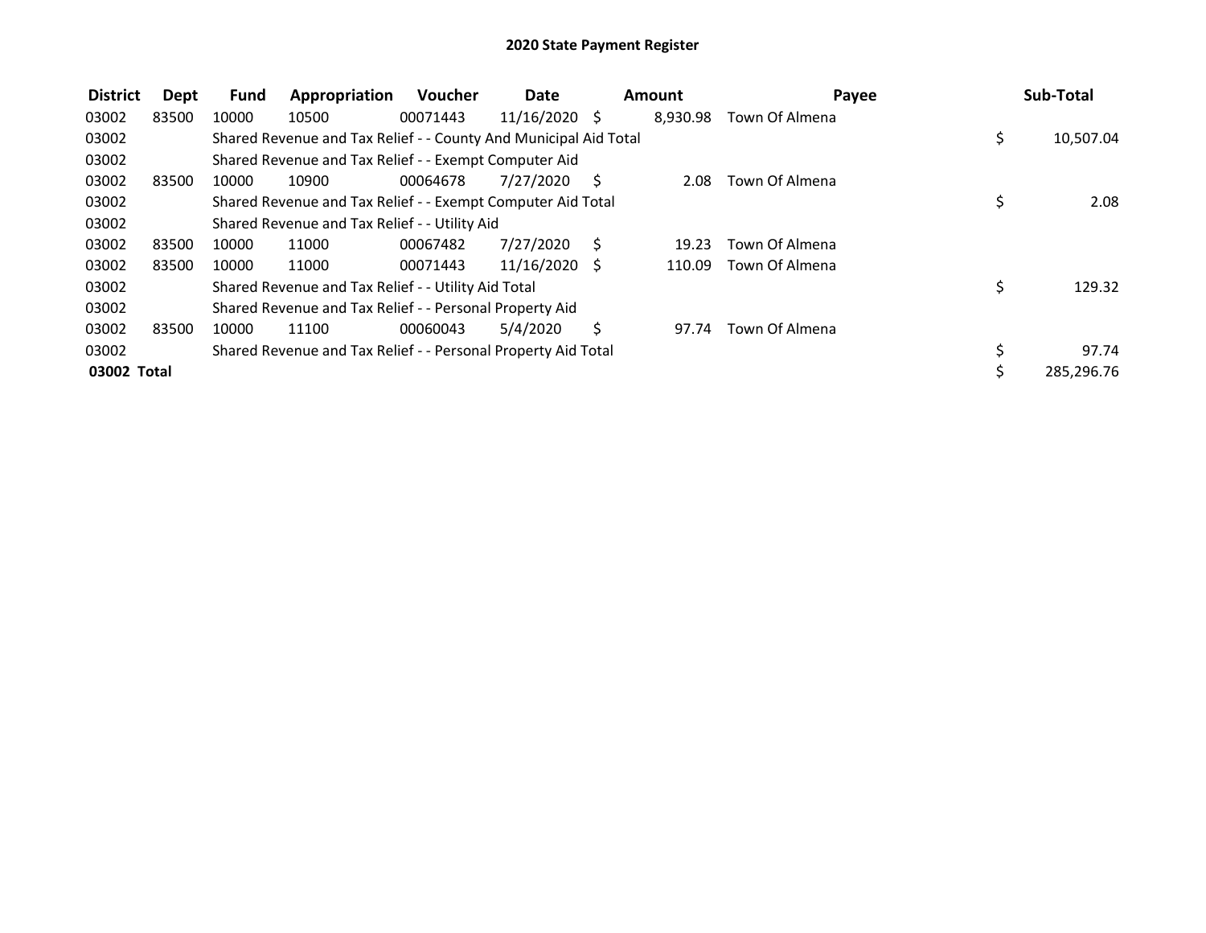# 2020 State Payment Register

| District | Dept | Fund | Appropriation | Voucher | Date | Amount | Payee | Sub-Total |
|---|---|---|---|---|---|---|---|---|
| 03002 | 83500 | 10000 | 10500 | 00071443 | 11/16/2020 | $ 8,930.98 | Town Of Almena | |
| 03002 | | Shared Revenue and Tax Relief - - County And Municipal Aid Total | | | | | | $ 10,507.04 |
| 03002 | | Shared Revenue and Tax Relief - - Exempt Computer Aid | | | | | | |
| 03002 | 83500 | 10000 | 10900 | 00064678 | 7/27/2020 | $ 2.08 | Town Of Almena | |
| 03002 | | Shared Revenue and Tax Relief - - Exempt Computer Aid Total | | | | | | $ 2.08 |
| 03002 | | Shared Revenue and Tax Relief - - Utility Aid | | | | | | |
| 03002 | 83500 | 10000 | 11000 | 00067482 | 7/27/2020 | $ 19.23 | Town Of Almena | |
| 03002 | 83500 | 10000 | 11000 | 00071443 | 11/16/2020 | $ 110.09 | Town Of Almena | |
| 03002 | | Shared Revenue and Tax Relief - - Utility Aid Total | | | | | | $ 129.32 |
| 03002 | | Shared Revenue and Tax Relief - - Personal Property Aid | | | | | | |
| 03002 | 83500 | 10000 | 11100 | 00060043 | 5/4/2020 | $ 97.74 | Town Of Almena | |
| 03002 | | Shared Revenue and Tax Relief - - Personal Property Aid Total | | | | | | $ 97.74 |
| **03002 Total** | | | | | | | | $ 285,296.76 |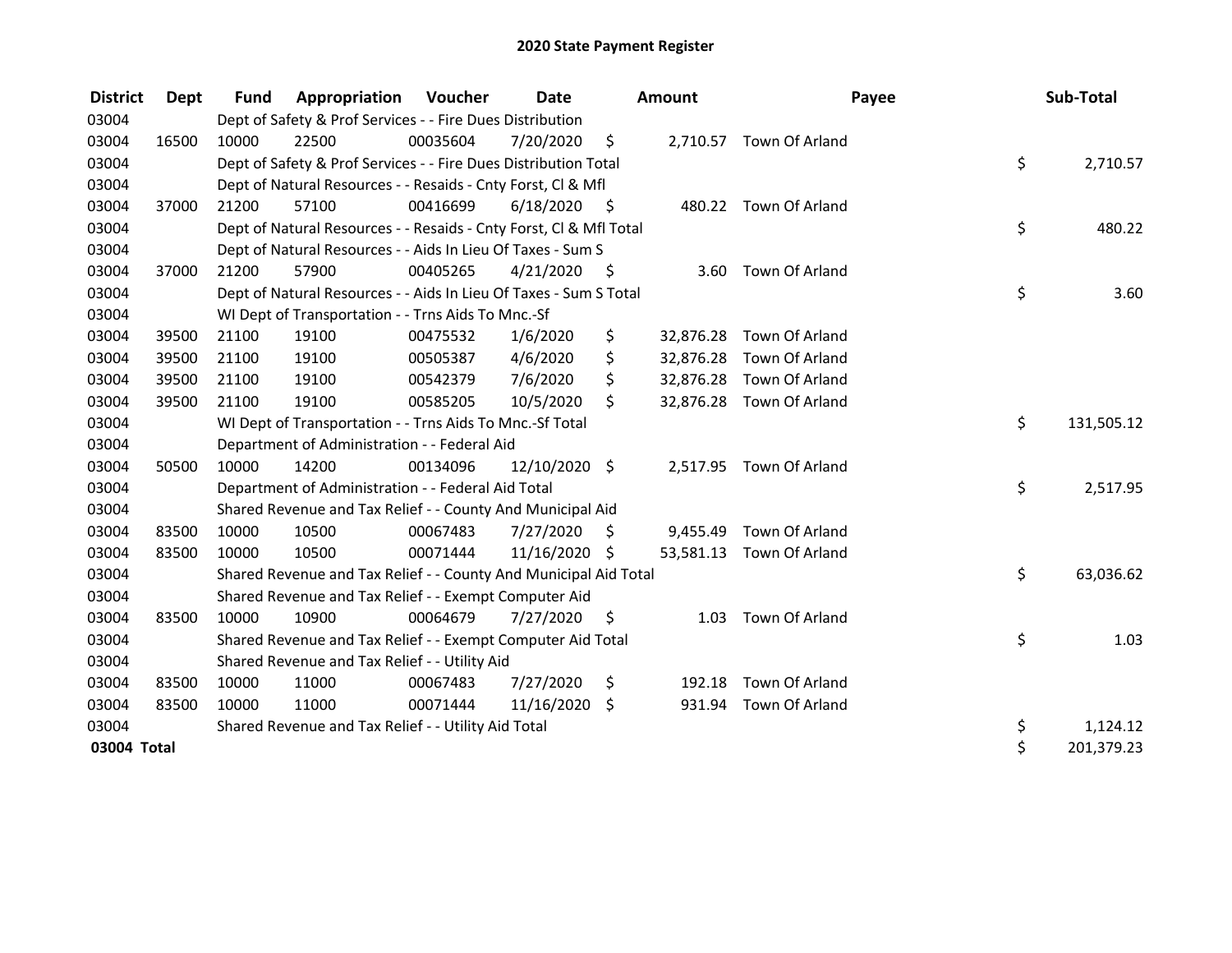# 2020 State Payment Register

| District | Dept | Fund | Appropriation | Voucher | Date | Amount | Payee | Sub-Total |
|---|---|---|---|---|---|---|---|---|
| 03004 | | Dept of Safety & Prof Services - - Fire Dues Distribution | | | | | | |
| 03004 | 16500 | 10000 | 22500 | 00035604 | 7/20/2020 | $ 2,710.57 | Town Of Arland | |
| 03004 | | Dept of Safety & Prof Services - - Fire Dues Distribution Total | | | | | | $ 2,710.57 |
| 03004 | | Dept of Natural Resources - - Resaids - Cnty Forst, Cl & Mfl | | | | | | |
| 03004 | 37000 | 21200 | 57100 | 00416699 | 6/18/2020 | $ 480.22 | Town Of Arland | |
| 03004 | | Dept of Natural Resources - - Resaids - Cnty Forst, Cl & Mfl Total | | | | | | $ 480.22 |
| 03004 | | Dept of Natural Resources - - Aids In Lieu Of Taxes - Sum S | | | | | | |
| 03004 | 37000 | 21200 | 57900 | 00405265 | 4/21/2020 | $ 3.60 | Town Of Arland | |
| 03004 | | Dept of Natural Resources - - Aids In Lieu Of Taxes - Sum S Total | | | | | | $ 3.60 |
| 03004 | | WI Dept of Transportation - - Trns Aids To Mnc.-Sf | | | | | | |
| 03004 | 39500 | 21100 | 19100 | 00475532 | 1/6/2020 | $ 32,876.28 | Town Of Arland | |
| 03004 | 39500 | 21100 | 19100 | 00505387 | 4/6/2020 | $ 32,876.28 | Town Of Arland | |
| 03004 | 39500 | 21100 | 19100 | 00542379 | 7/6/2020 | $ 32,876.28 | Town Of Arland | |
| 03004 | 39500 | 21100 | 19100 | 00585205 | 10/5/2020 | $ 32,876.28 | Town Of Arland | |
| 03004 | | WI Dept of Transportation - - Trns Aids To Mnc.-Sf Total | | | | | | $ 131,505.12 |
| 03004 | | Department of Administration - - Federal Aid | | | | | | |
| 03004 | 50500 | 10000 | 14200 | 00134096 | 12/10/2020 | $ 2,517.95 | Town Of Arland | |
| 03004 | | Department of Administration - - Federal Aid Total | | | | | | $ 2,517.95 |
| 03004 | | Shared Revenue and Tax Relief - - County And Municipal Aid | | | | | | |
| 03004 | 83500 | 10000 | 10500 | 00067483 | 7/27/2020 | $ 9,455.49 | Town Of Arland | |
| 03004 | 83500 | 10000 | 10500 | 00071444 | 11/16/2020 | $ 53,581.13 | Town Of Arland | |
| 03004 | | Shared Revenue and Tax Relief - - County And Municipal Aid Total | | | | | | $ 63,036.62 |
| 03004 | | Shared Revenue and Tax Relief - - Exempt Computer Aid | | | | | | |
| 03004 | 83500 | 10000 | 10900 | 00064679 | 7/27/2020 | $ 1.03 | Town Of Arland | |
| 03004 | | Shared Revenue and Tax Relief - - Exempt Computer Aid Total | | | | | | $ 1.03 |
| 03004 | | Shared Revenue and Tax Relief - - Utility Aid | | | | | | |
| 03004 | 83500 | 10000 | 11000 | 00067483 | 7/27/2020 | $ 192.18 | Town Of Arland | |
| 03004 | 83500 | 10000 | 11000 | 00071444 | 11/16/2020 | $ 931.94 | Town Of Arland | |
| 03004 | | Shared Revenue and Tax Relief - - Utility Aid Total | | | | | | $ 1,124.12 |
| **03004 Total** | | | | | | | | $ 201,379.23 |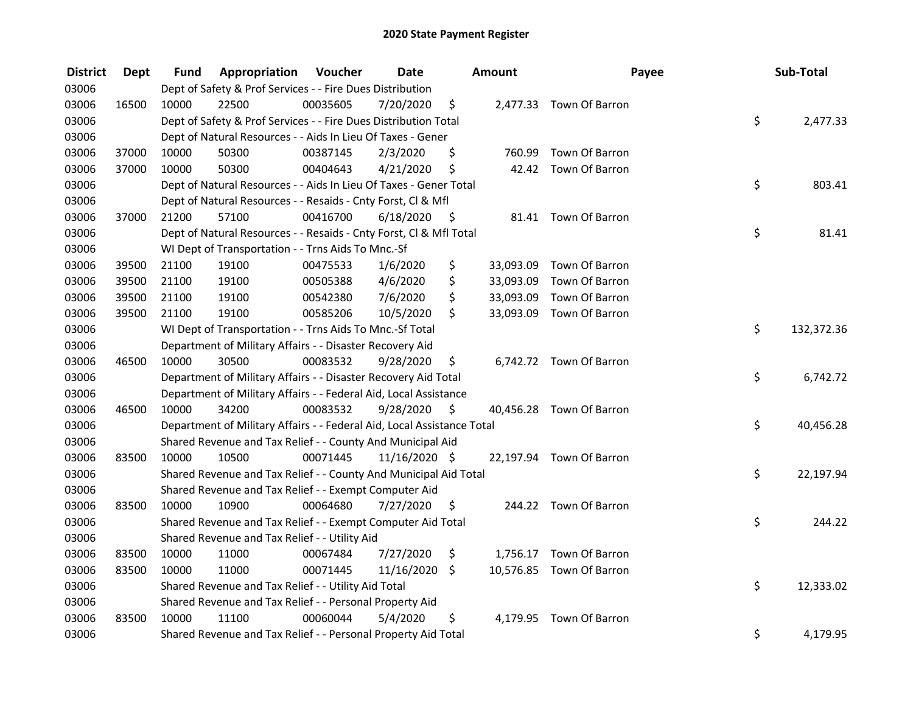# 2020 State Payment Register

| District | Dept | Fund | Appropriation | Voucher | Date | Amount | Payee | Sub-Total |
|---|---|---|---|---|---|---|---|---|
| 03006 | | Dept of Safety & Prof Services - - Fire Dues Distribution | | | | | | |
| 03006 | 16500 | 10000 | 22500 | 00035605 | 7/20/2020 | $ 2,477.33 | Town Of Barron | |
| 03006 | | Dept of Safety & Prof Services - - Fire Dues Distribution Total | | | | | | $ 2,477.33 |
| 03006 | | Dept of Natural Resources - - Aids In Lieu Of Taxes - Gener | | | | | | |
| 03006 | 37000 | 10000 | 50300 | 00387145 | 2/3/2020 | $ 760.99 | Town Of Barron | |
| 03006 | 37000 | 10000 | 50300 | 00404643 | 4/21/2020 | $ 42.42 | Town Of Barron | |
| 03006 | | Dept of Natural Resources - - Aids In Lieu Of Taxes - Gener Total | | | | | | $ 803.41 |
| 03006 | | Dept of Natural Resources - - Resaids - Cnty Forst, Cl & Mfl | | | | | | |
| 03006 | 37000 | 21200 | 57100 | 00416700 | 6/18/2020 | $ 81.41 | Town Of Barron | |
| 03006 | | Dept of Natural Resources - - Resaids - Cnty Forst, Cl & Mfl Total | | | | | | $ 81.41 |
| 03006 | | WI Dept of Transportation - - Trns Aids To Mnc.-Sf | | | | | | |
| 03006 | 39500 | 21100 | 19100 | 00475533 | 1/6/2020 | $ 33,093.09 | Town Of Barron | |
| 03006 | 39500 | 21100 | 19100 | 00505388 | 4/6/2020 | $ 33,093.09 | Town Of Barron | |
| 03006 | 39500 | 21100 | 19100 | 00542380 | 7/6/2020 | $ 33,093.09 | Town Of Barron | |
| 03006 | 39500 | 21100 | 19100 | 00585206 | 10/5/2020 | $ 33,093.09 | Town Of Barron | |
| 03006 | | WI Dept of Transportation - - Trns Aids To Mnc.-Sf Total | | | | | | $ 132,372.36 |
| 03006 | | Department of Military Affairs - - Disaster Recovery Aid | | | | | | |
| 03006 | 46500 | 10000 | 30500 | 00083532 | 9/28/2020 | $ 6,742.72 | Town Of Barron | |
| 03006 | | Department of Military Affairs - - Disaster Recovery Aid Total | | | | | | $ 6,742.72 |
| 03006 | | Department of Military Affairs - - Federal Aid, Local Assistance | | | | | | |
| 03006 | 46500 | 10000 | 34200 | 00083532 | 9/28/2020 | $ 40,456.28 | Town Of Barron | |
| 03006 | | Department of Military Affairs - - Federal Aid, Local Assistance Total | | | | | | $ 40,456.28 |
| 03006 | | Shared Revenue and Tax Relief - - County And Municipal Aid | | | | | | |
| 03006 | 83500 | 10000 | 10500 | 00071445 | 11/16/2020 | $ 22,197.94 | Town Of Barron | |
| 03006 | | Shared Revenue and Tax Relief - - County And Municipal Aid Total | | | | | | $ 22,197.94 |
| 03006 | | Shared Revenue and Tax Relief - - Exempt Computer Aid | | | | | | |
| 03006 | 83500 | 10000 | 10900 | 00064680 | 7/27/2020 | $ 244.22 | Town Of Barron | |
| 03006 | | Shared Revenue and Tax Relief - - Exempt Computer Aid Total | | | | | | $ 244.22 |
| 03006 | | Shared Revenue and Tax Relief - - Utility Aid | | | | | | |
| 03006 | 83500 | 10000 | 11000 | 00067484 | 7/27/2020 | $ 1,756.17 | Town Of Barron | |
| 03006 | 83500 | 10000 | 11000 | 00071445 | 11/16/2020 | $ 10,576.85 | Town Of Barron | |
| 03006 | | Shared Revenue and Tax Relief - - Utility Aid Total | | | | | | $ 12,333.02 |
| 03006 | | Shared Revenue and Tax Relief - - Personal Property Aid | | | | | | |
| 03006 | 83500 | 10000 | 11100 | 00060044 | 5/4/2020 | $ 4,179.95 | Town Of Barron | |
| 03006 | | Shared Revenue and Tax Relief - - Personal Property Aid Total | | | | | | $ 4,179.95 |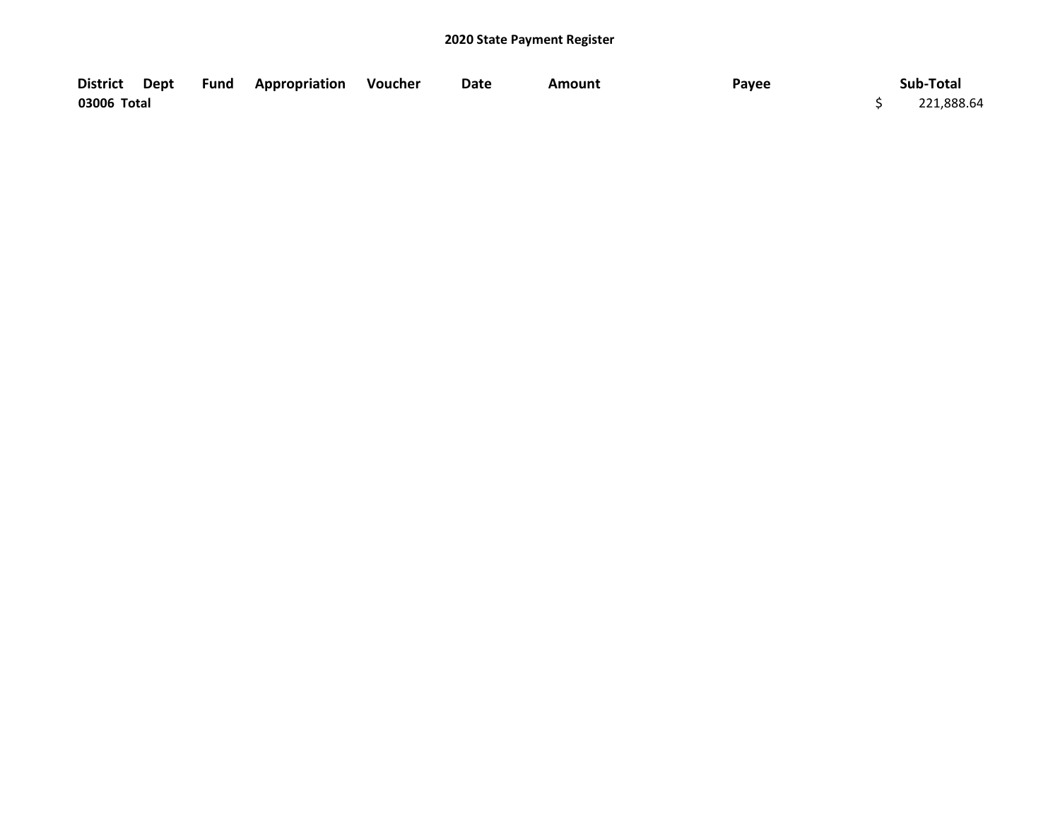## 2020 State Payment Register

| District | Dept | Fund | Appropriation | Voucher | Date | Amount | Payee | Sub-Total |
|---|---|---|---|---|---|---|---|---|
| **03006 Total** | | | | | | | | $ 221,888.64 |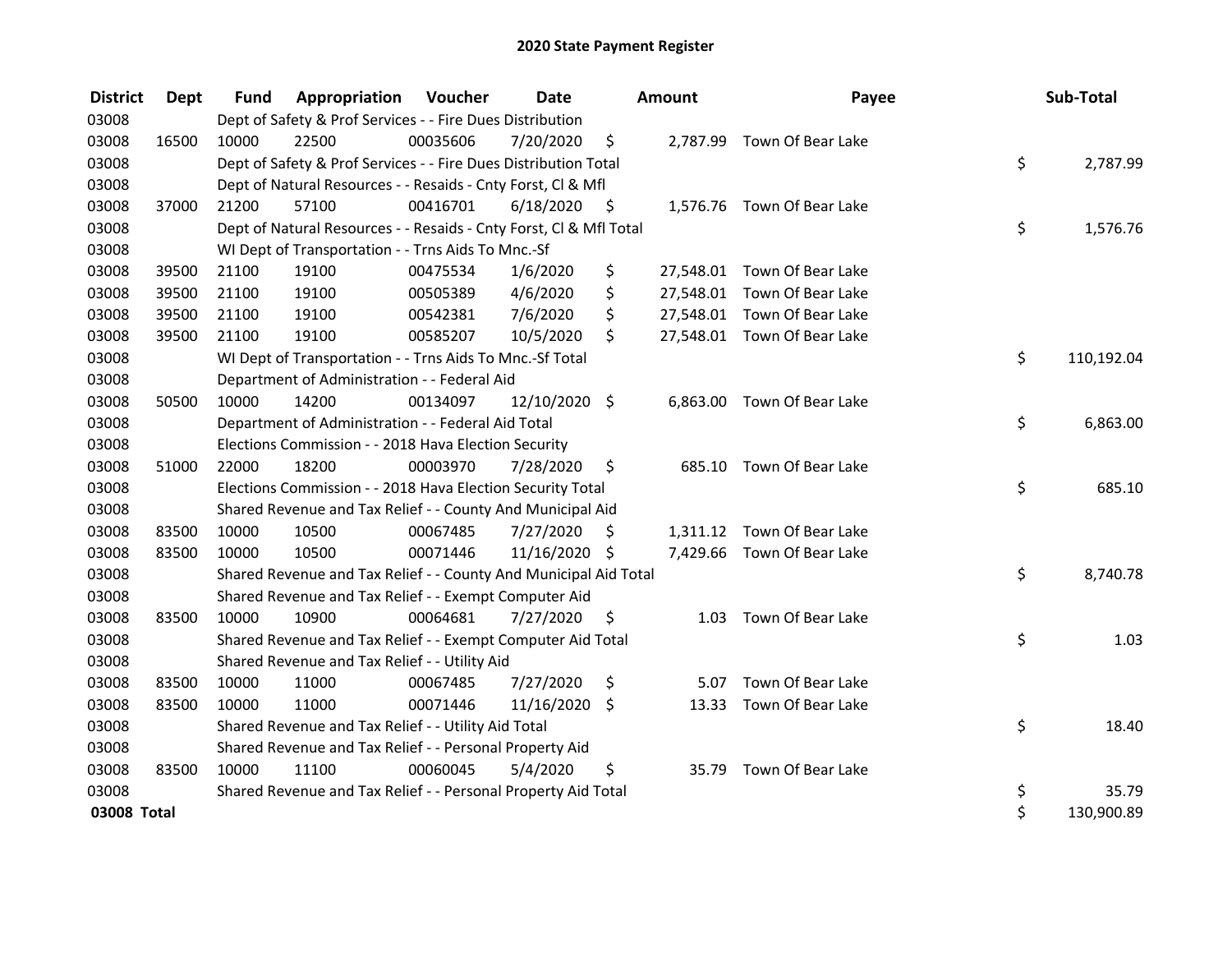# 2020 State Payment Register

| District | Dept | Fund | Appropriation | Voucher | Date | Amount | Payee | Sub-Total |
|---|---|---|---|---|---|---|---|---|
| 03008 | | Dept of Safety & Prof Services - - Fire Dues Distribution | | | | | | |
| 03008 | 16500 | 10000 | 22500 | 00035606 | 7/20/2020 | $ 2,787.99 | Town Of Bear Lake | |
| 03008 | | Dept of Safety & Prof Services - - Fire Dues Distribution Total | | | | | | $ 2,787.99 |
| 03008 | | Dept of Natural Resources - - Resaids - Cnty Forst, Cl & Mfl | | | | | | |
| 03008 | 37000 | 21200 | 57100 | 00416701 | 6/18/2020 | $ 1,576.76 | Town Of Bear Lake | |
| 03008 | | Dept of Natural Resources - - Resaids - Cnty Forst, Cl & Mfl Total | | | | | | $ 1,576.76 |
| 03008 | | WI Dept of Transportation - - Trns Aids To Mnc.-Sf | | | | | | |
| 03008 | 39500 | 21100 | 19100 | 00475534 | 1/6/2020 | $ 27,548.01 | Town Of Bear Lake | |
| 03008 | 39500 | 21100 | 19100 | 00505389 | 4/6/2020 | $ 27,548.01 | Town Of Bear Lake | |
| 03008 | 39500 | 21100 | 19100 | 00542381 | 7/6/2020 | $ 27,548.01 | Town Of Bear Lake | |
| 03008 | 39500 | 21100 | 19100 | 00585207 | 10/5/2020 | $ 27,548.01 | Town Of Bear Lake | |
| 03008 | | WI Dept of Transportation - - Trns Aids To Mnc.-Sf Total | | | | | | $ 110,192.04 |
| 03008 | | Department of Administration - - Federal Aid | | | | | | |
| 03008 | 50500 | 10000 | 14200 | 00134097 | 12/10/2020 | $ 6,863.00 | Town Of Bear Lake | |
| 03008 | | Department of Administration - - Federal Aid Total | | | | | | $ 6,863.00 |
| 03008 | | Elections Commission - - 2018 Hava Election Security | | | | | | |
| 03008 | 51000 | 22000 | 18200 | 00003970 | 7/28/2020 | $ 685.10 | Town Of Bear Lake | |
| 03008 | | Elections Commission - - 2018 Hava Election Security Total | | | | | | $ 685.10 |
| 03008 | | Shared Revenue and Tax Relief - - County And Municipal Aid | | | | | | |
| 03008 | 83500 | 10000 | 10500 | 00067485 | 7/27/2020 | $ 1,311.12 | Town Of Bear Lake | |
| 03008 | 83500 | 10000 | 10500 | 00071446 | 11/16/2020 | $ 7,429.66 | Town Of Bear Lake | |
| 03008 | | Shared Revenue and Tax Relief - - County And Municipal Aid Total | | | | | | $ 8,740.78 |
| 03008 | | Shared Revenue and Tax Relief - - Exempt Computer Aid | | | | | | |
| 03008 | 83500 | 10000 | 10900 | 00064681 | 7/27/2020 | $ 1.03 | Town Of Bear Lake | |
| 03008 | | Shared Revenue and Tax Relief - - Exempt Computer Aid Total | | | | | | $ 1.03 |
| 03008 | | Shared Revenue and Tax Relief - - Utility Aid | | | | | | |
| 03008 | 83500 | 10000 | 11000 | 00067485 | 7/27/2020 | $ 5.07 | Town Of Bear Lake | |
| 03008 | 83500 | 10000 | 11000 | 00071446 | 11/16/2020 | $ 13.33 | Town Of Bear Lake | |
| 03008 | | Shared Revenue and Tax Relief - - Utility Aid Total | | | | | | $ 18.40 |
| 03008 | | Shared Revenue and Tax Relief - - Personal Property Aid | | | | | | |
| 03008 | 83500 | 10000 | 11100 | 00060045 | 5/4/2020 | $ 35.79 | Town Of Bear Lake | |
| 03008 | | Shared Revenue and Tax Relief - - Personal Property Aid Total | | | | | | $ 35.79 |
| **03008 Total** | | | | | | | | $ 130,900.89 |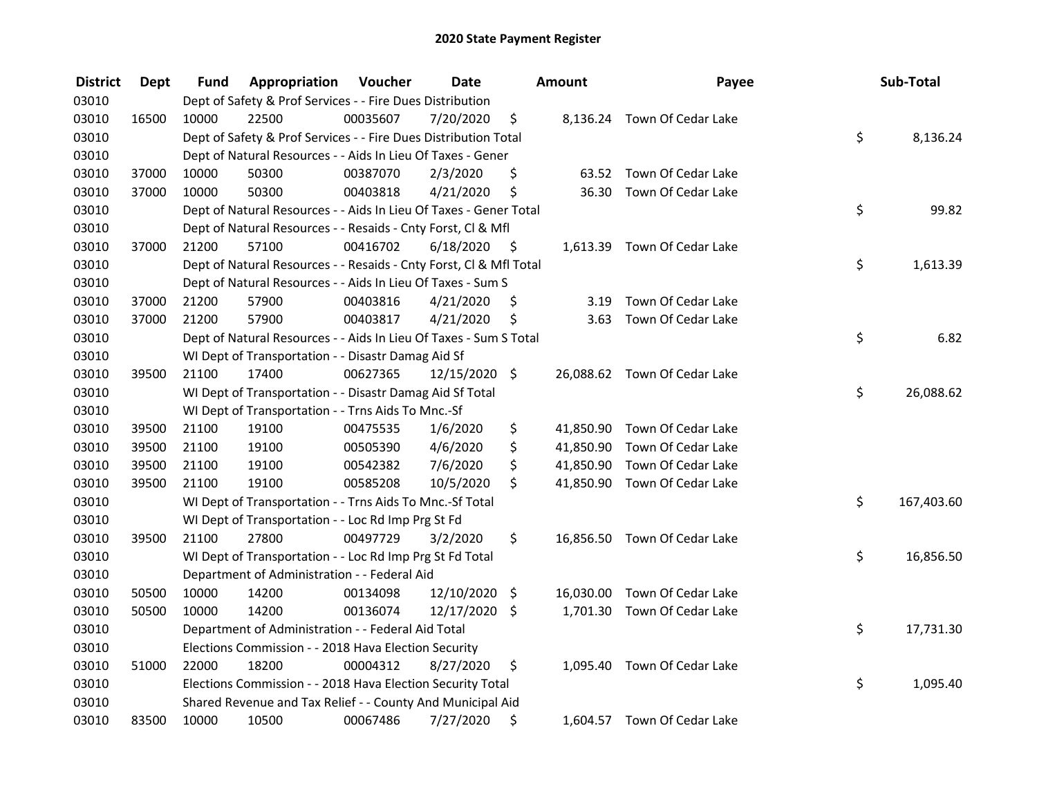# 2020 State Payment Register

| District | Dept | Fund | Appropriation | Voucher | Date | Amount | Payee | Sub-Total |
|---|---|---|---|---|---|---|---|---|
| 03010 | | | Dept of Safety & Prof Services - - Fire Dues Distribution | | | | | |
| 03010 | 16500 | 10000 | 22500 | 00035607 | 7/20/2020 | $ 8,136.24 | Town Of Cedar Lake | |
| 03010 | | | Dept of Safety & Prof Services - - Fire Dues Distribution Total | | | | | $ 8,136.24 |
| 03010 | | | Dept of Natural Resources - - Aids In Lieu Of Taxes - Gener | | | | | |
| 03010 | 37000 | 10000 | 50300 | 00387070 | 2/3/2020 | $ 63.52 | Town Of Cedar Lake | |
| 03010 | 37000 | 10000 | 50300 | 00403818 | 4/21/2020 | $ 36.30 | Town Of Cedar Lake | |
| 03010 | | | Dept of Natural Resources - - Aids In Lieu Of Taxes - Gener Total | | | | | $ 99.82 |
| 03010 | | | Dept of Natural Resources - - Resaids - Cnty Forst, Cl & Mfl | | | | | |
| 03010 | 37000 | 21200 | 57100 | 00416702 | 6/18/2020 | $ 1,613.39 | Town Of Cedar Lake | |
| 03010 | | | Dept of Natural Resources - - Resaids - Cnty Forst, Cl & Mfl Total | | | | | $ 1,613.39 |
| 03010 | | | Dept of Natural Resources - - Aids In Lieu Of Taxes - Sum S | | | | | |
| 03010 | 37000 | 21200 | 57900 | 00403816 | 4/21/2020 | $ 3.19 | Town Of Cedar Lake | |
| 03010 | 37000 | 21200 | 57900 | 00403817 | 4/21/2020 | $ 3.63 | Town Of Cedar Lake | |
| 03010 | | | Dept of Natural Resources - - Aids In Lieu Of Taxes - Sum S Total | | | | | $ 6.82 |
| 03010 | | | WI Dept of Transportation - - Disastr Damag Aid Sf | | | | | |
| 03010 | 39500 | 21100 | 17400 | 00627365 | 12/15/2020 | $ 26,088.62 | Town Of Cedar Lake | |
| 03010 | | | WI Dept of Transportation - - Disastr Damag Aid Sf Total | | | | | $ 26,088.62 |
| 03010 | | | WI Dept of Transportation - - Trns Aids To Mnc.-Sf | | | | | |
| 03010 | 39500 | 21100 | 19100 | 00475535 | 1/6/2020 | $ 41,850.90 | Town Of Cedar Lake | |
| 03010 | 39500 | 21100 | 19100 | 00505390 | 4/6/2020 | $ 41,850.90 | Town Of Cedar Lake | |
| 03010 | 39500 | 21100 | 19100 | 00542382 | 7/6/2020 | $ 41,850.90 | Town Of Cedar Lake | |
| 03010 | 39500 | 21100 | 19100 | 00585208 | 10/5/2020 | $ 41,850.90 | Town Of Cedar Lake | |
| 03010 | | | WI Dept of Transportation - - Trns Aids To Mnc.-Sf Total | | | | | $ 167,403.60 |
| 03010 | | | WI Dept of Transportation - - Loc Rd Imp Prg St Fd | | | | | |
| 03010 | 39500 | 21100 | 27800 | 00497729 | 3/2/2020 | $ 16,856.50 | Town Of Cedar Lake | |
| 03010 | | | WI Dept of Transportation - - Loc Rd Imp Prg St Fd Total | | | | | $ 16,856.50 |
| 03010 | | | Department of Administration - - Federal Aid | | | | | |
| 03010 | 50500 | 10000 | 14200 | 00134098 | 12/10/2020 | $ 16,030.00 | Town Of Cedar Lake | |
| 03010 | 50500 | 10000 | 14200 | 00136074 | 12/17/2020 | $ 1,701.30 | Town Of Cedar Lake | |
| 03010 | | | Department of Administration - - Federal Aid Total | | | | | $ 17,731.30 |
| 03010 | | | Elections Commission - - 2018 Hava Election Security | | | | | |
| 03010 | 51000 | 22000 | 18200 | 00004312 | 8/27/2020 | $ 1,095.40 | Town Of Cedar Lake | |
| 03010 | | | Elections Commission - - 2018 Hava Election Security Total | | | | | $ 1,095.40 |
| 03010 | | | Shared Revenue and Tax Relief - - County And Municipal Aid | | | | | |
| 03010 | 83500 | 10000 | 10500 | 00067486 | 7/27/2020 | $ 1,604.57 | Town Of Cedar Lake | |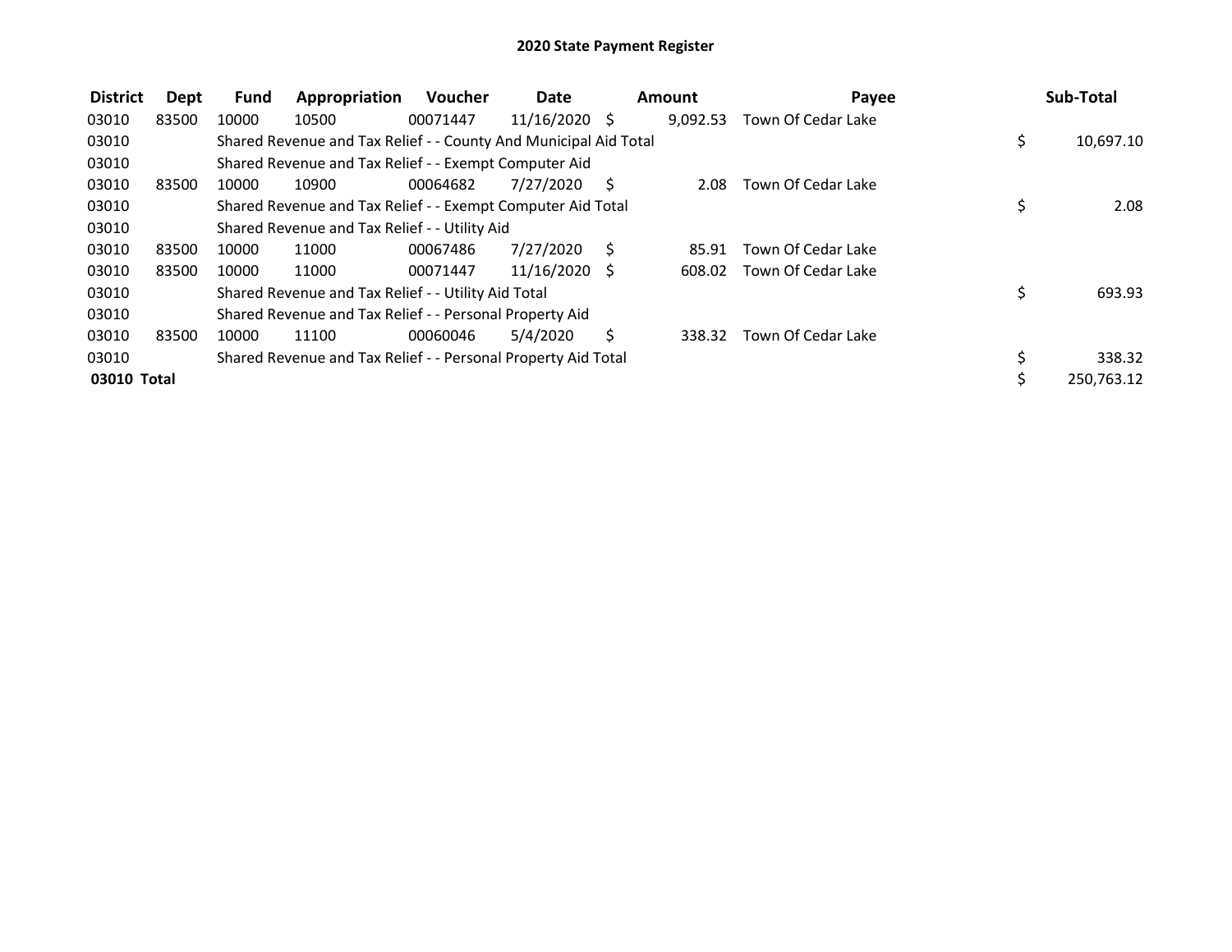# 2020 State Payment Register

| District | Dept | Fund | Appropriation | Voucher | Date | Amount | Payee | Sub-Total |
|---|---|---|---|---|---|---|---|---|
| 03010 | 83500 | 10000 | 10500 | 00071447 | 11/16/2020 | $ 9,092.53 | Town Of Cedar Lake | |
| 03010 | | Shared Revenue and Tax Relief - - County And Municipal Aid Total | | | | | | $ 10,697.10 |
| 03010 | | Shared Revenue and Tax Relief - - Exempt Computer Aid | | | | | | |
| 03010 | 83500 | 10000 | 10900 | 00064682 | 7/27/2020 | $ 2.08 | Town Of Cedar Lake | |
| 03010 | | Shared Revenue and Tax Relief - - Exempt Computer Aid Total | | | | | | $ 2.08 |
| 03010 | | Shared Revenue and Tax Relief - - Utility Aid | | | | | | |
| 03010 | 83500 | 10000 | 11000 | 00067486 | 7/27/2020 | $ 85.91 | Town Of Cedar Lake | |
| 03010 | 83500 | 10000 | 11000 | 00071447 | 11/16/2020 | $ 608.02 | Town Of Cedar Lake | |
| 03010 | | Shared Revenue and Tax Relief - - Utility Aid Total | | | | | | $ 693.93 |
| 03010 | | Shared Revenue and Tax Relief - - Personal Property Aid | | | | | | |
| 03010 | 83500 | 10000 | 11100 | 00060046 | 5/4/2020 | $ 338.32 | Town Of Cedar Lake | |
| 03010 | | Shared Revenue and Tax Relief - - Personal Property Aid Total | | | | | | $ 338.32 |
| **03010 Total** | | | | | | | | $ 250,763.12 |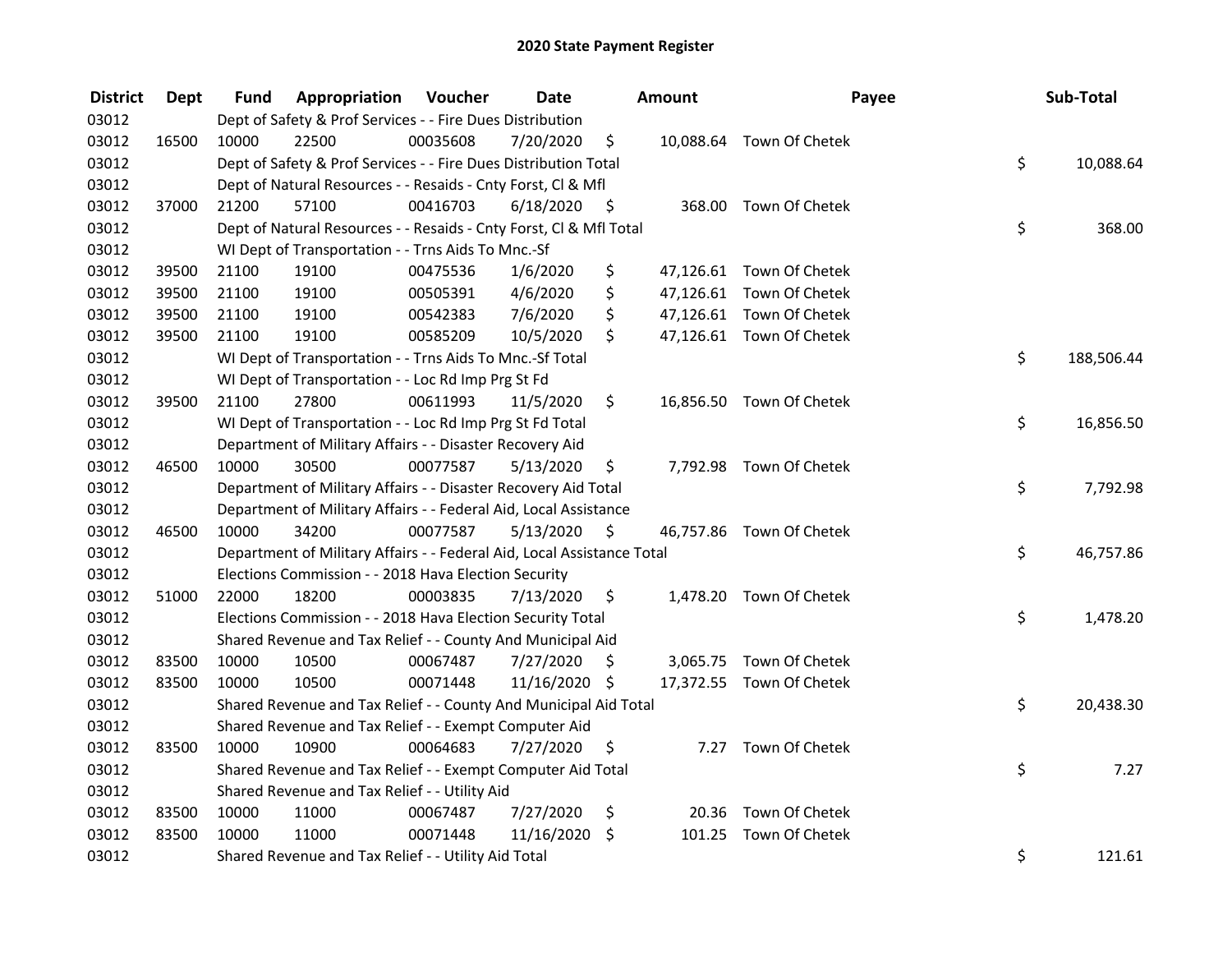# 2020 State Payment Register

| District | Dept | Fund | Appropriation | Voucher | Date | Amount | Payee | Sub-Total |
|---|---|---|---|---|---|---|---|---|
| 03012 | | Dept of Safety & Prof Services - - Fire Dues Distribution | | | | | | |
| 03012 | 16500 | 10000 | 22500 | 00035608 | 7/20/2020 | $ 10,088.64 | Town Of Chetek | |
| 03012 | | Dept of Safety & Prof Services - - Fire Dues Distribution Total | | | | | | $ 10,088.64 |
| 03012 | | Dept of Natural Resources - - Resaids - Cnty Forst, Cl & Mfl | | | | | | |
| 03012 | 37000 | 21200 | 57100 | 00416703 | 6/18/2020 | $ 368.00 | Town Of Chetek | |
| 03012 | | Dept of Natural Resources - - Resaids - Cnty Forst, Cl & Mfl Total | | | | | | $ 368.00 |
| 03012 | | WI Dept of Transportation - - Trns Aids To Mnc.-Sf | | | | | | |
| 03012 | 39500 | 21100 | 19100 | 00475536 | 1/6/2020 | $ 47,126.61 | Town Of Chetek | |
| 03012 | 39500 | 21100 | 19100 | 00505391 | 4/6/2020 | $ 47,126.61 | Town Of Chetek | |
| 03012 | 39500 | 21100 | 19100 | 00542383 | 7/6/2020 | $ 47,126.61 | Town Of Chetek | |
| 03012 | 39500 | 21100 | 19100 | 00585209 | 10/5/2020 | $ 47,126.61 | Town Of Chetek | |
| 03012 | | WI Dept of Transportation - - Trns Aids To Mnc.-Sf Total | | | | | | $ 188,506.44 |
| 03012 | | WI Dept of Transportation - - Loc Rd Imp Prg St Fd | | | | | | |
| 03012 | 39500 | 21100 | 27800 | 00611993 | 11/5/2020 | $ 16,856.50 | Town Of Chetek | |
| 03012 | | WI Dept of Transportation - - Loc Rd Imp Prg St Fd Total | | | | | | $ 16,856.50 |
| 03012 | | Department of Military Affairs - - Disaster Recovery Aid | | | | | | |
| 03012 | 46500 | 10000 | 30500 | 00077587 | 5/13/2020 | $ 7,792.98 | Town Of Chetek | |
| 03012 | | Department of Military Affairs - - Disaster Recovery Aid Total | | | | | | $ 7,792.98 |
| 03012 | | Department of Military Affairs - - Federal Aid, Local Assistance | | | | | | |
| 03012 | 46500 | 10000 | 34200 | 00077587 | 5/13/2020 | $ 46,757.86 | Town Of Chetek | |
| 03012 | | Department of Military Affairs - - Federal Aid, Local Assistance Total | | | | | | $ 46,757.86 |
| 03012 | | Elections Commission - - 2018 Hava Election Security | | | | | | |
| 03012 | 51000 | 22000 | 18200 | 00003835 | 7/13/2020 | $ 1,478.20 | Town Of Chetek | |
| 03012 | | Elections Commission - - 2018 Hava Election Security Total | | | | | | $ 1,478.20 |
| 03012 | | Shared Revenue and Tax Relief - - County And Municipal Aid | | | | | | |
| 03012 | 83500 | 10000 | 10500 | 00067487 | 7/27/2020 | $ 3,065.75 | Town Of Chetek | |
| 03012 | 83500 | 10000 | 10500 | 00071448 | 11/16/2020 | $ 17,372.55 | Town Of Chetek | |
| 03012 | | Shared Revenue and Tax Relief - - County And Municipal Aid Total | | | | | | $ 20,438.30 |
| 03012 | | Shared Revenue and Tax Relief - - Exempt Computer Aid | | | | | | |
| 03012 | 83500 | 10000 | 10900 | 00064683 | 7/27/2020 | $ 7.27 | Town Of Chetek | |
| 03012 | | Shared Revenue and Tax Relief - - Exempt Computer Aid Total | | | | | | $ 7.27 |
| 03012 | | Shared Revenue and Tax Relief - - Utility Aid | | | | | | |
| 03012 | 83500 | 10000 | 11000 | 00067487 | 7/27/2020 | $ 20.36 | Town Of Chetek | |
| 03012 | 83500 | 10000 | 11000 | 00071448 | 11/16/2020 | $ 101.25 | Town Of Chetek | |
| 03012 | | Shared Revenue and Tax Relief - - Utility Aid Total | | | | | | $ 121.61 |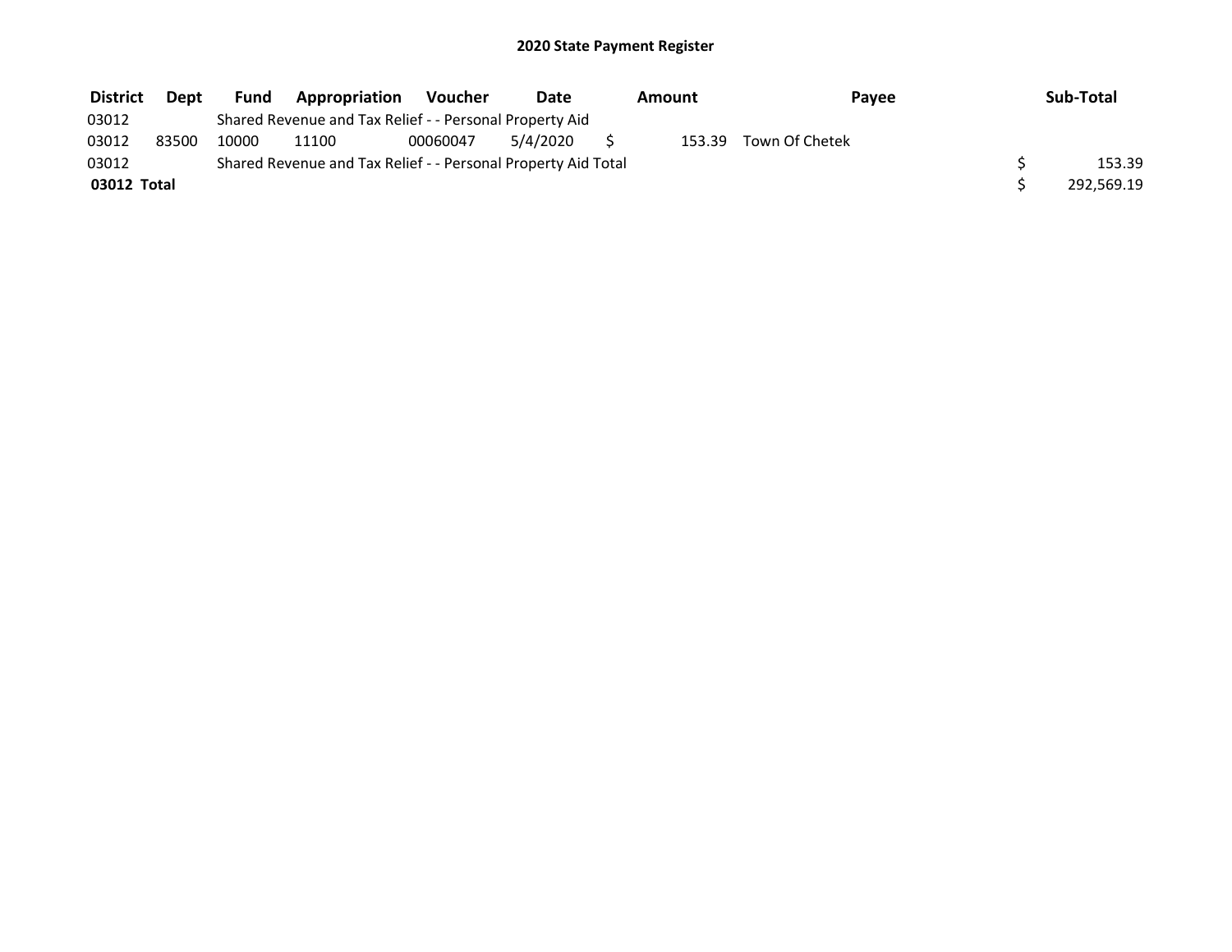# 2020 State Payment Register

| District | Dept | Fund | Appropriation | Voucher | Date | Amount | Payee | Sub-Total |
|---|---|---|---|---|---|---|---|---|
| 03012 | | Shared Revenue and Tax Relief - - Personal Property Aid | | | | | | |
| 03012 | 83500 | 10000 | 11100 | 00060047 | 5/4/2020 | $ 153.39 | Town Of Chetek | |
| 03012 | | Shared Revenue and Tax Relief - - Personal Property Aid Total | | | | | | $ 153.39 |
| **03012 Total** | | | | | | | | $ 292,569.19 |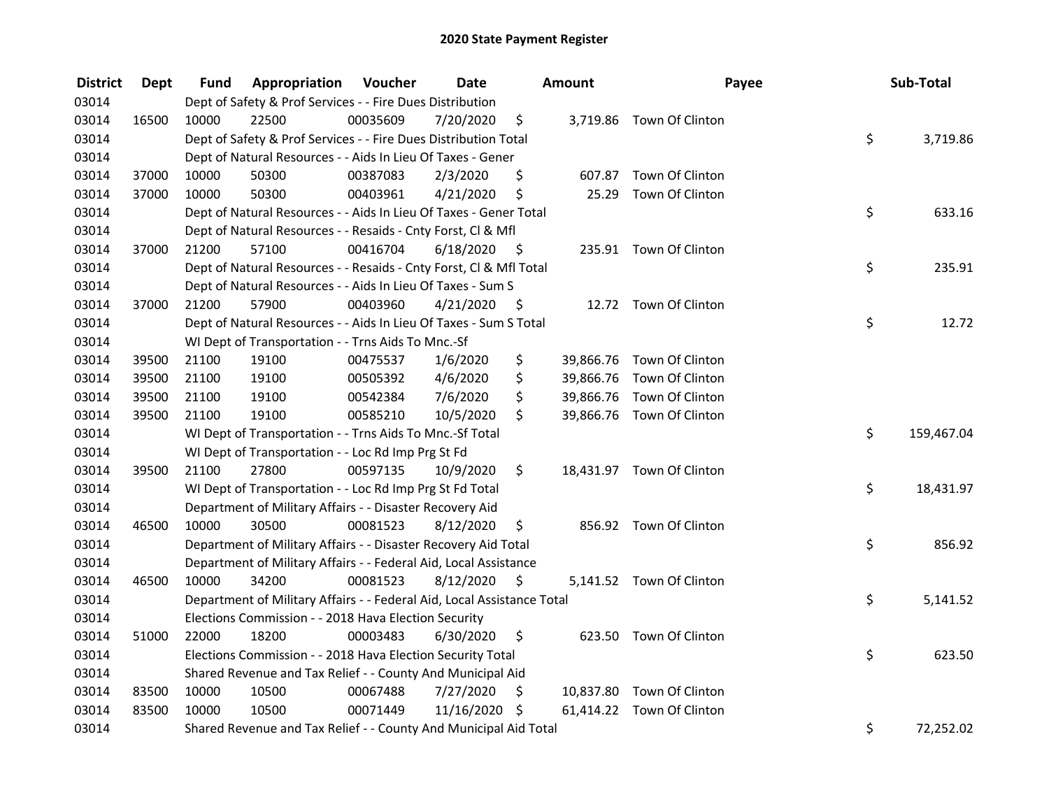# 2020 State Payment Register

| District | Dept | Fund | Appropriation | Voucher | Date | Amount | Payee | Sub-Total |
|---|---|---|---|---|---|---|---|---|
| 03014 | | Dept of Safety & Prof Services - - Fire Dues Distribution | | | | | | |
| 03014 | 16500 | 10000 | 22500 | 00035609 | 7/20/2020 | $ 3,719.86 | Town Of Clinton | |
| 03014 | | Dept of Safety & Prof Services - - Fire Dues Distribution Total | | | | | | $ 3,719.86 |
| 03014 | | Dept of Natural Resources - - Aids In Lieu Of Taxes - Gener | | | | | | |
| 03014 | 37000 | 10000 | 50300 | 00387083 | 2/3/2020 | $ 607.87 | Town Of Clinton | |
| 03014 | 37000 | 10000 | 50300 | 00403961 | 4/21/2020 | $ 25.29 | Town Of Clinton | |
| 03014 | | Dept of Natural Resources - - Aids In Lieu Of Taxes - Gener Total | | | | | | $ 633.16 |
| 03014 | | Dept of Natural Resources - - Resaids - Cnty Forst, Cl & Mfl | | | | | | |
| 03014 | 37000 | 21200 | 57100 | 00416704 | 6/18/2020 | $ 235.91 | Town Of Clinton | |
| 03014 | | Dept of Natural Resources - - Resaids - Cnty Forst, Cl & Mfl Total | | | | | | $ 235.91 |
| 03014 | | Dept of Natural Resources - - Aids In Lieu Of Taxes - Sum S | | | | | | |
| 03014 | 37000 | 21200 | 57900 | 00403960 | 4/21/2020 | $ 12.72 | Town Of Clinton | |
| 03014 | | Dept of Natural Resources - - Aids In Lieu Of Taxes - Sum S Total | | | | | | $ 12.72 |
| 03014 | | WI Dept of Transportation - - Trns Aids To Mnc.-Sf | | | | | | |
| 03014 | 39500 | 21100 | 19100 | 00475537 | 1/6/2020 | $ 39,866.76 | Town Of Clinton | |
| 03014 | 39500 | 21100 | 19100 | 00505392 | 4/6/2020 | $ 39,866.76 | Town Of Clinton | |
| 03014 | 39500 | 21100 | 19100 | 00542384 | 7/6/2020 | $ 39,866.76 | Town Of Clinton | |
| 03014 | 39500 | 21100 | 19100 | 00585210 | 10/5/2020 | $ 39,866.76 | Town Of Clinton | |
| 03014 | | WI Dept of Transportation - - Trns Aids To Mnc.-Sf Total | | | | | | $ 159,467.04 |
| 03014 | | WI Dept of Transportation - - Loc Rd Imp Prg St Fd | | | | | | |
| 03014 | 39500 | 21100 | 27800 | 00597135 | 10/9/2020 | $ 18,431.97 | Town Of Clinton | |
| 03014 | | WI Dept of Transportation - - Loc Rd Imp Prg St Fd Total | | | | | | $ 18,431.97 |
| 03014 | | Department of Military Affairs - - Disaster Recovery Aid | | | | | | |
| 03014 | 46500 | 10000 | 30500 | 00081523 | 8/12/2020 | $ 856.92 | Town Of Clinton | |
| 03014 | | Department of Military Affairs - - Disaster Recovery Aid Total | | | | | | $ 856.92 |
| 03014 | | Department of Military Affairs - - Federal Aid, Local Assistance | | | | | | |
| 03014 | 46500 | 10000 | 34200 | 00081523 | 8/12/2020 | $ 5,141.52 | Town Of Clinton | |
| 03014 | | Department of Military Affairs - - Federal Aid, Local Assistance Total | | | | | | $ 5,141.52 |
| 03014 | | Elections Commission - - 2018 Hava Election Security | | | | | | |
| 03014 | 51000 | 22000 | 18200 | 00003483 | 6/30/2020 | $ 623.50 | Town Of Clinton | |
| 03014 | | Elections Commission - - 2018 Hava Election Security Total | | | | | | $ 623.50 |
| 03014 | | Shared Revenue and Tax Relief - - County And Municipal Aid | | | | | | |
| 03014 | 83500 | 10000 | 10500 | 00067488 | 7/27/2020 | $ 10,837.80 | Town Of Clinton | |
| 03014 | 83500 | 10000 | 10500 | 00071449 | 11/16/2020 | $ 61,414.22 | Town Of Clinton | |
| 03014 | | Shared Revenue and Tax Relief - - County And Municipal Aid Total | | | | | | $ 72,252.02 |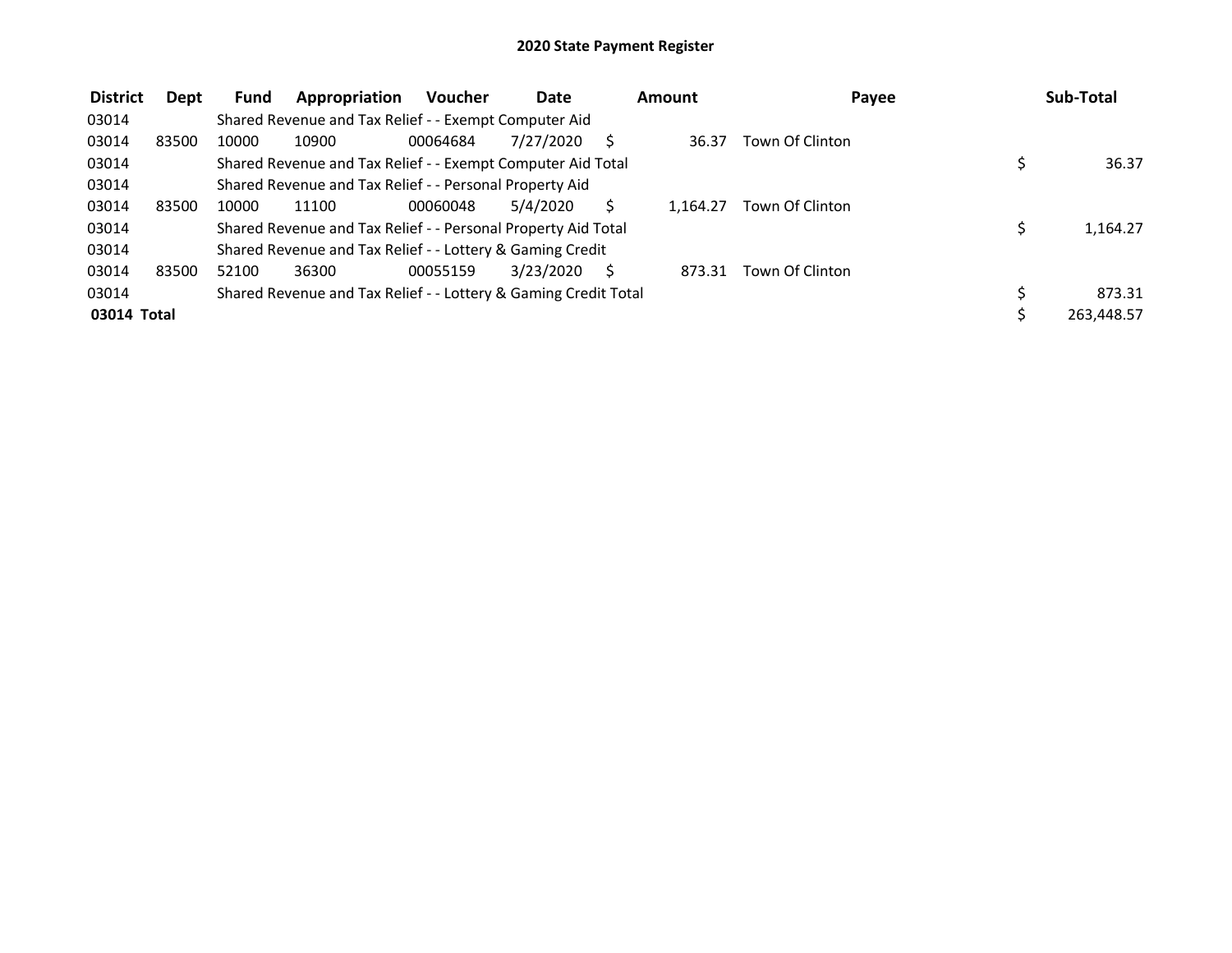# 2020 State Payment Register

| District | Dept | Fund | Appropriation | Voucher | Date | Amount | Payee | Sub-Total |
|---|---|---|---|---|---|---|---|---|
| 03014 | | Shared Revenue and Tax Relief - - Exempt Computer Aid | | | | | | |
| 03014 | 83500 | 10000 | 10900 | 00064684 | 7/27/2020 | $ 36.37 | Town Of Clinton | |
| 03014 | | Shared Revenue and Tax Relief - - Exempt Computer Aid Total | | | | | | $ 36.37 |
| 03014 | | Shared Revenue and Tax Relief - - Personal Property Aid | | | | | | |
| 03014 | 83500 | 10000 | 11100 | 00060048 | 5/4/2020 | $ 1,164.27 | Town Of Clinton | |
| 03014 | | Shared Revenue and Tax Relief - - Personal Property Aid Total | | | | | | $ 1,164.27 |
| 03014 | | Shared Revenue and Tax Relief - - Lottery & Gaming Credit | | | | | | |
| 03014 | 83500 | 52100 | 36300 | 00055159 | 3/23/2020 | $ 873.31 | Town Of Clinton | |
| 03014 | | Shared Revenue and Tax Relief - - Lottery & Gaming Credit Total | | | | | | $ 873.31 |
| **03014 Total** | | | | | | | | $ 263,448.57 |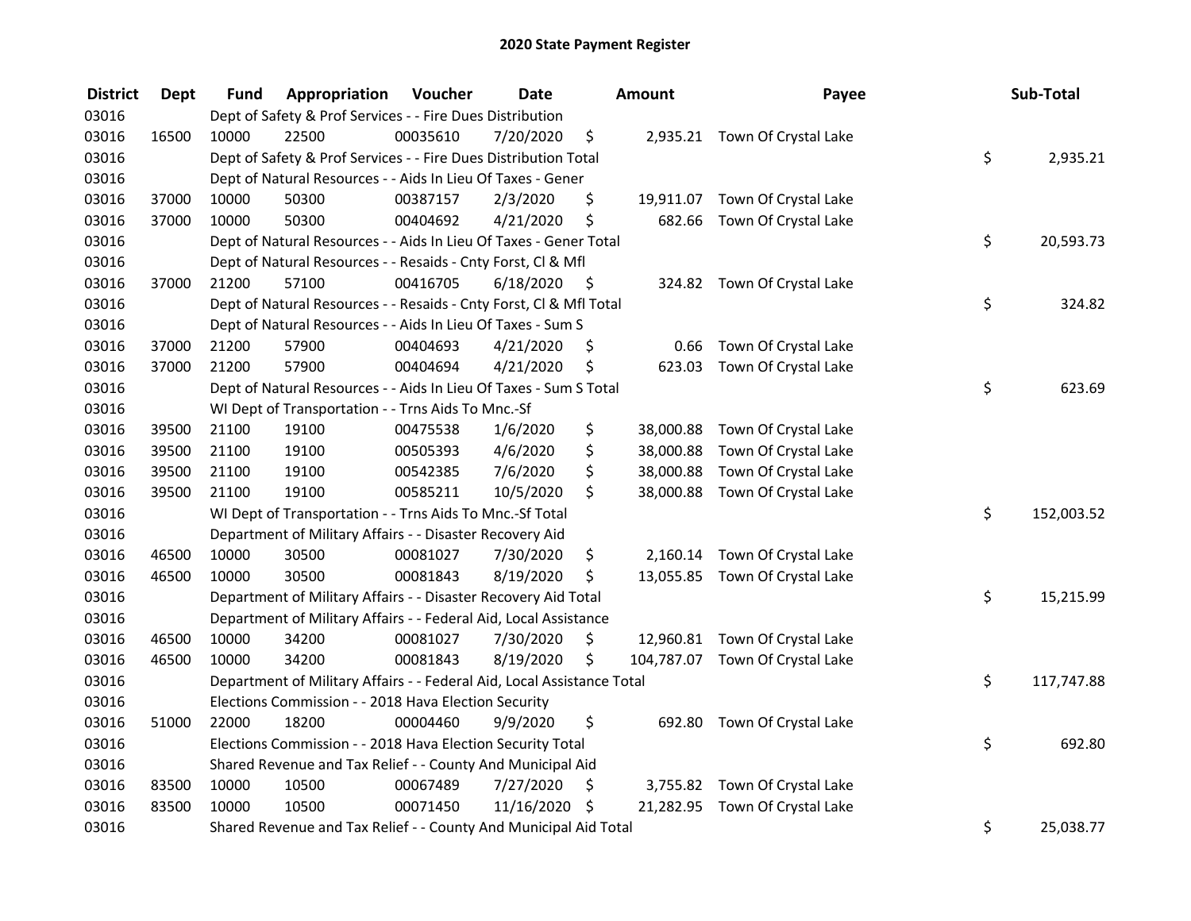# 2020 State Payment Register

| District | Dept | Fund | Appropriation | Voucher | Date | Amount | Payee | Sub-Total |
|---|---|---|---|---|---|---|---|---|
| 03016 | | Dept of Safety & Prof Services - - Fire Dues Distribution | | | | | | |
| 03016 | 16500 | 10000 | 22500 | 00035610 | 7/20/2020 | $ 2,935.21 | Town Of Crystal Lake | |
| 03016 | | Dept of Safety & Prof Services - - Fire Dues Distribution Total | | | | | | $ 2,935.21 |
| 03016 | | Dept of Natural Resources - - Aids In Lieu Of Taxes - Gener | | | | | | |
| 03016 | 37000 | 10000 | 50300 | 00387157 | 2/3/2020 | $ 19,911.07 | Town Of Crystal Lake | |
| 03016 | 37000 | 10000 | 50300 | 00404692 | 4/21/2020 | $ 682.66 | Town Of Crystal Lake | |
| 03016 | | Dept of Natural Resources - - Aids In Lieu Of Taxes - Gener Total | | | | | | $ 20,593.73 |
| 03016 | | Dept of Natural Resources - - Resaids - Cnty Forst, Cl & Mfl | | | | | | |
| 03016 | 37000 | 21200 | 57100 | 00416705 | 6/18/2020 | $ 324.82 | Town Of Crystal Lake | |
| 03016 | | Dept of Natural Resources - - Resaids - Cnty Forst, Cl & Mfl Total | | | | | | $ 324.82 |
| 03016 | | Dept of Natural Resources - - Aids In Lieu Of Taxes - Sum S | | | | | | |
| 03016 | 37000 | 21200 | 57900 | 00404693 | 4/21/2020 | $ 0.66 | Town Of Crystal Lake | |
| 03016 | 37000 | 21200 | 57900 | 00404694 | 4/21/2020 | $ 623.03 | Town Of Crystal Lake | |
| 03016 | | Dept of Natural Resources - - Aids In Lieu Of Taxes - Sum S Total | | | | | | $ 623.69 |
| 03016 | | WI Dept of Transportation - - Trns Aids To Mnc.-Sf | | | | | | |
| 03016 | 39500 | 21100 | 19100 | 00475538 | 1/6/2020 | $ 38,000.88 | Town Of Crystal Lake | |
| 03016 | 39500 | 21100 | 19100 | 00505393 | 4/6/2020 | $ 38,000.88 | Town Of Crystal Lake | |
| 03016 | 39500 | 21100 | 19100 | 00542385 | 7/6/2020 | $ 38,000.88 | Town Of Crystal Lake | |
| 03016 | 39500 | 21100 | 19100 | 00585211 | 10/5/2020 | $ 38,000.88 | Town Of Crystal Lake | |
| 03016 | | WI Dept of Transportation - - Trns Aids To Mnc.-Sf Total | | | | | | $ 152,003.52 |
| 03016 | | Department of Military Affairs - - Disaster Recovery Aid | | | | | | |
| 03016 | 46500 | 10000 | 30500 | 00081027 | 7/30/2020 | $ 2,160.14 | Town Of Crystal Lake | |
| 03016 | 46500 | 10000 | 30500 | 00081843 | 8/19/2020 | $ 13,055.85 | Town Of Crystal Lake | |
| 03016 | | Department of Military Affairs - - Disaster Recovery Aid Total | | | | | | $ 15,215.99 |
| 03016 | | Department of Military Affairs - - Federal Aid, Local Assistance | | | | | | |
| 03016 | 46500 | 10000 | 34200 | 00081027 | 7/30/2020 | $ 12,960.81 | Town Of Crystal Lake | |
| 03016 | 46500 | 10000 | 34200 | 00081843 | 8/19/2020 | $ 104,787.07 | Town Of Crystal Lake | |
| 03016 | | Department of Military Affairs - - Federal Aid, Local Assistance Total | | | | | | $ 117,747.88 |
| 03016 | | Elections Commission - - 2018 Hava Election Security | | | | | | |
| 03016 | 51000 | 22000 | 18200 | 00004460 | 9/9/2020 | $ 692.80 | Town Of Crystal Lake | |
| 03016 | | Elections Commission - - 2018 Hava Election Security Total | | | | | | $ 692.80 |
| 03016 | | Shared Revenue and Tax Relief - - County And Municipal Aid | | | | | | |
| 03016 | 83500 | 10000 | 10500 | 00067489 | 7/27/2020 | $ 3,755.82 | Town Of Crystal Lake | |
| 03016 | 83500 | 10000 | 10500 | 00071450 | 11/16/2020 | $ 21,282.95 | Town Of Crystal Lake | |
| 03016 | | Shared Revenue and Tax Relief - - County And Municipal Aid Total | | | | | | $ 25,038.77 |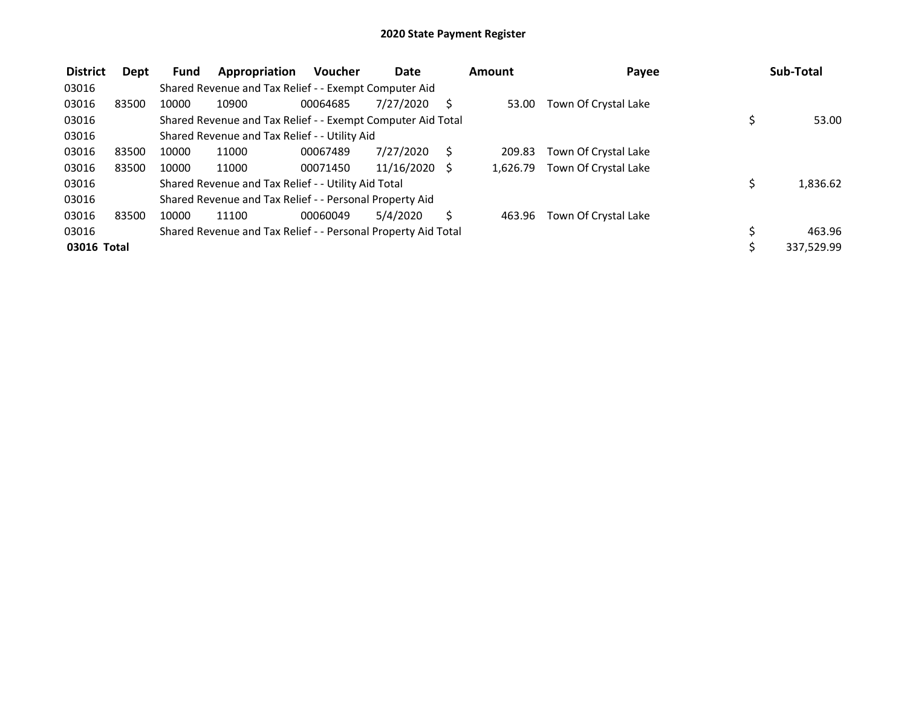# 2020 State Payment Register

| District | Dept | Fund | Appropriation | Voucher | Date | Amount | Payee | Sub-Total |
|---|---|---|---|---|---|---|---|---|
| 03016 | | Shared Revenue and Tax Relief - - Exempt Computer Aid | | | | | | |
| 03016 | 83500 | 10000 | 10900 | 00064685 | 7/27/2020 | $ 53.00 | Town Of Crystal Lake | |
| 03016 | | Shared Revenue and Tax Relief - - Exempt Computer Aid Total | | | | | | $ 53.00 |
| 03016 | | Shared Revenue and Tax Relief - - Utility Aid | | | | | | |
| 03016 | 83500 | 10000 | 11000 | 00067489 | 7/27/2020 | $ 209.83 | Town Of Crystal Lake | |
| 03016 | 83500 | 10000 | 11000 | 00071450 | 11/16/2020 | $ 1,626.79 | Town Of Crystal Lake | |
| 03016 | | Shared Revenue and Tax Relief - - Utility Aid Total | | | | | | $ 1,836.62 |
| 03016 | | Shared Revenue and Tax Relief - - Personal Property Aid | | | | | | |
| 03016 | 83500 | 10000 | 11100 | 00060049 | 5/4/2020 | $ 463.96 | Town Of Crystal Lake | |
| 03016 | | Shared Revenue and Tax Relief - - Personal Property Aid Total | | | | | | $ 463.96 |
| **03016 Total** | | | | | | | | $ 337,529.99 |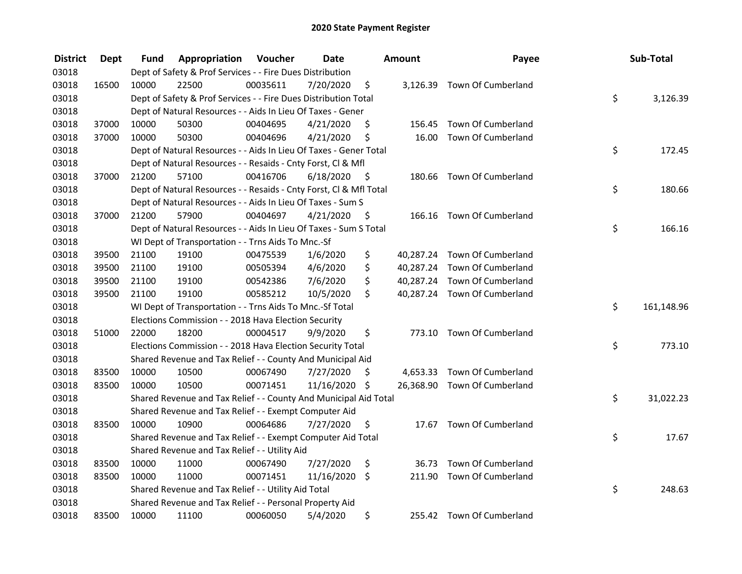# 2020 State Payment Register

| District | Dept | Fund | Appropriation | Voucher | Date | Amount | Payee | Sub-Total |
|---|---|---|---|---|---|---|---|---|
| 03018 | | Dept of Safety & Prof Services - - Fire Dues Distribution | | | | | | |
| 03018 | 16500 | 10000 | 22500 | 00035611 | 7/20/2020 | $ 3,126.39 | Town Of Cumberland | |
| 03018 | | Dept of Safety & Prof Services - - Fire Dues Distribution Total | | | | | | $ 3,126.39 |
| 03018 | | Dept of Natural Resources - - Aids In Lieu Of Taxes - Gener | | | | | | |
| 03018 | 37000 | 10000 | 50300 | 00404695 | 4/21/2020 | $ 156.45 | Town Of Cumberland | |
| 03018 | 37000 | 10000 | 50300 | 00404696 | 4/21/2020 | $ 16.00 | Town Of Cumberland | |
| 03018 | | Dept of Natural Resources - - Aids In Lieu Of Taxes - Gener Total | | | | | | $ 172.45 |
| 03018 | | Dept of Natural Resources - - Resaids - Cnty Forst, Cl & Mfl | | | | | | |
| 03018 | 37000 | 21200 | 57100 | 00416706 | 6/18/2020 | $ 180.66 | Town Of Cumberland | |
| 03018 | | Dept of Natural Resources - - Resaids - Cnty Forst, Cl & Mfl Total | | | | | | $ 180.66 |
| 03018 | | Dept of Natural Resources - - Aids In Lieu Of Taxes - Sum S | | | | | | |
| 03018 | 37000 | 21200 | 57900 | 00404697 | 4/21/2020 | $ 166.16 | Town Of Cumberland | |
| 03018 | | Dept of Natural Resources - - Aids In Lieu Of Taxes - Sum S Total | | | | | | $ 166.16 |
| 03018 | | WI Dept of Transportation - - Trns Aids To Mnc.-Sf | | | | | | |
| 03018 | 39500 | 21100 | 19100 | 00475539 | 1/6/2020 | $ 40,287.24 | Town Of Cumberland | |
| 03018 | 39500 | 21100 | 19100 | 00505394 | 4/6/2020 | $ 40,287.24 | Town Of Cumberland | |
| 03018 | 39500 | 21100 | 19100 | 00542386 | 7/6/2020 | $ 40,287.24 | Town Of Cumberland | |
| 03018 | 39500 | 21100 | 19100 | 00585212 | 10/5/2020 | $ 40,287.24 | Town Of Cumberland | |
| 03018 | | WI Dept of Transportation - - Trns Aids To Mnc.-Sf Total | | | | | | $ 161,148.96 |
| 03018 | | Elections Commission - - 2018 Hava Election Security | | | | | | |
| 03018 | 51000 | 22000 | 18200 | 00004517 | 9/9/2020 | $ 773.10 | Town Of Cumberland | |
| 03018 | | Elections Commission - - 2018 Hava Election Security Total | | | | | | $ 773.10 |
| 03018 | | Shared Revenue and Tax Relief - - County And Municipal Aid | | | | | | |
| 03018 | 83500 | 10000 | 10500 | 00067490 | 7/27/2020 | $ 4,653.33 | Town Of Cumberland | |
| 03018 | 83500 | 10000 | 10500 | 00071451 | 11/16/2020 | $ 26,368.90 | Town Of Cumberland | |
| 03018 | | Shared Revenue and Tax Relief - - County And Municipal Aid Total | | | | | | $ 31,022.23 |
| 03018 | | Shared Revenue and Tax Relief - - Exempt Computer Aid | | | | | | |
| 03018 | 83500 | 10000 | 10900 | 00064686 | 7/27/2020 | $ 17.67 | Town Of Cumberland | |
| 03018 | | Shared Revenue and Tax Relief - - Exempt Computer Aid Total | | | | | | $ 17.67 |
| 03018 | | Shared Revenue and Tax Relief - - Utility Aid | | | | | | |
| 03018 | 83500 | 10000 | 11000 | 00067490 | 7/27/2020 | $ 36.73 | Town Of Cumberland | |
| 03018 | 83500 | 10000 | 11000 | 00071451 | 11/16/2020 | $ 211.90 | Town Of Cumberland | |
| 03018 | | Shared Revenue and Tax Relief - - Utility Aid Total | | | | | | $ 248.63 |
| 03018 | | Shared Revenue and Tax Relief - - Personal Property Aid | | | | | | |
| 03018 | 83500 | 10000 | 11100 | 00060050 | 5/4/2020 | $ 255.42 | Town Of Cumberland | |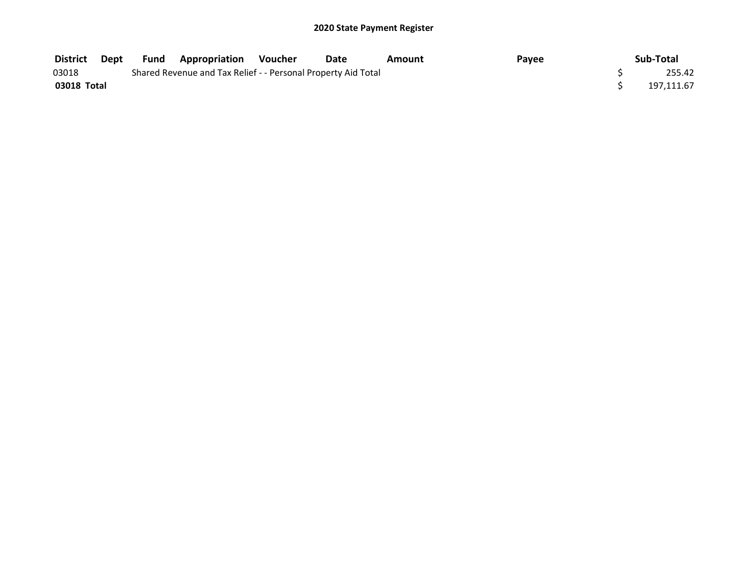# 2020 State Payment Register

| District | Dept | Fund | Appropriation | Voucher | Date | Amount | Payee | Sub-Total |
|---|---|---|---|---|---|---|---|---|
| 03018 | | Shared Revenue and Tax Relief - - Personal Property Aid Total | | | | | | $ 255.42 |
| **03018 Total** | | | | | | | | $ 197,111.67 |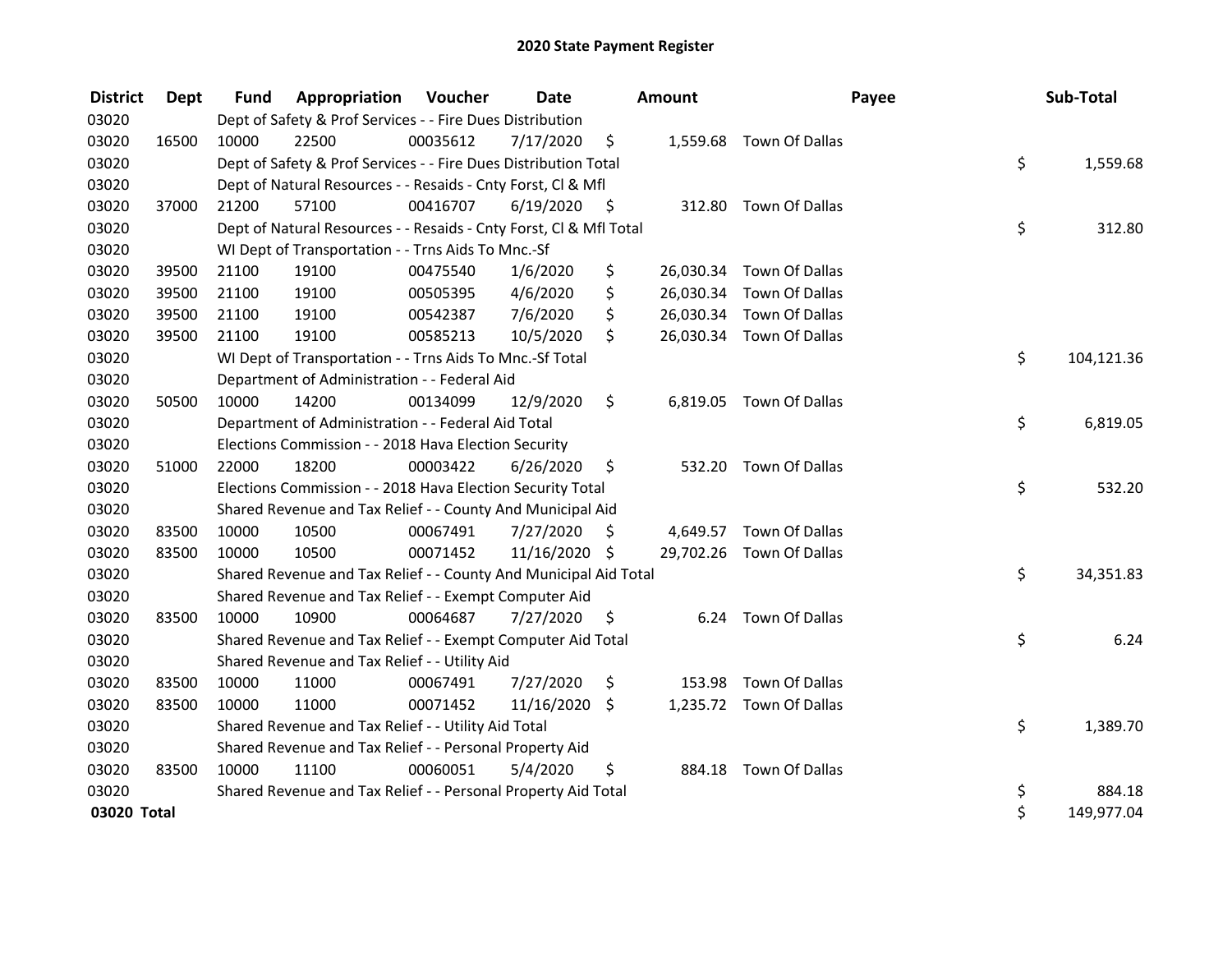# 2020 State Payment Register

| District | Dept | Fund | Appropriation | Voucher | Date | Amount | Payee | Sub-Total |
|---|---|---|---|---|---|---|---|---|
| 03020 | | Dept of Safety & Prof Services - - Fire Dues Distribution | | | | | | |
| 03020 | 16500 | 10000 | 22500 | 00035612 | 7/17/2020 | $ 1,559.68 | Town Of Dallas | |
| 03020 | | Dept of Safety & Prof Services - - Fire Dues Distribution Total | | | | | | $ 1,559.68 |
| 03020 | | Dept of Natural Resources - - Resaids - Cnty Forst, Cl & Mfl | | | | | | |
| 03020 | 37000 | 21200 | 57100 | 00416707 | 6/19/2020 | $ 312.80 | Town Of Dallas | |
| 03020 | | Dept of Natural Resources - - Resaids - Cnty Forst, Cl & Mfl Total | | | | | | $ 312.80 |
| 03020 | | WI Dept of Transportation - - Trns Aids To Mnc.-Sf | | | | | | |
| 03020 | 39500 | 21100 | 19100 | 00475540 | 1/6/2020 | $ 26,030.34 | Town Of Dallas | |
| 03020 | 39500 | 21100 | 19100 | 00505395 | 4/6/2020 | $ 26,030.34 | Town Of Dallas | |
| 03020 | 39500 | 21100 | 19100 | 00542387 | 7/6/2020 | $ 26,030.34 | Town Of Dallas | |
| 03020 | 39500 | 21100 | 19100 | 00585213 | 10/5/2020 | $ 26,030.34 | Town Of Dallas | |
| 03020 | | WI Dept of Transportation - - Trns Aids To Mnc.-Sf Total | | | | | | $ 104,121.36 |
| 03020 | | Department of Administration - - Federal Aid | | | | | | |
| 03020 | 50500 | 10000 | 14200 | 00134099 | 12/9/2020 | $ 6,819.05 | Town Of Dallas | |
| 03020 | | Department of Administration - - Federal Aid Total | | | | | | $ 6,819.05 |
| 03020 | | Elections Commission - - 2018 Hava Election Security | | | | | | |
| 03020 | 51000 | 22000 | 18200 | 00003422 | 6/26/2020 | $ 532.20 | Town Of Dallas | |
| 03020 | | Elections Commission - - 2018 Hava Election Security Total | | | | | | $ 532.20 |
| 03020 | | Shared Revenue and Tax Relief - - County And Municipal Aid | | | | | | |
| 03020 | 83500 | 10000 | 10500 | 00067491 | 7/27/2020 | $ 4,649.57 | Town Of Dallas | |
| 03020 | 83500 | 10000 | 10500 | 00071452 | 11/16/2020 | $ 29,702.26 | Town Of Dallas | |
| 03020 | | Shared Revenue and Tax Relief - - County And Municipal Aid Total | | | | | | $ 34,351.83 |
| 03020 | | Shared Revenue and Tax Relief - - Exempt Computer Aid | | | | | | |
| 03020 | 83500 | 10000 | 10900 | 00064687 | 7/27/2020 | $ 6.24 | Town Of Dallas | |
| 03020 | | Shared Revenue and Tax Relief - - Exempt Computer Aid Total | | | | | | $ 6.24 |
| 03020 | | Shared Revenue and Tax Relief - - Utility Aid | | | | | | |
| 03020 | 83500 | 10000 | 11000 | 00067491 | 7/27/2020 | $ 153.98 | Town Of Dallas | |
| 03020 | 83500 | 10000 | 11000 | 00071452 | 11/16/2020 | $ 1,235.72 | Town Of Dallas | |
| 03020 | | Shared Revenue and Tax Relief - - Utility Aid Total | | | | | | $ 1,389.70 |
| 03020 | | Shared Revenue and Tax Relief - - Personal Property Aid | | | | | | |
| 03020 | 83500 | 10000 | 11100 | 00060051 | 5/4/2020 | $ 884.18 | Town Of Dallas | |
| 03020 | | Shared Revenue and Tax Relief - - Personal Property Aid Total | | | | | | $ 884.18 |
| **03020 Total** | | | | | | | | $ 149,977.04 |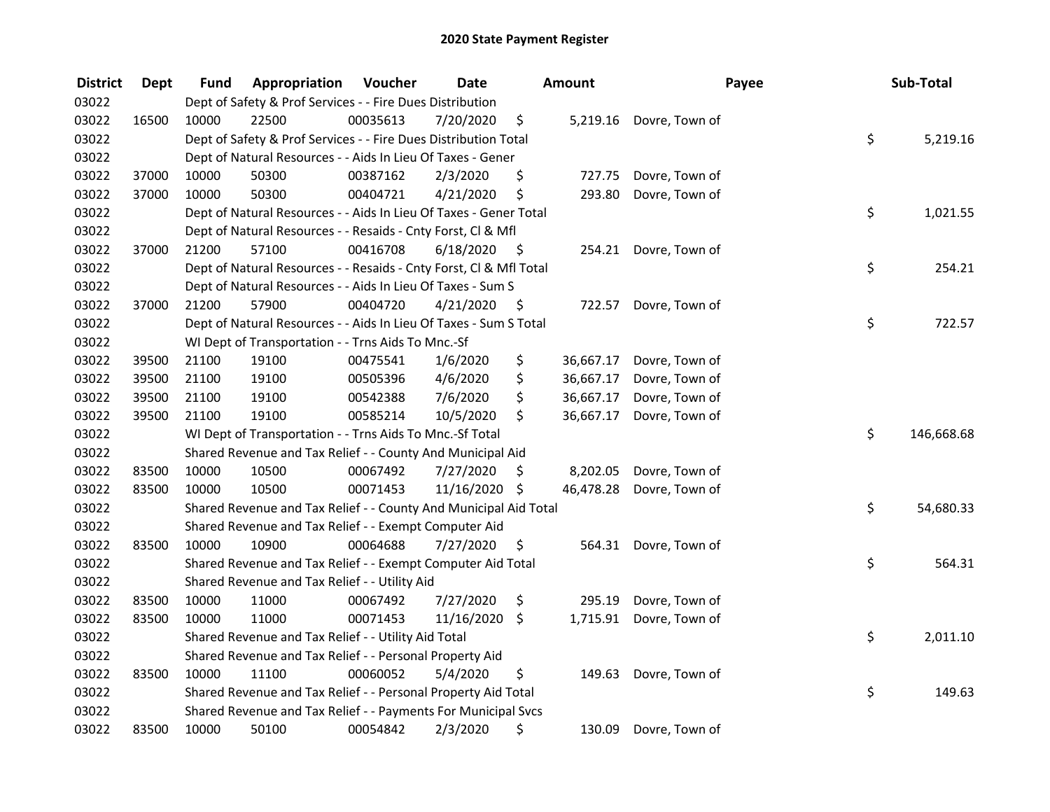# 2020 State Payment Register

| District | Dept | Fund | Appropriation | Voucher | Date | Amount | Payee | Sub-Total |
|---|---|---|---|---|---|---|---|---|
| 03022 | | Dept of Safety & Prof Services - - Fire Dues Distribution | | | | | | |
| 03022 | 16500 | 10000 | 22500 | 00035613 | 7/20/2020 | $ 5,219.16 | Dovre, Town of | |
| 03022 | | Dept of Safety & Prof Services - - Fire Dues Distribution Total | | | | | | $ 5,219.16 |
| 03022 | | Dept of Natural Resources - - Aids In Lieu Of Taxes - Gener | | | | | | |
| 03022 | 37000 | 10000 | 50300 | 00387162 | 2/3/2020 | $ 727.75 | Dovre, Town of | |
| 03022 | 37000 | 10000 | 50300 | 00404721 | 4/21/2020 | $ 293.80 | Dovre, Town of | |
| 03022 | | Dept of Natural Resources - - Aids In Lieu Of Taxes - Gener Total | | | | | | $ 1,021.55 |
| 03022 | | Dept of Natural Resources - - Resaids - Cnty Forst, Cl & Mfl | | | | | | |
| 03022 | 37000 | 21200 | 57100 | 00416708 | 6/18/2020 | $ 254.21 | Dovre, Town of | |
| 03022 | | Dept of Natural Resources - - Resaids - Cnty Forst, Cl & Mfl Total | | | | | | $ 254.21 |
| 03022 | | Dept of Natural Resources - - Aids In Lieu Of Taxes - Sum S | | | | | | |
| 03022 | 37000 | 21200 | 57900 | 00404720 | 4/21/2020 | $ 722.57 | Dovre, Town of | |
| 03022 | | Dept of Natural Resources - - Aids In Lieu Of Taxes - Sum S Total | | | | | | $ 722.57 |
| 03022 | | WI Dept of Transportation - - Trns Aids To Mnc.-Sf | | | | | | |
| 03022 | 39500 | 21100 | 19100 | 00475541 | 1/6/2020 | $ 36,667.17 | Dovre, Town of | |
| 03022 | 39500 | 21100 | 19100 | 00505396 | 4/6/2020 | $ 36,667.17 | Dovre, Town of | |
| 03022 | 39500 | 21100 | 19100 | 00542388 | 7/6/2020 | $ 36,667.17 | Dovre, Town of | |
| 03022 | 39500 | 21100 | 19100 | 00585214 | 10/5/2020 | $ 36,667.17 | Dovre, Town of | |
| 03022 | | WI Dept of Transportation - - Trns Aids To Mnc.-Sf Total | | | | | | $ 146,668.68 |
| 03022 | | Shared Revenue and Tax Relief - - County And Municipal Aid | | | | | | |
| 03022 | 83500 | 10000 | 10500 | 00067492 | 7/27/2020 | $ 8,202.05 | Dovre, Town of | |
| 03022 | 83500 | 10000 | 10500 | 00071453 | 11/16/2020 | $ 46,478.28 | Dovre, Town of | |
| 03022 | | Shared Revenue and Tax Relief - - County And Municipal Aid Total | | | | | | $ 54,680.33 |
| 03022 | | Shared Revenue and Tax Relief - - Exempt Computer Aid | | | | | | |
| 03022 | 83500 | 10000 | 10900 | 00064688 | 7/27/2020 | $ 564.31 | Dovre, Town of | |
| 03022 | | Shared Revenue and Tax Relief - - Exempt Computer Aid Total | | | | | | $ 564.31 |
| 03022 | | Shared Revenue and Tax Relief - - Utility Aid | | | | | | |
| 03022 | 83500 | 10000 | 11000 | 00067492 | 7/27/2020 | $ 295.19 | Dovre, Town of | |
| 03022 | 83500 | 10000 | 11000 | 00071453 | 11/16/2020 | $ 1,715.91 | Dovre, Town of | |
| 03022 | | Shared Revenue and Tax Relief - - Utility Aid Total | | | | | | $ 2,011.10 |
| 03022 | | Shared Revenue and Tax Relief - - Personal Property Aid | | | | | | |
| 03022 | 83500 | 10000 | 11100 | 00060052 | 5/4/2020 | $ 149.63 | Dovre, Town of | |
| 03022 | | Shared Revenue and Tax Relief - - Personal Property Aid Total | | | | | | $ 149.63 |
| 03022 | | Shared Revenue and Tax Relief - - Payments For Municipal Svcs | | | | | | |
| 03022 | 83500 | 10000 | 50100 | 00054842 | 2/3/2020 | $ 130.09 | Dovre, Town of | |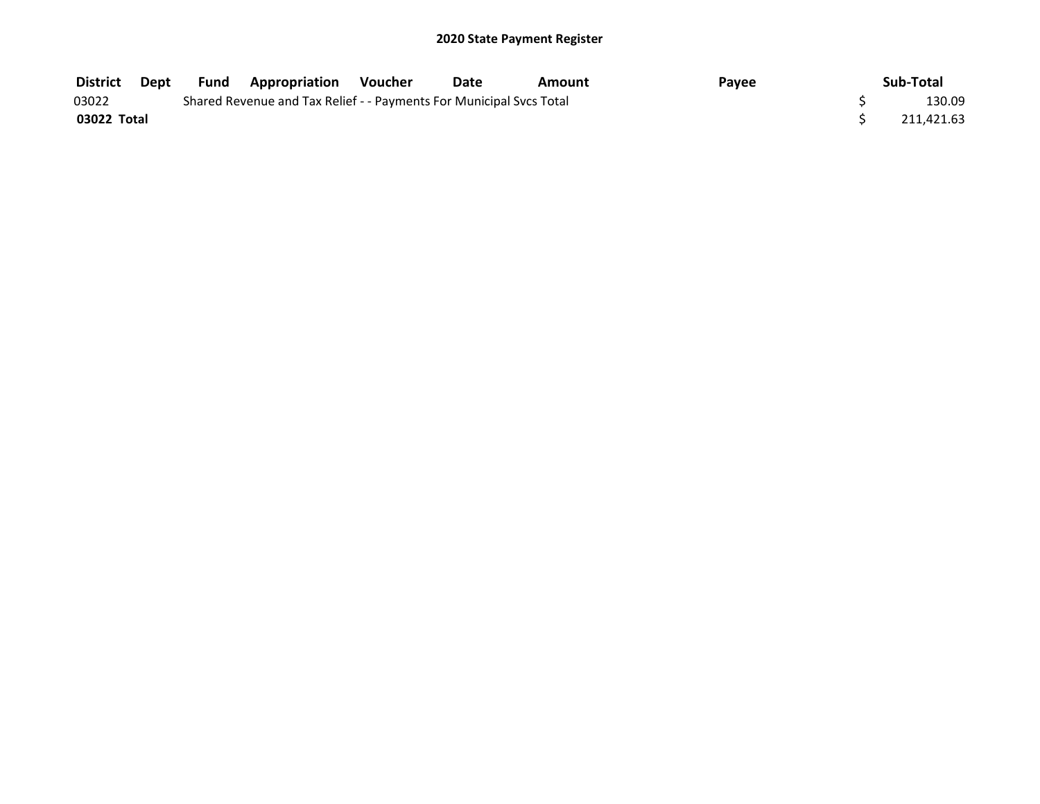## 2020 State Payment Register

| District | Dept | Fund | Appropriation | Voucher | Date | Amount | Payee | Sub-Total |
|---|---|---|---|---|---|---|---|---|
| 03022 | | Shared Revenue and Tax Relief - - Payments For Municipal Svcs Total | | | | | | $ 130.09 |
| **03022 Total** | | | | | | | | $ 211,421.63 |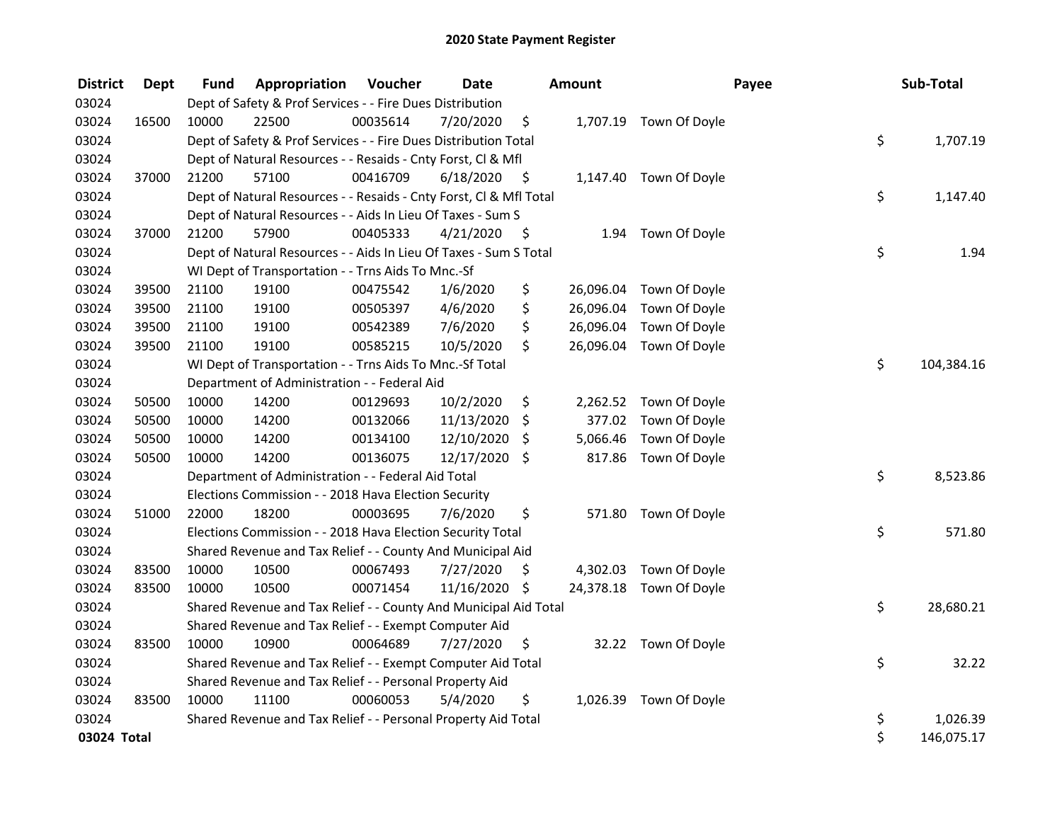# 2020 State Payment Register

| District | Dept | Fund | Appropriation | Voucher | Date | Amount | Payee | Sub-Total |
|---|---|---|---|---|---|---|---|---|
| 03024 | | Dept of Safety & Prof Services - - Fire Dues Distribution | | | | | | |
| 03024 | 16500 | 10000 | 22500 | 00035614 | 7/20/2020 | $ 1,707.19 | Town Of Doyle | |
| 03024 | | Dept of Safety & Prof Services - - Fire Dues Distribution Total | | | | | | $ 1,707.19 |
| 03024 | | Dept of Natural Resources - - Resaids - Cnty Forst, Cl & Mfl | | | | | | |
| 03024 | 37000 | 21200 | 57100 | 00416709 | 6/18/2020 | $ 1,147.40 | Town Of Doyle | |
| 03024 | | Dept of Natural Resources - - Resaids - Cnty Forst, Cl & Mfl Total | | | | | | $ 1,147.40 |
| 03024 | | Dept of Natural Resources - - Aids In Lieu Of Taxes - Sum S | | | | | | |
| 03024 | 37000 | 21200 | 57900 | 00405333 | 4/21/2020 | $ 1.94 | Town Of Doyle | |
| 03024 | | Dept of Natural Resources - - Aids In Lieu Of Taxes - Sum S Total | | | | | | $ 1.94 |
| 03024 | | WI Dept of Transportation - - Trns Aids To Mnc.-Sf | | | | | | |
| 03024 | 39500 | 21100 | 19100 | 00475542 | 1/6/2020 | $ 26,096.04 | Town Of Doyle | |
| 03024 | 39500 | 21100 | 19100 | 00505397 | 4/6/2020 | $ 26,096.04 | Town Of Doyle | |
| 03024 | 39500 | 21100 | 19100 | 00542389 | 7/6/2020 | $ 26,096.04 | Town Of Doyle | |
| 03024 | 39500 | 21100 | 19100 | 00585215 | 10/5/2020 | $ 26,096.04 | Town Of Doyle | |
| 03024 | | WI Dept of Transportation - - Trns Aids To Mnc.-Sf Total | | | | | | $ 104,384.16 |
| 03024 | | Department of Administration - - Federal Aid | | | | | | |
| 03024 | 50500 | 10000 | 14200 | 00129693 | 10/2/2020 | $ 2,262.52 | Town Of Doyle | |
| 03024 | 50500 | 10000 | 14200 | 00132066 | 11/13/2020 | $ 377.02 | Town Of Doyle | |
| 03024 | 50500 | 10000 | 14200 | 00134100 | 12/10/2020 | $ 5,066.46 | Town Of Doyle | |
| 03024 | 50500 | 10000 | 14200 | 00136075 | 12/17/2020 | $ 817.86 | Town Of Doyle | |
| 03024 | | Department of Administration - - Federal Aid Total | | | | | | $ 8,523.86 |
| 03024 | | Elections Commission - - 2018 Hava Election Security | | | | | | |
| 03024 | 51000 | 22000 | 18200 | 00003695 | 7/6/2020 | $ 571.80 | Town Of Doyle | |
| 03024 | | Elections Commission - - 2018 Hava Election Security Total | | | | | | $ 571.80 |
| 03024 | | Shared Revenue and Tax Relief - - County And Municipal Aid | | | | | | |
| 03024 | 83500 | 10000 | 10500 | 00067493 | 7/27/2020 | $ 4,302.03 | Town Of Doyle | |
| 03024 | 83500 | 10000 | 10500 | 00071454 | 11/16/2020 | $ 24,378.18 | Town Of Doyle | |
| 03024 | | Shared Revenue and Tax Relief - - County And Municipal Aid Total | | | | | | $ 28,680.21 |
| 03024 | | Shared Revenue and Tax Relief - - Exempt Computer Aid | | | | | | |
| 03024 | 83500 | 10000 | 10900 | 00064689 | 7/27/2020 | $ 32.22 | Town Of Doyle | |
| 03024 | | Shared Revenue and Tax Relief - - Exempt Computer Aid Total | | | | | | $ 32.22 |
| 03024 | | Shared Revenue and Tax Relief - - Personal Property Aid | | | | | | |
| 03024 | 83500 | 10000 | 11100 | 00060053 | 5/4/2020 | $ 1,026.39 | Town Of Doyle | |
| 03024 | | Shared Revenue and Tax Relief - - Personal Property Aid Total | | | | | | $ 1,026.39 |
| **03024 Total** | | | | | | | | $ 146,075.17 |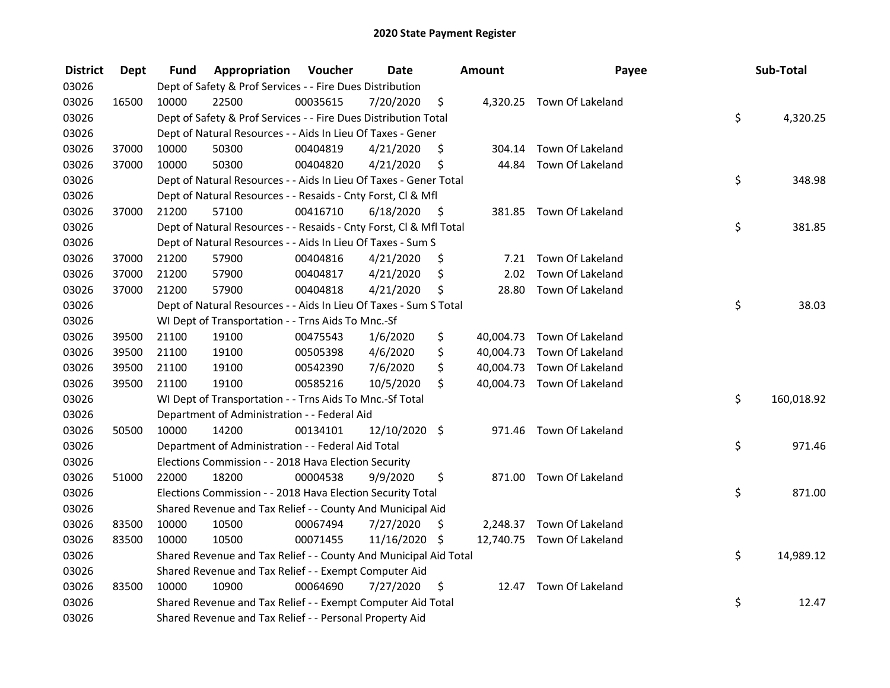# 2020 State Payment Register

| District | Dept | Fund | Appropriation | Voucher | Date | Amount | Payee | Sub-Total |
|---|---|---|---|---|---|---|---|---|
| 03026 | | Dept of Safety & Prof Services - - Fire Dues Distribution | | | | | | |
| 03026 | 16500 | 10000 | 22500 | 00035615 | 7/20/2020 | $ 4,320.25 | Town Of Lakeland | |
| 03026 | | Dept of Safety & Prof Services - - Fire Dues Distribution Total | | | | | | $ 4,320.25 |
| 03026 | | Dept of Natural Resources - - Aids In Lieu Of Taxes - Gener | | | | | | |
| 03026 | 37000 | 10000 | 50300 | 00404819 | 4/21/2020 | $ 304.14 | Town Of Lakeland | |
| 03026 | 37000 | 10000 | 50300 | 00404820 | 4/21/2020 | $ 44.84 | Town Of Lakeland | |
| 03026 | | Dept of Natural Resources - - Aids In Lieu Of Taxes - Gener Total | | | | | | $ 348.98 |
| 03026 | | Dept of Natural Resources - - Resaids - Cnty Forst, Cl & Mfl | | | | | | |
| 03026 | 37000 | 21200 | 57100 | 00416710 | 6/18/2020 | $ 381.85 | Town Of Lakeland | |
| 03026 | | Dept of Natural Resources - - Resaids - Cnty Forst, Cl & Mfl Total | | | | | | $ 381.85 |
| 03026 | | Dept of Natural Resources - - Aids In Lieu Of Taxes - Sum S | | | | | | |
| 03026 | 37000 | 21200 | 57900 | 00404816 | 4/21/2020 | $ 7.21 | Town Of Lakeland | |
| 03026 | 37000 | 21200 | 57900 | 00404817 | 4/21/2020 | $ 2.02 | Town Of Lakeland | |
| 03026 | 37000 | 21200 | 57900 | 00404818 | 4/21/2020 | $ 28.80 | Town Of Lakeland | |
| 03026 | | Dept of Natural Resources - - Aids In Lieu Of Taxes - Sum S Total | | | | | | $ 38.03 |
| 03026 | | WI Dept of Transportation - - Trns Aids To Mnc.-Sf | | | | | | |
| 03026 | 39500 | 21100 | 19100 | 00475543 | 1/6/2020 | $ 40,004.73 | Town Of Lakeland | |
| 03026 | 39500 | 21100 | 19100 | 00505398 | 4/6/2020 | $ 40,004.73 | Town Of Lakeland | |
| 03026 | 39500 | 21100 | 19100 | 00542390 | 7/6/2020 | $ 40,004.73 | Town Of Lakeland | |
| 03026 | 39500 | 21100 | 19100 | 00585216 | 10/5/2020 | $ 40,004.73 | Town Of Lakeland | |
| 03026 | | WI Dept of Transportation - - Trns Aids To Mnc.-Sf Total | | | | | | $ 160,018.92 |
| 03026 | | Department of Administration - - Federal Aid | | | | | | |
| 03026 | 50500 | 10000 | 14200 | 00134101 | 12/10/2020 | $ 971.46 | Town Of Lakeland | |
| 03026 | | Department of Administration - - Federal Aid Total | | | | | | $ 971.46 |
| 03026 | | Elections Commission - - 2018 Hava Election Security | | | | | | |
| 03026 | 51000 | 22000 | 18200 | 00004538 | 9/9/2020 | $ 871.00 | Town Of Lakeland | |
| 03026 | | Elections Commission - - 2018 Hava Election Security Total | | | | | | $ 871.00 |
| 03026 | | Shared Revenue and Tax Relief - - County And Municipal Aid | | | | | | |
| 03026 | 83500 | 10000 | 10500 | 00067494 | 7/27/2020 | $ 2,248.37 | Town Of Lakeland | |
| 03026 | 83500 | 10000 | 10500 | 00071455 | 11/16/2020 | $ 12,740.75 | Town Of Lakeland | |
| 03026 | | Shared Revenue and Tax Relief - - County And Municipal Aid Total | | | | | | $ 14,989.12 |
| 03026 | | Shared Revenue and Tax Relief - - Exempt Computer Aid | | | | | | |
| 03026 | 83500 | 10000 | 10900 | 00064690 | 7/27/2020 | $ 12.47 | Town Of Lakeland | |
| 03026 | | Shared Revenue and Tax Relief - - Exempt Computer Aid Total | | | | | | $ 12.47 |
| 03026 | | Shared Revenue and Tax Relief - - Personal Property Aid | | | | | | |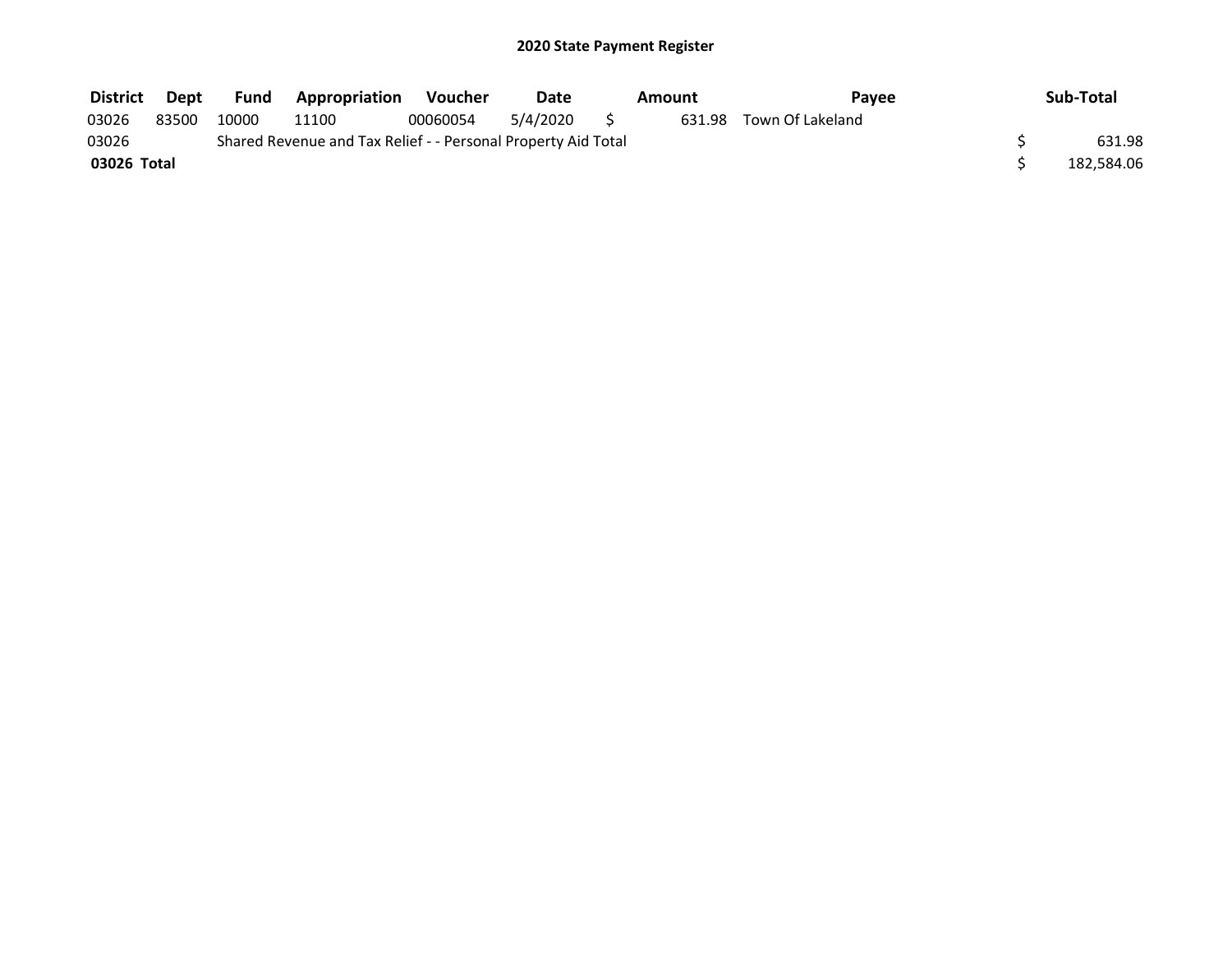# 2020 State Payment Register

| District | Dept | Fund | Appropriation | Voucher | Date | Amount | Payee | Sub-Total |
|---|---|---|---|---|---|---|---|---|
| 03026 | 83500 | 10000 | 11100 | 00060054 | 5/4/2020 | $ 631.98 | Town Of Lakeland | |
| 03026 | | Shared Revenue and Tax Relief - - Personal Property Aid Total | | | | | | $ 631.98 |
| **03026 Total** | | | | | | | | $ 182,584.06 |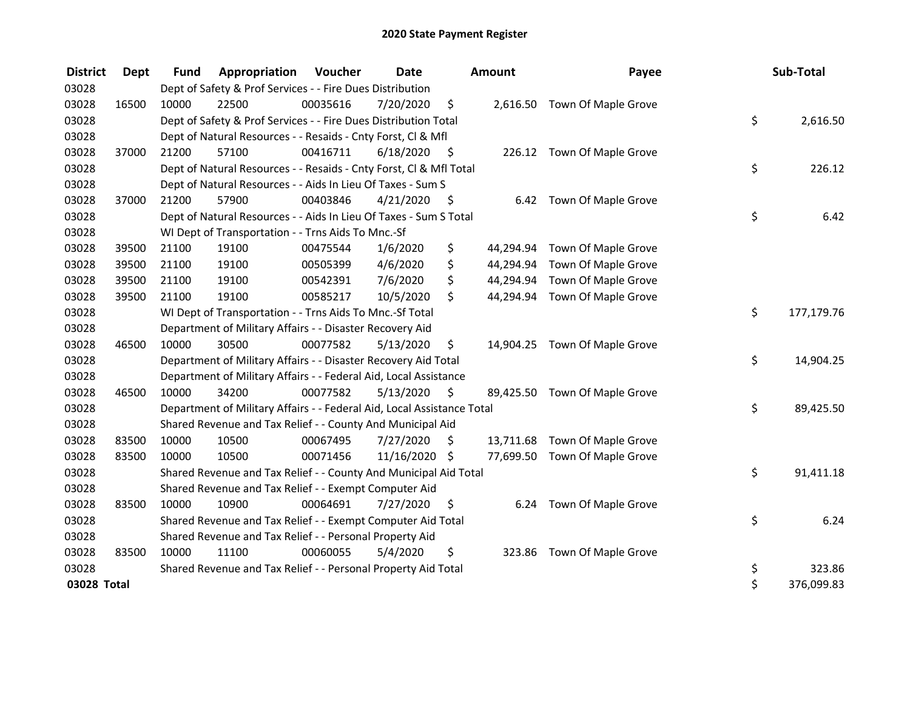# 2020 State Payment Register

| District | Dept | Fund | Appropriation | Voucher | Date | Amount | Payee | Sub-Total |
|---|---|---|---|---|---|---|---|---|
| 03028 | | Dept of Safety & Prof Services - - Fire Dues Distribution | | | | | | |
| 03028 | 16500 | 10000 | 22500 | 00035616 | 7/20/2020 | $ 2,616.50 | Town Of Maple Grove | |
| 03028 | | Dept of Safety & Prof Services - - Fire Dues Distribution Total | | | | | | $ 2,616.50 |
| 03028 | | Dept of Natural Resources - - Resaids - Cnty Forst, Cl & Mfl | | | | | | |
| 03028 | 37000 | 21200 | 57100 | 00416711 | 6/18/2020 | $ 226.12 | Town Of Maple Grove | |
| 03028 | | Dept of Natural Resources - - Resaids - Cnty Forst, Cl & Mfl Total | | | | | | $ 226.12 |
| 03028 | | Dept of Natural Resources - - Aids In Lieu Of Taxes - Sum S | | | | | | |
| 03028 | 37000 | 21200 | 57900 | 00403846 | 4/21/2020 | $ 6.42 | Town Of Maple Grove | |
| 03028 | | Dept of Natural Resources - - Aids In Lieu Of Taxes - Sum S Total | | | | | | $ 6.42 |
| 03028 | | WI Dept of Transportation - - Trns Aids To Mnc.-Sf | | | | | | |
| 03028 | 39500 | 21100 | 19100 | 00475544 | 1/6/2020 | $ 44,294.94 | Town Of Maple Grove | |
| 03028 | 39500 | 21100 | 19100 | 00505399 | 4/6/2020 | $ 44,294.94 | Town Of Maple Grove | |
| 03028 | 39500 | 21100 | 19100 | 00542391 | 7/6/2020 | $ 44,294.94 | Town Of Maple Grove | |
| 03028 | 39500 | 21100 | 19100 | 00585217 | 10/5/2020 | $ 44,294.94 | Town Of Maple Grove | |
| 03028 | | WI Dept of Transportation - - Trns Aids To Mnc.-Sf Total | | | | | | $ 177,179.76 |
| 03028 | | Department of Military Affairs - - Disaster Recovery Aid | | | | | | |
| 03028 | 46500 | 10000 | 30500 | 00077582 | 5/13/2020 | $ 14,904.25 | Town Of Maple Grove | |
| 03028 | | Department of Military Affairs - - Disaster Recovery Aid Total | | | | | | $ 14,904.25 |
| 03028 | | Department of Military Affairs - - Federal Aid, Local Assistance | | | | | | |
| 03028 | 46500 | 10000 | 34200 | 00077582 | 5/13/2020 | $ 89,425.50 | Town Of Maple Grove | |
| 03028 | | Department of Military Affairs - - Federal Aid, Local Assistance Total | | | | | | $ 89,425.50 |
| 03028 | | Shared Revenue and Tax Relief - - County And Municipal Aid | | | | | | |
| 03028 | 83500 | 10000 | 10500 | 00067495 | 7/27/2020 | $ 13,711.68 | Town Of Maple Grove | |
| 03028 | 83500 | 10000 | 10500 | 00071456 | 11/16/2020 | $ 77,699.50 | Town Of Maple Grove | |
| 03028 | | Shared Revenue and Tax Relief - - County And Municipal Aid Total | | | | | | $ 91,411.18 |
| 03028 | | Shared Revenue and Tax Relief - - Exempt Computer Aid | | | | | | |
| 03028 | 83500 | 10000 | 10900 | 00064691 | 7/27/2020 | $ 6.24 | Town Of Maple Grove | |
| 03028 | | Shared Revenue and Tax Relief - - Exempt Computer Aid Total | | | | | | $ 6.24 |
| 03028 | | Shared Revenue and Tax Relief - - Personal Property Aid | | | | | | |
| 03028 | 83500 | 10000 | 11100 | 00060055 | 5/4/2020 | $ 323.86 | Town Of Maple Grove | |
| 03028 | | Shared Revenue and Tax Relief - - Personal Property Aid Total | | | | | | $ 323.86 |
| **03028 Total** | | | | | | | | $ 376,099.83 |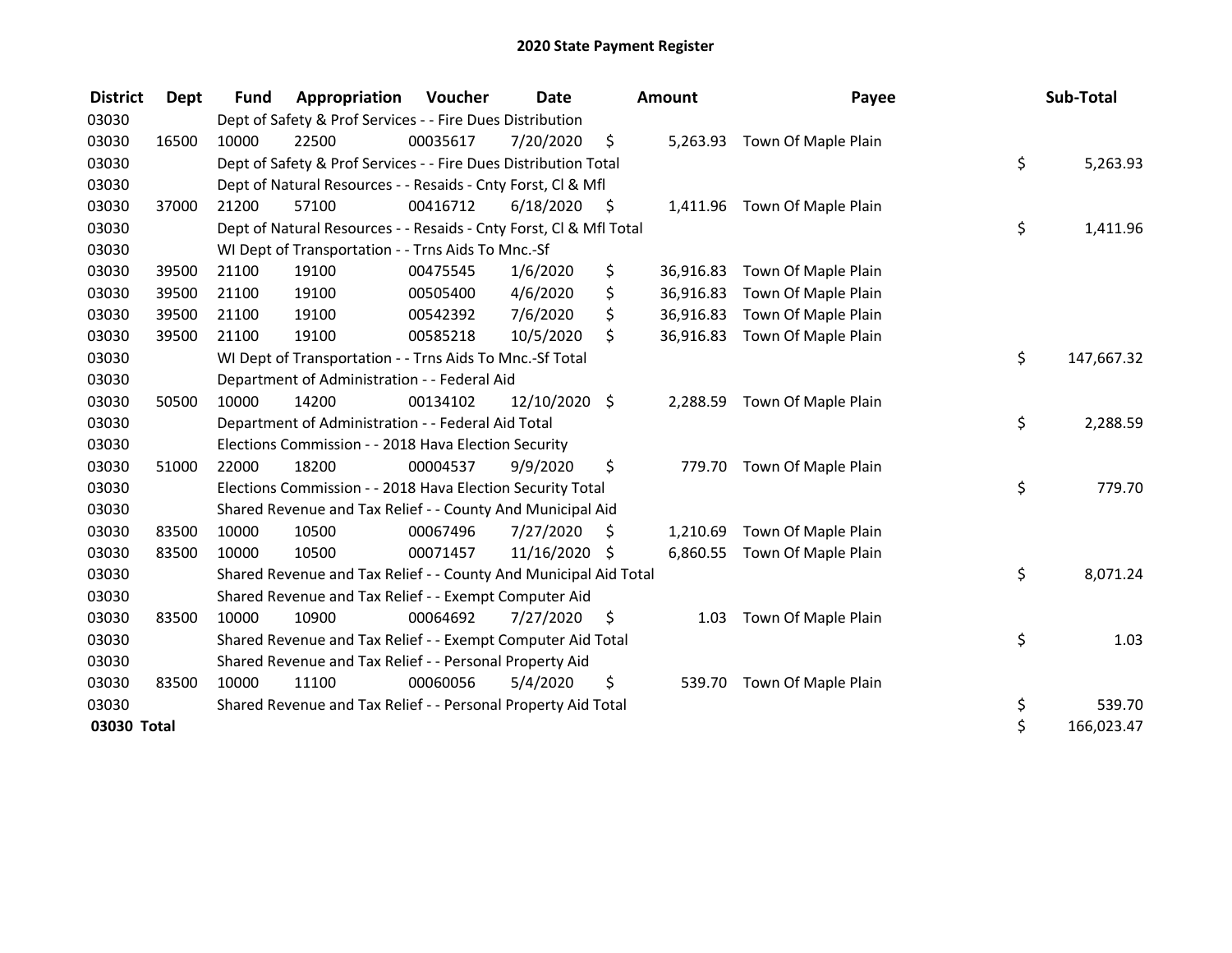# 2020 State Payment Register

| District | Dept | Fund | Appropriation | Voucher | Date | Amount | Payee | Sub-Total |
|---|---|---|---|---|---|---|---|---|
| 03030 | | Dept of Safety & Prof Services - - Fire Dues Distribution | | | | | | |
| 03030 | 16500 | 10000 | 22500 | 00035617 | 7/20/2020 | $ 5,263.93 | Town Of Maple Plain | |
| 03030 | | Dept of Safety & Prof Services - - Fire Dues Distribution Total | | | | | | $ 5,263.93 |
| 03030 | | Dept of Natural Resources - - Resaids - Cnty Forst, Cl & Mfl | | | | | | |
| 03030 | 37000 | 21200 | 57100 | 00416712 | 6/18/2020 | $ 1,411.96 | Town Of Maple Plain | |
| 03030 | | Dept of Natural Resources - - Resaids - Cnty Forst, Cl & Mfl Total | | | | | | $ 1,411.96 |
| 03030 | | WI Dept of Transportation - - Trns Aids To Mnc.-Sf | | | | | | |
| 03030 | 39500 | 21100 | 19100 | 00475545 | 1/6/2020 | $ 36,916.83 | Town Of Maple Plain | |
| 03030 | 39500 | 21100 | 19100 | 00505400 | 4/6/2020 | $ 36,916.83 | Town Of Maple Plain | |
| 03030 | 39500 | 21100 | 19100 | 00542392 | 7/6/2020 | $ 36,916.83 | Town Of Maple Plain | |
| 03030 | 39500 | 21100 | 19100 | 00585218 | 10/5/2020 | $ 36,916.83 | Town Of Maple Plain | |
| 03030 | | WI Dept of Transportation - - Trns Aids To Mnc.-Sf Total | | | | | | $ 147,667.32 |
| 03030 | | Department of Administration - - Federal Aid | | | | | | |
| 03030 | 50500 | 10000 | 14200 | 00134102 | 12/10/2020 | $ 2,288.59 | Town Of Maple Plain | |
| 03030 | | Department of Administration - - Federal Aid Total | | | | | | $ 2,288.59 |
| 03030 | | Elections Commission - - 2018 Hava Election Security | | | | | | |
| 03030 | 51000 | 22000 | 18200 | 00004537 | 9/9/2020 | $ 779.70 | Town Of Maple Plain | |
| 03030 | | Elections Commission - - 2018 Hava Election Security Total | | | | | | $ 779.70 |
| 03030 | | Shared Revenue and Tax Relief - - County And Municipal Aid | | | | | | |
| 03030 | 83500 | 10000 | 10500 | 00067496 | 7/27/2020 | $ 1,210.69 | Town Of Maple Plain | |
| 03030 | 83500 | 10000 | 10500 | 00071457 | 11/16/2020 | $ 6,860.55 | Town Of Maple Plain | |
| 03030 | | Shared Revenue and Tax Relief - - County And Municipal Aid Total | | | | | | $ 8,071.24 |
| 03030 | | Shared Revenue and Tax Relief - - Exempt Computer Aid | | | | | | |
| 03030 | 83500 | 10000 | 10900 | 00064692 | 7/27/2020 | $ 1.03 | Town Of Maple Plain | |
| 03030 | | Shared Revenue and Tax Relief - - Exempt Computer Aid Total | | | | | | $ 1.03 |
| 03030 | | Shared Revenue and Tax Relief - - Personal Property Aid | | | | | | |
| 03030 | 83500 | 10000 | 11100 | 00060056 | 5/4/2020 | $ 539.70 | Town Of Maple Plain | |
| 03030 | | Shared Revenue and Tax Relief - - Personal Property Aid Total | | | | | | $ 539.70 |
| **03030 Total** | | | | | | | | $ 166,023.47 |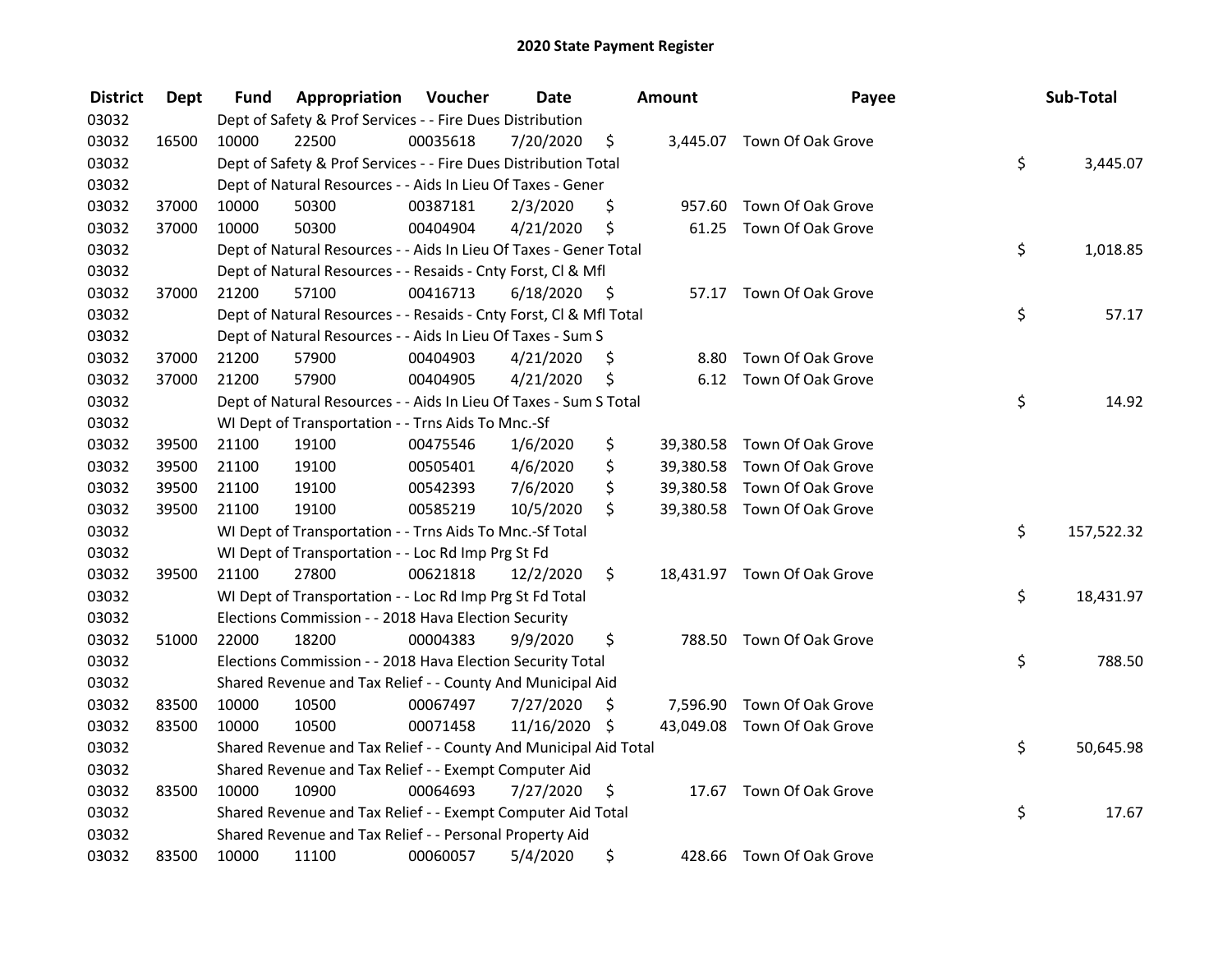# 2020 State Payment Register

| District | Dept | Fund | Appropriation | Voucher | Date | Amount | Payee | Sub-Total |
|---|---|---|---|---|---|---|---|---|
| 03032 | | Dept of Safety & Prof Services - - Fire Dues Distribution | | | | | | |
| 03032 | 16500 | 10000 | 22500 | 00035618 | 7/20/2020 | $ 3,445.07 | Town Of Oak Grove | |
| 03032 | | Dept of Safety & Prof Services - - Fire Dues Distribution Total | | | | | | $ 3,445.07 |
| 03032 | | Dept of Natural Resources - - Aids In Lieu Of Taxes - Gener | | | | | | |
| 03032 | 37000 | 10000 | 50300 | 00387181 | 2/3/2020 | $ 957.60 | Town Of Oak Grove | |
| 03032 | 37000 | 10000 | 50300 | 00404904 | 4/21/2020 | $ 61.25 | Town Of Oak Grove | |
| 03032 | | Dept of Natural Resources - - Aids In Lieu Of Taxes - Gener Total | | | | | | $ 1,018.85 |
| 03032 | | Dept of Natural Resources - - Resaids - Cnty Forst, Cl & Mfl | | | | | | |
| 03032 | 37000 | 21200 | 57100 | 00416713 | 6/18/2020 | $ 57.17 | Town Of Oak Grove | |
| 03032 | | Dept of Natural Resources - - Resaids - Cnty Forst, Cl & Mfl Total | | | | | | $ 57.17 |
| 03032 | | Dept of Natural Resources - - Aids In Lieu Of Taxes - Sum S | | | | | | |
| 03032 | 37000 | 21200 | 57900 | 00404903 | 4/21/2020 | $ 8.80 | Town Of Oak Grove | |
| 03032 | 37000 | 21200 | 57900 | 00404905 | 4/21/2020 | $ 6.12 | Town Of Oak Grove | |
| 03032 | | Dept of Natural Resources - - Aids In Lieu Of Taxes - Sum S Total | | | | | | $ 14.92 |
| 03032 | | WI Dept of Transportation - - Trns Aids To Mnc.-Sf | | | | | | |
| 03032 | 39500 | 21100 | 19100 | 00475546 | 1/6/2020 | $ 39,380.58 | Town Of Oak Grove | |
| 03032 | 39500 | 21100 | 19100 | 00505401 | 4/6/2020 | $ 39,380.58 | Town Of Oak Grove | |
| 03032 | 39500 | 21100 | 19100 | 00542393 | 7/6/2020 | $ 39,380.58 | Town Of Oak Grove | |
| 03032 | 39500 | 21100 | 19100 | 00585219 | 10/5/2020 | $ 39,380.58 | Town Of Oak Grove | |
| 03032 | | WI Dept of Transportation - - Trns Aids To Mnc.-Sf Total | | | | | | $ 157,522.32 |
| 03032 | | WI Dept of Transportation - - Loc Rd Imp Prg St Fd | | | | | | |
| 03032 | 39500 | 21100 | 27800 | 00621818 | 12/2/2020 | $ 18,431.97 | Town Of Oak Grove | |
| 03032 | | WI Dept of Transportation - - Loc Rd Imp Prg St Fd Total | | | | | | $ 18,431.97 |
| 03032 | | Elections Commission - - 2018 Hava Election Security | | | | | | |
| 03032 | 51000 | 22000 | 18200 | 00004383 | 9/9/2020 | $ 788.50 | Town Of Oak Grove | |
| 03032 | | Elections Commission - - 2018 Hava Election Security Total | | | | | | $ 788.50 |
| 03032 | | Shared Revenue and Tax Relief - - County And Municipal Aid | | | | | | |
| 03032 | 83500 | 10000 | 10500 | 00067497 | 7/27/2020 | $ 7,596.90 | Town Of Oak Grove | |
| 03032 | 83500 | 10000 | 10500 | 00071458 | 11/16/2020 | $ 43,049.08 | Town Of Oak Grove | |
| 03032 | | Shared Revenue and Tax Relief - - County And Municipal Aid Total | | | | | | $ 50,645.98 |
| 03032 | | Shared Revenue and Tax Relief - - Exempt Computer Aid | | | | | | |
| 03032 | 83500 | 10000 | 10900 | 00064693 | 7/27/2020 | $ 17.67 | Town Of Oak Grove | |
| 03032 | | Shared Revenue and Tax Relief - - Exempt Computer Aid Total | | | | | | $ 17.67 |
| 03032 | | Shared Revenue and Tax Relief - - Personal Property Aid | | | | | | |
| 03032 | 83500 | 10000 | 11100 | 00060057 | 5/4/2020 | $ 428.66 | Town Of Oak Grove | |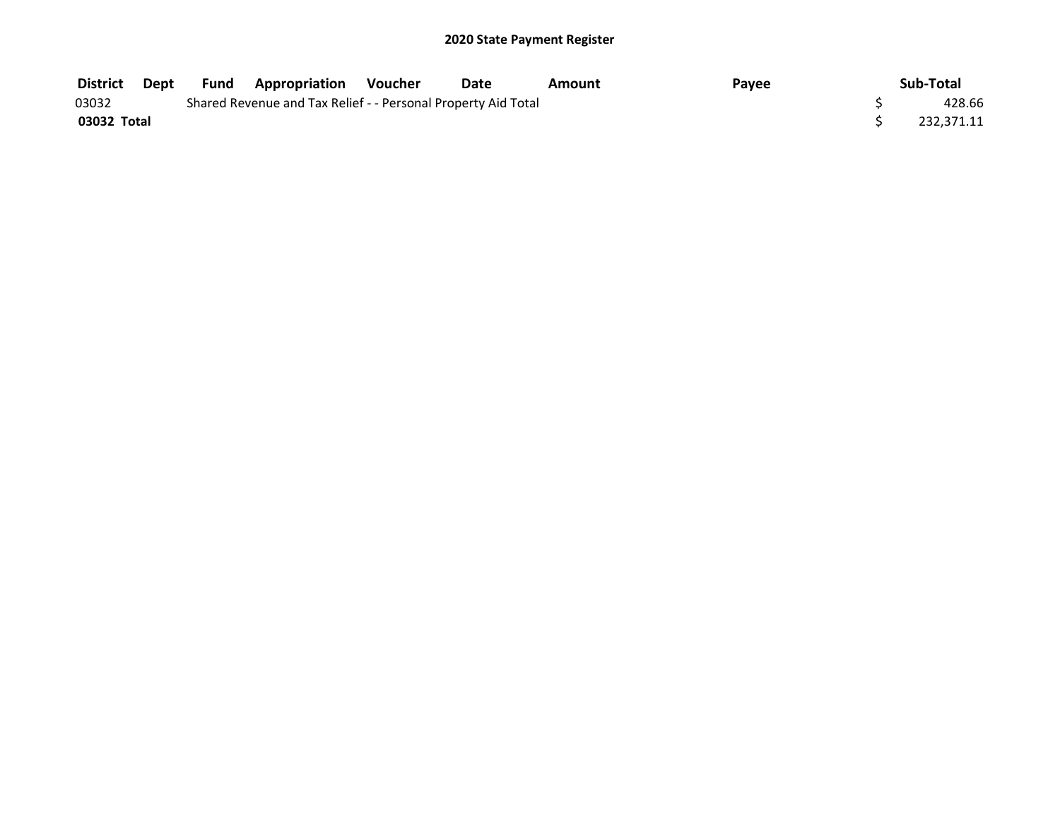## 2020 State Payment Register

| District | Dept | Fund | Appropriation | Voucher | Date | Amount | Payee | Sub-Total |
|---|---|---|---|---|---|---|---|---|
| 03032 | | Shared Revenue and Tax Relief - - Personal Property Aid Total | | | | | | $ 428.66 |
| **03032 Total** | | | | | | | | $ 232,371.11 |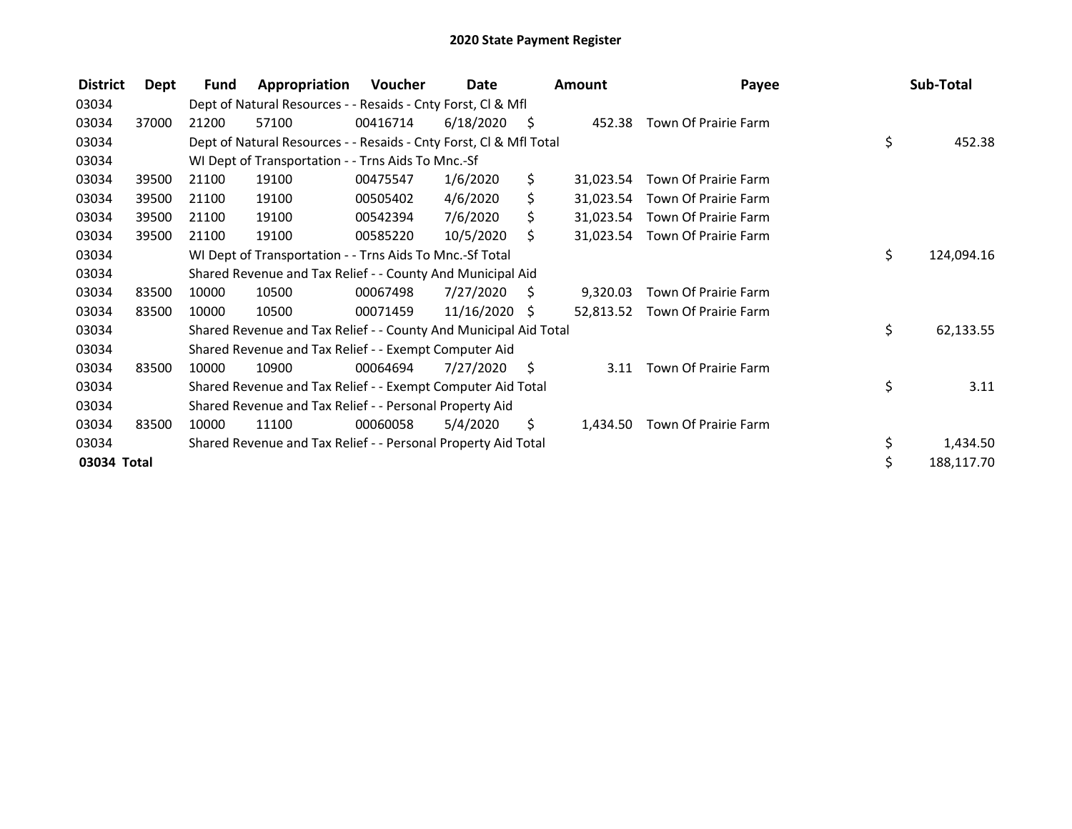# 2020 State Payment Register

| District | Dept | Fund | Appropriation | Voucher | Date | Amount | Payee | Sub-Total |
|---|---|---|---|---|---|---|---|---|
| 03034 | | Dept of Natural Resources - - Resaids - Cnty Forst, Cl & Mfl | | | | | | |
| 03034 | 37000 | 21200 | 57100 | 00416714 | 6/18/2020 | $ 452.38 | Town Of Prairie Farm | |
| 03034 | | Dept of Natural Resources - - Resaids - Cnty Forst, Cl & Mfl Total | | | | | | $ 452.38 |
| 03034 | | WI Dept of Transportation - - Trns Aids To Mnc.-Sf | | | | | | |
| 03034 | 39500 | 21100 | 19100 | 00475547 | 1/6/2020 | $ 31,023.54 | Town Of Prairie Farm | |
| 03034 | 39500 | 21100 | 19100 | 00505402 | 4/6/2020 | $ 31,023.54 | Town Of Prairie Farm | |
| 03034 | 39500 | 21100 | 19100 | 00542394 | 7/6/2020 | $ 31,023.54 | Town Of Prairie Farm | |
| 03034 | 39500 | 21100 | 19100 | 00585220 | 10/5/2020 | $ 31,023.54 | Town Of Prairie Farm | |
| 03034 | | WI Dept of Transportation - - Trns Aids To Mnc.-Sf Total | | | | | | $ 124,094.16 |
| 03034 | | Shared Revenue and Tax Relief - - County And Municipal Aid | | | | | | |
| 03034 | 83500 | 10000 | 10500 | 00067498 | 7/27/2020 | $ 9,320.03 | Town Of Prairie Farm | |
| 03034 | 83500 | 10000 | 10500 | 00071459 | 11/16/2020 | $ 52,813.52 | Town Of Prairie Farm | |
| 03034 | | Shared Revenue and Tax Relief - - County And Municipal Aid Total | | | | | | $ 62,133.55 |
| 03034 | | Shared Revenue and Tax Relief - - Exempt Computer Aid | | | | | | |
| 03034 | 83500 | 10000 | 10900 | 00064694 | 7/27/2020 | $ 3.11 | Town Of Prairie Farm | |
| 03034 | | Shared Revenue and Tax Relief - - Exempt Computer Aid Total | | | | | | $ 3.11 |
| 03034 | | Shared Revenue and Tax Relief - - Personal Property Aid | | | | | | |
| 03034 | 83500 | 10000 | 11100 | 00060058 | 5/4/2020 | $ 1,434.50 | Town Of Prairie Farm | |
| 03034 | | Shared Revenue and Tax Relief - - Personal Property Aid Total | | | | | | $ 1,434.50 |
| **03034 Total** | | | | | | | | $ 188,117.70 |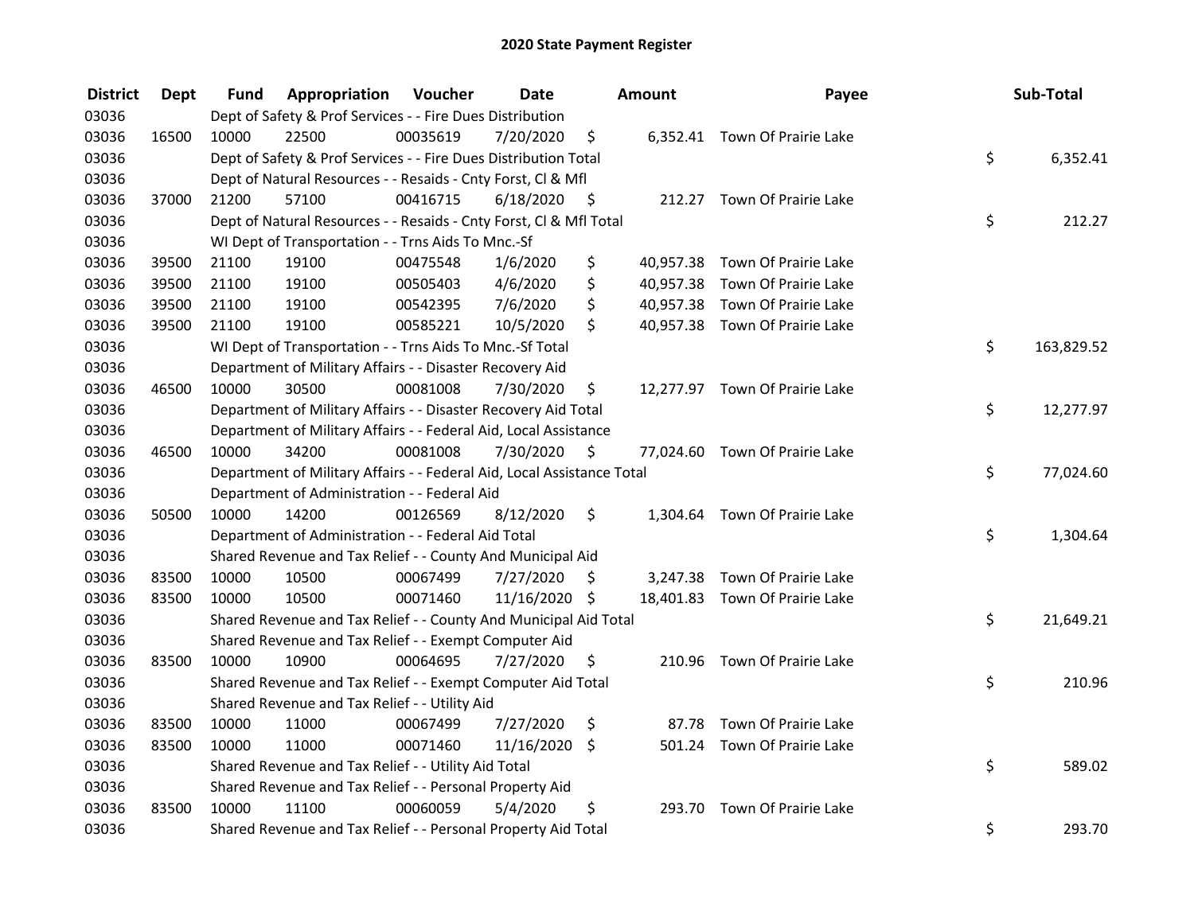# 2020 State Payment Register

| District | Dept | Fund | Appropriation | Voucher | Date | Amount | Payee | Sub-Total |
|---|---|---|---|---|---|---|---|---|
| 03036 | | Dept of Safety & Prof Services - - Fire Dues Distribution | | | | | | |
| 03036 | 16500 | 10000 | 22500 | 00035619 | 7/20/2020 | $ 6,352.41 | Town Of Prairie Lake | |
| 03036 | | Dept of Safety & Prof Services - - Fire Dues Distribution Total | | | | | | $ 6,352.41 |
| 03036 | | Dept of Natural Resources - - Resaids - Cnty Forst, Cl & Mfl | | | | | | |
| 03036 | 37000 | 21200 | 57100 | 00416715 | 6/18/2020 | $ 212.27 | Town Of Prairie Lake | |
| 03036 | | Dept of Natural Resources - - Resaids - Cnty Forst, Cl & Mfl Total | | | | | | $ 212.27 |
| 03036 | | WI Dept of Transportation - - Trns Aids To Mnc.-Sf | | | | | | |
| 03036 | 39500 | 21100 | 19100 | 00475548 | 1/6/2020 | $ 40,957.38 | Town Of Prairie Lake | |
| 03036 | 39500 | 21100 | 19100 | 00505403 | 4/6/2020 | $ 40,957.38 | Town Of Prairie Lake | |
| 03036 | 39500 | 21100 | 19100 | 00542395 | 7/6/2020 | $ 40,957.38 | Town Of Prairie Lake | |
| 03036 | 39500 | 21100 | 19100 | 00585221 | 10/5/2020 | $ 40,957.38 | Town Of Prairie Lake | |
| 03036 | | WI Dept of Transportation - - Trns Aids To Mnc.-Sf Total | | | | | | $ 163,829.52 |
| 03036 | | Department of Military Affairs - - Disaster Recovery Aid | | | | | | |
| 03036 | 46500 | 10000 | 30500 | 00081008 | 7/30/2020 | $ 12,277.97 | Town Of Prairie Lake | |
| 03036 | | Department of Military Affairs - - Disaster Recovery Aid Total | | | | | | $ 12,277.97 |
| 03036 | | Department of Military Affairs - - Federal Aid, Local Assistance | | | | | | |
| 03036 | 46500 | 10000 | 34200 | 00081008 | 7/30/2020 | $ 77,024.60 | Town Of Prairie Lake | |
| 03036 | | Department of Military Affairs - - Federal Aid, Local Assistance Total | | | | | | $ 77,024.60 |
| 03036 | | Department of Administration - - Federal Aid | | | | | | |
| 03036 | 50500 | 10000 | 14200 | 00126569 | 8/12/2020 | $ 1,304.64 | Town Of Prairie Lake | |
| 03036 | | Department of Administration - - Federal Aid Total | | | | | | $ 1,304.64 |
| 03036 | | Shared Revenue and Tax Relief - - County And Municipal Aid | | | | | | |
| 03036 | 83500 | 10000 | 10500 | 00067499 | 7/27/2020 | $ 3,247.38 | Town Of Prairie Lake | |
| 03036 | 83500 | 10000 | 10500 | 00071460 | 11/16/2020 | $ 18,401.83 | Town Of Prairie Lake | |
| 03036 | | Shared Revenue and Tax Relief - - County And Municipal Aid Total | | | | | | $ 21,649.21 |
| 03036 | | Shared Revenue and Tax Relief - - Exempt Computer Aid | | | | | | |
| 03036 | 83500 | 10000 | 10900 | 00064695 | 7/27/2020 | $ 210.96 | Town Of Prairie Lake | |
| 03036 | | Shared Revenue and Tax Relief - - Exempt Computer Aid Total | | | | | | $ 210.96 |
| 03036 | | Shared Revenue and Tax Relief - - Utility Aid | | | | | | |
| 03036 | 83500 | 10000 | 11000 | 00067499 | 7/27/2020 | $ 87.78 | Town Of Prairie Lake | |
| 03036 | 83500 | 10000 | 11000 | 00071460 | 11/16/2020 | $ 501.24 | Town Of Prairie Lake | |
| 03036 | | Shared Revenue and Tax Relief - - Utility Aid Total | | | | | | $ 589.02 |
| 03036 | | Shared Revenue and Tax Relief - - Personal Property Aid | | | | | | |
| 03036 | 83500 | 10000 | 11100 | 00060059 | 5/4/2020 | $ 293.70 | Town Of Prairie Lake | |
| 03036 | | Shared Revenue and Tax Relief - - Personal Property Aid Total | | | | | | $ 293.70 |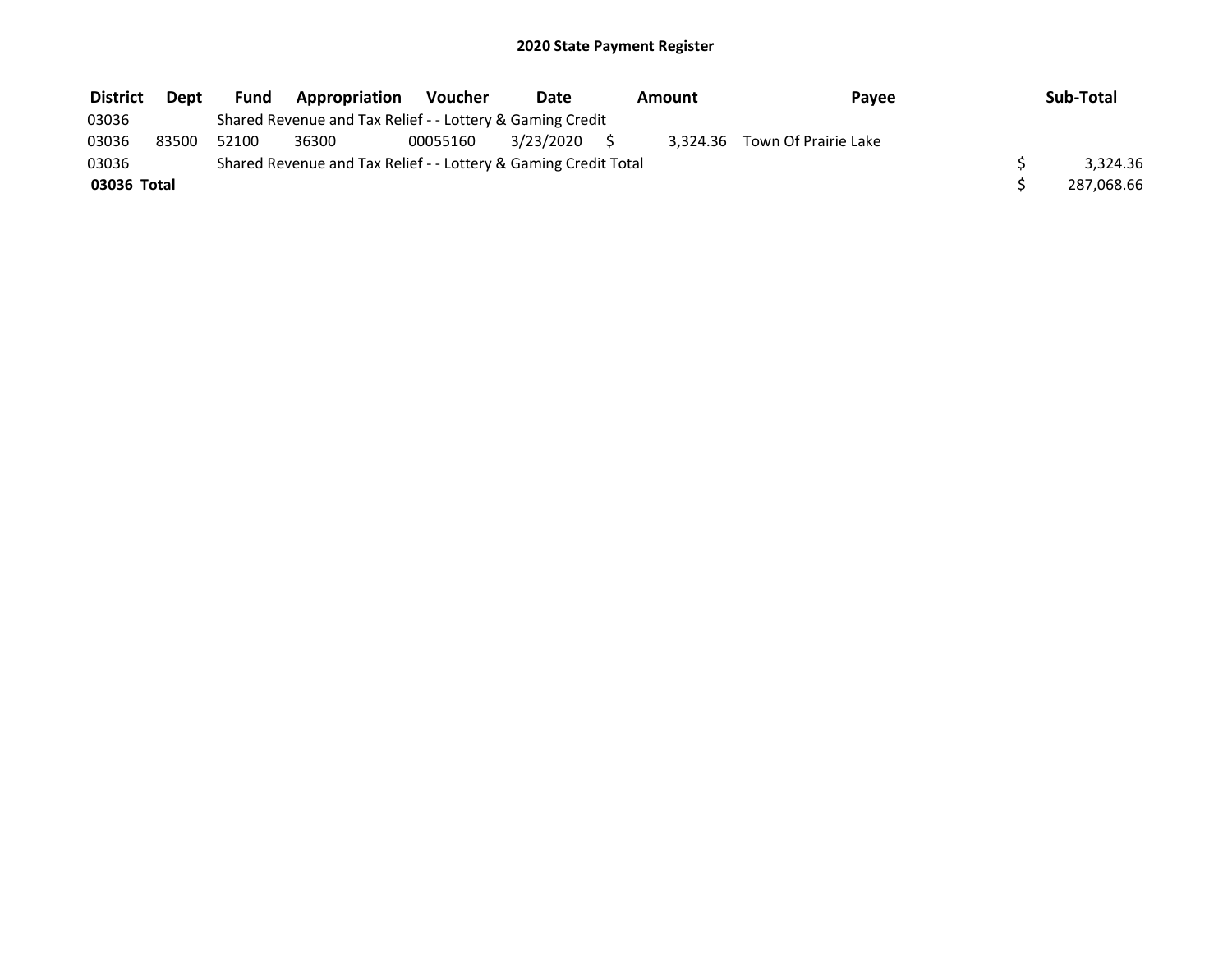# 2020 State Payment Register

| District | Dept | Fund | Appropriation | Voucher | Date | Amount | Payee | Sub-Total |
|---|---|---|---|---|---|---|---|---|
| 03036 | | Shared Revenue and Tax Relief - - Lottery & Gaming Credit | | | | | | |
| 03036 | 83500 | 52100 | 36300 | 00055160 | 3/23/2020 | $ 3,324.36 | Town Of Prairie Lake | |
| 03036 | | Shared Revenue and Tax Relief - - Lottery & Gaming Credit Total | | | | | | $ 3,324.36 |
| **03036 Total** | | | | | | | | $ 287,068.66 |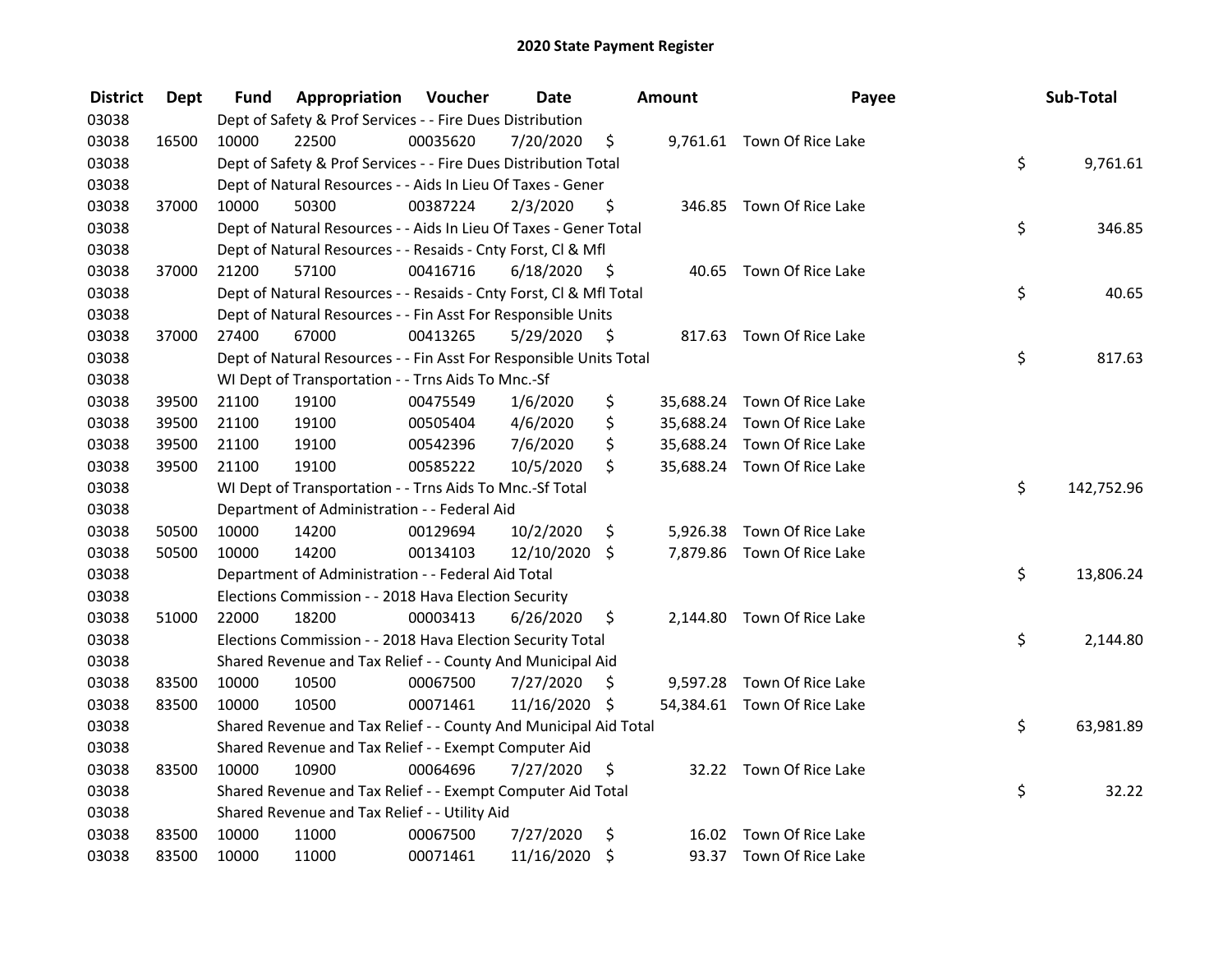# 2020 State Payment Register

| District | Dept | Fund | Appropriation | Voucher | Date | Amount | Payee | Sub-Total |
|---|---|---|---|---|---|---|---|---|
| 03038 | | Dept of Safety & Prof Services - - Fire Dues Distribution | | | | | | |
| 03038 | 16500 | 10000 | 22500 | 00035620 | 7/20/2020 | $ 9,761.61 | Town Of Rice Lake | |
| 03038 | | Dept of Safety & Prof Services - - Fire Dues Distribution Total | | | | | | $ 9,761.61 |
| 03038 | | Dept of Natural Resources - - Aids In Lieu Of Taxes - Gener | | | | | | |
| 03038 | 37000 | 10000 | 50300 | 00387224 | 2/3/2020 | $ 346.85 | Town Of Rice Lake | |
| 03038 | | Dept of Natural Resources - - Aids In Lieu Of Taxes - Gener Total | | | | | | $ 346.85 |
| 03038 | | Dept of Natural Resources - - Resaids - Cnty Forst, Cl & Mfl | | | | | | |
| 03038 | 37000 | 21200 | 57100 | 00416716 | 6/18/2020 | $ 40.65 | Town Of Rice Lake | |
| 03038 | | Dept of Natural Resources - - Resaids - Cnty Forst, Cl & Mfl Total | | | | | | $ 40.65 |
| 03038 | | Dept of Natural Resources - - Fin Asst For Responsible Units | | | | | | |
| 03038 | 37000 | 27400 | 67000 | 00413265 | 5/29/2020 | $ 817.63 | Town Of Rice Lake | |
| 03038 | | Dept of Natural Resources - - Fin Asst For Responsible Units Total | | | | | | $ 817.63 |
| 03038 | | WI Dept of Transportation - - Trns Aids To Mnc.-Sf | | | | | | |
| 03038 | 39500 | 21100 | 19100 | 00475549 | 1/6/2020 | $ 35,688.24 | Town Of Rice Lake | |
| 03038 | 39500 | 21100 | 19100 | 00505404 | 4/6/2020 | $ 35,688.24 | Town Of Rice Lake | |
| 03038 | 39500 | 21100 | 19100 | 00542396 | 7/6/2020 | $ 35,688.24 | Town Of Rice Lake | |
| 03038 | 39500 | 21100 | 19100 | 00585222 | 10/5/2020 | $ 35,688.24 | Town Of Rice Lake | |
| 03038 | | WI Dept of Transportation - - Trns Aids To Mnc.-Sf Total | | | | | | $ 142,752.96 |
| 03038 | | Department of Administration - - Federal Aid | | | | | | |
| 03038 | 50500 | 10000 | 14200 | 00129694 | 10/2/2020 | $ 5,926.38 | Town Of Rice Lake | |
| 03038 | 50500 | 10000 | 14200 | 00134103 | 12/10/2020 | $ 7,879.86 | Town Of Rice Lake | |
| 03038 | | Department of Administration - - Federal Aid Total | | | | | | $ 13,806.24 |
| 03038 | | Elections Commission - - 2018 Hava Election Security | | | | | | |
| 03038 | 51000 | 22000 | 18200 | 00003413 | 6/26/2020 | $ 2,144.80 | Town Of Rice Lake | |
| 03038 | | Elections Commission - - 2018 Hava Election Security Total | | | | | | $ 2,144.80 |
| 03038 | | Shared Revenue and Tax Relief - - County And Municipal Aid | | | | | | |
| 03038 | 83500 | 10000 | 10500 | 00067500 | 7/27/2020 | $ 9,597.28 | Town Of Rice Lake | |
| 03038 | 83500 | 10000 | 10500 | 00071461 | 11/16/2020 | $ 54,384.61 | Town Of Rice Lake | |
| 03038 | | Shared Revenue and Tax Relief - - County And Municipal Aid Total | | | | | | $ 63,981.89 |
| 03038 | | Shared Revenue and Tax Relief - - Exempt Computer Aid | | | | | | |
| 03038 | 83500 | 10000 | 10900 | 00064696 | 7/27/2020 | $ 32.22 | Town Of Rice Lake | |
| 03038 | | Shared Revenue and Tax Relief - - Exempt Computer Aid Total | | | | | | $ 32.22 |
| 03038 | | Shared Revenue and Tax Relief - - Utility Aid | | | | | | |
| 03038 | 83500 | 10000 | 11000 | 00067500 | 7/27/2020 | $ 16.02 | Town Of Rice Lake | |
| 03038 | 83500 | 10000 | 11000 | 00071461 | 11/16/2020 | $ 93.37 | Town Of Rice Lake | |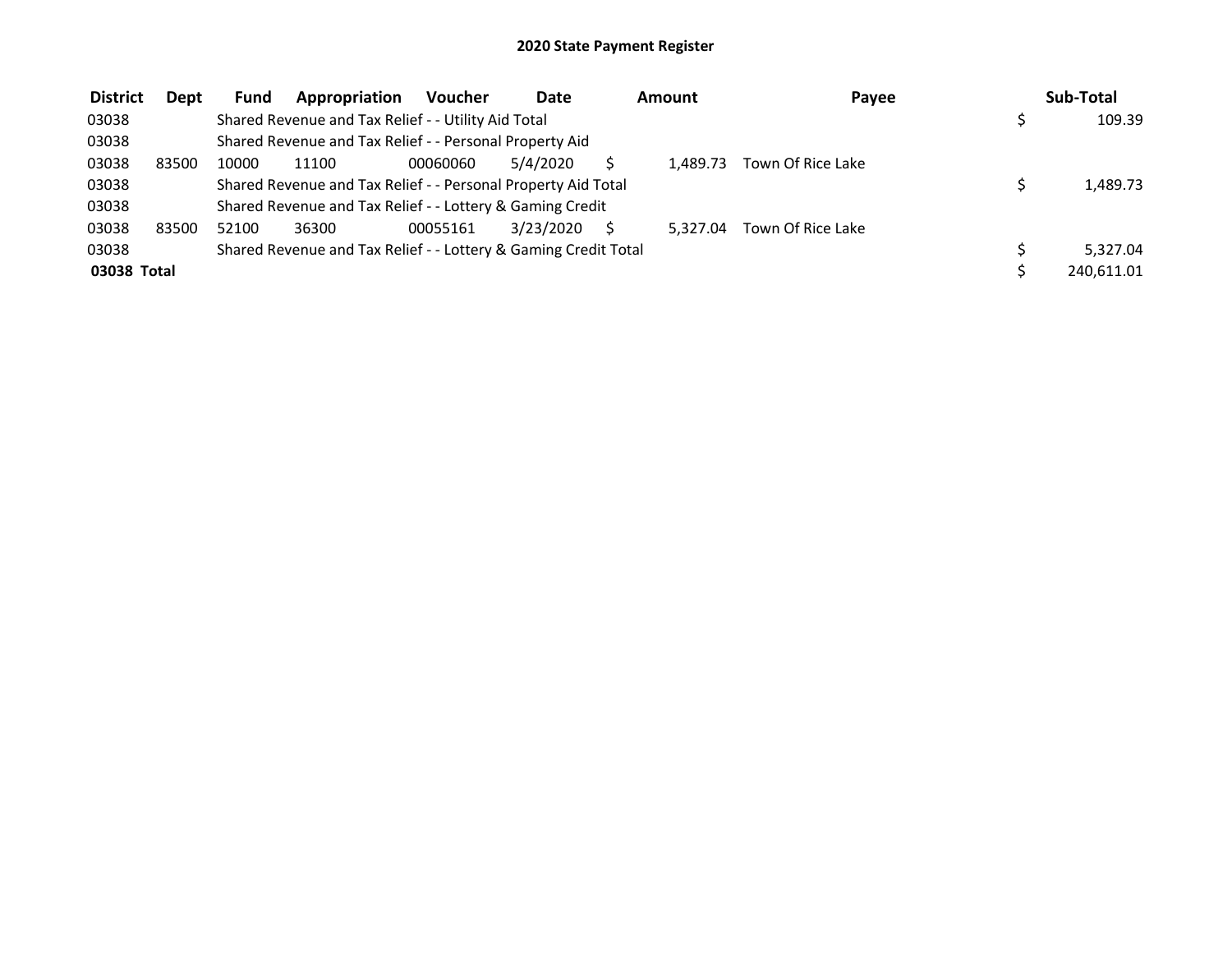# 2020 State Payment Register

| District | Dept | Fund | Appropriation | Voucher | Date | Amount | Payee | Sub-Total |
|---|---|---|---|---|---|---|---|---|
| 03038 | | Shared Revenue and Tax Relief - - Utility Aid Total | | | | | | $ 109.39 |
| 03038 | | Shared Revenue and Tax Relief - - Personal Property Aid | | | | | | |
| 03038 | 83500 | 10000 | 11100 | 00060060 | 5/4/2020 | $ 1,489.73 | Town Of Rice Lake | |
| 03038 | | Shared Revenue and Tax Relief - - Personal Property Aid Total | | | | | | $ 1,489.73 |
| 03038 | | Shared Revenue and Tax Relief - - Lottery & Gaming Credit | | | | | | |
| 03038 | 83500 | 52100 | 36300 | 00055161 | 3/23/2020 | $ 5,327.04 | Town Of Rice Lake | |
| 03038 | | Shared Revenue and Tax Relief - - Lottery & Gaming Credit Total | | | | | | $ 5,327.04 |
| **03038 Total** | | | | | | | | $ 240,611.01 |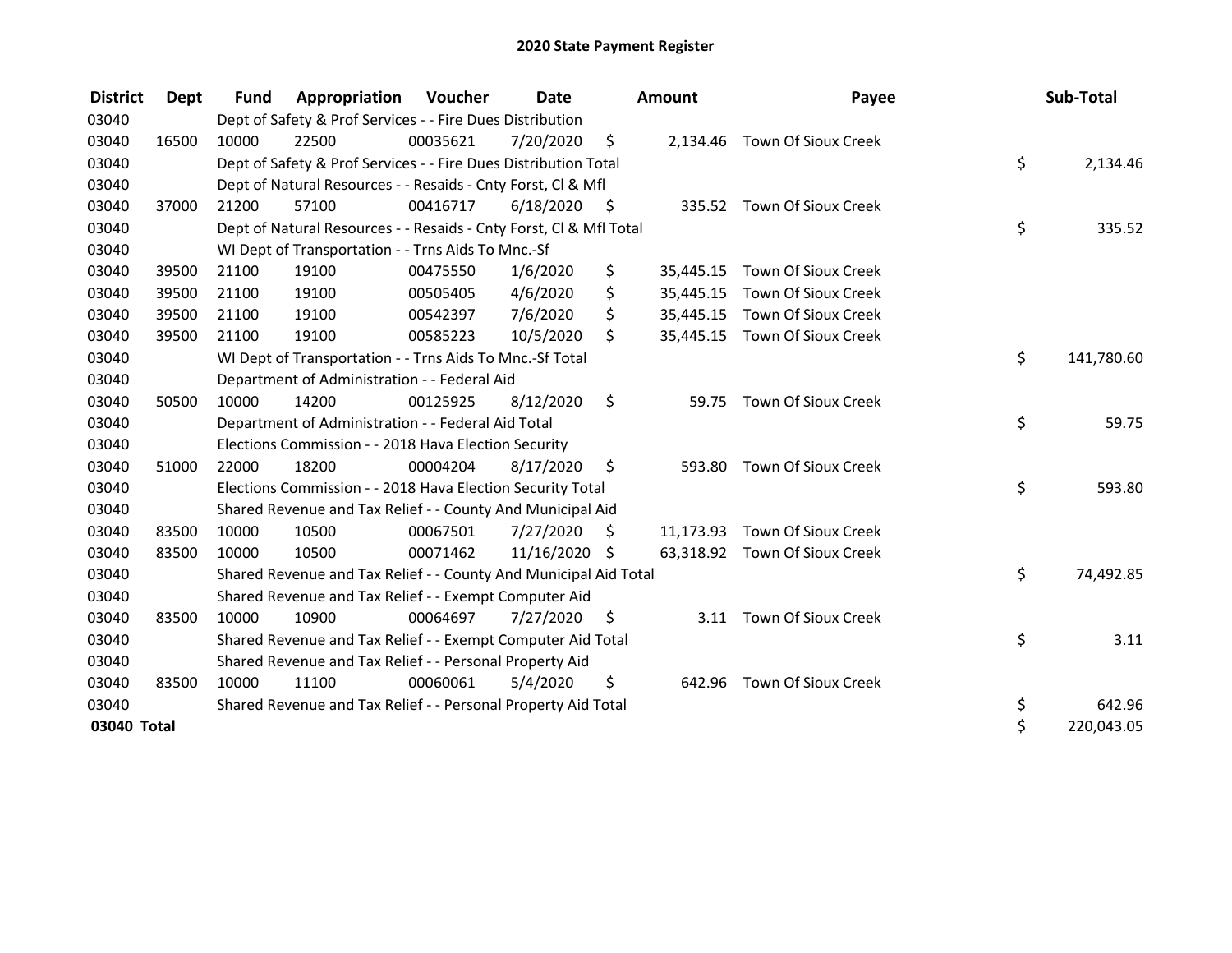# 2020 State Payment Register

| District | Dept | Fund | Appropriation | Voucher | Date | Amount | Payee | Sub-Total |
|---|---|---|---|---|---|---|---|---|
| 03040 | | Dept of Safety & Prof Services - - Fire Dues Distribution | | | | | | |
| 03040 | 16500 | 10000 | 22500 | 00035621 | 7/20/2020 | $ 2,134.46 | Town Of Sioux Creek | |
| 03040 | | Dept of Safety & Prof Services - - Fire Dues Distribution Total | | | | | | $ 2,134.46 |
| 03040 | | Dept of Natural Resources - - Resaids - Cnty Forst, Cl & Mfl | | | | | | |
| 03040 | 37000 | 21200 | 57100 | 00416717 | 6/18/2020 | $ 335.52 | Town Of Sioux Creek | |
| 03040 | | Dept of Natural Resources - - Resaids - Cnty Forst, Cl & Mfl Total | | | | | | $ 335.52 |
| 03040 | | WI Dept of Transportation - - Trns Aids To Mnc.-Sf | | | | | | |
| 03040 | 39500 | 21100 | 19100 | 00475550 | 1/6/2020 | $ 35,445.15 | Town Of Sioux Creek | |
| 03040 | 39500 | 21100 | 19100 | 00505405 | 4/6/2020 | $ 35,445.15 | Town Of Sioux Creek | |
| 03040 | 39500 | 21100 | 19100 | 00542397 | 7/6/2020 | $ 35,445.15 | Town Of Sioux Creek | |
| 03040 | 39500 | 21100 | 19100 | 00585223 | 10/5/2020 | $ 35,445.15 | Town Of Sioux Creek | |
| 03040 | | WI Dept of Transportation - - Trns Aids To Mnc.-Sf Total | | | | | | $ 141,780.60 |
| 03040 | | Department of Administration - - Federal Aid | | | | | | |
| 03040 | 50500 | 10000 | 14200 | 00125925 | 8/12/2020 | $ 59.75 | Town Of Sioux Creek | |
| 03040 | | Department of Administration - - Federal Aid Total | | | | | | $ 59.75 |
| 03040 | | Elections Commission - - 2018 Hava Election Security | | | | | | |
| 03040 | 51000 | 22000 | 18200 | 00004204 | 8/17/2020 | $ 593.80 | Town Of Sioux Creek | |
| 03040 | | Elections Commission - - 2018 Hava Election Security Total | | | | | | $ 593.80 |
| 03040 | | Shared Revenue and Tax Relief - - County And Municipal Aid | | | | | | |
| 03040 | 83500 | 10000 | 10500 | 00067501 | 7/27/2020 | $ 11,173.93 | Town Of Sioux Creek | |
| 03040 | 83500 | 10000 | 10500 | 00071462 | 11/16/2020 | $ 63,318.92 | Town Of Sioux Creek | |
| 03040 | | Shared Revenue and Tax Relief - - County And Municipal Aid Total | | | | | | $ 74,492.85 |
| 03040 | | Shared Revenue and Tax Relief - - Exempt Computer Aid | | | | | | |
| 03040 | 83500 | 10000 | 10900 | 00064697 | 7/27/2020 | $ 3.11 | Town Of Sioux Creek | |
| 03040 | | Shared Revenue and Tax Relief - - Exempt Computer Aid Total | | | | | | $ 3.11 |
| 03040 | | Shared Revenue and Tax Relief - - Personal Property Aid | | | | | | |
| 03040 | 83500 | 10000 | 11100 | 00060061 | 5/4/2020 | $ 642.96 | Town Of Sioux Creek | |
| 03040 | | Shared Revenue and Tax Relief - - Personal Property Aid Total | | | | | | $ 642.96 |
| **03040 Total** | | | | | | | | $ 220,043.05 |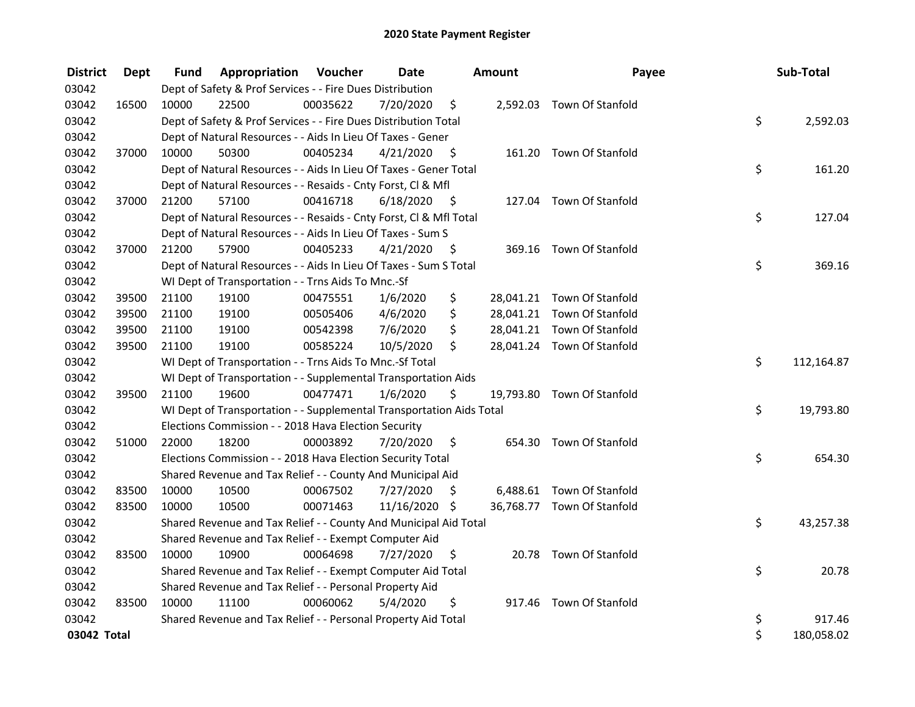# 2020 State Payment Register

| District | Dept | Fund | Appropriation | Voucher | Date | Amount | Payee | Sub-Total |
|---|---|---|---|---|---|---|---|---|
| 03042 | | Dept of Safety & Prof Services - - Fire Dues Distribution | | | | | | |
| 03042 | 16500 | 10000 | 22500 | 00035622 | 7/20/2020 | $ 2,592.03 | Town Of Stanfold | |
| 03042 | | Dept of Safety & Prof Services - - Fire Dues Distribution Total | | | | | | $ 2,592.03 |
| 03042 | | Dept of Natural Resources - - Aids In Lieu Of Taxes - Gener | | | | | | |
| 03042 | 37000 | 10000 | 50300 | 00405234 | 4/21/2020 | $ 161.20 | Town Of Stanfold | |
| 03042 | | Dept of Natural Resources - - Aids In Lieu Of Taxes - Gener Total | | | | | | $ 161.20 |
| 03042 | | Dept of Natural Resources - - Resaids - Cnty Forst, Cl & Mfl | | | | | | |
| 03042 | 37000 | 21200 | 57100 | 00416718 | 6/18/2020 | $ 127.04 | Town Of Stanfold | |
| 03042 | | Dept of Natural Resources - - Resaids - Cnty Forst, Cl & Mfl Total | | | | | | $ 127.04 |
| 03042 | | Dept of Natural Resources - - Aids In Lieu Of Taxes - Sum S | | | | | | |
| 03042 | 37000 | 21200 | 57900 | 00405233 | 4/21/2020 | $ 369.16 | Town Of Stanfold | |
| 03042 | | Dept of Natural Resources - - Aids In Lieu Of Taxes - Sum S Total | | | | | | $ 369.16 |
| 03042 | | WI Dept of Transportation - - Trns Aids To Mnc.-Sf | | | | | | |
| 03042 | 39500 | 21100 | 19100 | 00475551 | 1/6/2020 | $ 28,041.21 | Town Of Stanfold | |
| 03042 | 39500 | 21100 | 19100 | 00505406 | 4/6/2020 | $ 28,041.21 | Town Of Stanfold | |
| 03042 | 39500 | 21100 | 19100 | 00542398 | 7/6/2020 | $ 28,041.21 | Town Of Stanfold | |
| 03042 | 39500 | 21100 | 19100 | 00585224 | 10/5/2020 | $ 28,041.24 | Town Of Stanfold | |
| 03042 | | WI Dept of Transportation - - Trns Aids To Mnc.-Sf Total | | | | | | $ 112,164.87 |
| 03042 | | WI Dept of Transportation - - Supplemental Transportation Aids | | | | | | |
| 03042 | 39500 | 21100 | 19600 | 00477471 | 1/6/2020 | $ 19,793.80 | Town Of Stanfold | |
| 03042 | | WI Dept of Transportation - - Supplemental Transportation Aids Total | | | | | | $ 19,793.80 |
| 03042 | | Elections Commission - - 2018 Hava Election Security | | | | | | |
| 03042 | 51000 | 22000 | 18200 | 00003892 | 7/20/2020 | $ 654.30 | Town Of Stanfold | |
| 03042 | | Elections Commission - - 2018 Hava Election Security Total | | | | | | $ 654.30 |
| 03042 | | Shared Revenue and Tax Relief - - County And Municipal Aid | | | | | | |
| 03042 | 83500 | 10000 | 10500 | 00067502 | 7/27/2020 | $ 6,488.61 | Town Of Stanfold | |
| 03042 | 83500 | 10000 | 10500 | 00071463 | 11/16/2020 | $ 36,768.77 | Town Of Stanfold | |
| 03042 | | Shared Revenue and Tax Relief - - County And Municipal Aid Total | | | | | | $ 43,257.38 |
| 03042 | | Shared Revenue and Tax Relief - - Exempt Computer Aid | | | | | | |
| 03042 | 83500 | 10000 | 10900 | 00064698 | 7/27/2020 | $ 20.78 | Town Of Stanfold | |
| 03042 | | Shared Revenue and Tax Relief - - Exempt Computer Aid Total | | | | | | $ 20.78 |
| 03042 | | Shared Revenue and Tax Relief - - Personal Property Aid | | | | | | |
| 03042 | 83500 | 10000 | 11100 | 00060062 | 5/4/2020 | $ 917.46 | Town Of Stanfold | |
| 03042 | | Shared Revenue and Tax Relief - - Personal Property Aid Total | | | | | | $ 917.46 |
| **03042 Total** | | | | | | | | $ 180,058.02 |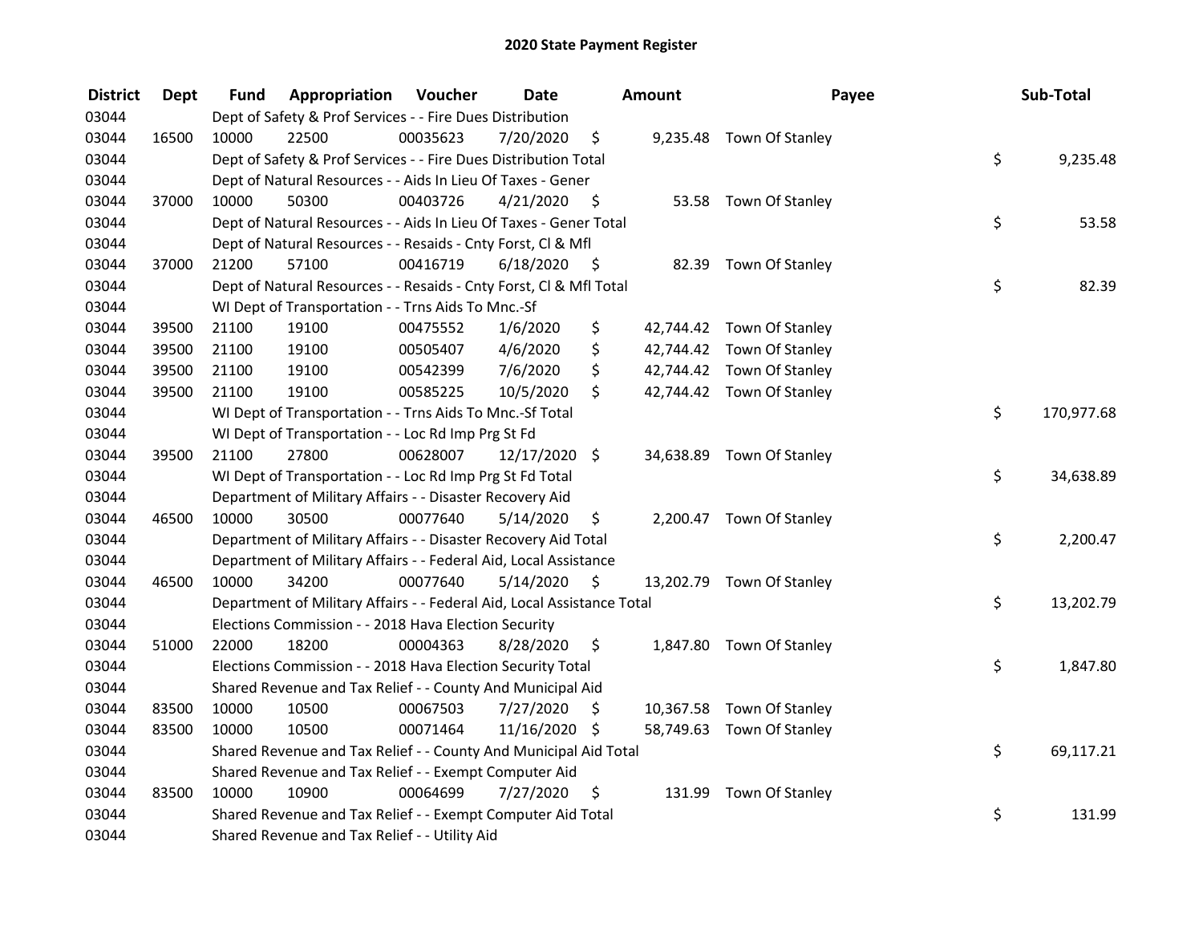# 2020 State Payment Register

| District | Dept | Fund | Appropriation | Voucher | Date | Amount | Payee | Sub-Total |
|---|---|---|---|---|---|---|---|---|
| 03044 | | Dept of Safety & Prof Services - - Fire Dues Distribution | | | | | | |
| 03044 | 16500 | 10000 | 22500 | 00035623 | 7/20/2020 | $ 9,235.48 | Town Of Stanley | |
| 03044 | | Dept of Safety & Prof Services - - Fire Dues Distribution Total | | | | | | $ 9,235.48 |
| 03044 | | Dept of Natural Resources - - Aids In Lieu Of Taxes - Gener | | | | | | |
| 03044 | 37000 | 10000 | 50300 | 00403726 | 4/21/2020 | $ 53.58 | Town Of Stanley | |
| 03044 | | Dept of Natural Resources - - Aids In Lieu Of Taxes - Gener Total | | | | | | $ 53.58 |
| 03044 | | Dept of Natural Resources - - Resaids - Cnty Forst, Cl & Mfl | | | | | | |
| 03044 | 37000 | 21200 | 57100 | 00416719 | 6/18/2020 | $ 82.39 | Town Of Stanley | |
| 03044 | | Dept of Natural Resources - - Resaids - Cnty Forst, Cl & Mfl Total | | | | | | $ 82.39 |
| 03044 | | WI Dept of Transportation - - Trns Aids To Mnc.-Sf | | | | | | |
| 03044 | 39500 | 21100 | 19100 | 00475552 | 1/6/2020 | $ 42,744.42 | Town Of Stanley | |
| 03044 | 39500 | 21100 | 19100 | 00505407 | 4/6/2020 | $ 42,744.42 | Town Of Stanley | |
| 03044 | 39500 | 21100 | 19100 | 00542399 | 7/6/2020 | $ 42,744.42 | Town Of Stanley | |
| 03044 | 39500 | 21100 | 19100 | 00585225 | 10/5/2020 | $ 42,744.42 | Town Of Stanley | |
| 03044 | | WI Dept of Transportation - - Trns Aids To Mnc.-Sf Total | | | | | | $ 170,977.68 |
| 03044 | | WI Dept of Transportation - - Loc Rd Imp Prg St Fd | | | | | | |
| 03044 | 39500 | 21100 | 27800 | 00628007 | 12/17/2020 | $ 34,638.89 | Town Of Stanley | |
| 03044 | | WI Dept of Transportation - - Loc Rd Imp Prg St Fd Total | | | | | | $ 34,638.89 |
| 03044 | | Department of Military Affairs - - Disaster Recovery Aid | | | | | | |
| 03044 | 46500 | 10000 | 30500 | 00077640 | 5/14/2020 | $ 2,200.47 | Town Of Stanley | |
| 03044 | | Department of Military Affairs - - Disaster Recovery Aid Total | | | | | | $ 2,200.47 |
| 03044 | | Department of Military Affairs - - Federal Aid, Local Assistance | | | | | | |
| 03044 | 46500 | 10000 | 34200 | 00077640 | 5/14/2020 | $ 13,202.79 | Town Of Stanley | |
| 03044 | | Department of Military Affairs - - Federal Aid, Local Assistance Total | | | | | | $ 13,202.79 |
| 03044 | | Elections Commission - - 2018 Hava Election Security | | | | | | |
| 03044 | 51000 | 22000 | 18200 | 00004363 | 8/28/2020 | $ 1,847.80 | Town Of Stanley | |
| 03044 | | Elections Commission - - 2018 Hava Election Security Total | | | | | | $ 1,847.80 |
| 03044 | | Shared Revenue and Tax Relief - - County And Municipal Aid | | | | | | |
| 03044 | 83500 | 10000 | 10500 | 00067503 | 7/27/2020 | $ 10,367.58 | Town Of Stanley | |
| 03044 | 83500 | 10000 | 10500 | 00071464 | 11/16/2020 | $ 58,749.63 | Town Of Stanley | |
| 03044 | | Shared Revenue and Tax Relief - - County And Municipal Aid Total | | | | | | $ 69,117.21 |
| 03044 | | Shared Revenue and Tax Relief - - Exempt Computer Aid | | | | | | |
| 03044 | 83500 | 10000 | 10900 | 00064699 | 7/27/2020 | $ 131.99 | Town Of Stanley | |
| 03044 | | Shared Revenue and Tax Relief - - Exempt Computer Aid Total | | | | | | $ 131.99 |
| 03044 | | Shared Revenue and Tax Relief - - Utility Aid | | | | | | |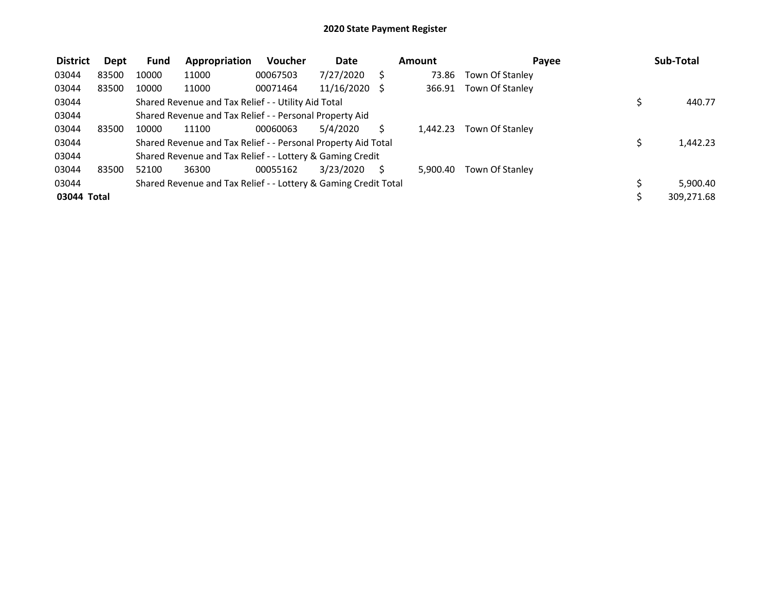# 2020 State Payment Register

| District | Dept | Fund | Appropriation | Voucher | Date | Amount | Payee | Sub-Total |
|---|---|---|---|---|---|---|---|---|
| 03044 | 83500 | 10000 | 11000 | 00067503 | 7/27/2020 | $ 73.86 | Town Of Stanley | |
| 03044 | 83500 | 10000 | 11000 | 00071464 | 11/16/2020 | $ 366.91 | Town Of Stanley | |
| 03044 | | Shared Revenue and Tax Relief - - Utility Aid Total | | | | | | $ 440.77 |
| 03044 | | Shared Revenue and Tax Relief - - Personal Property Aid | | | | | | |
| 03044 | 83500 | 10000 | 11100 | 00060063 | 5/4/2020 | $ 1,442.23 | Town Of Stanley | |
| 03044 | | Shared Revenue and Tax Relief - - Personal Property Aid Total | | | | | | $ 1,442.23 |
| 03044 | | Shared Revenue and Tax Relief - - Lottery & Gaming Credit | | | | | | |
| 03044 | 83500 | 52100 | 36300 | 00055162 | 3/23/2020 | $ 5,900.40 | Town Of Stanley | |
| 03044 | | Shared Revenue and Tax Relief - - Lottery & Gaming Credit Total | | | | | | $ 5,900.40 |
| **03044 Total** | | | | | | | | $ 309,271.68 |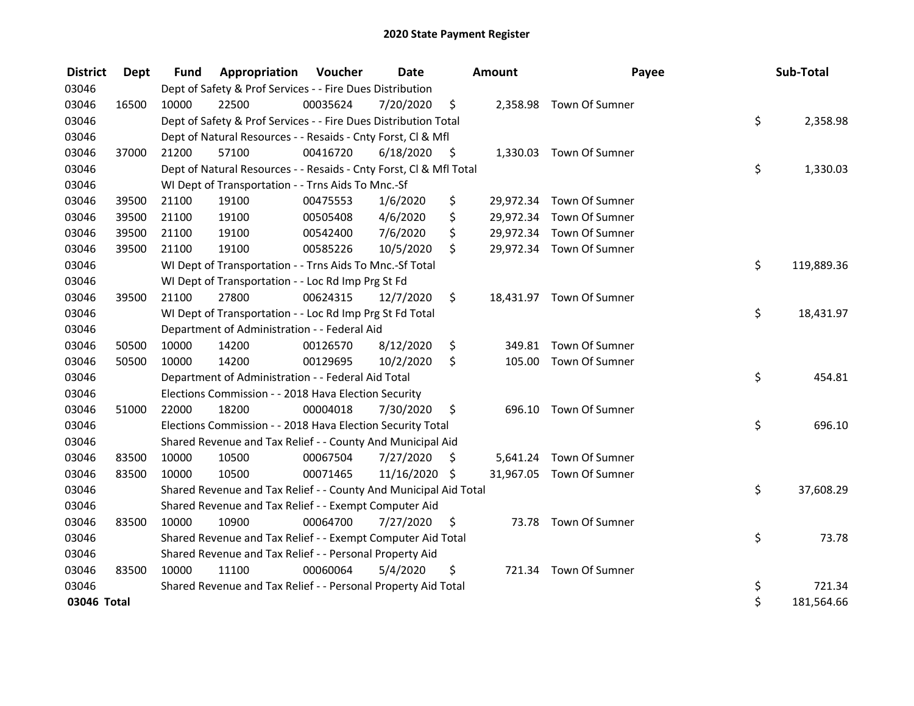# 2020 State Payment Register

| District | Dept | Fund | Appropriation | Voucher | Date | Amount | Payee | Sub-Total |
|---|---|---|---|---|---|---|---|---|
| 03046 | | Dept of Safety & Prof Services - - Fire Dues Distribution | | | | | | |
| 03046 | 16500 | 10000 | 22500 | 00035624 | 7/20/2020 | $ 2,358.98 | Town Of Sumner | |
| 03046 | | Dept of Safety & Prof Services - - Fire Dues Distribution Total | | | | | | $ 2,358.98 |
| 03046 | | Dept of Natural Resources - - Resaids - Cnty Forst, Cl & Mfl | | | | | | |
| 03046 | 37000 | 21200 | 57100 | 00416720 | 6/18/2020 | $ 1,330.03 | Town Of Sumner | |
| 03046 | | Dept of Natural Resources - - Resaids - Cnty Forst, Cl & Mfl Total | | | | | | $ 1,330.03 |
| 03046 | | WI Dept of Transportation - - Trns Aids To Mnc.-Sf | | | | | | |
| 03046 | 39500 | 21100 | 19100 | 00475553 | 1/6/2020 | $ 29,972.34 | Town Of Sumner | |
| 03046 | 39500 | 21100 | 19100 | 00505408 | 4/6/2020 | $ 29,972.34 | Town Of Sumner | |
| 03046 | 39500 | 21100 | 19100 | 00542400 | 7/6/2020 | $ 29,972.34 | Town Of Sumner | |
| 03046 | 39500 | 21100 | 19100 | 00585226 | 10/5/2020 | $ 29,972.34 | Town Of Sumner | |
| 03046 | | WI Dept of Transportation - - Trns Aids To Mnc.-Sf Total | | | | | | $ 119,889.36 |
| 03046 | | WI Dept of Transportation - - Loc Rd Imp Prg St Fd | | | | | | |
| 03046 | 39500 | 21100 | 27800 | 00624315 | 12/7/2020 | $ 18,431.97 | Town Of Sumner | |
| 03046 | | WI Dept of Transportation - - Loc Rd Imp Prg St Fd Total | | | | | | $ 18,431.97 |
| 03046 | | Department of Administration - - Federal Aid | | | | | | |
| 03046 | 50500 | 10000 | 14200 | 00126570 | 8/12/2020 | $ 349.81 | Town Of Sumner | |
| 03046 | 50500 | 10000 | 14200 | 00129695 | 10/2/2020 | $ 105.00 | Town Of Sumner | |
| 03046 | | Department of Administration - - Federal Aid Total | | | | | | $ 454.81 |
| 03046 | | Elections Commission - - 2018 Hava Election Security | | | | | | |
| 03046 | 51000 | 22000 | 18200 | 00004018 | 7/30/2020 | $ 696.10 | Town Of Sumner | |
| 03046 | | Elections Commission - - 2018 Hava Election Security Total | | | | | | $ 696.10 |
| 03046 | | Shared Revenue and Tax Relief - - County And Municipal Aid | | | | | | |
| 03046 | 83500 | 10000 | 10500 | 00067504 | 7/27/2020 | $ 5,641.24 | Town Of Sumner | |
| 03046 | 83500 | 10000 | 10500 | 00071465 | 11/16/2020 | $ 31,967.05 | Town Of Sumner | |
| 03046 | | Shared Revenue and Tax Relief - - County And Municipal Aid Total | | | | | | $ 37,608.29 |
| 03046 | | Shared Revenue and Tax Relief - - Exempt Computer Aid | | | | | | |
| 03046 | 83500 | 10000 | 10900 | 00064700 | 7/27/2020 | $ 73.78 | Town Of Sumner | |
| 03046 | | Shared Revenue and Tax Relief - - Exempt Computer Aid Total | | | | | | $ 73.78 |
| 03046 | | Shared Revenue and Tax Relief - - Personal Property Aid | | | | | | |
| 03046 | 83500 | 10000 | 11100 | 00060064 | 5/4/2020 | $ 721.34 | Town Of Sumner | |
| 03046 | | Shared Revenue and Tax Relief - - Personal Property Aid Total | | | | | | $ 721.34 |
| **03046 Total** | | | | | | | | $ 181,564.66 |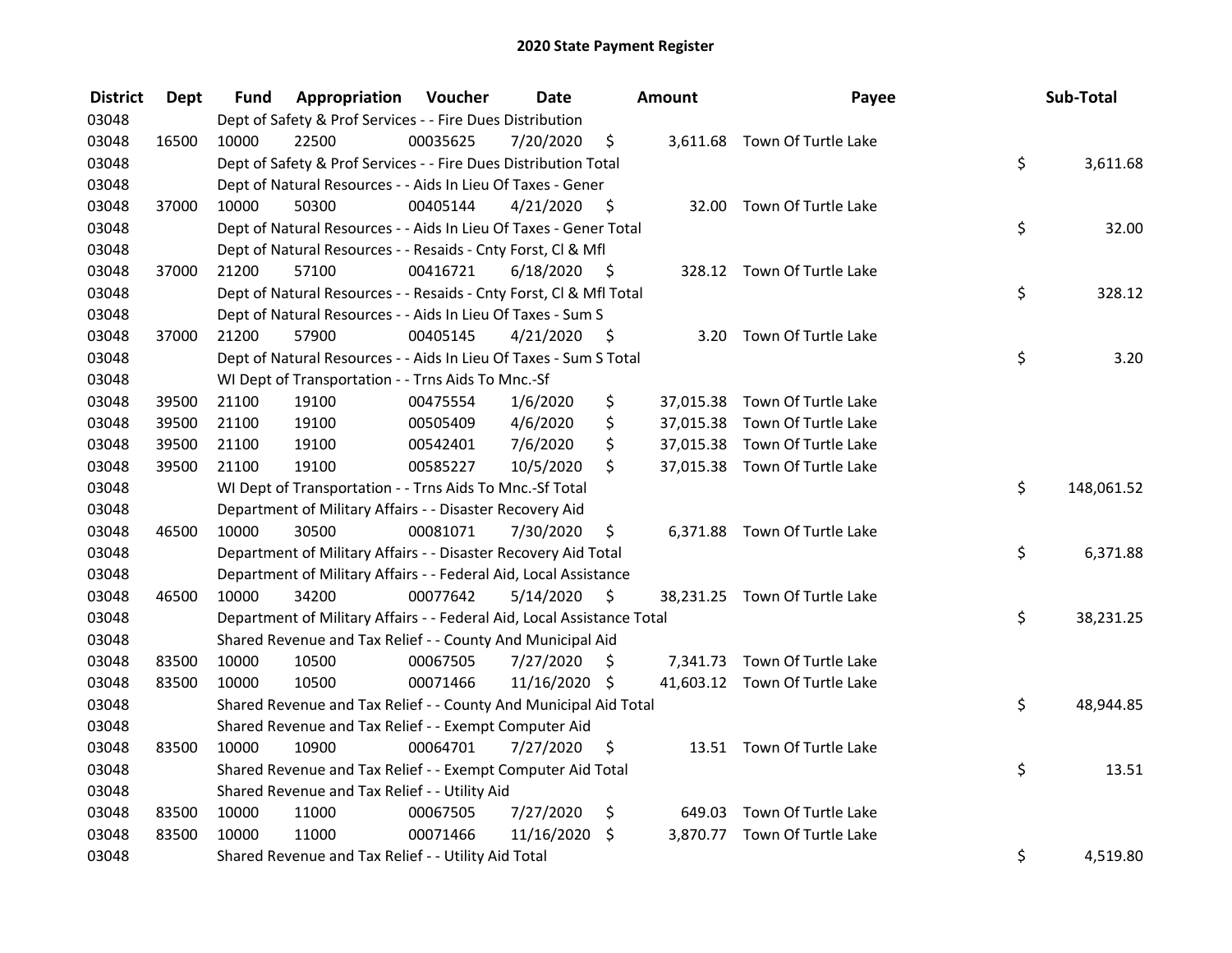# 2020 State Payment Register

| District | Dept | Fund | Appropriation | Voucher | Date | Amount | Payee | Sub-Total |
|---|---|---|---|---|---|---|---|---|
| 03048 | | Dept of Safety & Prof Services - - Fire Dues Distribution | | | | | | |
| 03048 | 16500 | 10000 | 22500 | 00035625 | 7/20/2020 | $ 3,611.68 | Town Of Turtle Lake | |
| 03048 | | Dept of Safety & Prof Services - - Fire Dues Distribution Total | | | | | | $ 3,611.68 |
| 03048 | | Dept of Natural Resources - - Aids In Lieu Of Taxes - Gener | | | | | | |
| 03048 | 37000 | 10000 | 50300 | 00405144 | 4/21/2020 | $ 32.00 | Town Of Turtle Lake | |
| 03048 | | Dept of Natural Resources - - Aids In Lieu Of Taxes - Gener Total | | | | | | $ 32.00 |
| 03048 | | Dept of Natural Resources - - Resaids - Cnty Forst, Cl & Mfl | | | | | | |
| 03048 | 37000 | 21200 | 57100 | 00416721 | 6/18/2020 | $ 328.12 | Town Of Turtle Lake | |
| 03048 | | Dept of Natural Resources - - Resaids - Cnty Forst, Cl & Mfl Total | | | | | | $ 328.12 |
| 03048 | | Dept of Natural Resources - - Aids In Lieu Of Taxes - Sum S | | | | | | |
| 03048 | 37000 | 21200 | 57900 | 00405145 | 4/21/2020 | $ 3.20 | Town Of Turtle Lake | |
| 03048 | | Dept of Natural Resources - - Aids In Lieu Of Taxes - Sum S Total | | | | | | $ 3.20 |
| 03048 | | WI Dept of Transportation - - Trns Aids To Mnc.-Sf | | | | | | |
| 03048 | 39500 | 21100 | 19100 | 00475554 | 1/6/2020 | $ 37,015.38 | Town Of Turtle Lake | |
| 03048 | 39500 | 21100 | 19100 | 00505409 | 4/6/2020 | $ 37,015.38 | Town Of Turtle Lake | |
| 03048 | 39500 | 21100 | 19100 | 00542401 | 7/6/2020 | $ 37,015.38 | Town Of Turtle Lake | |
| 03048 | 39500 | 21100 | 19100 | 00585227 | 10/5/2020 | $ 37,015.38 | Town Of Turtle Lake | |
| 03048 | | WI Dept of Transportation - - Trns Aids To Mnc.-Sf Total | | | | | | $ 148,061.52 |
| 03048 | | Department of Military Affairs - - Disaster Recovery Aid | | | | | | |
| 03048 | 46500 | 10000 | 30500 | 00081071 | 7/30/2020 | $ 6,371.88 | Town Of Turtle Lake | |
| 03048 | | Department of Military Affairs - - Disaster Recovery Aid Total | | | | | | $ 6,371.88 |
| 03048 | | Department of Military Affairs - - Federal Aid, Local Assistance | | | | | | |
| 03048 | 46500 | 10000 | 34200 | 00077642 | 5/14/2020 | $ 38,231.25 | Town Of Turtle Lake | |
| 03048 | | Department of Military Affairs - - Federal Aid, Local Assistance Total | | | | | | $ 38,231.25 |
| 03048 | | Shared Revenue and Tax Relief - - County And Municipal Aid | | | | | | |
| 03048 | 83500 | 10000 | 10500 | 00067505 | 7/27/2020 | $ 7,341.73 | Town Of Turtle Lake | |
| 03048 | 83500 | 10000 | 10500 | 00071466 | 11/16/2020 | $ 41,603.12 | Town Of Turtle Lake | |
| 03048 | | Shared Revenue and Tax Relief - - County And Municipal Aid Total | | | | | | $ 48,944.85 |
| 03048 | | Shared Revenue and Tax Relief - - Exempt Computer Aid | | | | | | |
| 03048 | 83500 | 10000 | 10900 | 00064701 | 7/27/2020 | $ 13.51 | Town Of Turtle Lake | |
| 03048 | | Shared Revenue and Tax Relief - - Exempt Computer Aid Total | | | | | | $ 13.51 |
| 03048 | | Shared Revenue and Tax Relief - - Utility Aid | | | | | | |
| 03048 | 83500 | 10000 | 11000 | 00067505 | 7/27/2020 | $ 649.03 | Town Of Turtle Lake | |
| 03048 | 83500 | 10000 | 11000 | 00071466 | 11/16/2020 | $ 3,870.77 | Town Of Turtle Lake | |
| 03048 | | Shared Revenue and Tax Relief - - Utility Aid Total | | | | | | $ 4,519.80 |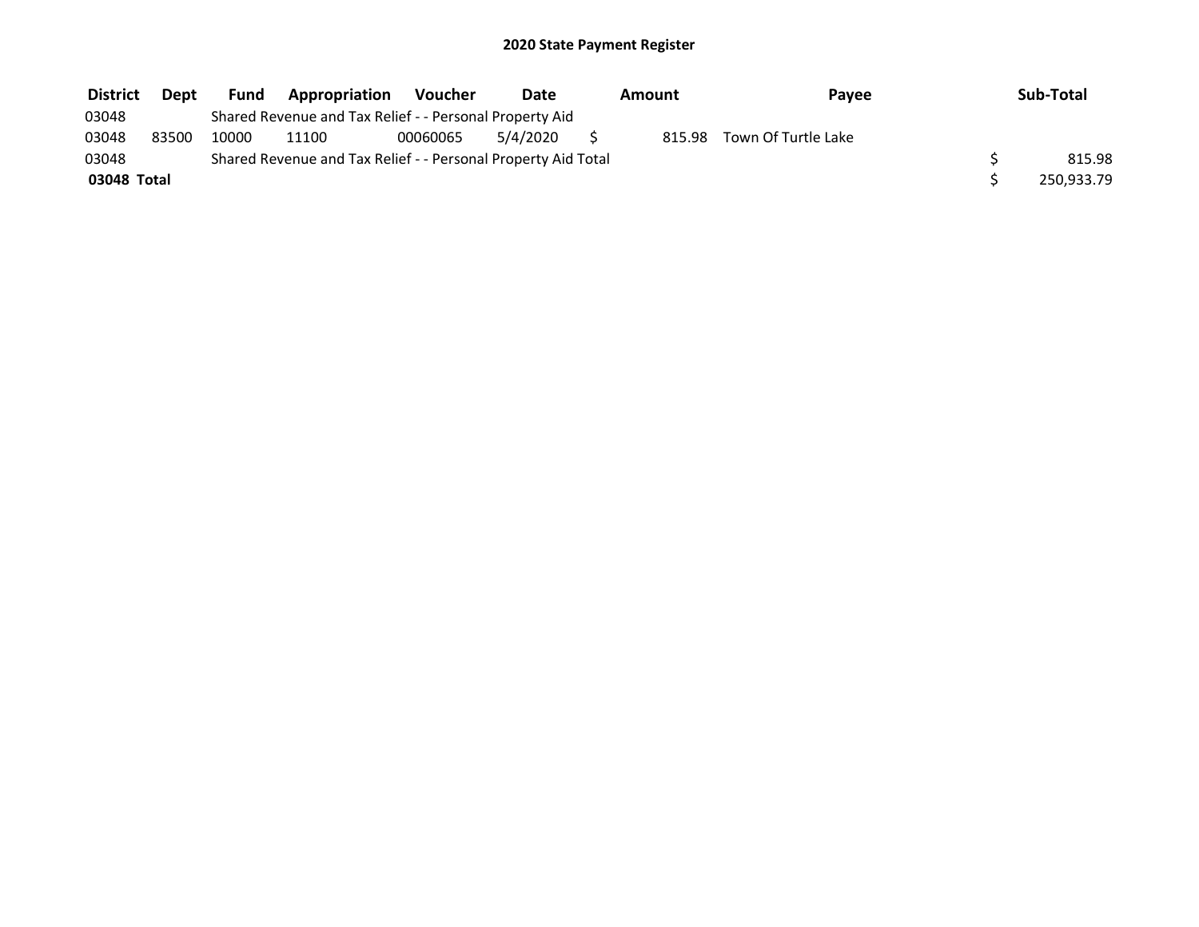# 2020 State Payment Register

| District | Dept | Fund | Appropriation | Voucher | Date | Amount | Payee | Sub-Total |
|---|---|---|---|---|---|---|---|---|
| 03048 | | Shared Revenue and Tax Relief - - Personal Property Aid | | | | | | |
| 03048 | 83500 | 10000 | 11100 | 00060065 | 5/4/2020 | $ 815.98 | Town Of Turtle Lake | |
| 03048 | | Shared Revenue and Tax Relief - - Personal Property Aid Total | | | | | | $ 815.98 |
| **03048 Total** | | | | | | | | $ 250,933.79 |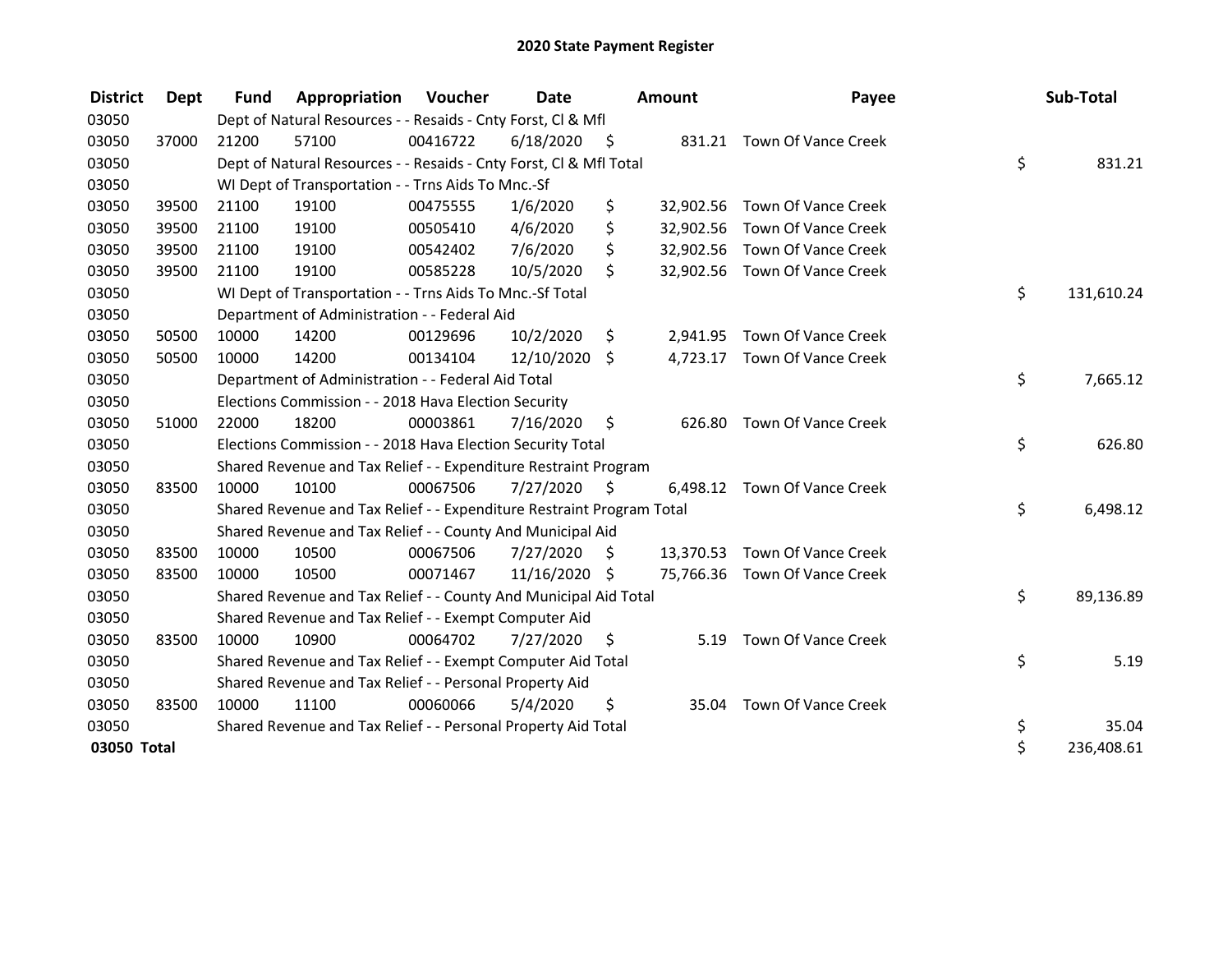# 2020 State Payment Register

| District | Dept | Fund | Appropriation | Voucher | Date | Amount | Payee | Sub-Total |
|---|---|---|---|---|---|---|---|---|
| 03050 | | Dept of Natural Resources - - Resaids - Cnty Forst, Cl & Mfl | | | | | | |
| 03050 | 37000 | 21200 | 57100 | 00416722 | 6/18/2020 | $ 831.21 | Town Of Vance Creek | |
| 03050 | | Dept of Natural Resources - - Resaids - Cnty Forst, Cl & Mfl Total | | | | | | $ 831.21 |
| 03050 | | WI Dept of Transportation - - Trns Aids To Mnc.-Sf | | | | | | |
| 03050 | 39500 | 21100 | 19100 | 00475555 | 1/6/2020 | $ 32,902.56 | Town Of Vance Creek | |
| 03050 | 39500 | 21100 | 19100 | 00505410 | 4/6/2020 | $ 32,902.56 | Town Of Vance Creek | |
| 03050 | 39500 | 21100 | 19100 | 00542402 | 7/6/2020 | $ 32,902.56 | Town Of Vance Creek | |
| 03050 | 39500 | 21100 | 19100 | 00585228 | 10/5/2020 | $ 32,902.56 | Town Of Vance Creek | |
| 03050 | | WI Dept of Transportation - - Trns Aids To Mnc.-Sf Total | | | | | | $ 131,610.24 |
| 03050 | | Department of Administration - - Federal Aid | | | | | | |
| 03050 | 50500 | 10000 | 14200 | 00129696 | 10/2/2020 | $ 2,941.95 | Town Of Vance Creek | |
| 03050 | 50500 | 10000 | 14200 | 00134104 | 12/10/2020 | $ 4,723.17 | Town Of Vance Creek | |
| 03050 | | Department of Administration - - Federal Aid Total | | | | | | $ 7,665.12 |
| 03050 | | Elections Commission - - 2018 Hava Election Security | | | | | | |
| 03050 | 51000 | 22000 | 18200 | 00003861 | 7/16/2020 | $ 626.80 | Town Of Vance Creek | |
| 03050 | | Elections Commission - - 2018 Hava Election Security Total | | | | | | $ 626.80 |
| 03050 | | Shared Revenue and Tax Relief - - Expenditure Restraint Program | | | | | | |
| 03050 | 83500 | 10000 | 10100 | 00067506 | 7/27/2020 | $ 6,498.12 | Town Of Vance Creek | |
| 03050 | | Shared Revenue and Tax Relief - - Expenditure Restraint Program Total | | | | | | $ 6,498.12 |
| 03050 | | Shared Revenue and Tax Relief - - County And Municipal Aid | | | | | | |
| 03050 | 83500 | 10000 | 10500 | 00067506 | 7/27/2020 | $ 13,370.53 | Town Of Vance Creek | |
| 03050 | 83500 | 10000 | 10500 | 00071467 | 11/16/2020 | $ 75,766.36 | Town Of Vance Creek | |
| 03050 | | Shared Revenue and Tax Relief - - County And Municipal Aid Total | | | | | | $ 89,136.89 |
| 03050 | | Shared Revenue and Tax Relief - - Exempt Computer Aid | | | | | | |
| 03050 | 83500 | 10000 | 10900 | 00064702 | 7/27/2020 | $ 5.19 | Town Of Vance Creek | |
| 03050 | | Shared Revenue and Tax Relief - - Exempt Computer Aid Total | | | | | | $ 5.19 |
| 03050 | | Shared Revenue and Tax Relief - - Personal Property Aid | | | | | | |
| 03050 | 83500 | 10000 | 11100 | 00060066 | 5/4/2020 | $ 35.04 | Town Of Vance Creek | |
| 03050 | | Shared Revenue and Tax Relief - - Personal Property Aid Total | | | | | | $ 35.04 |
| **03050 Total** | | | | | | | | $ 236,408.61 |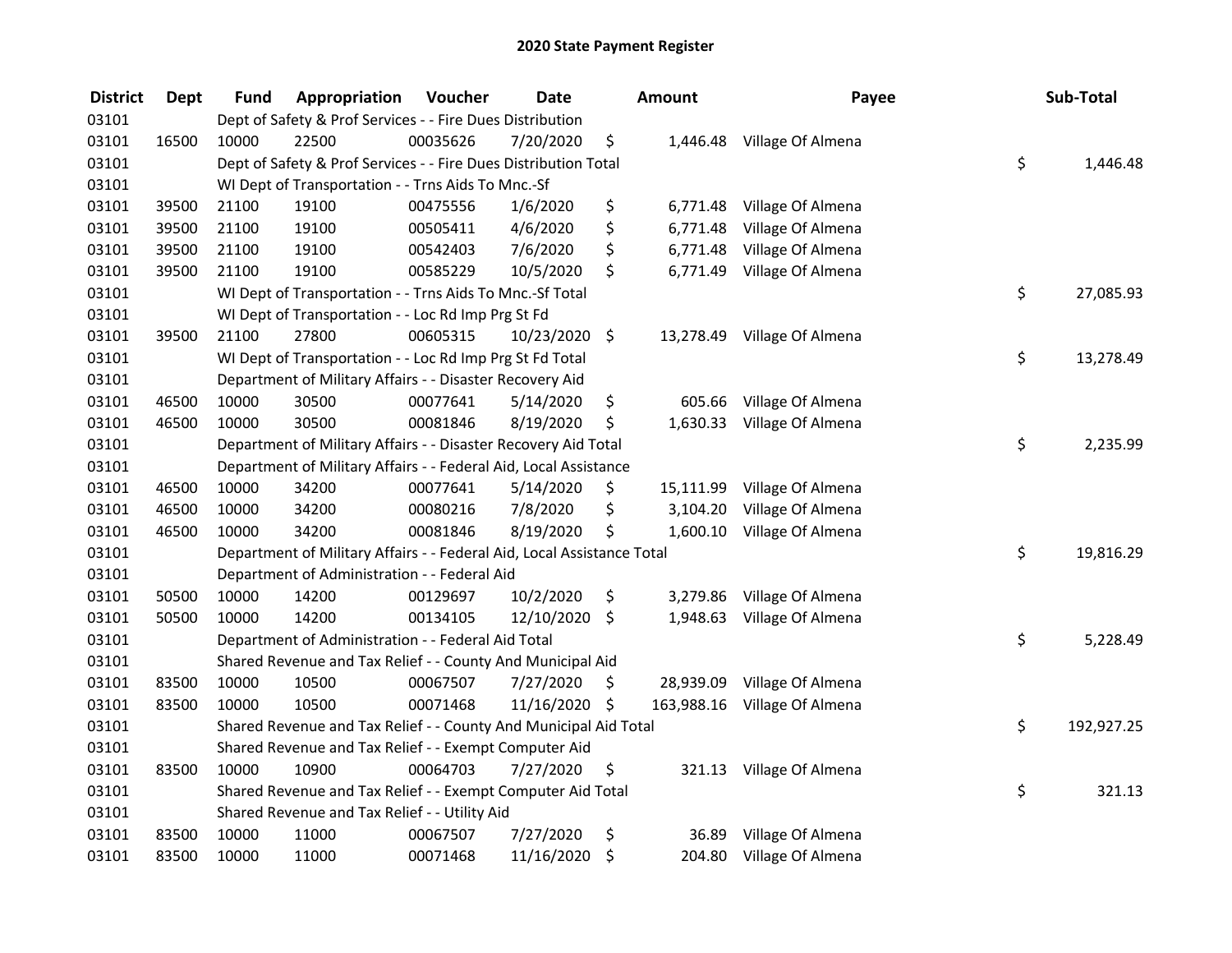# 2020 State Payment Register

| District | Dept | Fund | Appropriation | Voucher | Date | Amount | Payee | Sub-Total |
|---|---|---|---|---|---|---|---|---|
| 03101 | | Dept of Safety & Prof Services - - Fire Dues Distribution | | | | | | |
| 03101 | 16500 | 10000 | 22500 | 00035626 | 7/20/2020 | $ 1,446.48 | Village Of Almena | |
| 03101 | | Dept of Safety & Prof Services - - Fire Dues Distribution Total | | | | | | $ 1,446.48 |
| 03101 | | WI Dept of Transportation - - Trns Aids To Mnc.-Sf | | | | | | |
| 03101 | 39500 | 21100 | 19100 | 00475556 | 1/6/2020 | $ 6,771.48 | Village Of Almena | |
| 03101 | 39500 | 21100 | 19100 | 00505411 | 4/6/2020 | $ 6,771.48 | Village Of Almena | |
| 03101 | 39500 | 21100 | 19100 | 00542403 | 7/6/2020 | $ 6,771.48 | Village Of Almena | |
| 03101 | 39500 | 21100 | 19100 | 00585229 | 10/5/2020 | $ 6,771.49 | Village Of Almena | |
| 03101 | | WI Dept of Transportation - - Trns Aids To Mnc.-Sf Total | | | | | | $ 27,085.93 |
| 03101 | | WI Dept of Transportation - - Loc Rd Imp Prg St Fd | | | | | | |
| 03101 | 39500 | 21100 | 27800 | 00605315 | 10/23/2020 | $ 13,278.49 | Village Of Almena | |
| 03101 | | WI Dept of Transportation - - Loc Rd Imp Prg St Fd Total | | | | | | $ 13,278.49 |
| 03101 | | Department of Military Affairs - - Disaster Recovery Aid | | | | | | |
| 03101 | 46500 | 10000 | 30500 | 00077641 | 5/14/2020 | $ 605.66 | Village Of Almena | |
| 03101 | 46500 | 10000 | 30500 | 00081846 | 8/19/2020 | $ 1,630.33 | Village Of Almena | |
| 03101 | | Department of Military Affairs - - Disaster Recovery Aid Total | | | | | | $ 2,235.99 |
| 03101 | | Department of Military Affairs - - Federal Aid, Local Assistance | | | | | | |
| 03101 | 46500 | 10000 | 34200 | 00077641 | 5/14/2020 | $ 15,111.99 | Village Of Almena | |
| 03101 | 46500 | 10000 | 34200 | 00080216 | 7/8/2020 | $ 3,104.20 | Village Of Almena | |
| 03101 | 46500 | 10000 | 34200 | 00081846 | 8/19/2020 | $ 1,600.10 | Village Of Almena | |
| 03101 | | Department of Military Affairs - - Federal Aid, Local Assistance Total | | | | | | $ 19,816.29 |
| 03101 | | Department of Administration - - Federal Aid | | | | | | |
| 03101 | 50500 | 10000 | 14200 | 00129697 | 10/2/2020 | $ 3,279.86 | Village Of Almena | |
| 03101 | 50500 | 10000 | 14200 | 00134105 | 12/10/2020 | $ 1,948.63 | Village Of Almena | |
| 03101 | | Department of Administration - - Federal Aid Total | | | | | | $ 5,228.49 |
| 03101 | | Shared Revenue and Tax Relief - - County And Municipal Aid | | | | | | |
| 03101 | 83500 | 10000 | 10500 | 00067507 | 7/27/2020 | $ 28,939.09 | Village Of Almena | |
| 03101 | 83500 | 10000 | 10500 | 00071468 | 11/16/2020 | $ 163,988.16 | Village Of Almena | |
| 03101 | | Shared Revenue and Tax Relief - - County And Municipal Aid Total | | | | | | $ 192,927.25 |
| 03101 | | Shared Revenue and Tax Relief - - Exempt Computer Aid | | | | | | |
| 03101 | 83500 | 10000 | 10900 | 00064703 | 7/27/2020 | $ 321.13 | Village Of Almena | |
| 03101 | | Shared Revenue and Tax Relief - - Exempt Computer Aid Total | | | | | | $ 321.13 |
| 03101 | | Shared Revenue and Tax Relief - - Utility Aid | | | | | | |
| 03101 | 83500 | 10000 | 11000 | 00067507 | 7/27/2020 | $ 36.89 | Village Of Almena | |
| 03101 | 83500 | 10000 | 11000 | 00071468 | 11/16/2020 | $ 204.80 | Village Of Almena | |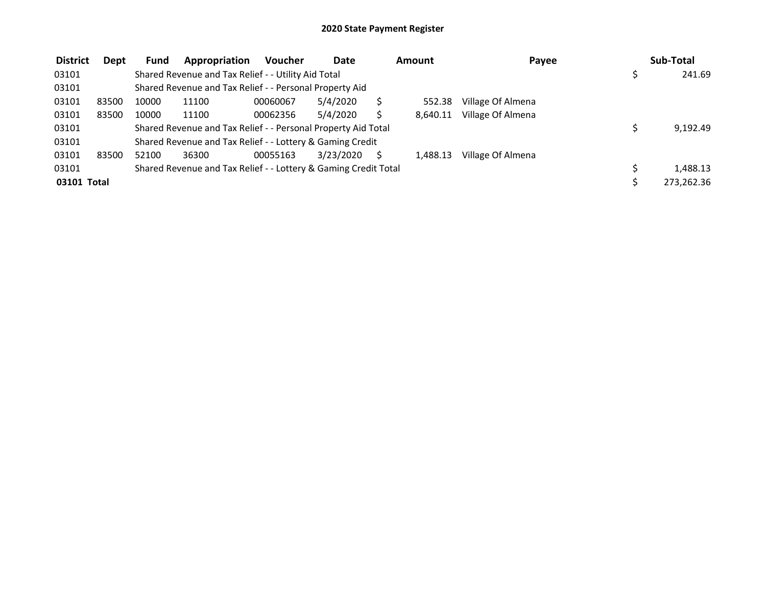## 2020 State Payment Register

| District | Dept | Fund | Appropriation | Voucher | Date | Amount | Payee | Sub-Total |
|---|---|---|---|---|---|---|---|---|
| 03101 | | Shared Revenue and Tax Relief - - Utility Aid Total | | | | | | $ 241.69 |
| 03101 | | Shared Revenue and Tax Relief - - Personal Property Aid | | | | | | |
| 03101 | 83500 | 10000 | 11100 | 00060067 | 5/4/2020 | $ 552.38 | Village Of Almena | |
| 03101 | 83500 | 10000 | 11100 | 00062356 | 5/4/2020 | $ 8,640.11 | Village Of Almena | |
| 03101 | | Shared Revenue and Tax Relief - - Personal Property Aid Total | | | | | | $ 9,192.49 |
| 03101 | | Shared Revenue and Tax Relief - - Lottery & Gaming Credit | | | | | | |
| 03101 | 83500 | 52100 | 36300 | 00055163 | 3/23/2020 | $ 1,488.13 | Village Of Almena | |
| 03101 | | Shared Revenue and Tax Relief - - Lottery & Gaming Credit Total | | | | | | $ 1,488.13 |
| **03101 Total** | | | | | | | | $ 273,262.36 |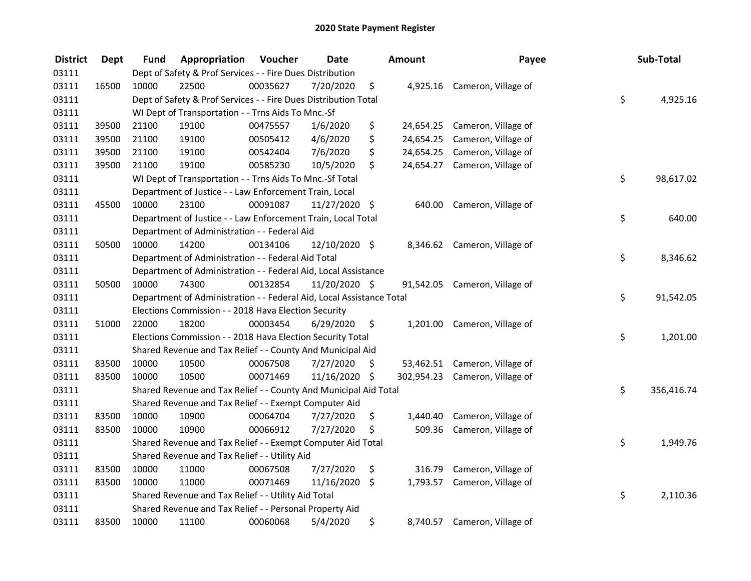## 2020 State Payment Register

| District | Dept | Fund | Appropriation | Voucher | Date | Amount | Payee | Sub-Total |
|---|---|---|---|---|---|---|---|---|
| 03111 | | Dept of Safety & Prof Services - - Fire Dues Distribution | | | | | | |
| 03111 | 16500 | 10000 | 22500 | 00035627 | 7/20/2020 | $ 4,925.16 | Cameron, Village of | |
| 03111 | | Dept of Safety & Prof Services - - Fire Dues Distribution Total | | | | | | $ 4,925.16 |
| 03111 | | WI Dept of Transportation - - Trns Aids To Mnc.-Sf | | | | | | |
| 03111 | 39500 | 21100 | 19100 | 00475557 | 1/6/2020 | $ 24,654.25 | Cameron, Village of | |
| 03111 | 39500 | 21100 | 19100 | 00505412 | 4/6/2020 | $ 24,654.25 | Cameron, Village of | |
| 03111 | 39500 | 21100 | 19100 | 00542404 | 7/6/2020 | $ 24,654.25 | Cameron, Village of | |
| 03111 | 39500 | 21100 | 19100 | 00585230 | 10/5/2020 | $ 24,654.27 | Cameron, Village of | |
| 03111 | | WI Dept of Transportation - - Trns Aids To Mnc.-Sf Total | | | | | | $ 98,617.02 |
| 03111 | | Department of Justice - - Law Enforcement Train, Local | | | | | | |
| 03111 | 45500 | 10000 | 23100 | 00091087 | 11/27/2020 | $ 640.00 | Cameron, Village of | |
| 03111 | | Department of Justice - - Law Enforcement Train, Local Total | | | | | | $ 640.00 |
| 03111 | | Department of Administration - - Federal Aid | | | | | | |
| 03111 | 50500 | 10000 | 14200 | 00134106 | 12/10/2020 | $ 8,346.62 | Cameron, Village of | |
| 03111 | | Department of Administration - - Federal Aid Total | | | | | | $ 8,346.62 |
| 03111 | | Department of Administration - - Federal Aid, Local Assistance | | | | | | |
| 03111 | 50500 | 10000 | 74300 | 00132854 | 11/20/2020 | $ 91,542.05 | Cameron, Village of | |
| 03111 | | Department of Administration - - Federal Aid, Local Assistance Total | | | | | | $ 91,542.05 |
| 03111 | | Elections Commission - - 2018 Hava Election Security | | | | | | |
| 03111 | 51000 | 22000 | 18200 | 00003454 | 6/29/2020 | $ 1,201.00 | Cameron, Village of | |
| 03111 | | Elections Commission - - 2018 Hava Election Security Total | | | | | | $ 1,201.00 |
| 03111 | | Shared Revenue and Tax Relief - - County And Municipal Aid | | | | | | |
| 03111 | 83500 | 10000 | 10500 | 00067508 | 7/27/2020 | $ 53,462.51 | Cameron, Village of | |
| 03111 | 83500 | 10000 | 10500 | 00071469 | 11/16/2020 | $ 302,954.23 | Cameron, Village of | |
| 03111 | | Shared Revenue and Tax Relief - - County And Municipal Aid Total | | | | | | $ 356,416.74 |
| 03111 | | Shared Revenue and Tax Relief - - Exempt Computer Aid | | | | | | |
| 03111 | 83500 | 10000 | 10900 | 00064704 | 7/27/2020 | $ 1,440.40 | Cameron, Village of | |
| 03111 | 83500 | 10000 | 10900 | 00066912 | 7/27/2020 | $ 509.36 | Cameron, Village of | |
| 03111 | | Shared Revenue and Tax Relief - - Exempt Computer Aid Total | | | | | | $ 1,949.76 |
| 03111 | | Shared Revenue and Tax Relief - - Utility Aid | | | | | | |
| 03111 | 83500 | 10000 | 11000 | 00067508 | 7/27/2020 | $ 316.79 | Cameron, Village of | |
| 03111 | 83500 | 10000 | 11000 | 00071469 | 11/16/2020 | $ 1,793.57 | Cameron, Village of | |
| 03111 | | Shared Revenue and Tax Relief - - Utility Aid Total | | | | | | $ 2,110.36 |
| 03111 | | Shared Revenue and Tax Relief - - Personal Property Aid | | | | | | |
| 03111 | 83500 | 10000 | 11100 | 00060068 | 5/4/2020 | $ 8,740.57 | Cameron, Village of | |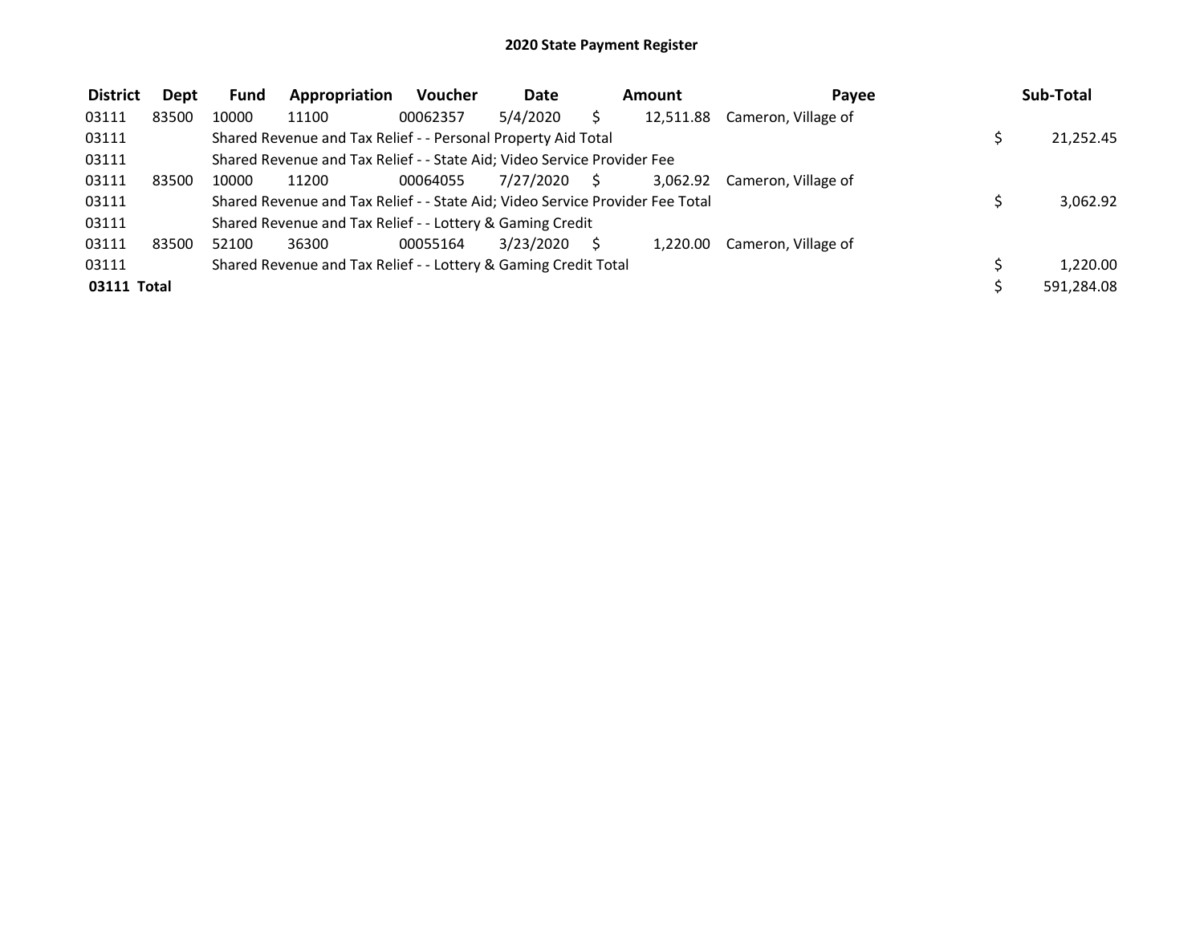# 2020 State Payment Register

| District | Dept | Fund | Appropriation | Voucher | Date | Amount | Payee | Sub-Total |
|---|---|---|---|---|---|---|---|---|
| 03111 | 83500 | 10000 | 11100 | 00062357 | 5/4/2020 | $ 12,511.88 | Cameron, Village of | |
| 03111 | | Shared Revenue and Tax Relief - - Personal Property Aid Total | | | | | | $ 21,252.45 |
| 03111 | | Shared Revenue and Tax Relief - - State Aid; Video Service Provider Fee | | | | | | |
| 03111 | 83500 | 10000 | 11200 | 00064055 | 7/27/2020 | $ 3,062.92 | Cameron, Village of | |
| 03111 | | Shared Revenue and Tax Relief - - State Aid; Video Service Provider Fee Total | | | | | | $ 3,062.92 |
| 03111 | | Shared Revenue and Tax Relief - - Lottery & Gaming Credit | | | | | | |
| 03111 | 83500 | 52100 | 36300 | 00055164 | 3/23/2020 | $ 1,220.00 | Cameron, Village of | |
| 03111 | | Shared Revenue and Tax Relief - - Lottery & Gaming Credit Total | | | | | | $ 1,220.00 |
| **03111 Total** | | | | | | | | $ 591,284.08 |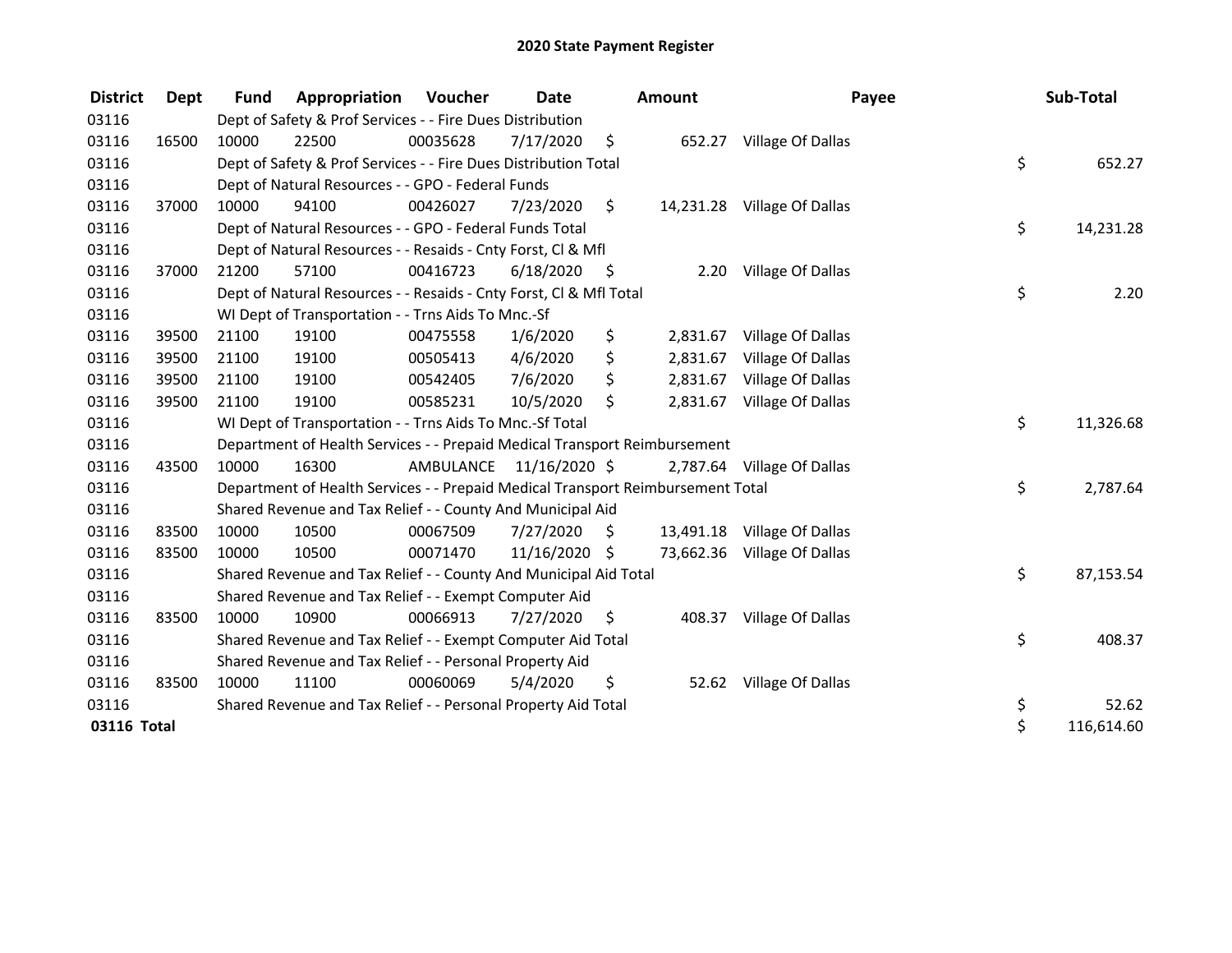# 2020 State Payment Register

| District | Dept | Fund | Appropriation | Voucher | Date | Amount | Payee | Sub-Total |
|---|---|---|---|---|---|---|---|---|
| 03116 | | Dept of Safety & Prof Services - - Fire Dues Distribution | | | | | | |
| 03116 | 16500 | 10000 | 22500 | 00035628 | 7/17/2020 | $ 652.27 | Village Of Dallas | |
| 03116 | | Dept of Safety & Prof Services - - Fire Dues Distribution Total | | | | | | $ 652.27 |
| 03116 | | Dept of Natural Resources - - GPO - Federal Funds | | | | | | |
| 03116 | 37000 | 10000 | 94100 | 00426027 | 7/23/2020 | $ 14,231.28 | Village Of Dallas | |
| 03116 | | Dept of Natural Resources - - GPO - Federal Funds Total | | | | | | $ 14,231.28 |
| 03116 | | Dept of Natural Resources - - Resaids - Cnty Forst, Cl & Mfl | | | | | | |
| 03116 | 37000 | 21200 | 57100 | 00416723 | 6/18/2020 | $ 2.20 | Village Of Dallas | |
| 03116 | | Dept of Natural Resources - - Resaids - Cnty Forst, Cl & Mfl Total | | | | | | $ 2.20 |
| 03116 | | WI Dept of Transportation - - Trns Aids To Mnc.-Sf | | | | | | |
| 03116 | 39500 | 21100 | 19100 | 00475558 | 1/6/2020 | $ 2,831.67 | Village Of Dallas | |
| 03116 | 39500 | 21100 | 19100 | 00505413 | 4/6/2020 | $ 2,831.67 | Village Of Dallas | |
| 03116 | 39500 | 21100 | 19100 | 00542405 | 7/6/2020 | $ 2,831.67 | Village Of Dallas | |
| 03116 | 39500 | 21100 | 19100 | 00585231 | 10/5/2020 | $ 2,831.67 | Village Of Dallas | |
| 03116 | | WI Dept of Transportation - - Trns Aids To Mnc.-Sf Total | | | | | | $ 11,326.68 |
| 03116 | | Department of Health Services - - Prepaid Medical Transport Reimbursement | | | | | | |
| 03116 | 43500 | 10000 | 16300 | AMBULANCE | 11/16/2020 | $ 2,787.64 | Village Of Dallas | |
| 03116 | | Department of Health Services - - Prepaid Medical Transport Reimbursement Total | | | | | | $ 2,787.64 |
| 03116 | | Shared Revenue and Tax Relief - - County And Municipal Aid | | | | | | |
| 03116 | 83500 | 10000 | 10500 | 00067509 | 7/27/2020 | $ 13,491.18 | Village Of Dallas | |
| 03116 | 83500 | 10000 | 10500 | 00071470 | 11/16/2020 | $ 73,662.36 | Village Of Dallas | |
| 03116 | | Shared Revenue and Tax Relief - - County And Municipal Aid Total | | | | | | $ 87,153.54 |
| 03116 | | Shared Revenue and Tax Relief - - Exempt Computer Aid | | | | | | |
| 03116 | 83500 | 10000 | 10900 | 00066913 | 7/27/2020 | $ 408.37 | Village Of Dallas | |
| 03116 | | Shared Revenue and Tax Relief - - Exempt Computer Aid Total | | | | | | $ 408.37 |
| 03116 | | Shared Revenue and Tax Relief - - Personal Property Aid | | | | | | |
| 03116 | 83500 | 10000 | 11100 | 00060069 | 5/4/2020 | $ 52.62 | Village Of Dallas | |
| 03116 | | Shared Revenue and Tax Relief - - Personal Property Aid Total | | | | | | $ 52.62 |
| **03116 Total** | | | | | | | | $ 116,614.60 |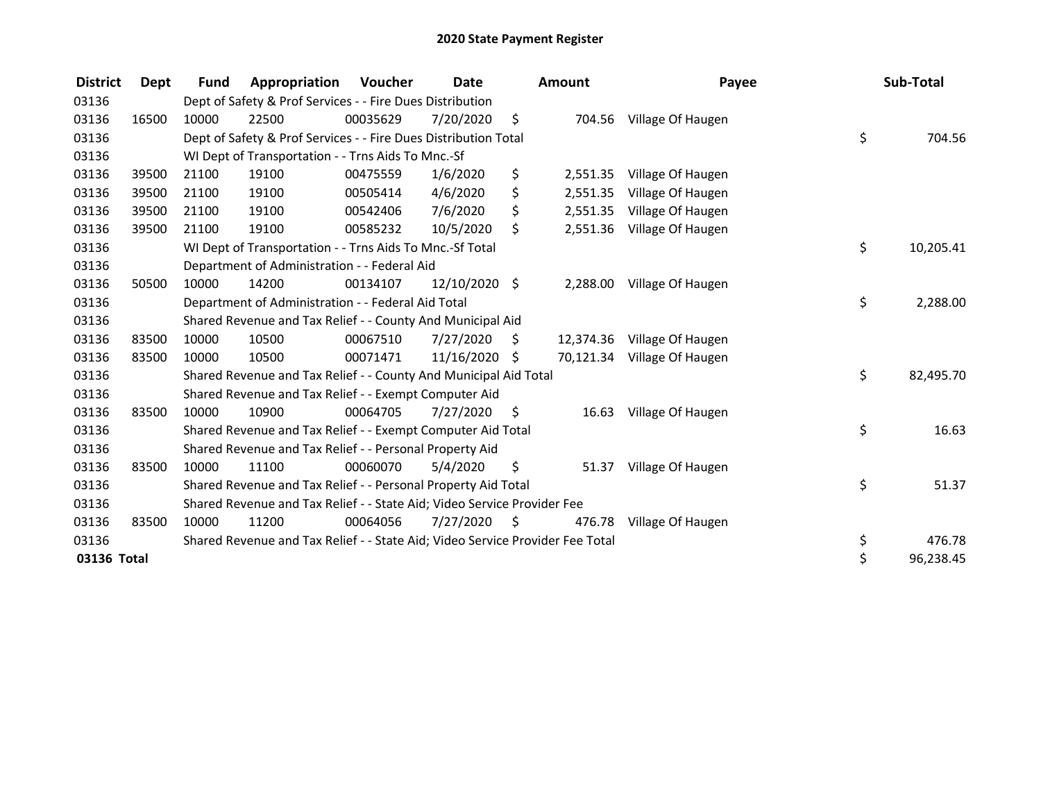# 2020 State Payment Register

| District | Dept | Fund | Appropriation | Voucher | Date | Amount | Payee | Sub-Total |
|---|---|---|---|---|---|---|---|---|
| 03136 | | Dept of Safety & Prof Services - - Fire Dues Distribution | | | | | | |
| 03136 | 16500 | 10000 | 22500 | 00035629 | 7/20/2020 | $ 704.56 | Village Of Haugen | |
| 03136 | | Dept of Safety & Prof Services - - Fire Dues Distribution Total | | | | | | $ 704.56 |
| 03136 | | WI Dept of Transportation - - Trns Aids To Mnc.-Sf | | | | | | |
| 03136 | 39500 | 21100 | 19100 | 00475559 | 1/6/2020 | $ 2,551.35 | Village Of Haugen | |
| 03136 | 39500 | 21100 | 19100 | 00505414 | 4/6/2020 | $ 2,551.35 | Village Of Haugen | |
| 03136 | 39500 | 21100 | 19100 | 00542406 | 7/6/2020 | $ 2,551.35 | Village Of Haugen | |
| 03136 | 39500 | 21100 | 19100 | 00585232 | 10/5/2020 | $ 2,551.36 | Village Of Haugen | |
| 03136 | | WI Dept of Transportation - - Trns Aids To Mnc.-Sf Total | | | | | | $ 10,205.41 |
| 03136 | | Department of Administration - - Federal Aid | | | | | | |
| 03136 | 50500 | 10000 | 14200 | 00134107 | 12/10/2020 | $ 2,288.00 | Village Of Haugen | |
| 03136 | | Department of Administration - - Federal Aid Total | | | | | | $ 2,288.00 |
| 03136 | | Shared Revenue and Tax Relief - - County And Municipal Aid | | | | | | |
| 03136 | 83500 | 10000 | 10500 | 00067510 | 7/27/2020 | $ 12,374.36 | Village Of Haugen | |
| 03136 | 83500 | 10000 | 10500 | 00071471 | 11/16/2020 | $ 70,121.34 | Village Of Haugen | |
| 03136 | | Shared Revenue and Tax Relief - - County And Municipal Aid Total | | | | | | $ 82,495.70 |
| 03136 | | Shared Revenue and Tax Relief - - Exempt Computer Aid | | | | | | |
| 03136 | 83500 | 10000 | 10900 | 00064705 | 7/27/2020 | $ 16.63 | Village Of Haugen | |
| 03136 | | Shared Revenue and Tax Relief - - Exempt Computer Aid Total | | | | | | $ 16.63 |
| 03136 | | Shared Revenue and Tax Relief - - Personal Property Aid | | | | | | |
| 03136 | 83500 | 10000 | 11100 | 00060070 | 5/4/2020 | $ 51.37 | Village Of Haugen | |
| 03136 | | Shared Revenue and Tax Relief - - Personal Property Aid Total | | | | | | $ 51.37 |
| 03136 | | Shared Revenue and Tax Relief - - State Aid; Video Service Provider Fee | | | | | | |
| 03136 | 83500 | 10000 | 11200 | 00064056 | 7/27/2020 | $ 476.78 | Village Of Haugen | |
| 03136 | | Shared Revenue and Tax Relief - - State Aid; Video Service Provider Fee Total | | | | | | $ 476.78 |
| **03136 Total** | | | | | | | | $ 96,238.45 |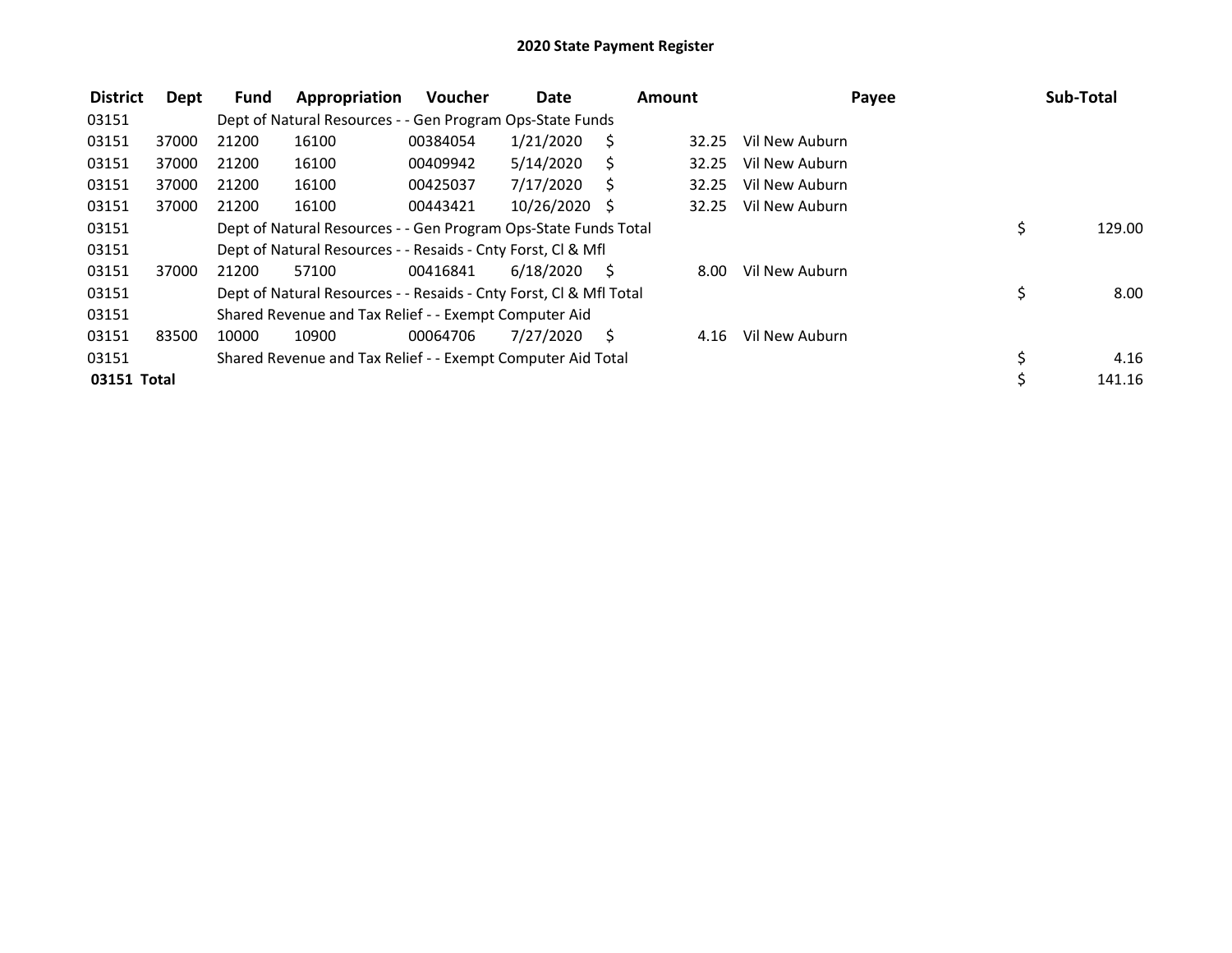# 2020 State Payment Register

| District | Dept | Fund | Appropriation | Voucher | Date | Amount | Payee | Sub-Total |
|---|---|---|---|---|---|---|---|---|
| 03151 | | Dept of Natural Resources - - Gen Program Ops-State Funds | | | | | | |
| 03151 | 37000 | 21200 | 16100 | 00384054 | 1/21/2020 | $ 32.25 | Vil New Auburn | |
| 03151 | 37000 | 21200 | 16100 | 00409942 | 5/14/2020 | $ 32.25 | Vil New Auburn | |
| 03151 | 37000 | 21200 | 16100 | 00425037 | 7/17/2020 | $ 32.25 | Vil New Auburn | |
| 03151 | 37000 | 21200 | 16100 | 00443421 | 10/26/2020 | $ 32.25 | Vil New Auburn | |
| 03151 | | Dept of Natural Resources - - Gen Program Ops-State Funds Total | | | | | | $ 129.00 |
| 03151 | | Dept of Natural Resources - - Resaids - Cnty Forst, Cl & Mfl | | | | | | |
| 03151 | 37000 | 21200 | 57100 | 00416841 | 6/18/2020 | $ 8.00 | Vil New Auburn | |
| 03151 | | Dept of Natural Resources - - Resaids - Cnty Forst, Cl & Mfl Total | | | | | | $ 8.00 |
| 03151 | | Shared Revenue and Tax Relief - - Exempt Computer Aid | | | | | | |
| 03151 | 83500 | 10000 | 10900 | 00064706 | 7/27/2020 | $ 4.16 | Vil New Auburn | |
| 03151 | | Shared Revenue and Tax Relief - - Exempt Computer Aid Total | | | | | | $ 4.16 |
| **03151 Total** | | | | | | | | $ 141.16 |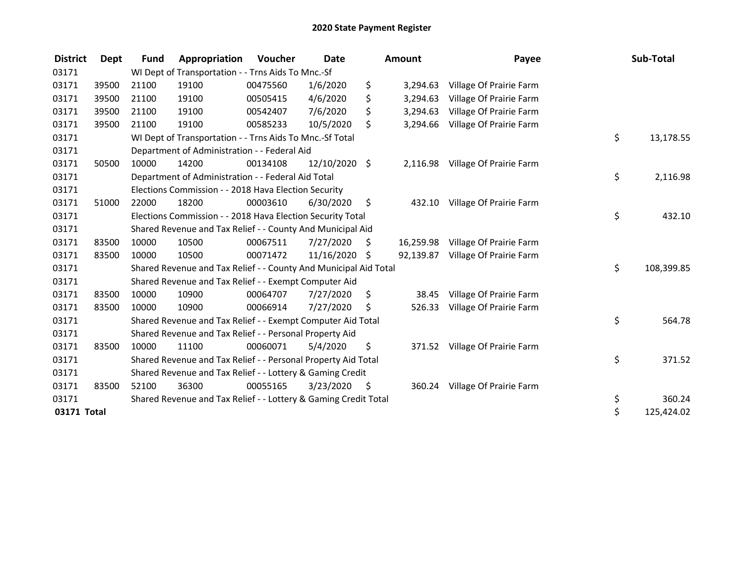# 2020 State Payment Register

| District | Dept | Fund | Appropriation | Voucher | Date | Amount | Payee | Sub-Total |
|---|---|---|---|---|---|---|---|---|
| 03171 | | WI Dept of Transportation - - Trns Aids To Mnc.-Sf | | | | | | |
| 03171 | 39500 | 21100 | 19100 | 00475560 | 1/6/2020 | $ 3,294.63 | Village Of Prairie Farm | |
| 03171 | 39500 | 21100 | 19100 | 00505415 | 4/6/2020 | $ 3,294.63 | Village Of Prairie Farm | |
| 03171 | 39500 | 21100 | 19100 | 00542407 | 7/6/2020 | $ 3,294.63 | Village Of Prairie Farm | |
| 03171 | 39500 | 21100 | 19100 | 00585233 | 10/5/2020 | $ 3,294.66 | Village Of Prairie Farm | |
| 03171 | | WI Dept of Transportation - - Trns Aids To Mnc.-Sf Total | | | | | | $ 13,178.55 |
| 03171 | | Department of Administration - - Federal Aid | | | | | | |
| 03171 | 50500 | 10000 | 14200 | 00134108 | 12/10/2020 | $ 2,116.98 | Village Of Prairie Farm | |
| 03171 | | Department of Administration - - Federal Aid Total | | | | | | $ 2,116.98 |
| 03171 | | Elections Commission - - 2018 Hava Election Security | | | | | | |
| 03171 | 51000 | 22000 | 18200 | 00003610 | 6/30/2020 | $ 432.10 | Village Of Prairie Farm | |
| 03171 | | Elections Commission - - 2018 Hava Election Security Total | | | | | | $ 432.10 |
| 03171 | | Shared Revenue and Tax Relief - - County And Municipal Aid | | | | | | |
| 03171 | 83500 | 10000 | 10500 | 00067511 | 7/27/2020 | $ 16,259.98 | Village Of Prairie Farm | |
| 03171 | 83500 | 10000 | 10500 | 00071472 | 11/16/2020 | $ 92,139.87 | Village Of Prairie Farm | |
| 03171 | | Shared Revenue and Tax Relief - - County And Municipal Aid Total | | | | | | $ 108,399.85 |
| 03171 | | Shared Revenue and Tax Relief - - Exempt Computer Aid | | | | | | |
| 03171 | 83500 | 10000 | 10900 | 00064707 | 7/27/2020 | $ 38.45 | Village Of Prairie Farm | |
| 03171 | 83500 | 10000 | 10900 | 00066914 | 7/27/2020 | $ 526.33 | Village Of Prairie Farm | |
| 03171 | | Shared Revenue and Tax Relief - - Exempt Computer Aid Total | | | | | | $ 564.78 |
| 03171 | | Shared Revenue and Tax Relief - - Personal Property Aid | | | | | | |
| 03171 | 83500 | 10000 | 11100 | 00060071 | 5/4/2020 | $ 371.52 | Village Of Prairie Farm | |
| 03171 | | Shared Revenue and Tax Relief - - Personal Property Aid Total | | | | | | $ 371.52 |
| 03171 | | Shared Revenue and Tax Relief - - Lottery & Gaming Credit | | | | | | |
| 03171 | 83500 | 52100 | 36300 | 00055165 | 3/23/2020 | $ 360.24 | Village Of Prairie Farm | |
| 03171 | | Shared Revenue and Tax Relief - - Lottery & Gaming Credit Total | | | | | | $ 360.24 |
| **03171 Total** | | | | | | | | $ 125,424.02 |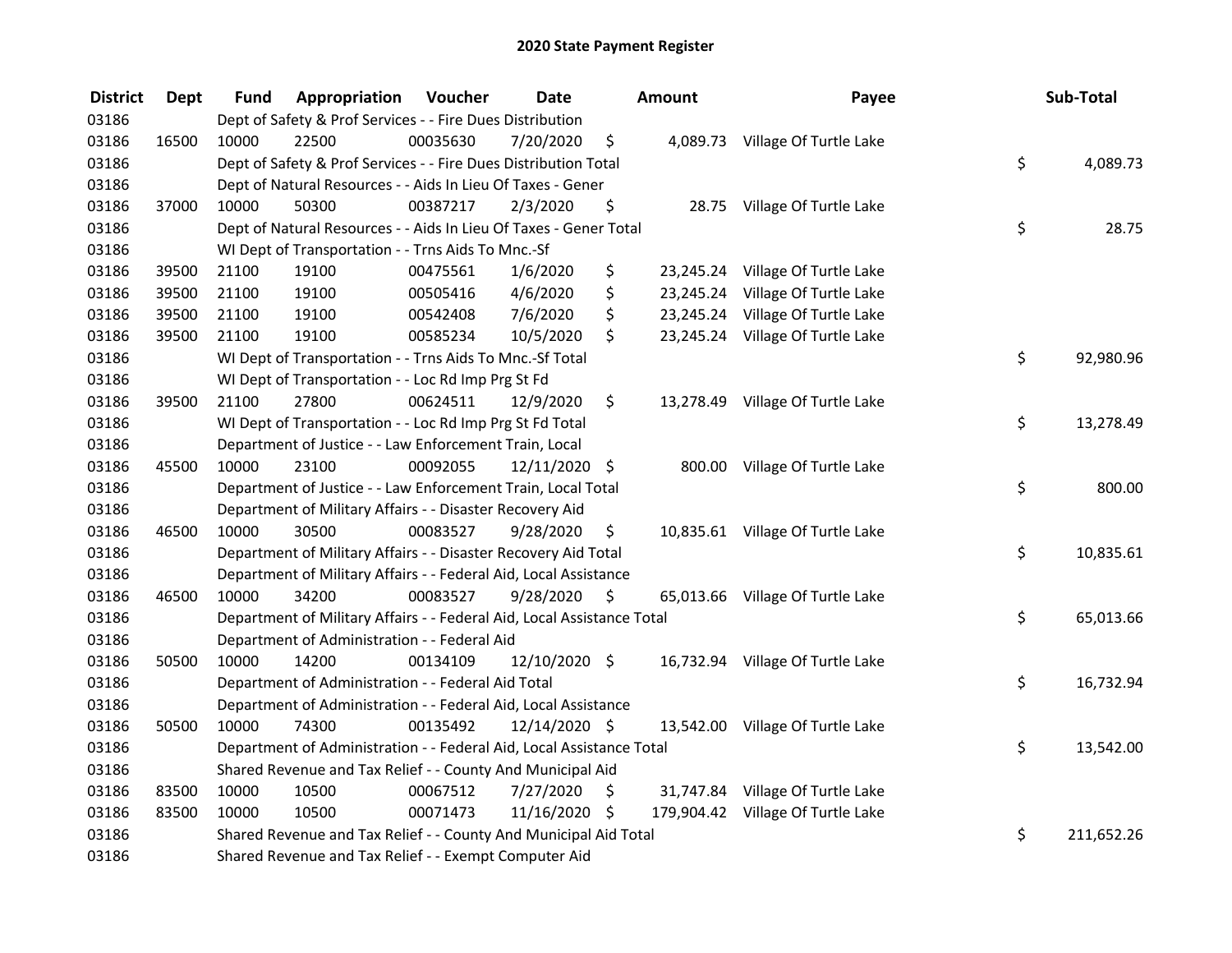# 2020 State Payment Register

| District | Dept | Fund | Appropriation | Voucher | Date | Amount | Payee | Sub-Total |
|---|---|---|---|---|---|---|---|---|
| 03186 | | Dept of Safety & Prof Services - - Fire Dues Distribution | | | | | | |
| 03186 | 16500 | 10000 | 22500 | 00035630 | 7/20/2020 | $ 4,089.73 | Village Of Turtle Lake | |
| 03186 | | Dept of Safety & Prof Services - - Fire Dues Distribution Total | | | | | | $ 4,089.73 |
| 03186 | | Dept of Natural Resources - - Aids In Lieu Of Taxes - Gener | | | | | | |
| 03186 | 37000 | 10000 | 50300 | 00387217 | 2/3/2020 | $ 28.75 | Village Of Turtle Lake | |
| 03186 | | Dept of Natural Resources - - Aids In Lieu Of Taxes - Gener Total | | | | | | $ 28.75 |
| 03186 | | WI Dept of Transportation - - Trns Aids To Mnc.-Sf | | | | | | |
| 03186 | 39500 | 21100 | 19100 | 00475561 | 1/6/2020 | $ 23,245.24 | Village Of Turtle Lake | |
| 03186 | 39500 | 21100 | 19100 | 00505416 | 4/6/2020 | $ 23,245.24 | Village Of Turtle Lake | |
| 03186 | 39500 | 21100 | 19100 | 00542408 | 7/6/2020 | $ 23,245.24 | Village Of Turtle Lake | |
| 03186 | 39500 | 21100 | 19100 | 00585234 | 10/5/2020 | $ 23,245.24 | Village Of Turtle Lake | |
| 03186 | | WI Dept of Transportation - - Trns Aids To Mnc.-Sf Total | | | | | | $ 92,980.96 |
| 03186 | | WI Dept of Transportation - - Loc Rd Imp Prg St Fd | | | | | | |
| 03186 | 39500 | 21100 | 27800 | 00624511 | 12/9/2020 | $ 13,278.49 | Village Of Turtle Lake | |
| 03186 | | WI Dept of Transportation - - Loc Rd Imp Prg St Fd Total | | | | | | $ 13,278.49 |
| 03186 | | Department of Justice - - Law Enforcement Train, Local | | | | | | |
| 03186 | 45500 | 10000 | 23100 | 00092055 | 12/11/2020 | $ 800.00 | Village Of Turtle Lake | |
| 03186 | | Department of Justice - - Law Enforcement Train, Local Total | | | | | | $ 800.00 |
| 03186 | | Department of Military Affairs - - Disaster Recovery Aid | | | | | | |
| 03186 | 46500 | 10000 | 30500 | 00083527 | 9/28/2020 | $ 10,835.61 | Village Of Turtle Lake | |
| 03186 | | Department of Military Affairs - - Disaster Recovery Aid Total | | | | | | $ 10,835.61 |
| 03186 | | Department of Military Affairs - - Federal Aid, Local Assistance | | | | | | |
| 03186 | 46500 | 10000 | 34200 | 00083527 | 9/28/2020 | $ 65,013.66 | Village Of Turtle Lake | |
| 03186 | | Department of Military Affairs - - Federal Aid, Local Assistance Total | | | | | | $ 65,013.66 |
| 03186 | | Department of Administration - - Federal Aid | | | | | | |
| 03186 | 50500 | 10000 | 14200 | 00134109 | 12/10/2020 | $ 16,732.94 | Village Of Turtle Lake | |
| 03186 | | Department of Administration - - Federal Aid Total | | | | | | $ 16,732.94 |
| 03186 | | Department of Administration - - Federal Aid, Local Assistance | | | | | | |
| 03186 | 50500 | 10000 | 74300 | 00135492 | 12/14/2020 | $ 13,542.00 | Village Of Turtle Lake | |
| 03186 | | Department of Administration - - Federal Aid, Local Assistance Total | | | | | | $ 13,542.00 |
| 03186 | | Shared Revenue and Tax Relief - - County And Municipal Aid | | | | | | |
| 03186 | 83500 | 10000 | 10500 | 00067512 | 7/27/2020 | $ 31,747.84 | Village Of Turtle Lake | |
| 03186 | 83500 | 10000 | 10500 | 00071473 | 11/16/2020 | $ 179,904.42 | Village Of Turtle Lake | |
| 03186 | | Shared Revenue and Tax Relief - - County And Municipal Aid Total | | | | | | $ 211,652.26 |
| 03186 | | Shared Revenue and Tax Relief - - Exempt Computer Aid | | | | | | |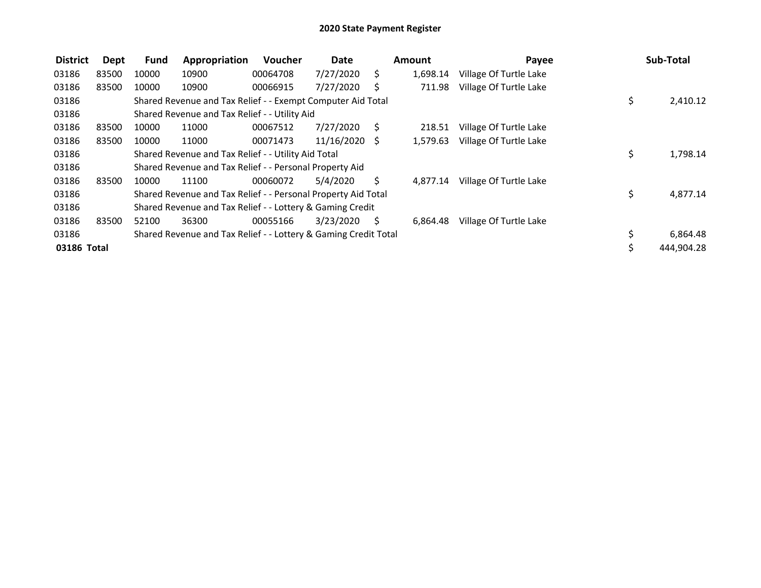# 2020 State Payment Register

| District | Dept | Fund | Appropriation | Voucher | Date | Amount | Payee | Sub-Total |
|---|---|---|---|---|---|---|---|---|
| 03186 | 83500 | 10000 | 10900 | 00064708 | 7/27/2020 | $ 1,698.14 | Village Of Turtle Lake | |
| 03186 | 83500 | 10000 | 10900 | 00066915 | 7/27/2020 | $ 711.98 | Village Of Turtle Lake | |
| 03186 | | Shared Revenue and Tax Relief - - Exempt Computer Aid Total | | | | | | $ 2,410.12 |
| 03186 | | Shared Revenue and Tax Relief - - Utility Aid | | | | | | |
| 03186 | 83500 | 10000 | 11000 | 00067512 | 7/27/2020 | $ 218.51 | Village Of Turtle Lake | |
| 03186 | 83500 | 10000 | 11000 | 00071473 | 11/16/2020 | $ 1,579.63 | Village Of Turtle Lake | |
| 03186 | | Shared Revenue and Tax Relief - - Utility Aid Total | | | | | | $ 1,798.14 |
| 03186 | | Shared Revenue and Tax Relief - - Personal Property Aid | | | | | | |
| 03186 | 83500 | 10000 | 11100 | 00060072 | 5/4/2020 | $ 4,877.14 | Village Of Turtle Lake | |
| 03186 | | Shared Revenue and Tax Relief - - Personal Property Aid Total | | | | | | $ 4,877.14 |
| 03186 | | Shared Revenue and Tax Relief - - Lottery & Gaming Credit | | | | | | |
| 03186 | 83500 | 52100 | 36300 | 00055166 | 3/23/2020 | $ 6,864.48 | Village Of Turtle Lake | |
| 03186 | | Shared Revenue and Tax Relief - - Lottery & Gaming Credit Total | | | | | | $ 6,864.48 |
| **03186 Total** | | | | | | | | $ 444,904.28 |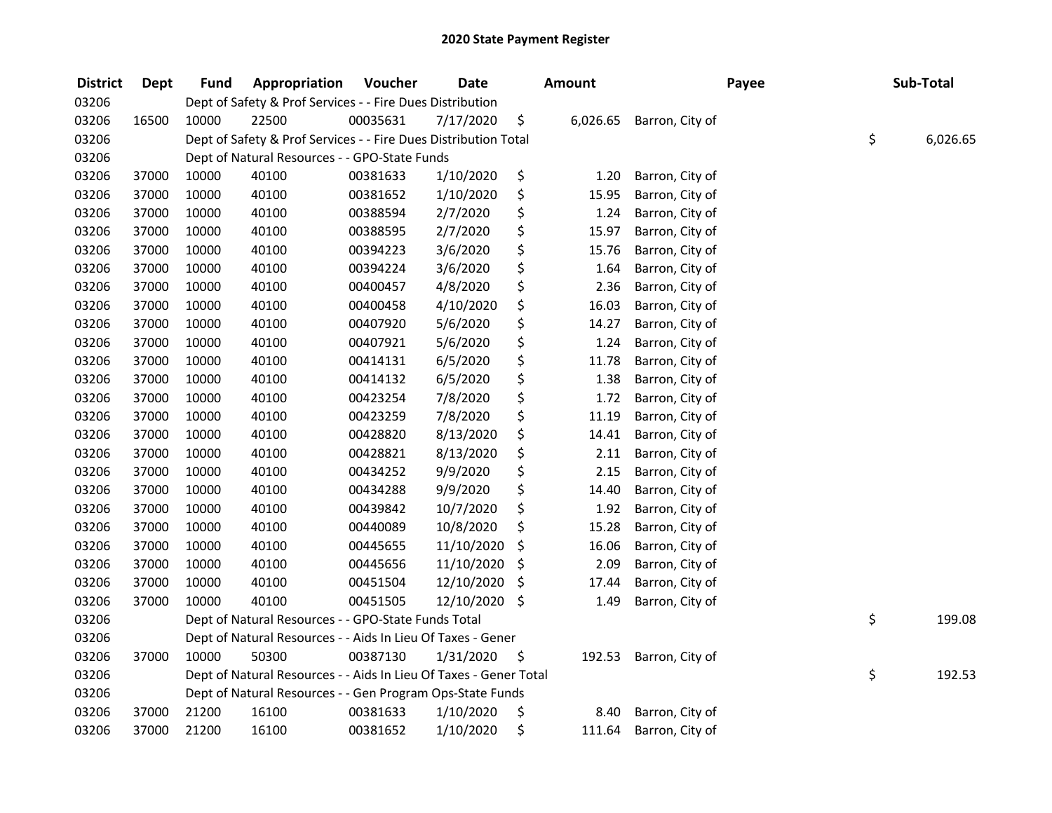## 2020 State Payment Register

| District | Dept | Fund | Appropriation | Voucher | Date | Amount | Payee | Sub-Total |
|---|---|---|---|---|---|---|---|---|
| 03206 | | Dept of Safety & Prof Services - - Fire Dues Distribution | | | | | | |
| 03206 | 16500 | 10000 | 22500 | 00035631 | 7/17/2020 | $ 6,026.65 | Barron, City of | |
| 03206 | | Dept of Safety & Prof Services - - Fire Dues Distribution Total | | | | | | $ 6,026.65 |
| 03206 | | Dept of Natural Resources - - GPO-State Funds | | | | | | |
| 03206 | 37000 | 10000 | 40100 | 00381633 | 1/10/2020 | $ 1.20 | Barron, City of | |
| 03206 | 37000 | 10000 | 40100 | 00381652 | 1/10/2020 | $ 15.95 | Barron, City of | |
| 03206 | 37000 | 10000 | 40100 | 00388594 | 2/7/2020 | $ 1.24 | Barron, City of | |
| 03206 | 37000 | 10000 | 40100 | 00388595 | 2/7/2020 | $ 15.97 | Barron, City of | |
| 03206 | 37000 | 10000 | 40100 | 00394223 | 3/6/2020 | $ 15.76 | Barron, City of | |
| 03206 | 37000 | 10000 | 40100 | 00394224 | 3/6/2020 | $ 1.64 | Barron, City of | |
| 03206 | 37000 | 10000 | 40100 | 00400457 | 4/8/2020 | $ 2.36 | Barron, City of | |
| 03206 | 37000 | 10000 | 40100 | 00400458 | 4/10/2020 | $ 16.03 | Barron, City of | |
| 03206 | 37000 | 10000 | 40100 | 00407920 | 5/6/2020 | $ 14.27 | Barron, City of | |
| 03206 | 37000 | 10000 | 40100 | 00407921 | 5/6/2020 | $ 1.24 | Barron, City of | |
| 03206 | 37000 | 10000 | 40100 | 00414131 | 6/5/2020 | $ 11.78 | Barron, City of | |
| 03206 | 37000 | 10000 | 40100 | 00414132 | 6/5/2020 | $ 1.38 | Barron, City of | |
| 03206 | 37000 | 10000 | 40100 | 00423254 | 7/8/2020 | $ 1.72 | Barron, City of | |
| 03206 | 37000 | 10000 | 40100 | 00423259 | 7/8/2020 | $ 11.19 | Barron, City of | |
| 03206 | 37000 | 10000 | 40100 | 00428820 | 8/13/2020 | $ 14.41 | Barron, City of | |
| 03206 | 37000 | 10000 | 40100 | 00428821 | 8/13/2020 | $ 2.11 | Barron, City of | |
| 03206 | 37000 | 10000 | 40100 | 00434252 | 9/9/2020 | $ 2.15 | Barron, City of | |
| 03206 | 37000 | 10000 | 40100 | 00434288 | 9/9/2020 | $ 14.40 | Barron, City of | |
| 03206 | 37000 | 10000 | 40100 | 00439842 | 10/7/2020 | $ 1.92 | Barron, City of | |
| 03206 | 37000 | 10000 | 40100 | 00440089 | 10/8/2020 | $ 15.28 | Barron, City of | |
| 03206 | 37000 | 10000 | 40100 | 00445655 | 11/10/2020 | $ 16.06 | Barron, City of | |
| 03206 | 37000 | 10000 | 40100 | 00445656 | 11/10/2020 | $ 2.09 | Barron, City of | |
| 03206 | 37000 | 10000 | 40100 | 00451504 | 12/10/2020 | $ 17.44 | Barron, City of | |
| 03206 | 37000 | 10000 | 40100 | 00451505 | 12/10/2020 | $ 1.49 | Barron, City of | |
| 03206 | | Dept of Natural Resources - - GPO-State Funds Total | | | | | | $ 199.08 |
| 03206 | | Dept of Natural Resources - - Aids In Lieu Of Taxes - Gener | | | | | | |
| 03206 | 37000 | 10000 | 50300 | 00387130 | 1/31/2020 | $ 192.53 | Barron, City of | |
| 03206 | | Dept of Natural Resources - - Aids In Lieu Of Taxes - Gener Total | | | | | | $ 192.53 |
| 03206 | | Dept of Natural Resources - - Gen Program Ops-State Funds | | | | | | |
| 03206 | 37000 | 21200 | 16100 | 00381633 | 1/10/2020 | $ 8.40 | Barron, City of | |
| 03206 | 37000 | 21200 | 16100 | 00381652 | 1/10/2020 | $ 111.64 | Barron, City of | |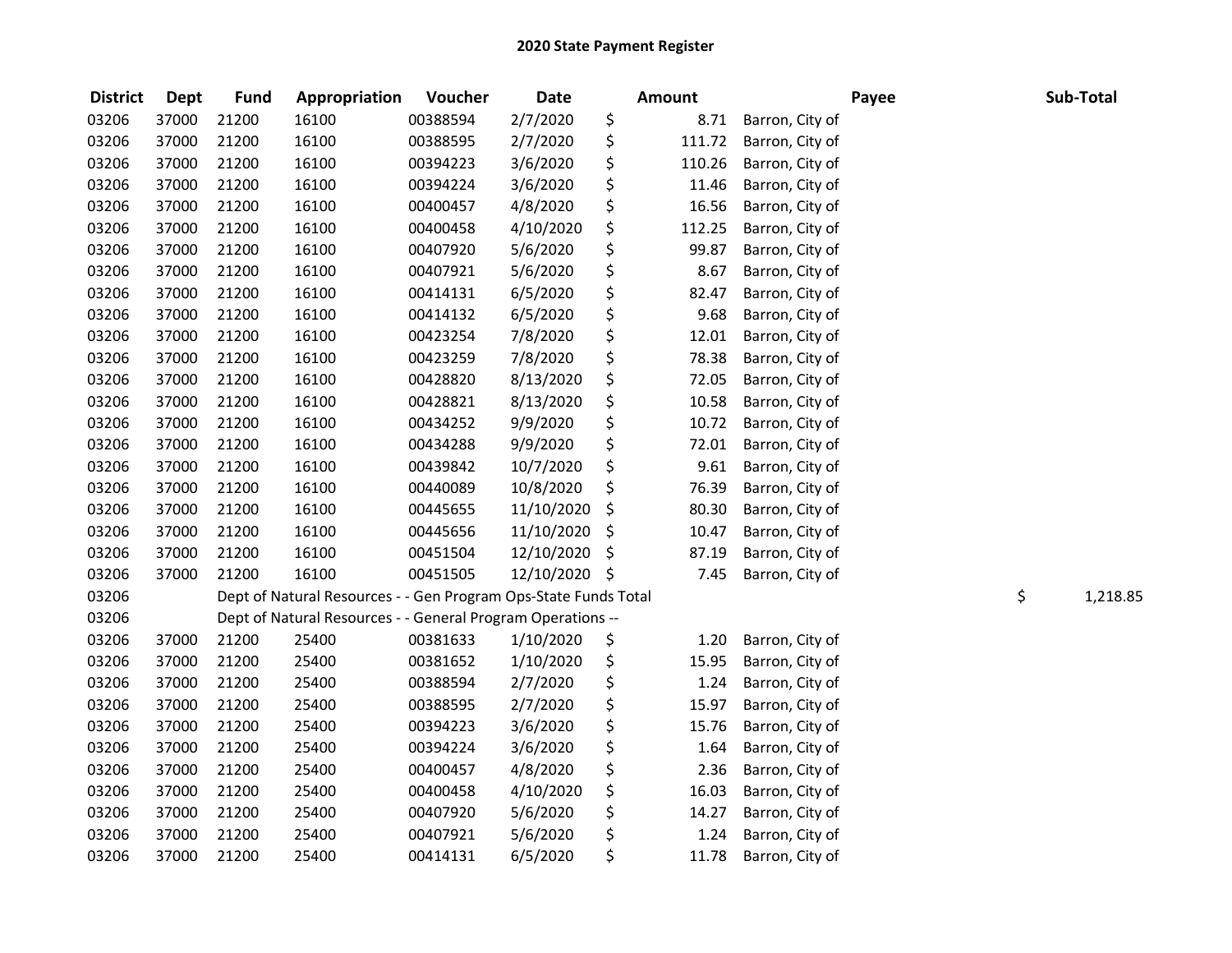# 2020 State Payment Register

| District | Dept | Fund | Appropriation | Voucher | Date | Amount | Payee | Sub-Total |
|---|---|---|---|---|---|---|---|---|
| 03206 | 37000 | 21200 | 16100 | 00388594 | 2/7/2020 | $ 8.71 | Barron, City of | |
| 03206 | 37000 | 21200 | 16100 | 00388595 | 2/7/2020 | $ 111.72 | Barron, City of | |
| 03206 | 37000 | 21200 | 16100 | 00394223 | 3/6/2020 | $ 110.26 | Barron, City of | |
| 03206 | 37000 | 21200 | 16100 | 00394224 | 3/6/2020 | $ 11.46 | Barron, City of | |
| 03206 | 37000 | 21200 | 16100 | 00400457 | 4/8/2020 | $ 16.56 | Barron, City of | |
| 03206 | 37000 | 21200 | 16100 | 00400458 | 4/10/2020 | $ 112.25 | Barron, City of | |
| 03206 | 37000 | 21200 | 16100 | 00407920 | 5/6/2020 | $ 99.87 | Barron, City of | |
| 03206 | 37000 | 21200 | 16100 | 00407921 | 5/6/2020 | $ 8.67 | Barron, City of | |
| 03206 | 37000 | 21200 | 16100 | 00414131 | 6/5/2020 | $ 82.47 | Barron, City of | |
| 03206 | 37000 | 21200 | 16100 | 00414132 | 6/5/2020 | $ 9.68 | Barron, City of | |
| 03206 | 37000 | 21200 | 16100 | 00423254 | 7/8/2020 | $ 12.01 | Barron, City of | |
| 03206 | 37000 | 21200 | 16100 | 00423259 | 7/8/2020 | $ 78.38 | Barron, City of | |
| 03206 | 37000 | 21200 | 16100 | 00428820 | 8/13/2020 | $ 72.05 | Barron, City of | |
| 03206 | 37000 | 21200 | 16100 | 00428821 | 8/13/2020 | $ 10.58 | Barron, City of | |
| 03206 | 37000 | 21200 | 16100 | 00434252 | 9/9/2020 | $ 10.72 | Barron, City of | |
| 03206 | 37000 | 21200 | 16100 | 00434288 | 9/9/2020 | $ 72.01 | Barron, City of | |
| 03206 | 37000 | 21200 | 16100 | 00439842 | 10/7/2020 | $ 9.61 | Barron, City of | |
| 03206 | 37000 | 21200 | 16100 | 00440089 | 10/8/2020 | $ 76.39 | Barron, City of | |
| 03206 | 37000 | 21200 | 16100 | 00445655 | 11/10/2020 | $ 80.30 | Barron, City of | |
| 03206 | 37000 | 21200 | 16100 | 00445656 | 11/10/2020 | $ 10.47 | Barron, City of | |
| 03206 | 37000 | 21200 | 16100 | 00451504 | 12/10/2020 | $ 87.19 | Barron, City of | |
| 03206 | 37000 | 21200 | 16100 | 00451505 | 12/10/2020 | $ 7.45 | Barron, City of | |
| 03206 | | Dept of Natural Resources - - Gen Program Ops-State Funds Total | | | | | | $ 1,218.85 |
| 03206 | | Dept of Natural Resources - - General Program Operations -- | | | | | | |
| 03206 | 37000 | 21200 | 25400 | 00381633 | 1/10/2020 | $ 1.20 | Barron, City of | |
| 03206 | 37000 | 21200 | 25400 | 00381652 | 1/10/2020 | $ 15.95 | Barron, City of | |
| 03206 | 37000 | 21200 | 25400 | 00388594 | 2/7/2020 | $ 1.24 | Barron, City of | |
| 03206 | 37000 | 21200 | 25400 | 00388595 | 2/7/2020 | $ 15.97 | Barron, City of | |
| 03206 | 37000 | 21200 | 25400 | 00394223 | 3/6/2020 | $ 15.76 | Barron, City of | |
| 03206 | 37000 | 21200 | 25400 | 00394224 | 3/6/2020 | $ 1.64 | Barron, City of | |
| 03206 | 37000 | 21200 | 25400 | 00400457 | 4/8/2020 | $ 2.36 | Barron, City of | |
| 03206 | 37000 | 21200 | 25400 | 00400458 | 4/10/2020 | $ 16.03 | Barron, City of | |
| 03206 | 37000 | 21200 | 25400 | 00407920 | 5/6/2020 | $ 14.27 | Barron, City of | |
| 03206 | 37000 | 21200 | 25400 | 00407921 | 5/6/2020 | $ 1.24 | Barron, City of | |
| 03206 | 37000 | 21200 | 25400 | 00414131 | 6/5/2020 | $ 11.78 | Barron, City of | |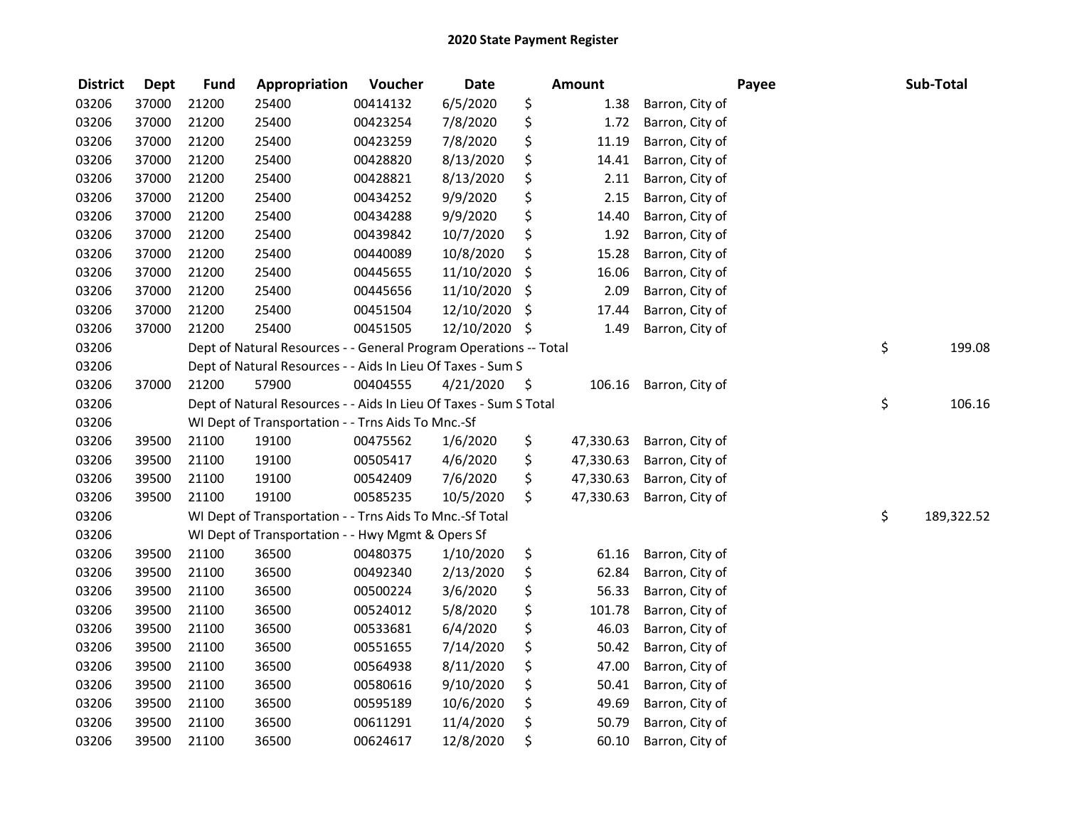# 2020 State Payment Register

| District | Dept | Fund | Appropriation | Voucher | Date | Amount | Payee | Sub-Total |
|---|---|---|---|---|---|---|---|---|
| 03206 | 37000 | 21200 | 25400 | 00414132 | 6/5/2020 | $ 1.38 | Barron, City of | |
| 03206 | 37000 | 21200 | 25400 | 00423254 | 7/8/2020 | $ 1.72 | Barron, City of | |
| 03206 | 37000 | 21200 | 25400 | 00423259 | 7/8/2020 | $ 11.19 | Barron, City of | |
| 03206 | 37000 | 21200 | 25400 | 00428820 | 8/13/2020 | $ 14.41 | Barron, City of | |
| 03206 | 37000 | 21200 | 25400 | 00428821 | 8/13/2020 | $ 2.11 | Barron, City of | |
| 03206 | 37000 | 21200 | 25400 | 00434252 | 9/9/2020 | $ 2.15 | Barron, City of | |
| 03206 | 37000 | 21200 | 25400 | 00434288 | 9/9/2020 | $ 14.40 | Barron, City of | |
| 03206 | 37000 | 21200 | 25400 | 00439842 | 10/7/2020 | $ 1.92 | Barron, City of | |
| 03206 | 37000 | 21200 | 25400 | 00440089 | 10/8/2020 | $ 15.28 | Barron, City of | |
| 03206 | 37000 | 21200 | 25400 | 00445655 | 11/10/2020 | $ 16.06 | Barron, City of | |
| 03206 | 37000 | 21200 | 25400 | 00445656 | 11/10/2020 | $ 2.09 | Barron, City of | |
| 03206 | 37000 | 21200 | 25400 | 00451504 | 12/10/2020 | $ 17.44 | Barron, City of | |
| 03206 | 37000 | 21200 | 25400 | 00451505 | 12/10/2020 | $ 1.49 | Barron, City of | |
| 03206 | | Dept of Natural Resources - - General Program Operations -- Total | | | | | | $ 199.08 |
| 03206 | | Dept of Natural Resources - - Aids In Lieu Of Taxes - Sum S | | | | | | |
| 03206 | 37000 | 21200 | 57900 | 00404555 | 4/21/2020 | $ 106.16 | Barron, City of | |
| 03206 | | Dept of Natural Resources - - Aids In Lieu Of Taxes - Sum S Total | | | | | | $ 106.16 |
| 03206 | | WI Dept of Transportation - - Trns Aids To Mnc.-Sf | | | | | | |
| 03206 | 39500 | 21100 | 19100 | 00475562 | 1/6/2020 | $ 47,330.63 | Barron, City of | |
| 03206 | 39500 | 21100 | 19100 | 00505417 | 4/6/2020 | $ 47,330.63 | Barron, City of | |
| 03206 | 39500 | 21100 | 19100 | 00542409 | 7/6/2020 | $ 47,330.63 | Barron, City of | |
| 03206 | 39500 | 21100 | 19100 | 00585235 | 10/5/2020 | $ 47,330.63 | Barron, City of | |
| 03206 | | WI Dept of Transportation - - Trns Aids To Mnc.-Sf Total | | | | | | $ 189,322.52 |
| 03206 | | WI Dept of Transportation - - Hwy Mgmt & Opers Sf | | | | | | |
| 03206 | 39500 | 21100 | 36500 | 00480375 | 1/10/2020 | $ 61.16 | Barron, City of | |
| 03206 | 39500 | 21100 | 36500 | 00492340 | 2/13/2020 | $ 62.84 | Barron, City of | |
| 03206 | 39500 | 21100 | 36500 | 00500224 | 3/6/2020 | $ 56.33 | Barron, City of | |
| 03206 | 39500 | 21100 | 36500 | 00524012 | 5/8/2020 | $ 101.78 | Barron, City of | |
| 03206 | 39500 | 21100 | 36500 | 00533681 | 6/4/2020 | $ 46.03 | Barron, City of | |
| 03206 | 39500 | 21100 | 36500 | 00551655 | 7/14/2020 | $ 50.42 | Barron, City of | |
| 03206 | 39500 | 21100 | 36500 | 00564938 | 8/11/2020 | $ 47.00 | Barron, City of | |
| 03206 | 39500 | 21100 | 36500 | 00580616 | 9/10/2020 | $ 50.41 | Barron, City of | |
| 03206 | 39500 | 21100 | 36500 | 00595189 | 10/6/2020 | $ 49.69 | Barron, City of | |
| 03206 | 39500 | 21100 | 36500 | 00611291 | 11/4/2020 | $ 50.79 | Barron, City of | |
| 03206 | 39500 | 21100 | 36500 | 00624617 | 12/8/2020 | $ 60.10 | Barron, City of | |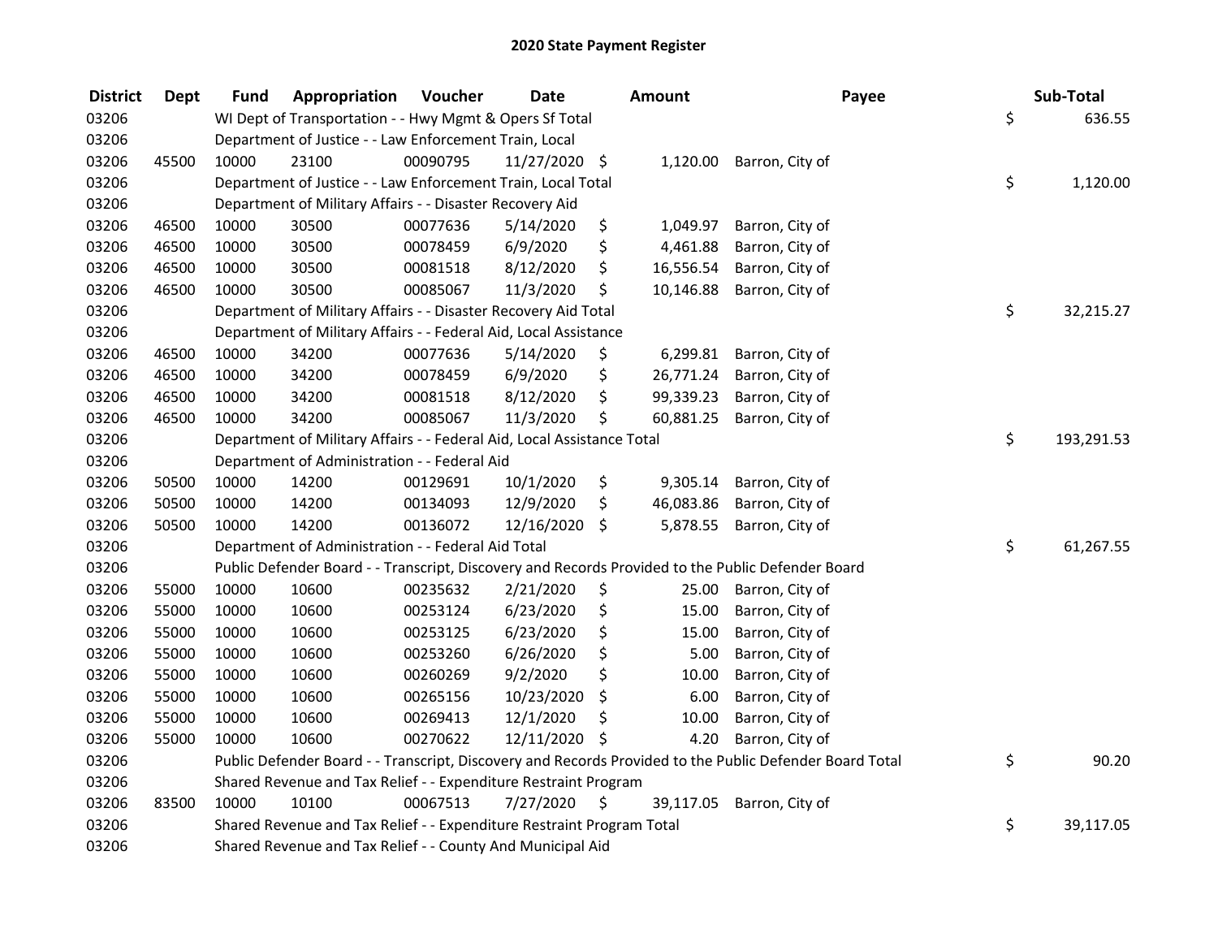# 2020 State Payment Register

| District | Dept | Fund | Appropriation | Voucher | Date | Amount | Payee | Sub-Total |
|---|---|---|---|---|---|---|---|---|
| 03206 | | WI Dept of Transportation - - Hwy Mgmt & Opers Sf Total | | | | | | $ 636.55 |
| 03206 | | Department of Justice - - Law Enforcement Train, Local | | | | | | |
| 03206 | 45500 | 10000 | 23100 | 00090795 | 11/27/2020 | $ 1,120.00 | Barron, City of | |
| 03206 | | Department of Justice - - Law Enforcement Train, Local Total | | | | | | $ 1,120.00 |
| 03206 | | Department of Military Affairs - - Disaster Recovery Aid | | | | | | |
| 03206 | 46500 | 10000 | 30500 | 00077636 | 5/14/2020 | $ 1,049.97 | Barron, City of | |
| 03206 | 46500 | 10000 | 30500 | 00078459 | 6/9/2020 | $ 4,461.88 | Barron, City of | |
| 03206 | 46500 | 10000 | 30500 | 00081518 | 8/12/2020 | $ 16,556.54 | Barron, City of | |
| 03206 | 46500 | 10000 | 30500 | 00085067 | 11/3/2020 | $ 10,146.88 | Barron, City of | |
| 03206 | | Department of Military Affairs - - Disaster Recovery Aid Total | | | | | | $ 32,215.27 |
| 03206 | | Department of Military Affairs - - Federal Aid, Local Assistance | | | | | | |
| 03206 | 46500 | 10000 | 34200 | 00077636 | 5/14/2020 | $ 6,299.81 | Barron, City of | |
| 03206 | 46500 | 10000 | 34200 | 00078459 | 6/9/2020 | $ 26,771.24 | Barron, City of | |
| 03206 | 46500 | 10000 | 34200 | 00081518 | 8/12/2020 | $ 99,339.23 | Barron, City of | |
| 03206 | 46500 | 10000 | 34200 | 00085067 | 11/3/2020 | $ 60,881.25 | Barron, City of | |
| 03206 | | Department of Military Affairs - - Federal Aid, Local Assistance Total | | | | | | $ 193,291.53 |
| 03206 | | Department of Administration - - Federal Aid | | | | | | |
| 03206 | 50500 | 10000 | 14200 | 00129691 | 10/1/2020 | $ 9,305.14 | Barron, City of | |
| 03206 | 50500 | 10000 | 14200 | 00134093 | 12/9/2020 | $ 46,083.86 | Barron, City of | |
| 03206 | 50500 | 10000 | 14200 | 00136072 | 12/16/2020 | $ 5,878.55 | Barron, City of | |
| 03206 | | Department of Administration - - Federal Aid Total | | | | | | $ 61,267.55 |
| 03206 | | Public Defender Board - - Transcript, Discovery and Records Provided to the Public Defender Board | | | | | | |
| 03206 | 55000 | 10000 | 10600 | 00235632 | 2/21/2020 | $ 25.00 | Barron, City of | |
| 03206 | 55000 | 10000 | 10600 | 00253124 | 6/23/2020 | $ 15.00 | Barron, City of | |
| 03206 | 55000 | 10000 | 10600 | 00253125 | 6/23/2020 | $ 15.00 | Barron, City of | |
| 03206 | 55000 | 10000 | 10600 | 00253260 | 6/26/2020 | $ 5.00 | Barron, City of | |
| 03206 | 55000 | 10000 | 10600 | 00260269 | 9/2/2020 | $ 10.00 | Barron, City of | |
| 03206 | 55000 | 10000 | 10600 | 00265156 | 10/23/2020 | $ 6.00 | Barron, City of | |
| 03206 | 55000 | 10000 | 10600 | 00269413 | 12/1/2020 | $ 10.00 | Barron, City of | |
| 03206 | 55000 | 10000 | 10600 | 00270622 | 12/11/2020 | $ 4.20 | Barron, City of | |
| 03206 | | Public Defender Board - - Transcript, Discovery and Records Provided to the Public Defender Board Total | | | | | | $ 90.20 |
| 03206 | | Shared Revenue and Tax Relief - - Expenditure Restraint Program | | | | | | |
| 03206 | 83500 | 10000 | 10100 | 00067513 | 7/27/2020 | $ 39,117.05 | Barron, City of | |
| 03206 | | Shared Revenue and Tax Relief - - Expenditure Restraint Program Total | | | | | | $ 39,117.05 |
| 03206 | | Shared Revenue and Tax Relief - - County And Municipal Aid | | | | | | |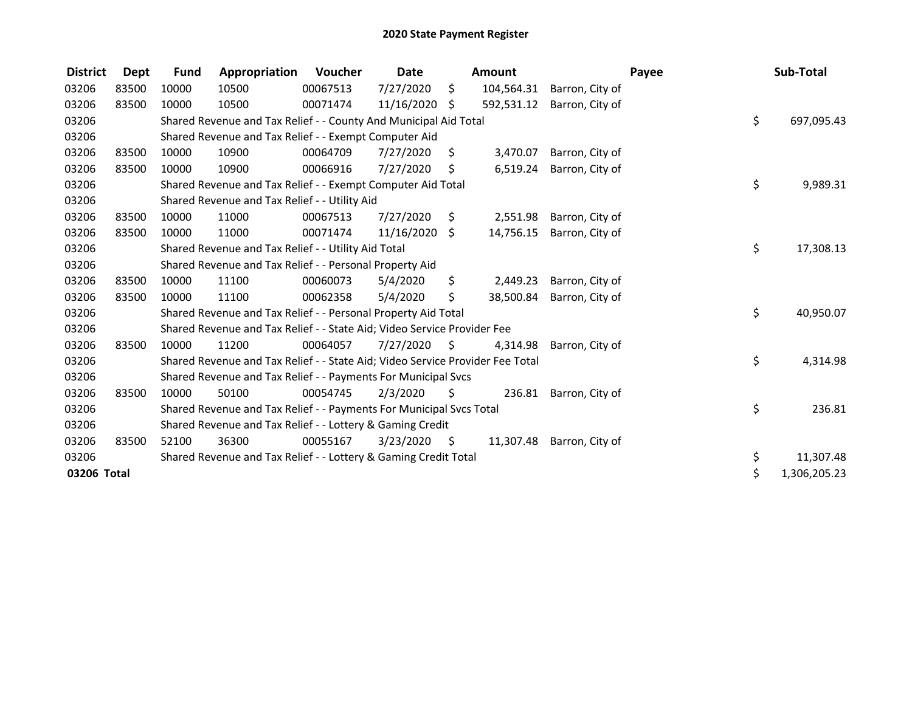# 2020 State Payment Register

| District | Dept | Fund | Appropriation | Voucher | Date | Amount | Payee | Sub-Total |
|---|---|---|---|---|---|---|---|---|
| 03206 | 83500 | 10000 | 10500 | 00067513 | 7/27/2020 | $ 104,564.31 | Barron, City of | |
| 03206 | 83500 | 10000 | 10500 | 00071474 | 11/16/2020 | $ 592,531.12 | Barron, City of | |
| 03206 | | Shared Revenue and Tax Relief - - County And Municipal Aid Total | | | | | | $ 697,095.43 |
| 03206 | | Shared Revenue and Tax Relief - - Exempt Computer Aid | | | | | | |
| 03206 | 83500 | 10000 | 10900 | 00064709 | 7/27/2020 | $ 3,470.07 | Barron, City of | |
| 03206 | 83500 | 10000 | 10900 | 00066916 | 7/27/2020 | $ 6,519.24 | Barron, City of | |
| 03206 | | Shared Revenue and Tax Relief - - Exempt Computer Aid Total | | | | | | $ 9,989.31 |
| 03206 | | Shared Revenue and Tax Relief - - Utility Aid | | | | | | |
| 03206 | 83500 | 10000 | 11000 | 00067513 | 7/27/2020 | $ 2,551.98 | Barron, City of | |
| 03206 | 83500 | 10000 | 11000 | 00071474 | 11/16/2020 | $ 14,756.15 | Barron, City of | |
| 03206 | | Shared Revenue and Tax Relief - - Utility Aid Total | | | | | | $ 17,308.13 |
| 03206 | | Shared Revenue and Tax Relief - - Personal Property Aid | | | | | | |
| 03206 | 83500 | 10000 | 11100 | 00060073 | 5/4/2020 | $ 2,449.23 | Barron, City of | |
| 03206 | 83500 | 10000 | 11100 | 00062358 | 5/4/2020 | $ 38,500.84 | Barron, City of | |
| 03206 | | Shared Revenue and Tax Relief - - Personal Property Aid Total | | | | | | $ 40,950.07 |
| 03206 | | Shared Revenue and Tax Relief - - State Aid; Video Service Provider Fee | | | | | | |
| 03206 | 83500 | 10000 | 11200 | 00064057 | 7/27/2020 | $ 4,314.98 | Barron, City of | |
| 03206 | | Shared Revenue and Tax Relief - - State Aid; Video Service Provider Fee Total | | | | | | $ 4,314.98 |
| 03206 | | Shared Revenue and Tax Relief - - Payments For Municipal Svcs | | | | | | |
| 03206 | 83500 | 10000 | 50100 | 00054745 | 2/3/2020 | $ 236.81 | Barron, City of | |
| 03206 | | Shared Revenue and Tax Relief - - Payments For Municipal Svcs Total | | | | | | $ 236.81 |
| 03206 | | Shared Revenue and Tax Relief - - Lottery & Gaming Credit | | | | | | |
| 03206 | 83500 | 52100 | 36300 | 00055167 | 3/23/2020 | $ 11,307.48 | Barron, City of | |
| 03206 | | Shared Revenue and Tax Relief - - Lottery & Gaming Credit Total | | | | | | $ 11,307.48 |
| **03206 Total** | | | | | | | | $ 1,306,205.23 |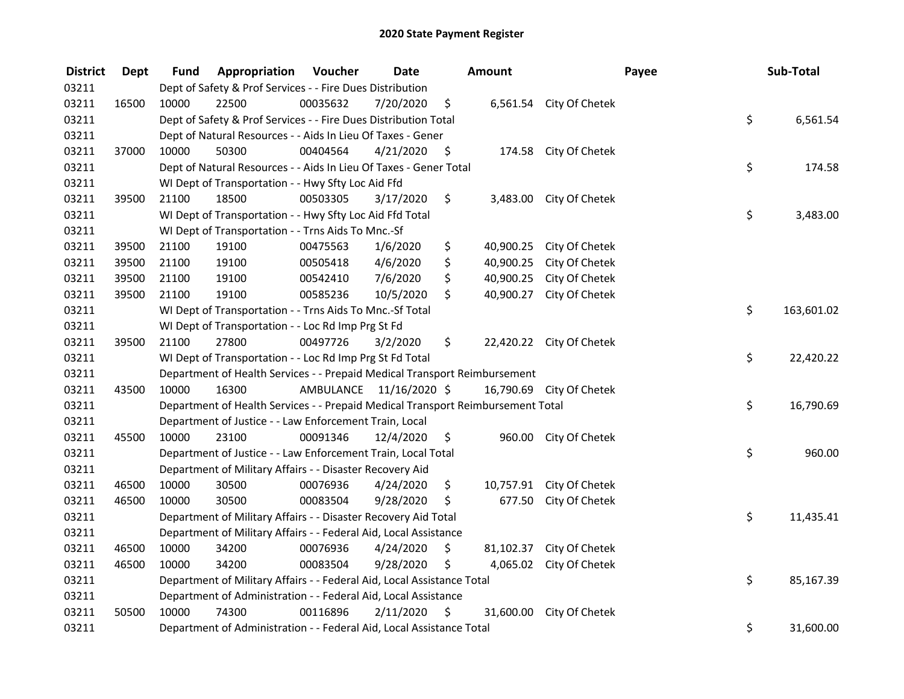# 2020 State Payment Register

| District | Dept | Fund | Appropriation | Voucher | Date | Amount | Payee | Sub-Total |
|---|---|---|---|---|---|---|---|---|
| 03211 | | Dept of Safety & Prof Services - - Fire Dues Distribution | | | | | | |
| 03211 | 16500 | 10000 | 22500 | 00035632 | 7/20/2020 | $ 6,561.54 | City Of Chetek | |
| 03211 | | Dept of Safety & Prof Services - - Fire Dues Distribution Total | | | | | | $ 6,561.54 |
| 03211 | | Dept of Natural Resources - - Aids In Lieu Of Taxes - Gener | | | | | | |
| 03211 | 37000 | 10000 | 50300 | 00404564 | 4/21/2020 | $ 174.58 | City Of Chetek | |
| 03211 | | Dept of Natural Resources - - Aids In Lieu Of Taxes - Gener Total | | | | | | $ 174.58 |
| 03211 | | WI Dept of Transportation - - Hwy Sfty Loc Aid Ffd | | | | | | |
| 03211 | 39500 | 21100 | 18500 | 00503305 | 3/17/2020 | $ 3,483.00 | City Of Chetek | |
| 03211 | | WI Dept of Transportation - - Hwy Sfty Loc Aid Ffd Total | | | | | | $ 3,483.00 |
| 03211 | | WI Dept of Transportation - - Trns Aids To Mnc.-Sf | | | | | | |
| 03211 | 39500 | 21100 | 19100 | 00475563 | 1/6/2020 | $ 40,900.25 | City Of Chetek | |
| 03211 | 39500 | 21100 | 19100 | 00505418 | 4/6/2020 | $ 40,900.25 | City Of Chetek | |
| 03211 | 39500 | 21100 | 19100 | 00542410 | 7/6/2020 | $ 40,900.25 | City Of Chetek | |
| 03211 | 39500 | 21100 | 19100 | 00585236 | 10/5/2020 | $ 40,900.27 | City Of Chetek | |
| 03211 | | WI Dept of Transportation - - Trns Aids To Mnc.-Sf Total | | | | | | $ 163,601.02 |
| 03211 | | WI Dept of Transportation - - Loc Rd Imp Prg St Fd | | | | | | |
| 03211 | 39500 | 21100 | 27800 | 00497726 | 3/2/2020 | $ 22,420.22 | City Of Chetek | |
| 03211 | | WI Dept of Transportation - - Loc Rd Imp Prg St Fd Total | | | | | | $ 22,420.22 |
| 03211 | | Department of Health Services - - Prepaid Medical Transport Reimbursement | | | | | | |
| 03211 | 43500 | 10000 | 16300 | AMBULANCE | 11/16/2020 | $ 16,790.69 | City Of Chetek | |
| 03211 | | Department of Health Services - - Prepaid Medical Transport Reimbursement Total | | | | | | $ 16,790.69 |
| 03211 | | Department of Justice - - Law Enforcement Train, Local | | | | | | |
| 03211 | 45500 | 10000 | 23100 | 00091346 | 12/4/2020 | $ 960.00 | City Of Chetek | |
| 03211 | | Department of Justice - - Law Enforcement Train, Local Total | | | | | | $ 960.00 |
| 03211 | | Department of Military Affairs - - Disaster Recovery Aid | | | | | | |
| 03211 | 46500 | 10000 | 30500 | 00076936 | 4/24/2020 | $ 10,757.91 | City Of Chetek | |
| 03211 | 46500 | 10000 | 30500 | 00083504 | 9/28/2020 | $ 677.50 | City Of Chetek | |
| 03211 | | Department of Military Affairs - - Disaster Recovery Aid Total | | | | | | $ 11,435.41 |
| 03211 | | Department of Military Affairs - - Federal Aid, Local Assistance | | | | | | |
| 03211 | 46500 | 10000 | 34200 | 00076936 | 4/24/2020 | $ 81,102.37 | City Of Chetek | |
| 03211 | 46500 | 10000 | 34200 | 00083504 | 9/28/2020 | $ 4,065.02 | City Of Chetek | |
| 03211 | | Department of Military Affairs - - Federal Aid, Local Assistance Total | | | | | | $ 85,167.39 |
| 03211 | | Department of Administration - - Federal Aid, Local Assistance | | | | | | |
| 03211 | 50500 | 10000 | 74300 | 00116896 | 2/11/2020 | $ 31,600.00 | City Of Chetek | |
| 03211 | | Department of Administration - - Federal Aid, Local Assistance Total | | | | | | $ 31,600.00 |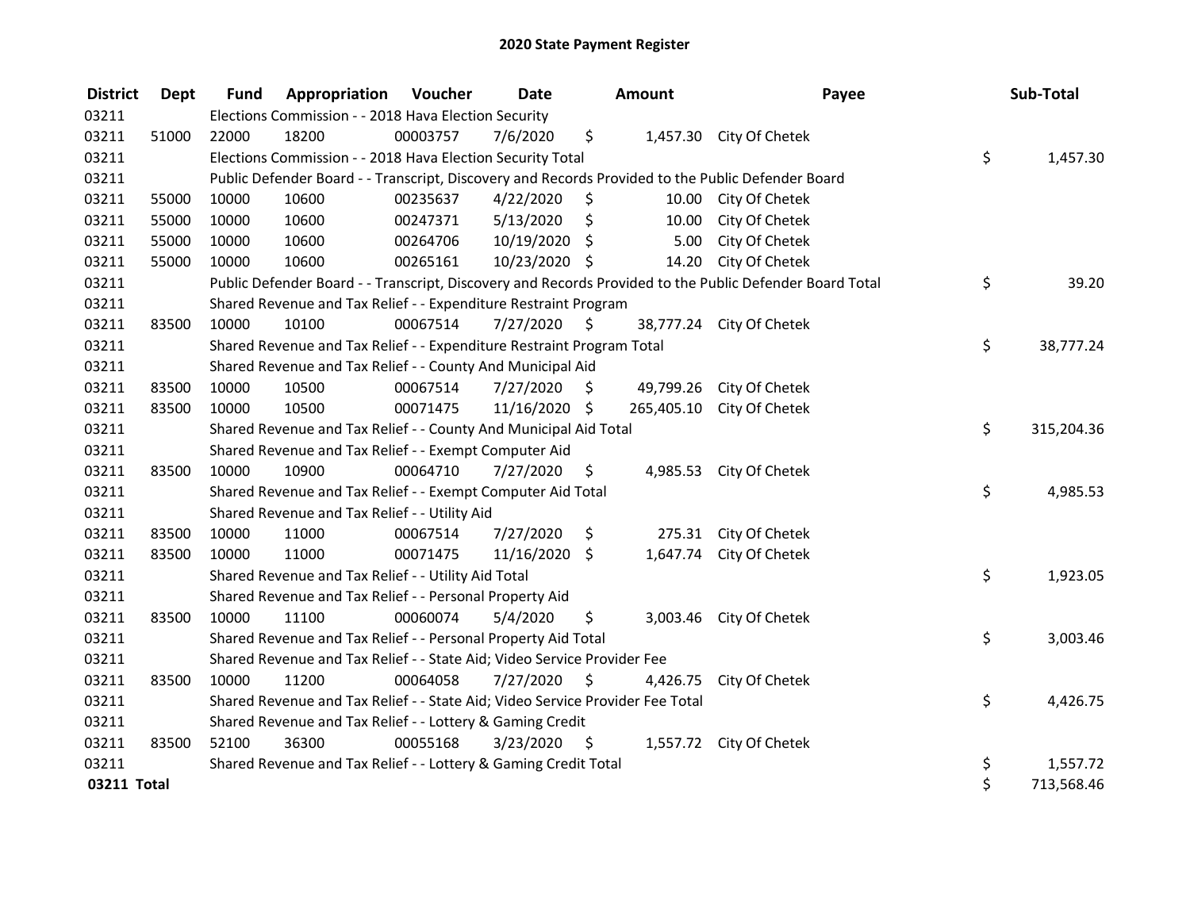# 2020 State Payment Register

| District | Dept | Fund | Appropriation | Voucher | Date | Amount | Payee | Sub-Total |
|---|---|---|---|---|---|---|---|---|
| 03211 | | Elections Commission - - 2018 Hava Election Security | | | | | | |
| 03211 | 51000 | 22000 | 18200 | 00003757 | 7/6/2020 | $ 1,457.30 | City Of Chetek | |
| 03211 | | Elections Commission - - 2018 Hava Election Security Total | | | | | | $ 1,457.30 |
| 03211 | | Public Defender Board - - Transcript, Discovery and Records Provided to the Public Defender Board | | | | | | |
| 03211 | 55000 | 10000 | 10600 | 00235637 | 4/22/2020 | $ 10.00 | City Of Chetek | |
| 03211 | 55000 | 10000 | 10600 | 00247371 | 5/13/2020 | $ 10.00 | City Of Chetek | |
| 03211 | 55000 | 10000 | 10600 | 00264706 | 10/19/2020 | $ 5.00 | City Of Chetek | |
| 03211 | 55000 | 10000 | 10600 | 00265161 | 10/23/2020 | $ 14.20 | City Of Chetek | |
| 03211 | | Public Defender Board - - Transcript, Discovery and Records Provided to the Public Defender Board Total | | | | | | $ 39.20 |
| 03211 | | Shared Revenue and Tax Relief - - Expenditure Restraint Program | | | | | | |
| 03211 | 83500 | 10000 | 10100 | 00067514 | 7/27/2020 | $ 38,777.24 | City Of Chetek | |
| 03211 | | Shared Revenue and Tax Relief - - Expenditure Restraint Program Total | | | | | | $ 38,777.24 |
| 03211 | | Shared Revenue and Tax Relief - - County And Municipal Aid | | | | | | |
| 03211 | 83500 | 10000 | 10500 | 00067514 | 7/27/2020 | $ 49,799.26 | City Of Chetek | |
| 03211 | 83500 | 10000 | 10500 | 00071475 | 11/16/2020 | $ 265,405.10 | City Of Chetek | |
| 03211 | | Shared Revenue and Tax Relief - - County And Municipal Aid Total | | | | | | $ 315,204.36 |
| 03211 | | Shared Revenue and Tax Relief - - Exempt Computer Aid | | | | | | |
| 03211 | 83500 | 10000 | 10900 | 00064710 | 7/27/2020 | $ 4,985.53 | City Of Chetek | |
| 03211 | | Shared Revenue and Tax Relief - - Exempt Computer Aid Total | | | | | | $ 4,985.53 |
| 03211 | | Shared Revenue and Tax Relief - - Utility Aid | | | | | | |
| 03211 | 83500 | 10000 | 11000 | 00067514 | 7/27/2020 | $ 275.31 | City Of Chetek | |
| 03211 | 83500 | 10000 | 11000 | 00071475 | 11/16/2020 | $ 1,647.74 | City Of Chetek | |
| 03211 | | Shared Revenue and Tax Relief - - Utility Aid Total | | | | | | $ 1,923.05 |
| 03211 | | Shared Revenue and Tax Relief - - Personal Property Aid | | | | | | |
| 03211 | 83500 | 10000 | 11100 | 00060074 | 5/4/2020 | $ 3,003.46 | City Of Chetek | |
| 03211 | | Shared Revenue and Tax Relief - - Personal Property Aid Total | | | | | | $ 3,003.46 |
| 03211 | | Shared Revenue and Tax Relief - - State Aid; Video Service Provider Fee | | | | | | |
| 03211 | 83500 | 10000 | 11200 | 00064058 | 7/27/2020 | $ 4,426.75 | City Of Chetek | |
| 03211 | | Shared Revenue and Tax Relief - - State Aid; Video Service Provider Fee Total | | | | | | $ 4,426.75 |
| 03211 | | Shared Revenue and Tax Relief - - Lottery & Gaming Credit | | | | | | |
| 03211 | 83500 | 52100 | 36300 | 00055168 | 3/23/2020 | $ 1,557.72 | City Of Chetek | |
| 03211 | | Shared Revenue and Tax Relief - - Lottery & Gaming Credit Total | | | | | | $ 1,557.72 |
| **03211 Total** | | | | | | | | $ 713,568.46 |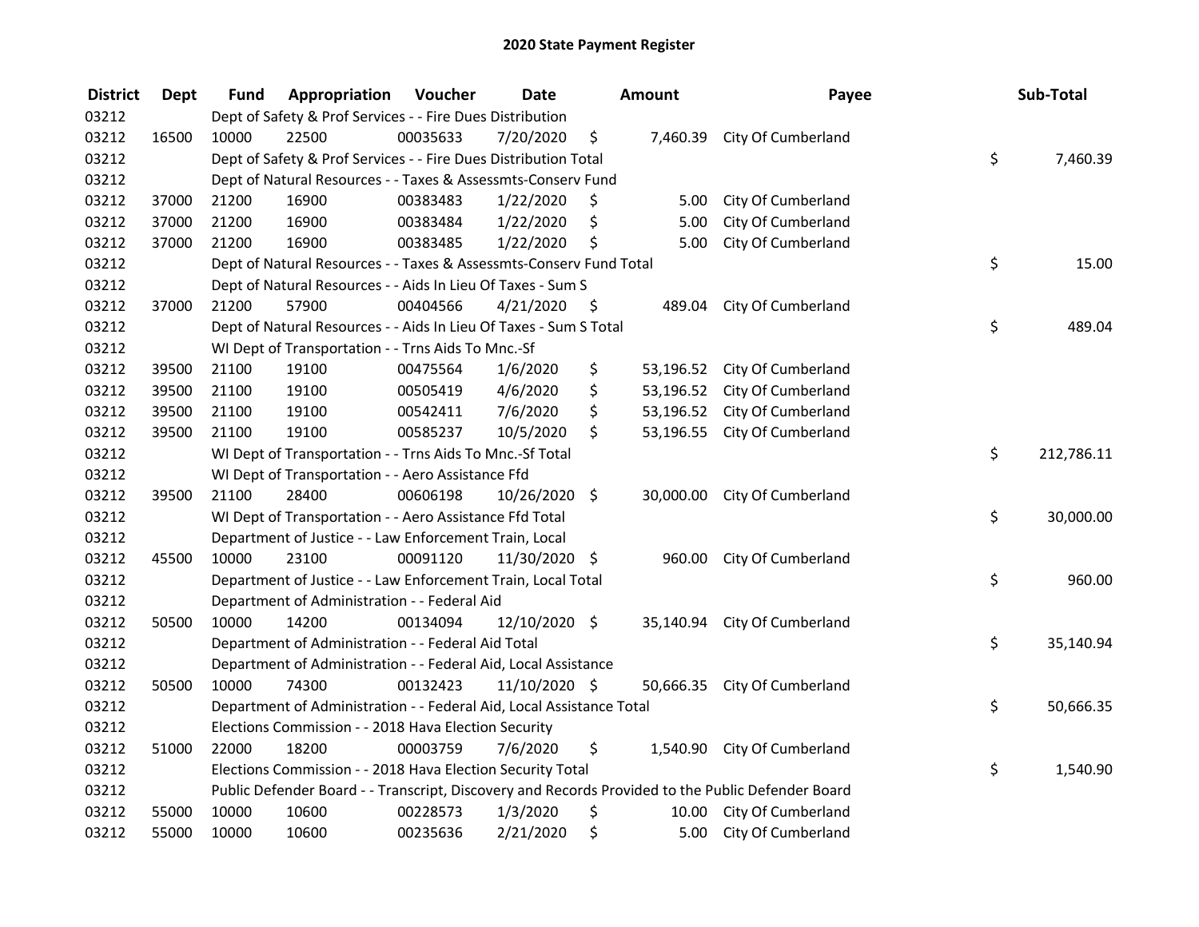# 2020 State Payment Register

| District | Dept | Fund | Appropriation | Voucher | Date | Amount | Payee | Sub-Total |
|---|---|---|---|---|---|---|---|---|
| 03212 | | Dept of Safety & Prof Services - - Fire Dues Distribution | | | | | | |
| 03212 | 16500 | 10000 | 22500 | 00035633 | 7/20/2020 | $ 7,460.39 | City Of Cumberland | |
| 03212 | | Dept of Safety & Prof Services - - Fire Dues Distribution Total | | | | | | $ 7,460.39 |
| 03212 | | Dept of Natural Resources - - Taxes & Assessmts-Conserv Fund | | | | | | |
| 03212 | 37000 | 21200 | 16900 | 00383483 | 1/22/2020 | $ 5.00 | City Of Cumberland | |
| 03212 | 37000 | 21200 | 16900 | 00383484 | 1/22/2020 | $ 5.00 | City Of Cumberland | |
| 03212 | 37000 | 21200 | 16900 | 00383485 | 1/22/2020 | $ 5.00 | City Of Cumberland | |
| 03212 | | Dept of Natural Resources - - Taxes & Assessmts-Conserv Fund Total | | | | | | $ 15.00 |
| 03212 | | Dept of Natural Resources - - Aids In Lieu Of Taxes - Sum S | | | | | | |
| 03212 | 37000 | 21200 | 57900 | 00404566 | 4/21/2020 | $ 489.04 | City Of Cumberland | |
| 03212 | | Dept of Natural Resources - - Aids In Lieu Of Taxes - Sum S Total | | | | | | $ 489.04 |
| 03212 | | WI Dept of Transportation - - Trns Aids To Mnc.-Sf | | | | | | |
| 03212 | 39500 | 21100 | 19100 | 00475564 | 1/6/2020 | $ 53,196.52 | City Of Cumberland | |
| 03212 | 39500 | 21100 | 19100 | 00505419 | 4/6/2020 | $ 53,196.52 | City Of Cumberland | |
| 03212 | 39500 | 21100 | 19100 | 00542411 | 7/6/2020 | $ 53,196.52 | City Of Cumberland | |
| 03212 | 39500 | 21100 | 19100 | 00585237 | 10/5/2020 | $ 53,196.55 | City Of Cumberland | |
| 03212 | | WI Dept of Transportation - - Trns Aids To Mnc.-Sf Total | | | | | | $ 212,786.11 |
| 03212 | | WI Dept of Transportation - - Aero Assistance Ffd | | | | | | |
| 03212 | 39500 | 21100 | 28400 | 00606198 | 10/26/2020 | $ 30,000.00 | City Of Cumberland | |
| 03212 | | WI Dept of Transportation - - Aero Assistance Ffd Total | | | | | | $ 30,000.00 |
| 03212 | | Department of Justice - - Law Enforcement Train, Local | | | | | | |
| 03212 | 45500 | 10000 | 23100 | 00091120 | 11/30/2020 | $ 960.00 | City Of Cumberland | |
| 03212 | | Department of Justice - - Law Enforcement Train, Local Total | | | | | | $ 960.00 |
| 03212 | | Department of Administration - - Federal Aid | | | | | | |
| 03212 | 50500 | 10000 | 14200 | 00134094 | 12/10/2020 | $ 35,140.94 | City Of Cumberland | |
| 03212 | | Department of Administration - - Federal Aid Total | | | | | | $ 35,140.94 |
| 03212 | | Department of Administration - - Federal Aid, Local Assistance | | | | | | |
| 03212 | 50500 | 10000 | 74300 | 00132423 | 11/10/2020 | $ 50,666.35 | City Of Cumberland | |
| 03212 | | Department of Administration - - Federal Aid, Local Assistance Total | | | | | | $ 50,666.35 |
| 03212 | | Elections Commission - - 2018 Hava Election Security | | | | | | |
| 03212 | 51000 | 22000 | 18200 | 00003759 | 7/6/2020 | $ 1,540.90 | City Of Cumberland | |
| 03212 | | Elections Commission - - 2018 Hava Election Security Total | | | | | | $ 1,540.90 |
| 03212 | | Public Defender Board - - Transcript, Discovery and Records Provided to the Public Defender Board | | | | | | |
| 03212 | 55000 | 10000 | 10600 | 00228573 | 1/3/2020 | $ 10.00 | City Of Cumberland | |
| 03212 | 55000 | 10000 | 10600 | 00235636 | 2/21/2020 | $ 5.00 | City Of Cumberland | |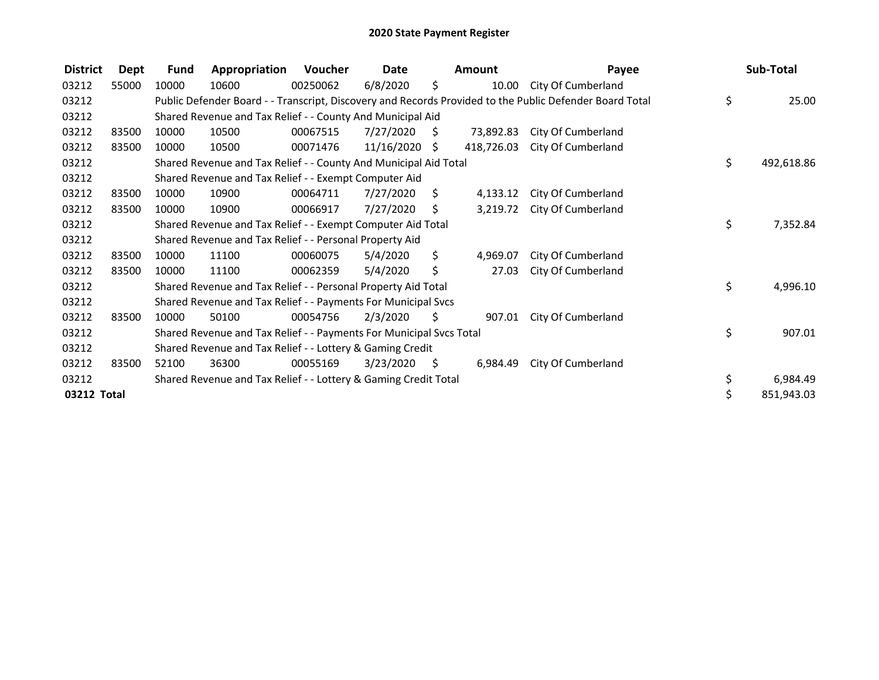# 2020 State Payment Register

| District | Dept | Fund | Appropriation | Voucher | Date | Amount | Payee | Sub-Total |
|---|---|---|---|---|---|---|---|---|
| 03212 | 55000 | 10000 | 10600 | 00250062 | 6/8/2020 | $ 10.00 | City Of Cumberland | |
| 03212 | | Public Defender Board - - Transcript, Discovery and Records Provided to the Public Defender Board Total | | | | | | $ 25.00 |
| 03212 | | Shared Revenue and Tax Relief - - County And Municipal Aid | | | | | | |
| 03212 | 83500 | 10000 | 10500 | 00067515 | 7/27/2020 | $ 73,892.83 | City Of Cumberland | |
| 03212 | 83500 | 10000 | 10500 | 00071476 | 11/16/2020 | $ 418,726.03 | City Of Cumberland | |
| 03212 | | Shared Revenue and Tax Relief - - County And Municipal Aid Total | | | | | | $ 492,618.86 |
| 03212 | | Shared Revenue and Tax Relief - - Exempt Computer Aid | | | | | | |
| 03212 | 83500 | 10000 | 10900 | 00064711 | 7/27/2020 | $ 4,133.12 | City Of Cumberland | |
| 03212 | 83500 | 10000 | 10900 | 00066917 | 7/27/2020 | $ 3,219.72 | City Of Cumberland | |
| 03212 | | Shared Revenue and Tax Relief - - Exempt Computer Aid Total | | | | | | $ 7,352.84 |
| 03212 | | Shared Revenue and Tax Relief - - Personal Property Aid | | | | | | |
| 03212 | 83500 | 10000 | 11100 | 00060075 | 5/4/2020 | $ 4,969.07 | City Of Cumberland | |
| 03212 | 83500 | 10000 | 11100 | 00062359 | 5/4/2020 | $ 27.03 | City Of Cumberland | |
| 03212 | | Shared Revenue and Tax Relief - - Personal Property Aid Total | | | | | | $ 4,996.10 |
| 03212 | | Shared Revenue and Tax Relief - - Payments For Municipal Svcs | | | | | | |
| 03212 | 83500 | 10000 | 50100 | 00054756 | 2/3/2020 | $ 907.01 | City Of Cumberland | |
| 03212 | | Shared Revenue and Tax Relief - - Payments For Municipal Svcs Total | | | | | | $ 907.01 |
| 03212 | | Shared Revenue and Tax Relief - - Lottery & Gaming Credit | | | | | | |
| 03212 | 83500 | 52100 | 36300 | 00055169 | 3/23/2020 | $ 6,984.49 | City Of Cumberland | |
| 03212 | | Shared Revenue and Tax Relief - - Lottery & Gaming Credit Total | | | | | | $ 6,984.49 |
| **03212 Total** | | | | | | | | $ 851,943.03 |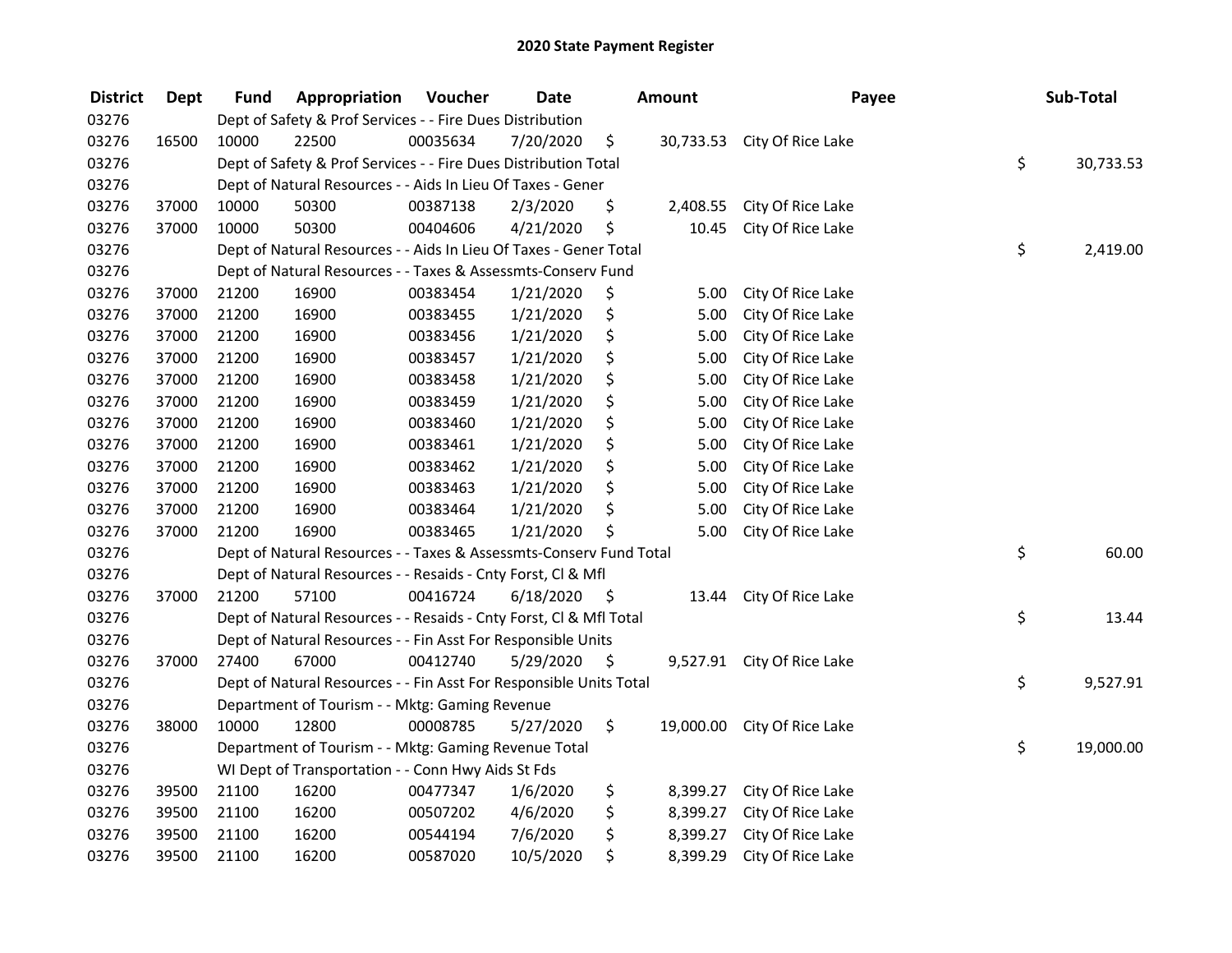# 2020 State Payment Register

| District | Dept | Fund | Appropriation | Voucher | Date | Amount | Payee | Sub-Total |
|---|---|---|---|---|---|---|---|---|
| 03276 | | Dept of Safety & Prof Services - - Fire Dues Distribution | | | | | | |
| 03276 | 16500 | 10000 | 22500 | 00035634 | 7/20/2020 | $ 30,733.53 | City Of Rice Lake | |
| 03276 | | Dept of Safety & Prof Services - - Fire Dues Distribution Total | | | | | | $ 30,733.53 |
| 03276 | | Dept of Natural Resources - - Aids In Lieu Of Taxes - Gener | | | | | | |
| 03276 | 37000 | 10000 | 50300 | 00387138 | 2/3/2020 | $ 2,408.55 | City Of Rice Lake | |
| 03276 | 37000 | 10000 | 50300 | 00404606 | 4/21/2020 | $ 10.45 | City Of Rice Lake | |
| 03276 | | Dept of Natural Resources - - Aids In Lieu Of Taxes - Gener Total | | | | | | $ 2,419.00 |
| 03276 | | Dept of Natural Resources - - Taxes & Assessmts-Conserv Fund | | | | | | |
| 03276 | 37000 | 21200 | 16900 | 00383454 | 1/21/2020 | $ 5.00 | City Of Rice Lake | |
| 03276 | 37000 | 21200 | 16900 | 00383455 | 1/21/2020 | $ 5.00 | City Of Rice Lake | |
| 03276 | 37000 | 21200 | 16900 | 00383456 | 1/21/2020 | $ 5.00 | City Of Rice Lake | |
| 03276 | 37000 | 21200 | 16900 | 00383457 | 1/21/2020 | $ 5.00 | City Of Rice Lake | |
| 03276 | 37000 | 21200 | 16900 | 00383458 | 1/21/2020 | $ 5.00 | City Of Rice Lake | |
| 03276 | 37000 | 21200 | 16900 | 00383459 | 1/21/2020 | $ 5.00 | City Of Rice Lake | |
| 03276 | 37000 | 21200 | 16900 | 00383460 | 1/21/2020 | $ 5.00 | City Of Rice Lake | |
| 03276 | 37000 | 21200 | 16900 | 00383461 | 1/21/2020 | $ 5.00 | City Of Rice Lake | |
| 03276 | 37000 | 21200 | 16900 | 00383462 | 1/21/2020 | $ 5.00 | City Of Rice Lake | |
| 03276 | 37000 | 21200 | 16900 | 00383463 | 1/21/2020 | $ 5.00 | City Of Rice Lake | |
| 03276 | 37000 | 21200 | 16900 | 00383464 | 1/21/2020 | $ 5.00 | City Of Rice Lake | |
| 03276 | 37000 | 21200 | 16900 | 00383465 | 1/21/2020 | $ 5.00 | City Of Rice Lake | |
| 03276 | | Dept of Natural Resources - - Taxes & Assessmts-Conserv Fund Total | | | | | | $ 60.00 |
| 03276 | | Dept of Natural Resources - - Resaids - Cnty Forst, Cl & Mfl | | | | | | |
| 03276 | 37000 | 21200 | 57100 | 00416724 | 6/18/2020 | $ 13.44 | City Of Rice Lake | |
| 03276 | | Dept of Natural Resources - - Resaids - Cnty Forst, Cl & Mfl Total | | | | | | $ 13.44 |
| 03276 | | Dept of Natural Resources - - Fin Asst For Responsible Units | | | | | | |
| 03276 | 37000 | 27400 | 67000 | 00412740 | 5/29/2020 | $ 9,527.91 | City Of Rice Lake | |
| 03276 | | Dept of Natural Resources - - Fin Asst For Responsible Units Total | | | | | | $ 9,527.91 |
| 03276 | | Department of Tourism - - Mktg: Gaming Revenue | | | | | | |
| 03276 | 38000 | 10000 | 12800 | 00008785 | 5/27/2020 | $ 19,000.00 | City Of Rice Lake | |
| 03276 | | Department of Tourism - - Mktg: Gaming Revenue Total | | | | | | $ 19,000.00 |
| 03276 | | WI Dept of Transportation - - Conn Hwy Aids St Fds | | | | | | |
| 03276 | 39500 | 21100 | 16200 | 00477347 | 1/6/2020 | $ 8,399.27 | City Of Rice Lake | |
| 03276 | 39500 | 21100 | 16200 | 00507202 | 4/6/2020 | $ 8,399.27 | City Of Rice Lake | |
| 03276 | 39500 | 21100 | 16200 | 00544194 | 7/6/2020 | $ 8,399.27 | City Of Rice Lake | |
| 03276 | 39500 | 21100 | 16200 | 00587020 | 10/5/2020 | $ 8,399.29 | City Of Rice Lake | |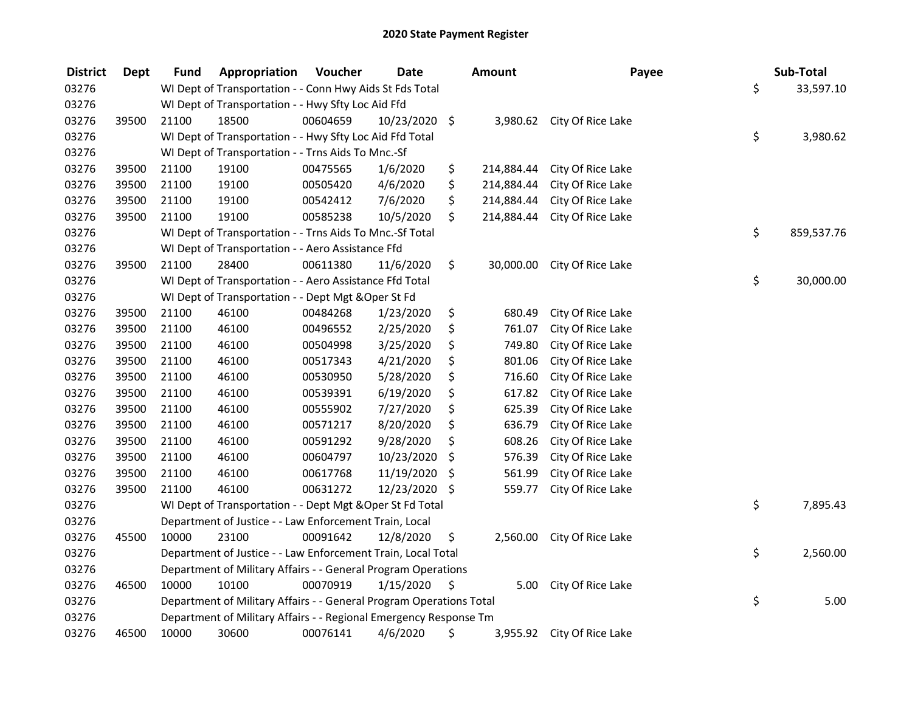# 2020 State Payment Register

| District | Dept | Fund | Appropriation | Voucher | Date | Amount | Payee | Sub-Total |
|---|---|---|---|---|---|---|---|---|
| 03276 | | WI Dept of Transportation - - Conn Hwy Aids St Fds Total | | | | | | $ 33,597.10 |
| 03276 | | WI Dept of Transportation - - Hwy Sfty Loc Aid Ffd | | | | | | |
| 03276 | 39500 | 21100 | 18500 | 00604659 | 10/23/2020 | $ 3,980.62 | City Of Rice Lake | |
| 03276 | | WI Dept of Transportation - - Hwy Sfty Loc Aid Ffd Total | | | | | | $ 3,980.62 |
| 03276 | | WI Dept of Transportation - - Trns Aids To Mnc.-Sf | | | | | | |
| 03276 | 39500 | 21100 | 19100 | 00475565 | 1/6/2020 | $ 214,884.44 | City Of Rice Lake | |
| 03276 | 39500 | 21100 | 19100 | 00505420 | 4/6/2020 | $ 214,884.44 | City Of Rice Lake | |
| 03276 | 39500 | 21100 | 19100 | 00542412 | 7/6/2020 | $ 214,884.44 | City Of Rice Lake | |
| 03276 | 39500 | 21100 | 19100 | 00585238 | 10/5/2020 | $ 214,884.44 | City Of Rice Lake | |
| 03276 | | WI Dept of Transportation - - Trns Aids To Mnc.-Sf Total | | | | | | $ 859,537.76 |
| 03276 | | WI Dept of Transportation - - Aero Assistance Ffd | | | | | | |
| 03276 | 39500 | 21100 | 28400 | 00611380 | 11/6/2020 | $ 30,000.00 | City Of Rice Lake | |
| 03276 | | WI Dept of Transportation - - Aero Assistance Ffd Total | | | | | | $ 30,000.00 |
| 03276 | | WI Dept of Transportation - - Dept Mgt &Oper St Fd | | | | | | |
| 03276 | 39500 | 21100 | 46100 | 00484268 | 1/23/2020 | $ 680.49 | City Of Rice Lake | |
| 03276 | 39500 | 21100 | 46100 | 00496552 | 2/25/2020 | $ 761.07 | City Of Rice Lake | |
| 03276 | 39500 | 21100 | 46100 | 00504998 | 3/25/2020 | $ 749.80 | City Of Rice Lake | |
| 03276 | 39500 | 21100 | 46100 | 00517343 | 4/21/2020 | $ 801.06 | City Of Rice Lake | |
| 03276 | 39500 | 21100 | 46100 | 00530950 | 5/28/2020 | $ 716.60 | City Of Rice Lake | |
| 03276 | 39500 | 21100 | 46100 | 00539391 | 6/19/2020 | $ 617.82 | City Of Rice Lake | |
| 03276 | 39500 | 21100 | 46100 | 00555902 | 7/27/2020 | $ 625.39 | City Of Rice Lake | |
| 03276 | 39500 | 21100 | 46100 | 00571217 | 8/20/2020 | $ 636.79 | City Of Rice Lake | |
| 03276 | 39500 | 21100 | 46100 | 00591292 | 9/28/2020 | $ 608.26 | City Of Rice Lake | |
| 03276 | 39500 | 21100 | 46100 | 00604797 | 10/23/2020 | $ 576.39 | City Of Rice Lake | |
| 03276 | 39500 | 21100 | 46100 | 00617768 | 11/19/2020 | $ 561.99 | City Of Rice Lake | |
| 03276 | 39500 | 21100 | 46100 | 00631272 | 12/23/2020 | $ 559.77 | City Of Rice Lake | |
| 03276 | | WI Dept of Transportation - - Dept Mgt &Oper St Fd Total | | | | | | $ 7,895.43 |
| 03276 | | Department of Justice - - Law Enforcement Train, Local | | | | | | |
| 03276 | 45500 | 10000 | 23100 | 00091642 | 12/8/2020 | $ 2,560.00 | City Of Rice Lake | |
| 03276 | | Department of Justice - - Law Enforcement Train, Local Total | | | | | | $ 2,560.00 |
| 03276 | | Department of Military Affairs - - General Program Operations | | | | | | |
| 03276 | 46500 | 10000 | 10100 | 00070919 | 1/15/2020 | $ 5.00 | City Of Rice Lake | |
| 03276 | | Department of Military Affairs - - General Program Operations Total | | | | | | $ 5.00 |
| 03276 | | Department of Military Affairs - - Regional Emergency Response Tm | | | | | | |
| 03276 | 46500 | 10000 | 30600 | 00076141 | 4/6/2020 | $ 3,955.92 | City Of Rice Lake | |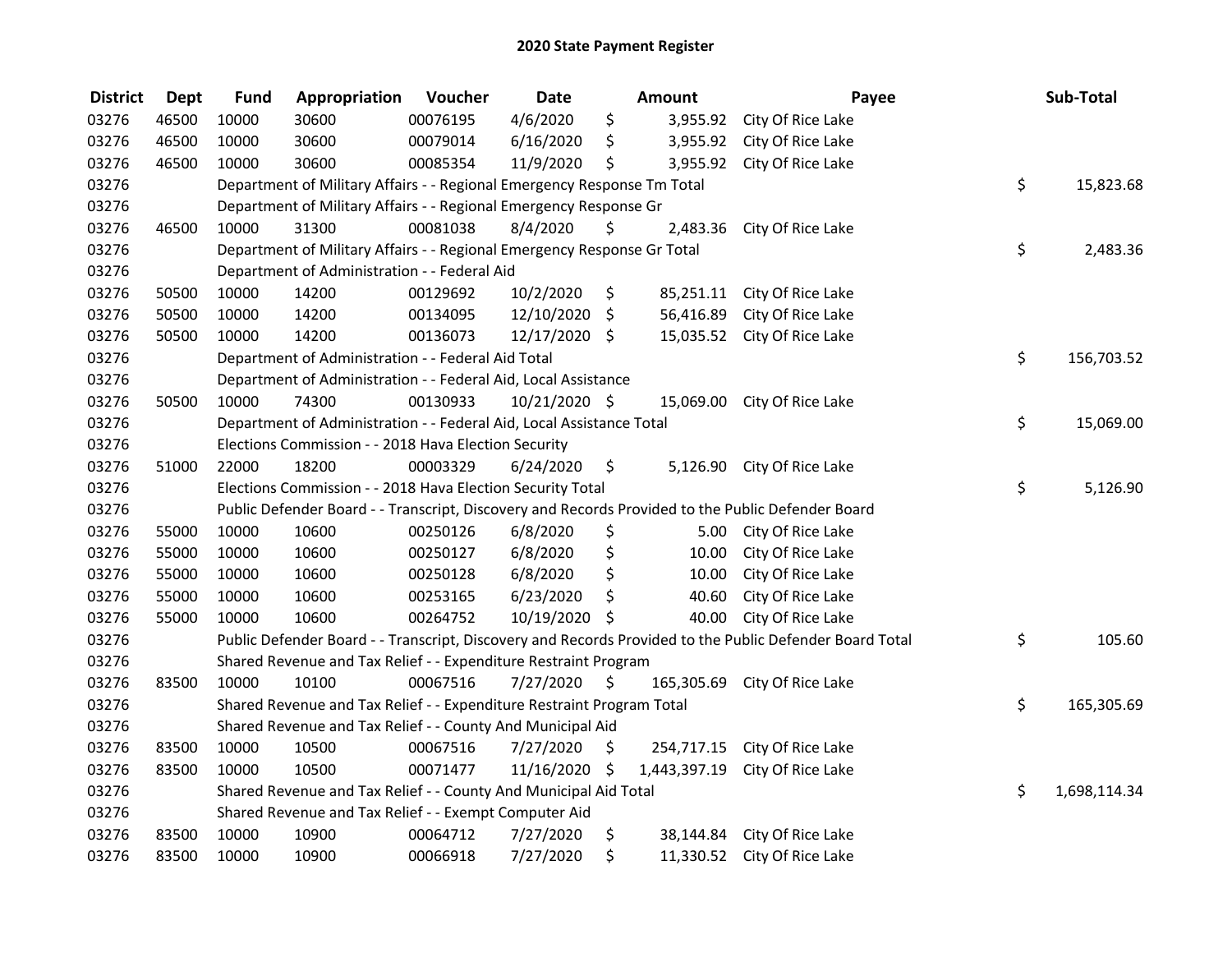# 2020 State Payment Register

| District | Dept | Fund | Appropriation | Voucher | Date | Amount | Payee | Sub-Total |
|---|---|---|---|---|---|---|---|---|
| 03276 | 46500 | 10000 | 30600 | 00076195 | 4/6/2020 | $ 3,955.92 | City Of Rice Lake | |
| 03276 | 46500 | 10000 | 30600 | 00079014 | 6/16/2020 | $ 3,955.92 | City Of Rice Lake | |
| 03276 | 46500 | 10000 | 30600 | 00085354 | 11/9/2020 | $ 3,955.92 | City Of Rice Lake | |
| 03276 | | Department of Military Affairs - - Regional Emergency Response Tm Total | | | | | | $ 15,823.68 |
| 03276 | | Department of Military Affairs - - Regional Emergency Response Gr | | | | | | |
| 03276 | 46500 | 10000 | 31300 | 00081038 | 8/4/2020 | $ 2,483.36 | City Of Rice Lake | |
| 03276 | | Department of Military Affairs - - Regional Emergency Response Gr Total | | | | | | $ 2,483.36 |
| 03276 | | Department of Administration - - Federal Aid | | | | | | |
| 03276 | 50500 | 10000 | 14200 | 00129692 | 10/2/2020 | $ 85,251.11 | City Of Rice Lake | |
| 03276 | 50500 | 10000 | 14200 | 00134095 | 12/10/2020 | $ 56,416.89 | City Of Rice Lake | |
| 03276 | 50500 | 10000 | 14200 | 00136073 | 12/17/2020 | $ 15,035.52 | City Of Rice Lake | |
| 03276 | | Department of Administration - - Federal Aid Total | | | | | | $ 156,703.52 |
| 03276 | | Department of Administration - - Federal Aid, Local Assistance | | | | | | |
| 03276 | 50500 | 10000 | 74300 | 00130933 | 10/21/2020 | $ 15,069.00 | City Of Rice Lake | |
| 03276 | | Department of Administration - - Federal Aid, Local Assistance Total | | | | | | $ 15,069.00 |
| 03276 | | Elections Commission - - 2018 Hava Election Security | | | | | | |
| 03276 | 51000 | 22000 | 18200 | 00003329 | 6/24/2020 | $ 5,126.90 | City Of Rice Lake | |
| 03276 | | Elections Commission - - 2018 Hava Election Security Total | | | | | | $ 5,126.90 |
| 03276 | | Public Defender Board - - Transcript, Discovery and Records Provided to the Public Defender Board | | | | | | |
| 03276 | 55000 | 10000 | 10600 | 00250126 | 6/8/2020 | $ 5.00 | City Of Rice Lake | |
| 03276 | 55000 | 10000 | 10600 | 00250127 | 6/8/2020 | $ 10.00 | City Of Rice Lake | |
| 03276 | 55000 | 10000 | 10600 | 00250128 | 6/8/2020 | $ 10.00 | City Of Rice Lake | |
| 03276 | 55000 | 10000 | 10600 | 00253165 | 6/23/2020 | $ 40.60 | City Of Rice Lake | |
| 03276 | 55000 | 10000 | 10600 | 00264752 | 10/19/2020 | $ 40.00 | City Of Rice Lake | |
| 03276 | | Public Defender Board - - Transcript, Discovery and Records Provided to the Public Defender Board Total | | | | | | $ 105.60 |
| 03276 | | Shared Revenue and Tax Relief - - Expenditure Restraint Program | | | | | | |
| 03276 | 83500 | 10000 | 10100 | 00067516 | 7/27/2020 | $ 165,305.69 | City Of Rice Lake | |
| 03276 | | Shared Revenue and Tax Relief - - Expenditure Restraint Program Total | | | | | | $ 165,305.69 |
| 03276 | | Shared Revenue and Tax Relief - - County And Municipal Aid | | | | | | |
| 03276 | 83500 | 10000 | 10500 | 00067516 | 7/27/2020 | $ 254,717.15 | City Of Rice Lake | |
| 03276 | 83500 | 10000 | 10500 | 00071477 | 11/16/2020 | $ 1,443,397.19 | City Of Rice Lake | |
| 03276 | | Shared Revenue and Tax Relief - - County And Municipal Aid Total | | | | | | $ 1,698,114.34 |
| 03276 | | Shared Revenue and Tax Relief - - Exempt Computer Aid | | | | | | |
| 03276 | 83500 | 10000 | 10900 | 00064712 | 7/27/2020 | $ 38,144.84 | City Of Rice Lake | |
| 03276 | 83500 | 10000 | 10900 | 00066918 | 7/27/2020 | $ 11,330.52 | City Of Rice Lake | |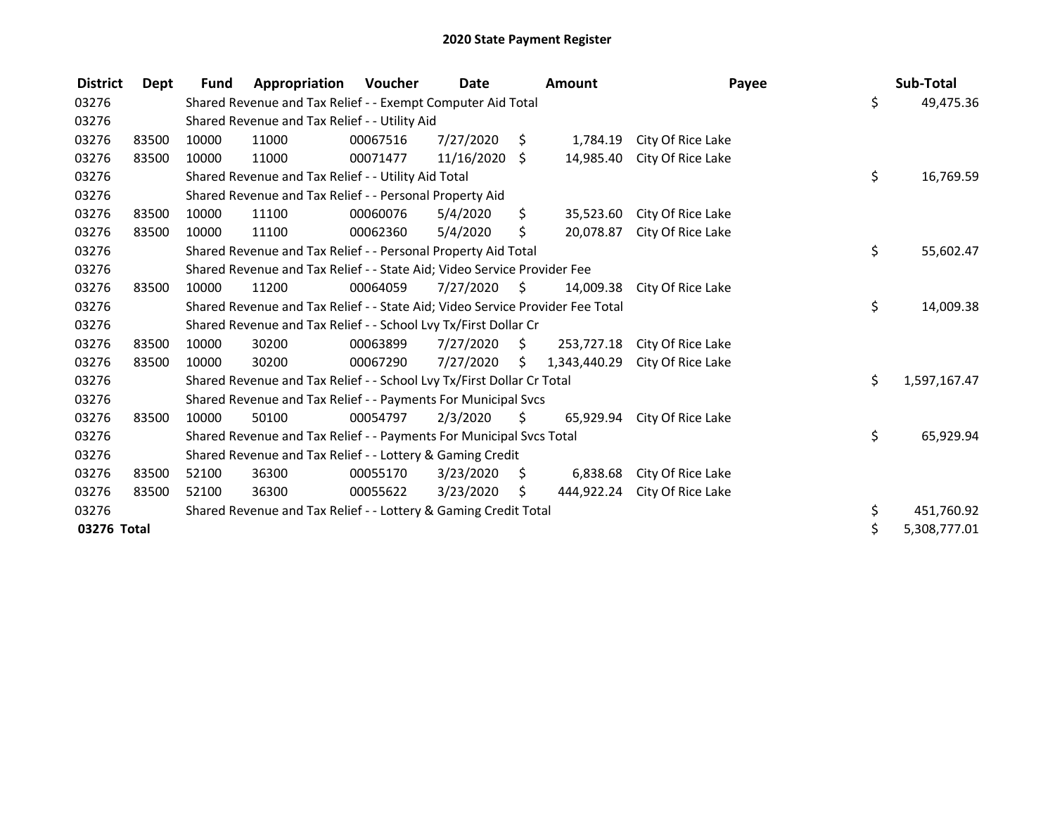## 2020 State Payment Register

| District | Dept | Fund | Appropriation | Voucher | Date | Amount | Payee | Sub-Total |
|---|---|---|---|---|---|---|---|---|
| 03276 | | Shared Revenue and Tax Relief - - Exempt Computer Aid Total | | | | | | $ 49,475.36 |
| 03276 | | Shared Revenue and Tax Relief - - Utility Aid | | | | | | |
| 03276 | 83500 | 10000 | 11000 | 00067516 | 7/27/2020 | $ 1,784.19 | City Of Rice Lake | |
| 03276 | 83500 | 10000 | 11000 | 00071477 | 11/16/2020 | $ 14,985.40 | City Of Rice Lake | |
| 03276 | | Shared Revenue and Tax Relief - - Utility Aid Total | | | | | | $ 16,769.59 |
| 03276 | | Shared Revenue and Tax Relief - - Personal Property Aid | | | | | | |
| 03276 | 83500 | 10000 | 11100 | 00060076 | 5/4/2020 | $ 35,523.60 | City Of Rice Lake | |
| 03276 | 83500 | 10000 | 11100 | 00062360 | 5/4/2020 | $ 20,078.87 | City Of Rice Lake | |
| 03276 | | Shared Revenue and Tax Relief - - Personal Property Aid Total | | | | | | $ 55,602.47 |
| 03276 | | Shared Revenue and Tax Relief - - State Aid; Video Service Provider Fee | | | | | | |
| 03276 | 83500 | 10000 | 11200 | 00064059 | 7/27/2020 | $ 14,009.38 | City Of Rice Lake | |
| 03276 | | Shared Revenue and Tax Relief - - State Aid; Video Service Provider Fee Total | | | | | | $ 14,009.38 |
| 03276 | | Shared Revenue and Tax Relief - - School Lvy Tx/First Dollar Cr | | | | | | |
| 03276 | 83500 | 10000 | 30200 | 00063899 | 7/27/2020 | $ 253,727.18 | City Of Rice Lake | |
| 03276 | 83500 | 10000 | 30200 | 00067290 | 7/27/2020 | $ 1,343,440.29 | City Of Rice Lake | |
| 03276 | | Shared Revenue and Tax Relief - - School Lvy Tx/First Dollar Cr Total | | | | | | $ 1,597,167.47 |
| 03276 | | Shared Revenue and Tax Relief - - Payments For Municipal Svcs | | | | | | |
| 03276 | 83500 | 10000 | 50100 | 00054797 | 2/3/2020 | $ 65,929.94 | City Of Rice Lake | |
| 03276 | | Shared Revenue and Tax Relief - - Payments For Municipal Svcs Total | | | | | | $ 65,929.94 |
| 03276 | | Shared Revenue and Tax Relief - - Lottery & Gaming Credit | | | | | | |
| 03276 | 83500 | 52100 | 36300 | 00055170 | 3/23/2020 | $ 6,838.68 | City Of Rice Lake | |
| 03276 | 83500 | 52100 | 36300 | 00055622 | 3/23/2020 | $ 444,922.24 | City Of Rice Lake | |
| 03276 | | Shared Revenue and Tax Relief - - Lottery & Gaming Credit Total | | | | | | $ 451,760.92 |
| **03276 Total** | | | | | | | | $ 5,308,777.01 |